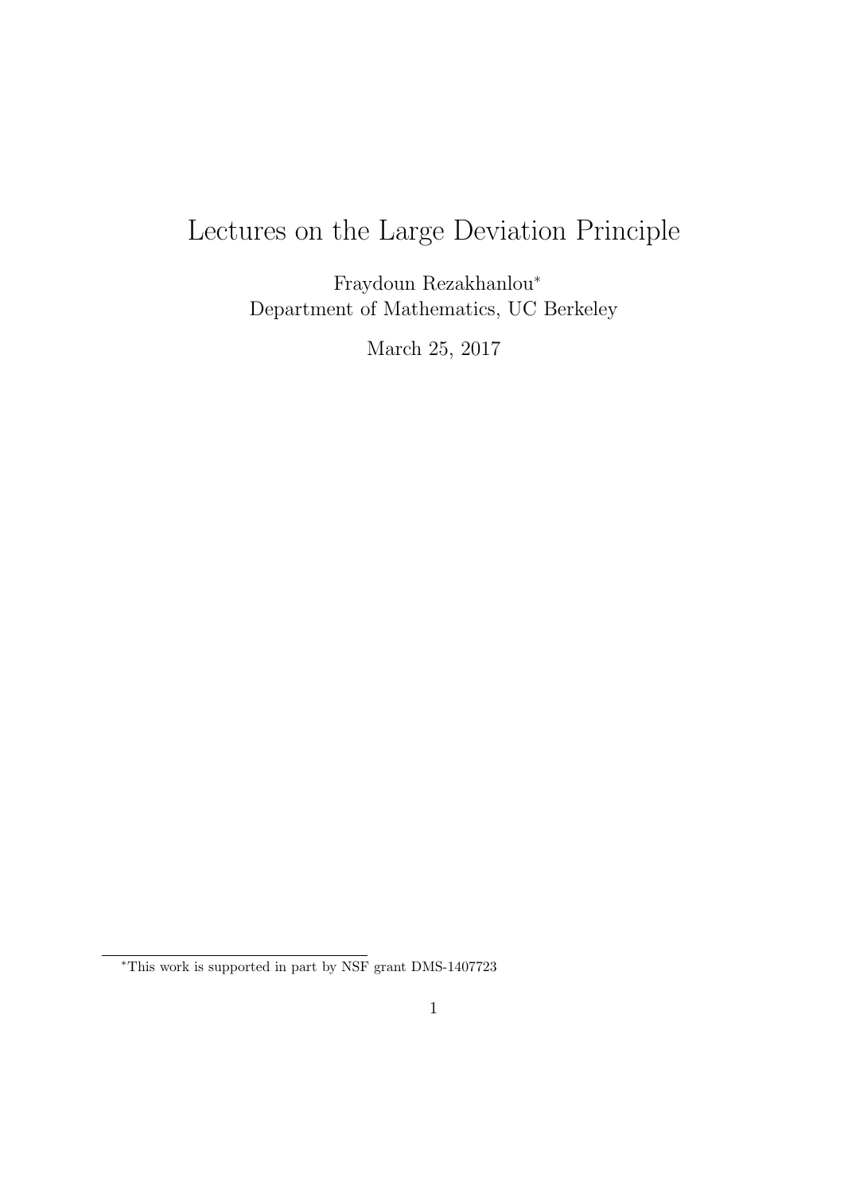# Lectures on the Large Deviation Principle

Fraydoun Rezakhanlou*
Department of Mathematics, UC Berkeley

March 25, 2017

*This work is supported in part by NSF grant DMS-1407723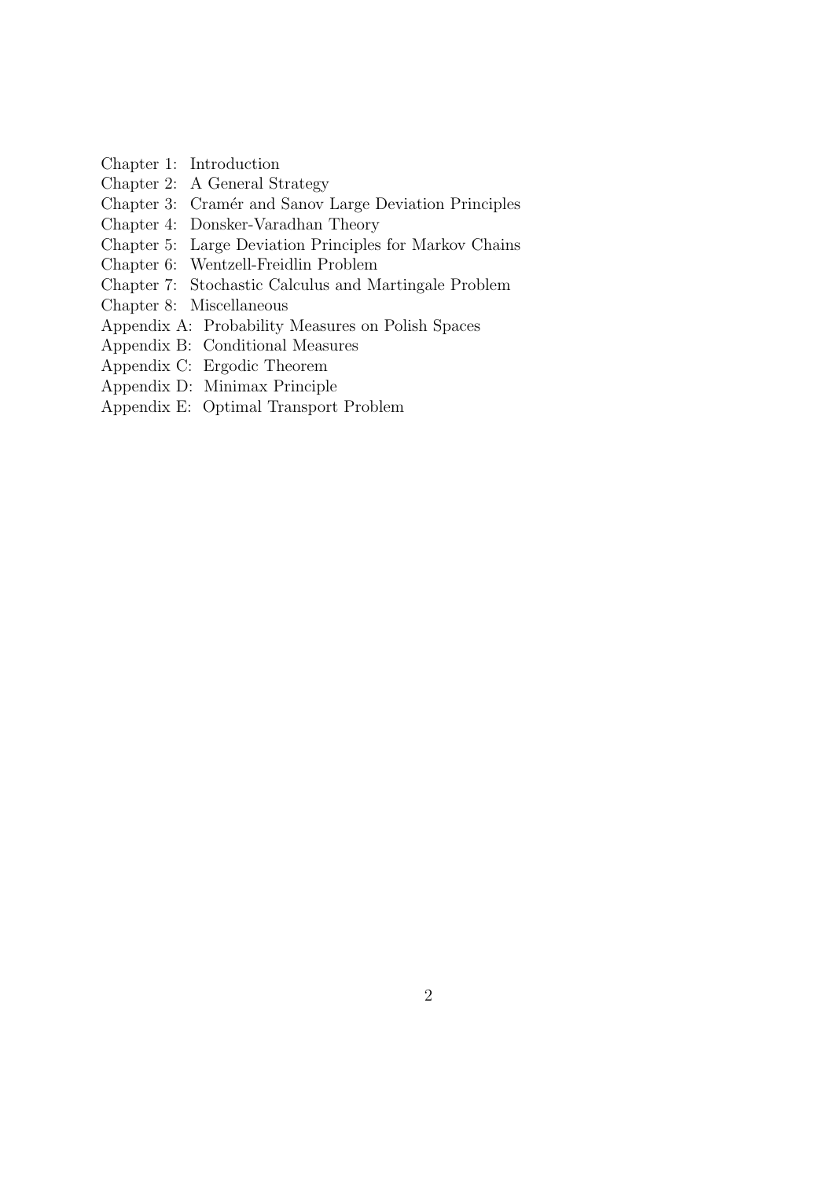Chapter 1: Introduction
Chapter 2: A General Strategy
Chapter 3: Cramér and Sanov Large Deviation Principles
Chapter 4: Donsker-Varadhan Theory
Chapter 5: Large Deviation Principles for Markov Chains
Chapter 6: Wentzell-Freidlin Problem
Chapter 7: Stochastic Calculus and Martingale Problem
Chapter 8: Miscellaneous
Appendix A: Probability Measures on Polish Spaces
Appendix B: Conditional Measures
Appendix C: Ergodic Theorem
Appendix D: Minimax Principle
Appendix E: Optimal Transport Problem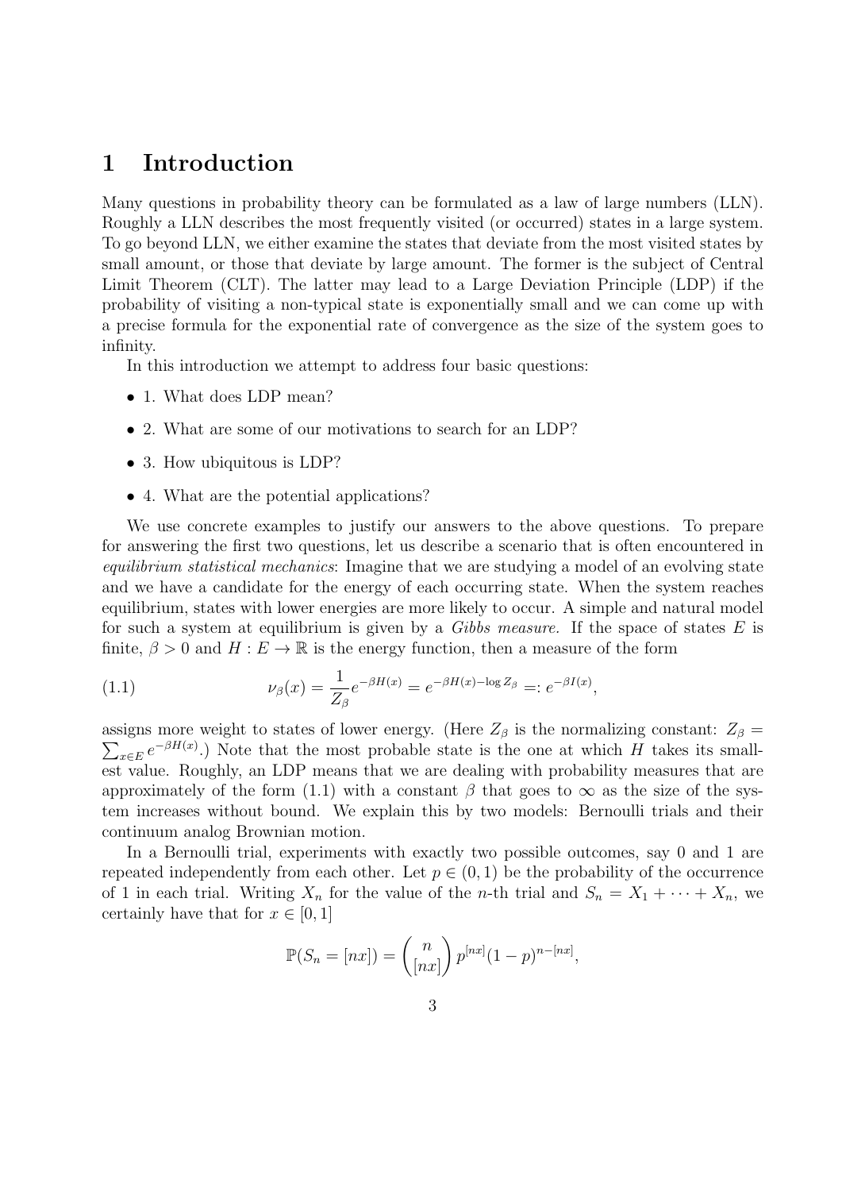# 1 Introduction

Many questions in probability theory can be formulated as a law of large numbers (LLN). Roughly a LLN describes the most frequently visited (or occurred) states in a large system. To go beyond LLN, we either examine the states that deviate from the most visited states by small amount, or those that deviate by large amount. The former is the subject of Central Limit Theorem (CLT). The latter may lead to a Large Deviation Principle (LDP) if the probability of visiting a non-typical state is exponentially small and we can come up with a precise formula for the exponential rate of convergence as the size of the system goes to infinity.

In this introduction we attempt to address four basic questions:

- 1. What does LDP mean?
- 2. What are some of our motivations to search for an LDP?
- 3. How ubiquitous is LDP?
- 4. What are the potential applications?

We use concrete examples to justify our answers to the above questions. To prepare for answering the first two questions, let us describe a scenario that is often encountered in *equilibrium statistical mechanics*: Imagine that we are studying a model of an evolving state and we have a candidate for the energy of each occurring state. When the system reaches equilibrium, states with lower energies are more likely to occur. A simple and natural model for such a system at equilibrium is given by a *Gibbs measure.* If the space of states $E$ is finite, $\beta > 0$ and $H : E \to \mathbb{R}$ is the energy function, then a measure of the form

$$\nu_\beta(x) = \frac{1}{Z_\beta} e^{-\beta H(x)} = e^{-\beta H(x) - \log Z_\beta} =: e^{-\beta I(x)}, \tag{1.1}$$

assigns more weight to states of lower energy. (Here $Z_\beta$ is the normalizing constant: $Z_\beta = \sum_{x \in E} e^{-\beta H(x)}$.) Note that the most probable state is the one at which $H$ takes its smallest value. Roughly, an LDP means that we are dealing with probability measures that are approximately of the form (1.1) with a constant $\beta$ that goes to $\infty$ as the size of the system increases without bound. We explain this by two models: Bernoulli trials and their continuum analog Brownian motion.

In a Bernoulli trial, experiments with exactly two possible outcomes, say 0 and 1 are repeated independently from each other. Let $p \in (0, 1)$ be the probability of the occurrence of 1 in each trial. Writing $X_n$ for the value of the $n$-th trial and $S_n = X_1 + \cdots + X_n$, we certainly have that for $x \in [0, 1]$

$$\mathbb{P}(S_n = [nx]) = \binom{n}{[nx]} p^{[nx]}(1-p)^{n-[nx]},$$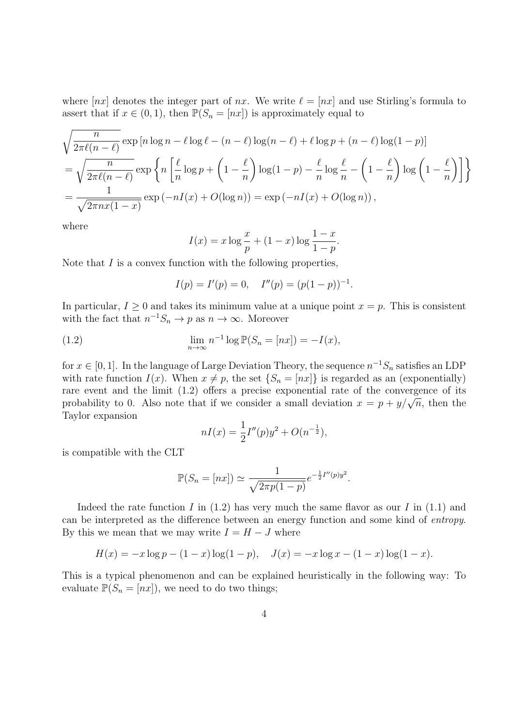where $[nx]$ denotes the integer part of $nx$. We write $\ell = [nx]$ and use Stirling's formula to assert that if $x \in (0,1)$, then $\mathbb{P}(S_n = [nx])$ is approximately equal to

$$
\begin{aligned}
&\sqrt{\frac{n}{2\pi \ell(n-\ell)}} \exp\left[n \log n - \ell \log \ell - (n-\ell)\log(n-\ell) + \ell \log p + (n-\ell)\log(1-p)\right] \\
&= \sqrt{\frac{n}{2\pi \ell(n-\ell)}} \exp\left\{ n\left[\frac{\ell}{n}\log p + \left(1-\frac{\ell}{n}\right)\log(1-p) - \frac{\ell}{n}\log\frac{\ell}{n} - \left(1-\frac{\ell}{n}\right)\log\left(1-\frac{\ell}{n}\right)\right]\right\} \\
&= \frac{1}{\sqrt{2\pi n x(1-x)}} \exp\left(-nI(x) + O(\log n)\right) = \exp\left(-nI(x) + O(\log n)\right),
\end{aligned}
$$

where

$$
I(x) = x \log \frac{x}{p} + (1-x)\log\frac{1-x}{1-p}.
$$

Note that $I$ is a convex function with the following properties,

$$
I(p) = I'(p) = 0, \quad I''(p) = (p(1-p))^{-1}.
$$

In particular, $I \geq 0$ and takes its minimum value at a unique point $x = p$. This is consistent with the fact that $n^{-1}S_n \to p$ as $n \to \infty$. Moreover

$$
\lim_{n\to\infty} n^{-1} \log \mathbb{P}(S_n = [nx]) = -I(x), \tag{1.2}
$$

for $x \in [0,1]$. In the language of Large Deviation Theory, the sequence $n^{-1}S_n$ satisfies an LDP with rate function $I(x)$. When $x \neq p$, the set $\{S_n = [nx]\}$ is regarded as an (exponentially) rare event and the limit (1.2) offers a precise exponential rate of the convergence of its probability to 0. Also note that if we consider a small deviation $x = p + y/\sqrt{n}$, then the Taylor expansion

$$
nI(x) = \frac{1}{2}I''(p)y^2 + O(n^{-\frac{1}{2}}),
$$

is compatible with the CLT

$$
\mathbb{P}(S_n = [nx]) \simeq \frac{1}{\sqrt{2\pi p(1-p)}} e^{-\frac{1}{2}I''(p)y^2}.
$$

Indeed the rate function $I$ in (1.2) has very much the same flavor as our $I$ in (1.1) and can be interpreted as the difference between an energy function and some kind of *entropy*. By this we mean that we may write $I = H - J$ where

$$
H(x) = -x\log p - (1-x)\log(1-p), \quad J(x) = -x \log x - (1-x)\log(1-x).
$$

This is a typical phenomenon and can be explained heuristically in the following way: To evaluate $\mathbb{P}(S_n = [nx])$, we need to do two things;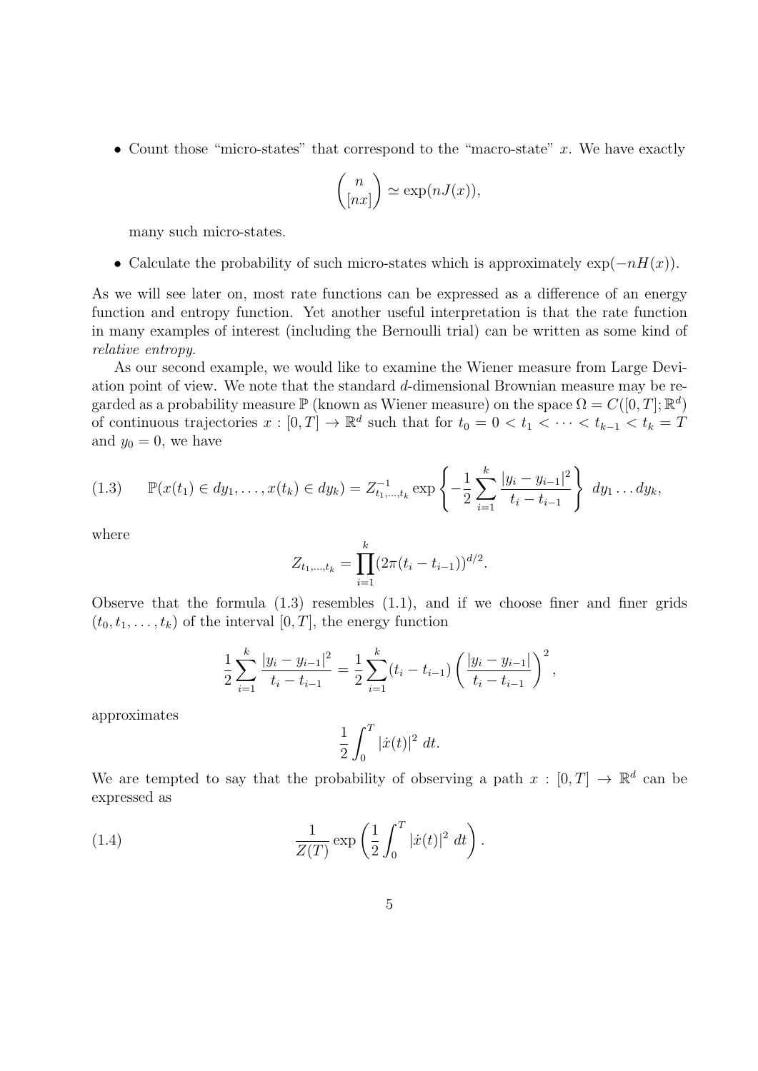- Count those "micro-states" that correspond to the "macro-state" $x$. We have exactly

$$\binom{n}{[nx]} \simeq \exp(nJ(x)),$$

many such micro-states.

- Calculate the probability of such micro-states which is approximately $\exp(-nH(x))$.

As we will see later on, most rate functions can be expressed as a difference of an energy function and entropy function. Yet another useful interpretation is that the rate function in many examples of interest (including the Bernoulli trial) can be written as some kind of *relative entropy*.

As our second example, we would like to examine the Wiener measure from Large Deviation point of view. We note that the standard $d$-dimensional Brownian measure may be regarded as a probability measure $\mathbb{P}$ (known as Wiener measure) on the space $\Omega = C([0,T];\mathbb{R}^d)$ of continuous trajectories $x : [0,T] \to \mathbb{R}^d$ such that for $t_0 = 0 < t_1 < \cdots < t_{k-1} < t_k = T$ and $y_0 = 0$, we have

$$\mathbb{P}(x(t_1) \in dy_1, \dots, x(t_k) \in dy_k) = Z^{-1}_{t_1,\dots,t_k} \exp\left\{ -\frac{1}{2} \sum_{i=1}^{k} \frac{|y_i - y_{i-1}|^2}{t_i - t_{i-1}} \right\} \, dy_1 \dots dy_k, \tag{1.3}$$

where

$$Z_{t_1,\dots,t_k} = \prod_{i=1}^{k} (2\pi(t_i - t_{i-1}))^{d/2}.$$

Observe that the formula (1.3) resembles (1.1), and if we choose finer and finer grids $(t_0, t_1, \dots, t_k)$ of the interval $[0,T]$, the energy function

$$\frac{1}{2} \sum_{i=1}^{k} \frac{|y_i - y_{i-1}|^2}{t_i - t_{i-1}} = \frac{1}{2} \sum_{i=1}^{k} (t_i - t_{i-1}) \left( \frac{|y_i - y_{i-1}|}{t_i - t_{i-1}} \right)^2,$$

approximates

$$\frac{1}{2} \int_0^T |\dot{x}(t)|^2 \, dt.$$

We are tempted to say that the probability of observing a path $x : [0,T] \to \mathbb{R}^d$ can be expressed as

$$\frac{1}{Z(T)} \exp\left( \frac{1}{2} \int_0^T |\dot{x}(t)|^2 \, dt \right). \tag{1.4}$$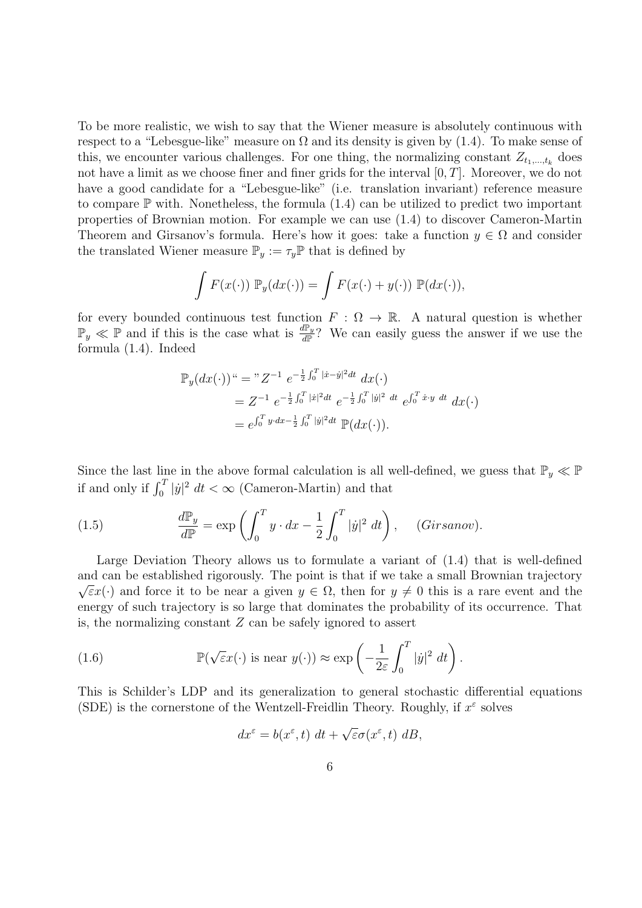To be more realistic, we wish to say that the Wiener measure is absolutely continuous with respect to a "Lebesgue-like" measure on $\Omega$ and its density is given by (1.4). To make sense of this, we encounter various challenges. For one thing, the normalizing constant $Z_{t_1,\dots,t_k}$ does not have a limit as we choose finer and finer grids for the interval $[0, T]$. Moreover, we do not have a good candidate for a "Lebesgue-like" (i.e. translation invariant) reference measure to compare $\mathbb{P}$ with. Nonetheless, the formula (1.4) can be utilized to predict two important properties of Brownian motion. For example we can use (1.4) to discover Cameron-Martin Theorem and Girsanov's formula. Here's how it goes: take a function $y \in \Omega$ and consider the translated Wiener measure $\mathbb{P}_y := \tau_y \mathbb{P}$ that is defined by

$$\int F(x(\cdot))\ \mathbb{P}_y(dx(\cdot)) = \int F(x(\cdot) + y(\cdot))\ \mathbb{P}(dx(\cdot)),$$

for every bounded continuous test function $F : \Omega \to \mathbb{R}$. A natural question is whether $\mathbb{P}_y \ll \mathbb{P}$ and if this is the case what is $\frac{d\mathbb{P}_y}{d\mathbb{P}}$? We can easily guess the answer if we use the formula (1.4). Indeed

$$\begin{aligned}
\mathbb{P}_y(dx(\cdot)) \text{``}=\text{''} & Z^{-1}\ e^{-\frac{1}{2}\int_0^T |\dot{x}-\dot{y}|^2 dt}\ dx(\cdot) \\
&= Z^{-1}\ e^{-\frac{1}{2}\int_0^T |\dot{x}|^2 dt}\ e^{-\frac{1}{2}\int_0^T |\dot{y}|^2\ dt}\ e^{\int_0^T \dot{x}\cdot y\ dt}\ dx(\cdot) \\
&= e^{\int_0^T y\cdot dx - \frac{1}{2}\int_0^T |\dot{y}|^2 dt}\ \mathbb{P}(dx(\cdot)).
\end{aligned}$$

Since the last line in the above formal calculation is all well-defined, we guess that $\mathbb{P}_y \ll \mathbb{P}$ if and only if $\int_0^T |\dot{y}|^2\ dt < \infty$ (Cameron-Martin) and that

$$\frac{d\mathbb{P}_y}{d\mathbb{P}} = \exp\left(\int_0^T y \cdot dx - \frac{1}{2}\int_0^T |\dot{y}|^2\ dt\right), \quad (Girsanov). \tag{1.5}$$

Large Deviation Theory allows us to formulate a variant of (1.4) that is well-defined and can be established rigorously. The point is that if we take a small Brownian trajectory $\sqrt{\varepsilon}x(\cdot)$ and force it to be near a given $y \in \Omega$, then for $y \neq 0$ this is a rare event and the energy of such trajectory is so large that dominates the probability of its occurrence. That is, the normalizing constant $Z$ can be safely ignored to assert

$$\mathbb{P}(\sqrt{\varepsilon}x(\cdot) \text{ is near } y(\cdot)) \approx \exp\left(-\frac{1}{2\varepsilon}\int_0^T |\dot{y}|^2\ dt\right). \tag{1.6}$$

This is Schilder's LDP and its generalization to general stochastic differential equations (SDE) is the cornerstone of the Wentzell-Freidlin Theory. Roughly, if $x^\varepsilon$ solves

$$dx^\varepsilon = b(x^\varepsilon, t)\ dt + \sqrt{\varepsilon}\sigma(x^\varepsilon, t)\ dB,$$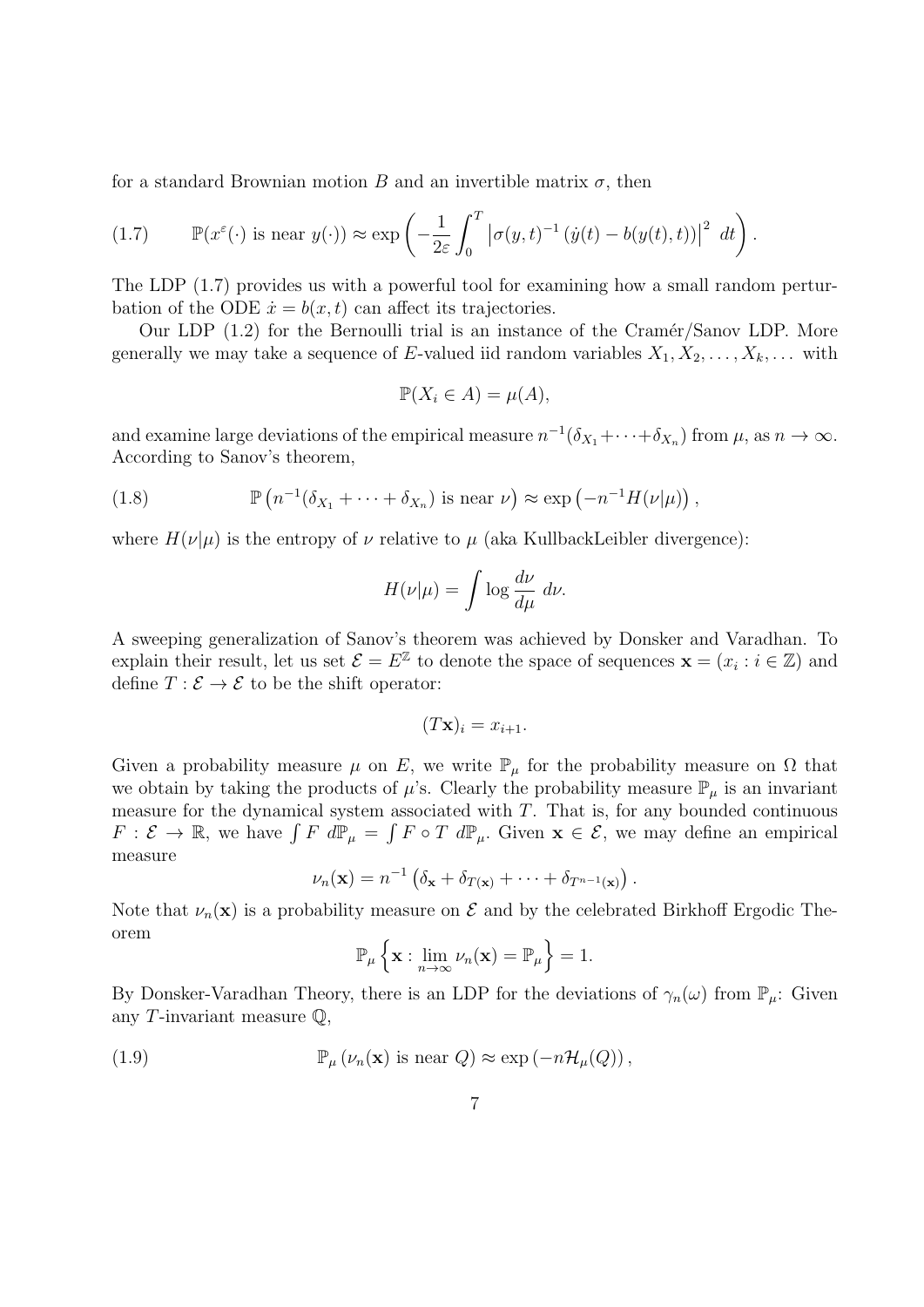for a standard Brownian motion $B$ and an invertible matrix $\sigma$, then

$$\mathbb{P}(x^{\varepsilon}(\cdot) \text{ is near } y(\cdot)) \approx \exp\left(-\frac{1}{2\varepsilon}\int_0^T \left|\sigma(y,t)^{-1}\left(\dot{y}(t) - b(y(t),t)\right)\right|^2 \, dt\right). \tag{1.7}$$

The LDP (1.7) provides us with a powerful tool for examining how a small random perturbation of the ODE $\dot{x} = b(x,t)$ can affect its trajectories.

Our LDP (1.2) for the Bernoulli trial is an instance of the Cramér/Sanov LDP. More generally we may take a sequence of $E$-valued iid random variables $X_1, X_2, \dots, X_k, \dots$ with

$$\mathbb{P}(X_i \in A) = \mu(A),$$

and examine large deviations of the empirical measure $n^{-1}(\delta_{X_1} + \cdots + \delta_{X_n})$ from $\mu$, as $n \to \infty$. According to Sanov's theorem,

$$\mathbb{P}\left(n^{-1}(\delta_{X_1} + \cdots + \delta_{X_n}) \text{ is near } \nu\right) \approx \exp\left(-n^{-1}H(\nu|\mu)\right), \tag{1.8}$$

where $H(\nu|\mu)$ is the entropy of $\nu$ relative to $\mu$ (aka KullbackLeibler divergence):

$$H(\nu|\mu) = \int \log\frac{d\nu}{d\mu}\, d\nu.$$

A sweeping generalization of Sanov's theorem was achieved by Donsker and Varadhan. To explain their result, let us set $\mathcal{E} = E^{\mathbb{Z}}$ to denote the space of sequences $\mathbf{x} = (x_i : i \in \mathbb{Z})$ and define $T : \mathcal{E} \to \mathcal{E}$ to be the shift operator:

$$(T\mathbf{x})_i = x_{i+1}.$$

Given a probability measure $\mu$ on $E$, we write $\mathbb{P}_\mu$ for the probability measure on $\Omega$ that we obtain by taking the products of $\mu$'s. Clearly the probability measure $\mathbb{P}_\mu$ is an invariant measure for the dynamical system associated with $T$. That is, for any bounded continuous $F : \mathcal{E} \to \mathbb{R}$, we have $\int F\, d\mathbb{P}_\mu = \int F \circ T\, d\mathbb{P}_\mu$. Given $\mathbf{x} \in \mathcal{E}$, we may define an empirical measure

$$\nu_n(\mathbf{x}) = n^{-1}\left(\delta_{\mathbf{x}} + \delta_{T(\mathbf{x})} + \cdots + \delta_{T^{n-1}(\mathbf{x})}\right).$$

Note that $\nu_n(\mathbf{x})$ is a probability measure on $\mathcal{E}$ and by the celebrated Birkhoff Ergodic Theorem

$$\mathbb{P}_\mu\left\{\mathbf{x} : \lim_{n\to\infty} \nu_n(\mathbf{x}) = \mathbb{P}_\mu\right\} = 1.$$

By Donsker-Varadhan Theory, there is an LDP for the deviations of $\gamma_n(\omega)$ from $\mathbb{P}_\mu$: Given any $T$-invariant measure $\mathbb{Q}$,

$$\mathbb{P}_\mu\left(\nu_n(\mathbf{x}) \text{ is near } Q\right) \approx \exp\left(-n\mathcal{H}_\mu(Q)\right), \tag{1.9}$$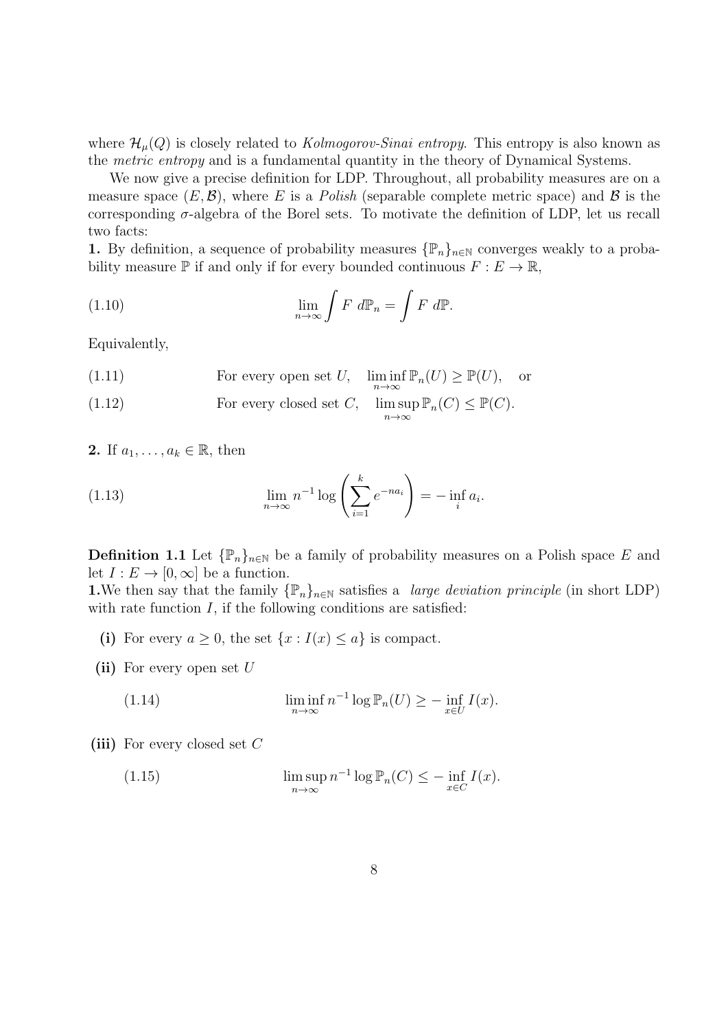where $\mathcal{H}_\mu(Q)$ is closely related to *Kolmogorov-Sinai entropy*. This entropy is also known as the *metric entropy* and is a fundamental quantity in the theory of Dynamical Systems.

We now give a precise definition for LDP. Throughout, all probability measures are on a measure space $(E, \mathcal{B})$, where $E$ is a *Polish* (separable complete metric space) and $\mathcal{B}$ is the corresponding $\sigma$-algebra of the Borel sets. To motivate the definition of LDP, let us recall two facts:

**1.** By definition, a sequence of probability measures $\{\mathbb{P}_n\}_{n\in\mathbb{N}}$ converges weakly to a probability measure $\mathbb{P}$ if and only if for every bounded continuous $F : E \to \mathbb{R}$,

$$\lim_{n\to\infty} \int F \; d\mathbb{P}_n = \int F \; d\mathbb{P}. \tag{1.10}$$

Equivalently,

$$\text{For every open set } U, \quad \liminf_{n\to\infty} \mathbb{P}_n(U) \geq \mathbb{P}(U), \quad \text{or} \tag{1.11}$$

$$\text{For every closed set } C, \quad \limsup_{n\to\infty} \mathbb{P}_n(C) \leq \mathbb{P}(C). \tag{1.12}$$

**2.** If $a_1, \dots, a_k \in \mathbb{R}$, then

$$\lim_{n\to\infty} n^{-1} \log \left( \sum_{i=1}^{k} e^{-na_i} \right) = -\inf_i a_i. \tag{1.13}$$

**Definition 1.1** Let $\{\mathbb{P}_n\}_{n\in\mathbb{N}}$ be a family of probability measures on a Polish space $E$ and let $I : E \to [0, \infty]$ be a function.

**1.**We then say that the family $\{\mathbb{P}_n\}_{n\in\mathbb{N}}$ satisfies a *large deviation principle* (in short LDP) with rate function $I$, if the following conditions are satisfied:

- **(i)** For every $a \geq 0$, the set $\{x : I(x) \leq a\}$ is compact.
- **(ii)** For every open set $U$

$$\liminf_{n\to\infty} n^{-1} \log \mathbb{P}_n(U) \geq -\inf_{x\in U} I(x). \tag{1.14}$$

- **(iii)** For every closed set $C$

$$\limsup_{n\to\infty} n^{-1} \log \mathbb{P}_n(C) \leq -\inf_{x\in C} I(x). \tag{1.15}$$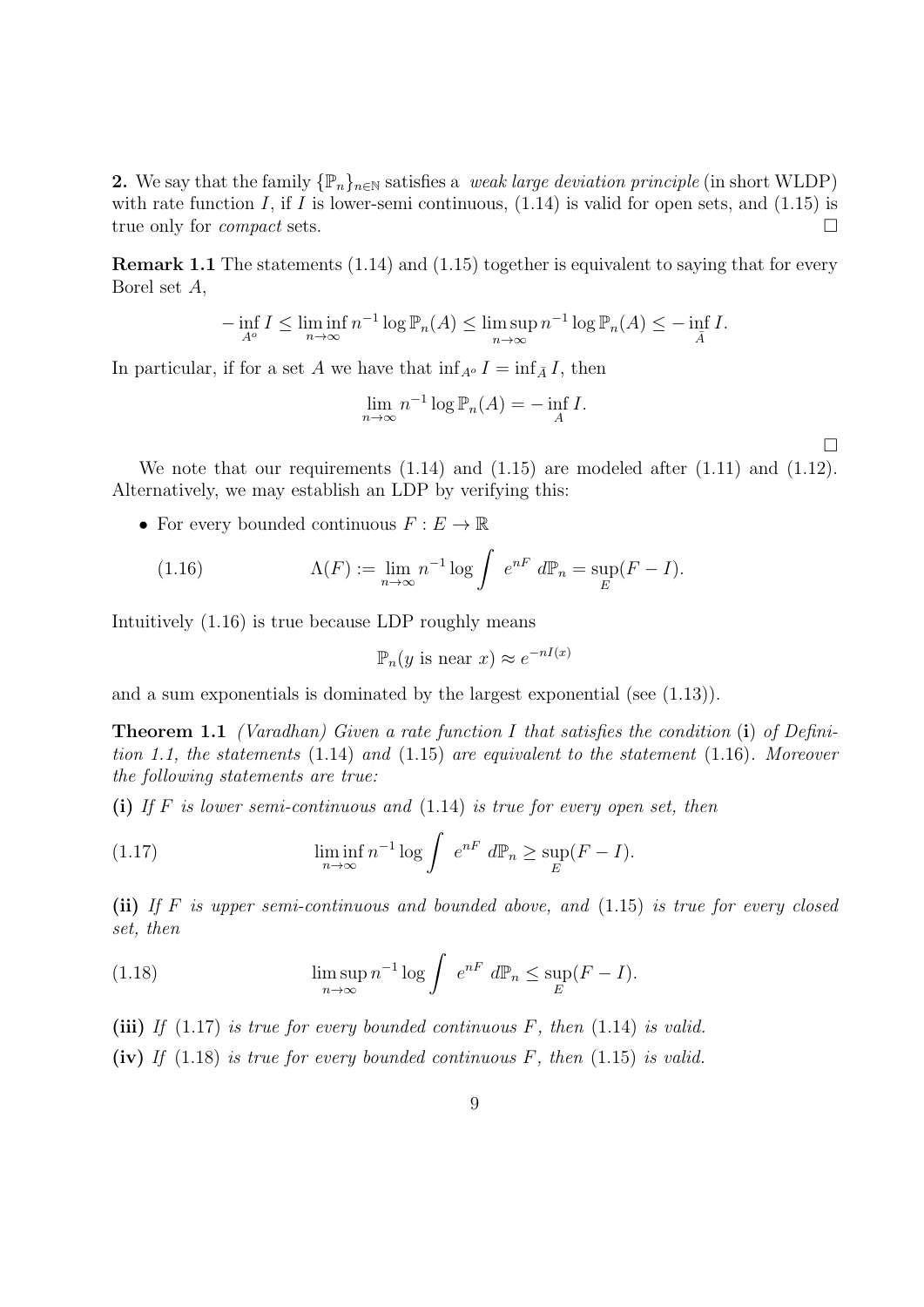**2.** We say that the family $\{\mathbb{P}_n\}_{n\in\mathbb{N}}$ satisfies a *weak large deviation principle* (in short WLDP) with rate function $I$, if $I$ is lower-semi continuous, (1.14) is valid for open sets, and (1.15) is true only for *compact* sets. $\square$

**Remark 1.1** The statements (1.14) and (1.15) together is equivalent to saying that for every Borel set $A$,

$$-\inf_{A^o} I \le \liminf_{n\to\infty} n^{-1}\log \mathbb{P}_n(A) \le \limsup_{n\to\infty} n^{-1}\log \mathbb{P}_n(A) \le -\inf_{\bar{A}} I.$$

In particular, if for a set $A$ we have that $\inf_{A^o} I = \inf_{\bar{A}} I$, then

$$\lim_{n\to\infty} n^{-1}\log \mathbb{P}_n(A) = -\inf_A I.$$

$\square$

We note that our requirements (1.14) and (1.15) are modeled after (1.11) and (1.12). Alternatively, we may establish an LDP by verifying this:

- For every bounded continuous $F : E \to \mathbb{R}$

$$\Lambda(F) := \lim_{n\to\infty} n^{-1}\log \int e^{nF}\, d\mathbb{P}_n = \sup_E (F - I). \tag{1.16}$$

Intuitively (1.16) is true because LDP roughly means

$$\mathbb{P}_n(y \text{ is near } x) \approx e^{-nI(x)}$$

and a sum exponentials is dominated by the largest exponential (see (1.13)).

**Theorem 1.1** *(Varadhan) Given a rate function $I$ that satisfies the condition* (**i**) *of Definition 1.1, the statements* (1.14) *and* (1.15) *are equivalent to the statement* (1.16). *Moreover the following statements are true:*

**(i)** *If $F$ is lower semi-continuous and* (1.14) *is true for every open set, then*

$$\liminf_{n\to\infty} n^{-1}\log \int e^{nF}\, d\mathbb{P}_n \ge \sup_E (F - I). \tag{1.17}$$

**(ii)** *If $F$ is upper semi-continuous and bounded above, and* (1.15) *is true for every closed set, then*

$$\limsup_{n\to\infty} n^{-1}\log \int e^{nF}\, d\mathbb{P}_n \le \sup_E (F - I). \tag{1.18}$$

**(iii)** *If* (1.17) *is true for every bounded continuous $F$, then* (1.14) *is valid.*

**(iv)** *If* (1.18) *is true for every bounded continuous $F$, then* (1.15) *is valid.*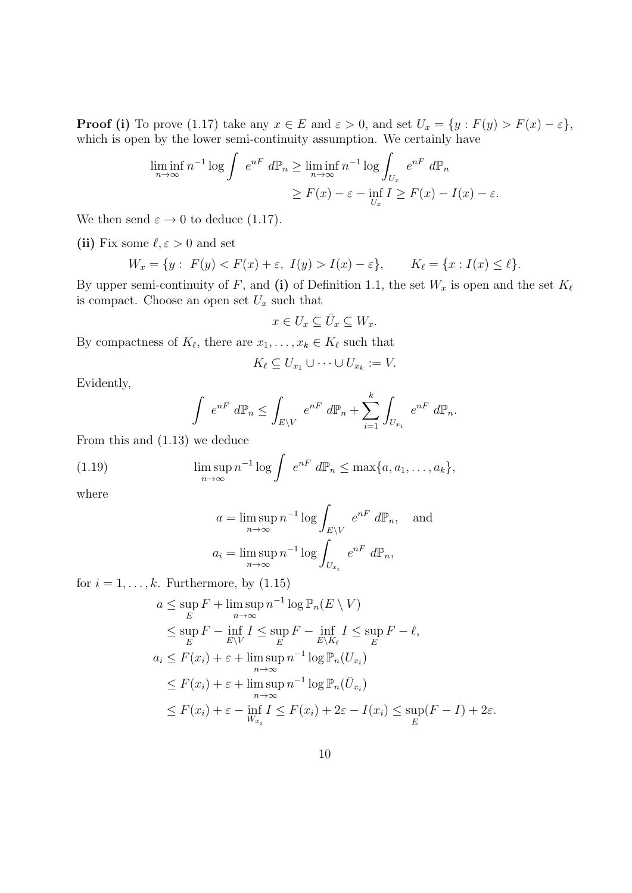**Proof (i)** To prove (1.17) take any $x \in E$ and $\varepsilon > 0$, and set $U_x = \{y : F(y) > F(x) - \varepsilon\}$, which is open by the lower semi-continuity assumption. We certainly have

$$\begin{aligned}\liminf_{n\to\infty} n^{-1} \log \int e^{nF} \, d\mathbb{P}_n &\geq \liminf_{n\to\infty} n^{-1} \log \int_{U_x} e^{nF} \, d\mathbb{P}_n \\ &\geq F(x) - \varepsilon - \inf_{U_x} I \geq F(x) - I(x) - \varepsilon.\end{aligned}$$

We then send $\varepsilon \to 0$ to deduce (1.17).

**(ii)** Fix some $\ell, \varepsilon > 0$ and set

$$W_x = \{y : \; F(y) < F(x) + \varepsilon, \; I(y) > I(x) - \varepsilon\}, \qquad K_\ell = \{x : I(x) \leq \ell\}.$$

By upper semi-continuity of $F$, and **(i)** of Definition 1.1, the set $W_x$ is open and the set $K_\ell$ is compact. Choose an open set $U_x$ such that

$$x \in U_x \subseteq \bar{U}_x \subseteq W_x.$$

By compactness of $K_\ell$, there are $x_1, \ldots, x_k \in K_\ell$ such that

$$K_\ell \subseteq U_{x_1} \cup \cdots \cup U_{x_k} := V.$$

Evidently,

$$\int e^{nF} \, d\mathbb{P}_n \leq \int_{E \setminus V} e^{nF} \, d\mathbb{P}_n + \sum_{i=1}^{k} \int_{U_{x_i}} e^{nF} \, d\mathbb{P}_n.$$

From this and (1.13) we deduce

$$\limsup_{n\to\infty} n^{-1} \log \int e^{nF} \, d\mathbb{P}_n \leq \max\{a, a_1, \ldots, a_k\}, \tag{1.19}$$

where

$$\begin{aligned} a &= \limsup_{n\to\infty} n^{-1} \log \int_{E \setminus V} e^{nF} \, d\mathbb{P}_n, \quad \text{and} \\ a_i &= \limsup_{n\to\infty} n^{-1} \log \int_{U_{x_i}} e^{nF} \, d\mathbb{P}_n, \end{aligned}$$

for $i = 1, \ldots, k$. Furthermore, by (1.15)

$$\begin{aligned} a &\leq \sup_E F + \limsup_{n\to\infty} n^{-1} \log \mathbb{P}_n(E \setminus V) \\ &\leq \sup_E F - \inf_{E \setminus V} I \leq \sup_E F - \inf_{E \setminus K_\ell} I \leq \sup_E F - \ell, \\ a_i &\leq F(x_i) + \varepsilon + \limsup_{n\to\infty} n^{-1} \log \mathbb{P}_n(U_{x_i}) \\ &\leq F(x_i) + \varepsilon + \limsup_{n\to\infty} n^{-1} \log \mathbb{P}_n(\bar{U}_{x_i}) \\ &\leq F(x_i) + \varepsilon - \inf_{W_{x_i}} I \leq F(x_i) + 2\varepsilon - I(x_i) \leq \sup_E (F - I) + 2\varepsilon. \end{aligned}$$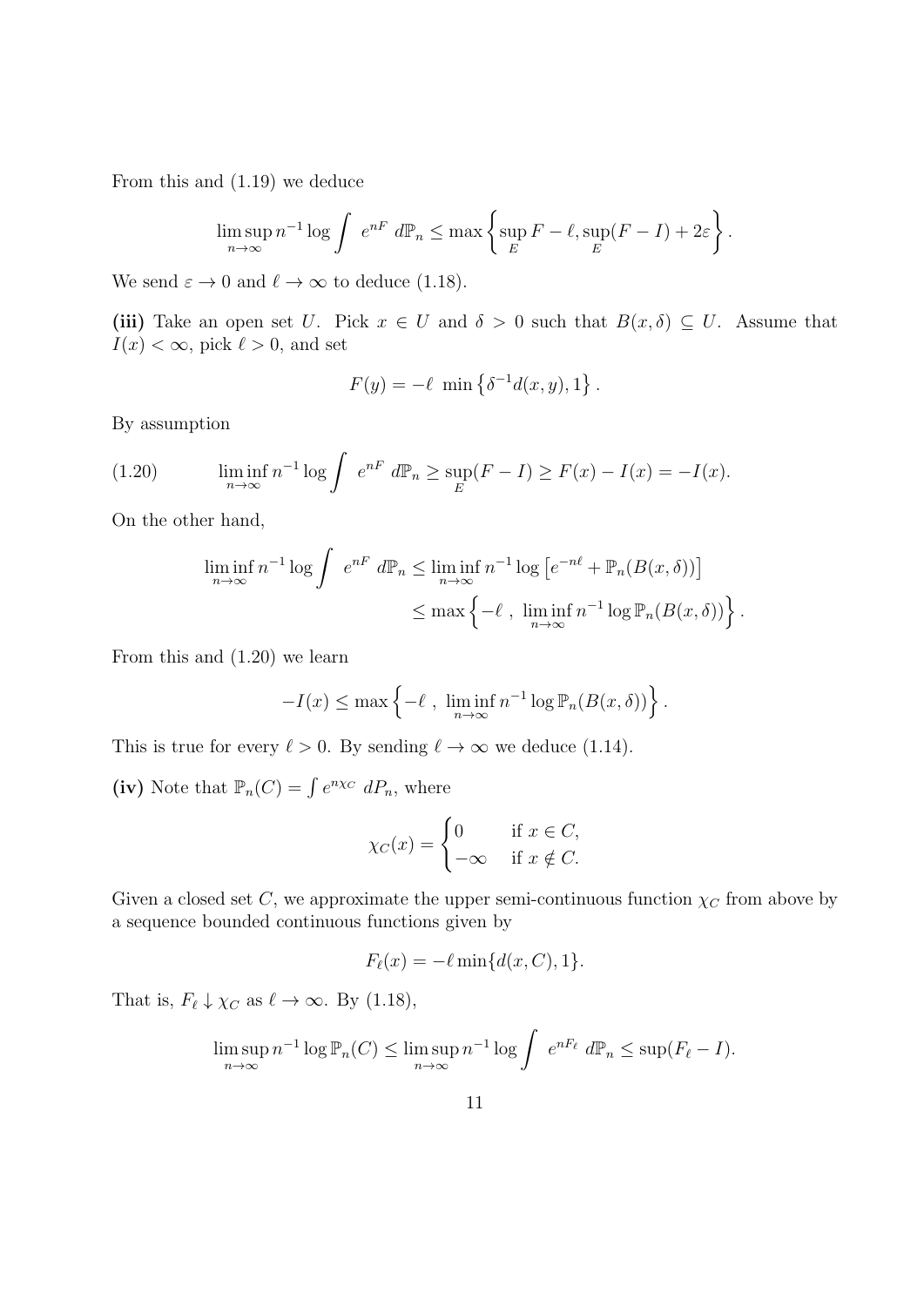From this and (1.19) we deduce

$$\limsup_{n\to\infty} n^{-1}\log\int\ e^{nF}\ d\mathbb{P}_n \le \max\left\{\sup_E F-\ell,\sup_E(F-I)+2\varepsilon\right\}.$$

We send $\varepsilon\to 0$ and $\ell\to\infty$ to deduce (1.18).

**(iii)** Take an open set $U$. Pick $x\in U$ and $\delta>0$ such that $B(x,\delta)\subseteq U$. Assume that $I(x)<\infty$, pick $\ell>0$, and set

$$F(y)=-\ell\ \min\left\{\delta^{-1}d(x,y),1\right\}.$$

By assumption

$$\liminf_{n\to\infty} n^{-1}\log\int\ e^{nF}\ d\mathbb{P}_n \ge \sup_E(F-I)\ge F(x)-I(x)=-I(x). \tag{1.20}$$

On the other hand,

$$\begin{aligned}\liminf_{n\to\infty} n^{-1}\log\int\ e^{nF}\ d\mathbb{P}_n &\le \liminf_{n\to\infty} n^{-1}\log\left[e^{-n\ell}+\mathbb{P}_n(B(x,\delta))\right]\\ &\le \max\left\{-\ell\ ,\ \liminf_{n\to\infty} n^{-1}\log\mathbb{P}_n(B(x,\delta))\right\}.\end{aligned}$$

From this and (1.20) we learn

$$-I(x)\le \max\left\{-\ell\ ,\ \liminf_{n\to\infty} n^{-1}\log\mathbb{P}_n(B(x,\delta))\right\}.$$

This is true for every $\ell>0$. By sending $\ell\to\infty$ we deduce (1.14).

**(iv)** Note that $\mathbb{P}_n(C)=\int e^{n\chi_C}\ dP_n$, where

$$\chi_C(x)=\begin{cases}0 & \text{if } x\in C,\\ -\infty & \text{if } x\notin C.\end{cases}$$

Given a closed set $C$, we approximate the upper semi-continuous function $\chi_C$ from above by a sequence bounded continuous functions given by

$$F_\ell(x)=-\ell\min\{d(x,C),1\}.$$

That is, $F_\ell\downarrow\chi_C$ as $\ell\to\infty$. By (1.18),

$$\limsup_{n\to\infty} n^{-1}\log\mathbb{P}_n(C)\le \limsup_{n\to\infty} n^{-1}\log\int\ e^{nF_\ell}\ d\mathbb{P}_n\le \sup(F_\ell-I).$$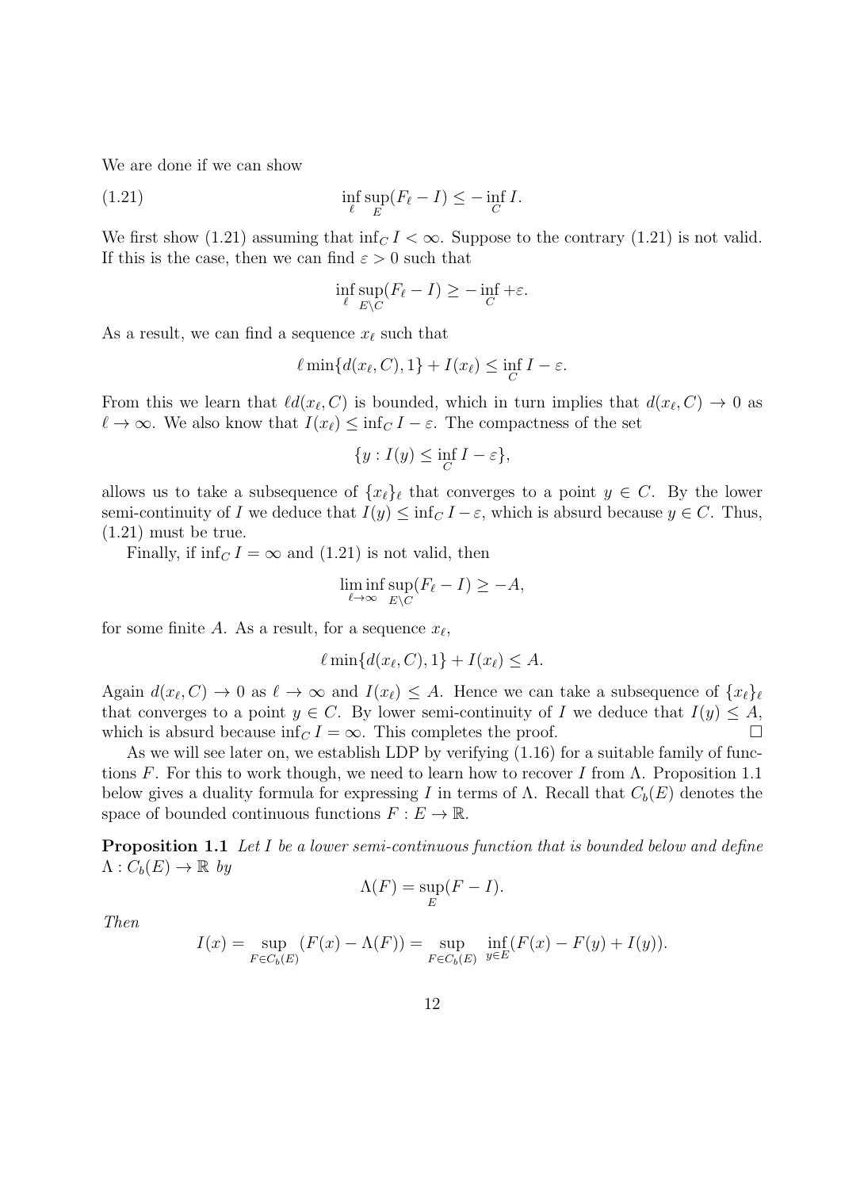We are done if we can show

$$\inf_{\ell} \sup_{E} (F_\ell - I) \leq -\inf_{C} I. \tag{1.21}$$

We first show (1.21) assuming that $\inf_C I < \infty$. Suppose to the contrary (1.21) is not valid. If this is the case, then we can find $\varepsilon > 0$ such that

$$\inf_{\ell} \sup_{E \setminus C} (F_\ell - I) \geq -\inf_{C} + \varepsilon.$$

As a result, we can find a sequence $x_\ell$ such that

$$\ell \min\{d(x_\ell, C), 1\} + I(x_\ell) \leq \inf_{C} I - \varepsilon.$$

From this we learn that $\ell d(x_\ell, C)$ is bounded, which in turn implies that $d(x_\ell, C) \to 0$ as $\ell \to \infty$. We also know that $I(x_\ell) \leq \inf_C I - \varepsilon$. The compactness of the set

$$\{y : I(y) \leq \inf_{C} I - \varepsilon\},$$

allows us to take a subsequence of $\{x_\ell\}_\ell$ that converges to a point $y \in C$. By the lower semi-continuity of $I$ we deduce that $I(y) \leq \inf_C I - \varepsilon$, which is absurd because $y \in C$. Thus, (1.21) must be true.

Finally, if $\inf_C I = \infty$ and (1.21) is not valid, then

$$\liminf_{\ell \to \infty} \sup_{E \setminus C} (F_\ell - I) \geq -A,$$

for some finite $A$. As a result, for a sequence $x_\ell$,

$$\ell \min\{d(x_\ell, C), 1\} + I(x_\ell) \leq A.$$

Again $d(x_\ell, C) \to 0$ as $\ell \to \infty$ and $I(x_\ell) \leq A$. Hence we can take a subsequence of $\{x_\ell\}_\ell$ that converges to a point $y \in C$. By lower semi-continuity of $I$ we deduce that $I(y) \leq A$, which is absurd because $\inf_C I = \infty$. This completes the proof. □

As we will see later on, we establish LDP by verifying (1.16) for a suitable family of functions $F$. For this to work though, we need to learn how to recover $I$ from $\Lambda$. Proposition 1.1 below gives a duality formula for expressing $I$ in terms of $\Lambda$. Recall that $C_b(E)$ denotes the space of bounded continuous functions $F : E \to \mathbb{R}$.

**Proposition 1.1** *Let $I$ be a lower semi-continuous function that is bounded below and define $\Lambda : C_b(E) \to \mathbb{R}$ by*

$$\Lambda(F) = \sup_{E} (F - I).$$

*Then*

$$I(x) = \sup_{F \in C_b(E)} (F(x) - \Lambda(F)) = \sup_{F \in C_b(E)} \inf_{y \in E} (F(x) - F(y) + I(y)).$$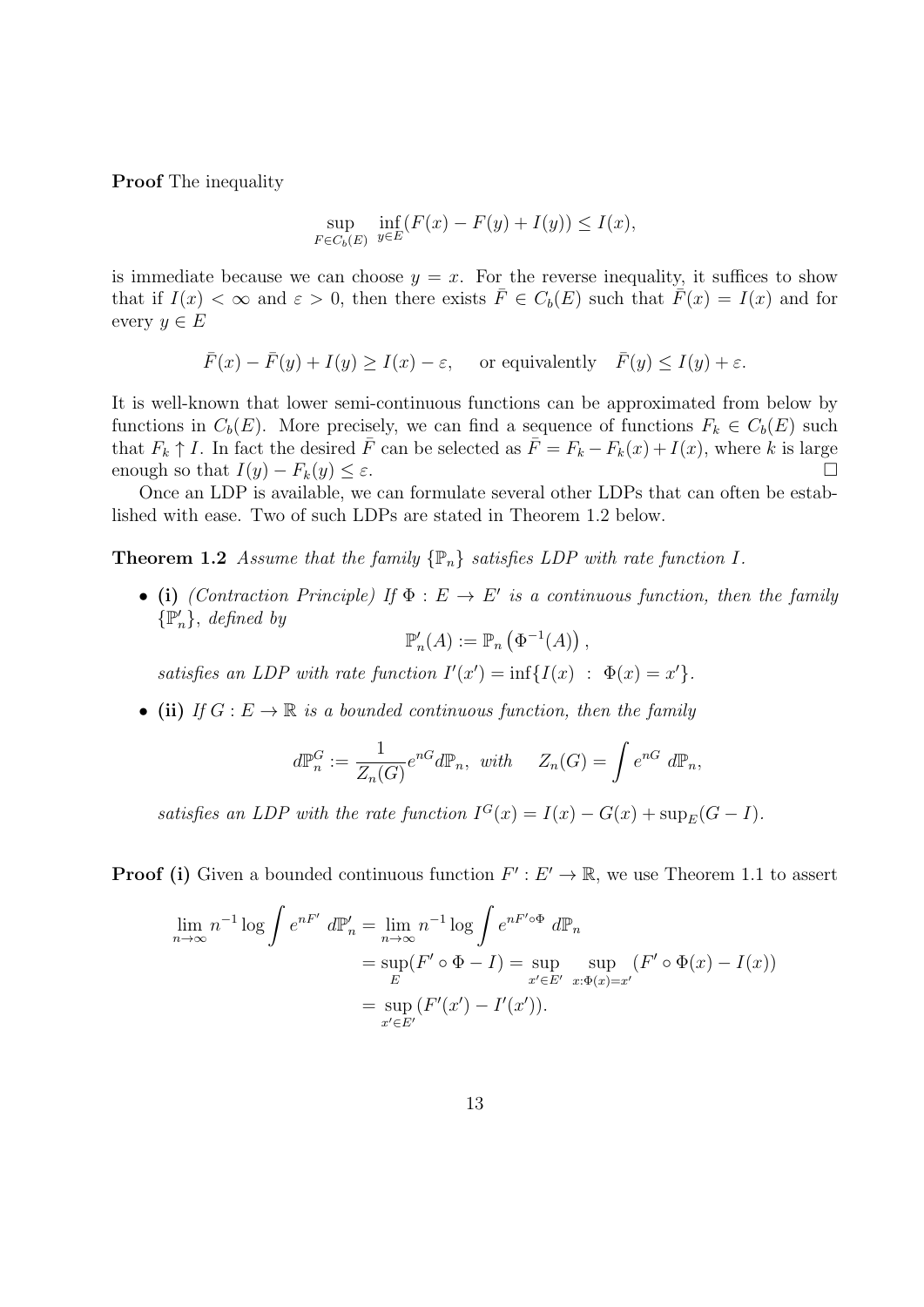**Proof** The inequality

$$\sup_{F \in C_b(E)} \inf_{y \in E} (F(x) - F(y) + I(y)) \leq I(x),$$

is immediate because we can choose $y = x$. For the reverse inequality, it suffices to show that if $I(x) < \infty$ and $\varepsilon > 0$, then there exists $\bar{F} \in C_b(E)$ such that $\bar{F}(x) = I(x)$ and for every $y \in E$

$$\bar{F}(x) - \bar{F}(y) + I(y) \geq I(x) - \varepsilon, \quad \text{ or equivalently } \quad \bar{F}(y) \leq I(y) + \varepsilon.$$

It is well-known that lower semi-continuous functions can be approximated from below by functions in $C_b(E)$. More precisely, we can find a sequence of functions $F_k \in C_b(E)$ such that $F_k \uparrow I$. In fact the desired $\bar{F}$ can be selected as $\bar{F} = F_k - F_k(x) + I(x)$, where $k$ is large enough so that $I(y) - F_k(y) \leq \varepsilon$. □

Once an LDP is available, we can formulate several other LDPs that can often be established with ease. Two of such LDPs are stated in Theorem 1.2 below.

**Theorem 1.2** *Assume that the family $\{\mathbb{P}_n\}$ satisfies LDP with rate function $I$.*

- **(i)** *(Contraction Principle) If $\Phi : E \to E'$ is a continuous function, then the family $\{\mathbb{P}'_n\}$, defined by*

$$\mathbb{P}'_n(A) := \mathbb{P}_n\left(\Phi^{-1}(A)\right),$$

*satisfies an LDP with rate function $I'(x') = \inf\{I(x) \ : \ \Phi(x) = x'\}$.*

- **(ii)** *If $G : E \to \mathbb{R}$ is a bounded continuous function, then the family*

$$d\mathbb{P}^G_n := \frac{1}{Z_n(G)} e^{nG} d\mathbb{P}_n, \ \ with \quad Z_n(G) = \int e^{nG} \ d\mathbb{P}_n,$$

*satisfies an LDP with the rate function $I^G(x) = I(x) - G(x) + \sup_E(G - I)$.*

**Proof (i)** Given a bounded continuous function $F' : E' \to \mathbb{R}$, we use Theorem 1.1 to assert

$$\begin{aligned}
\lim_{n \to \infty} n^{-1} \log \int e^{nF'} \ d\mathbb{P}'_n &= \lim_{n \to \infty} n^{-1} \log \int e^{nF' \circ \Phi} \ d\mathbb{P}_n \\
&= \sup_E (F' \circ \Phi - I) = \sup_{x' \in E'} \ \sup_{x : \Phi(x) = x'} (F' \circ \Phi(x) - I(x)) \\
&= \sup_{x' \in E'} (F'(x') - I'(x')).
\end{aligned}$$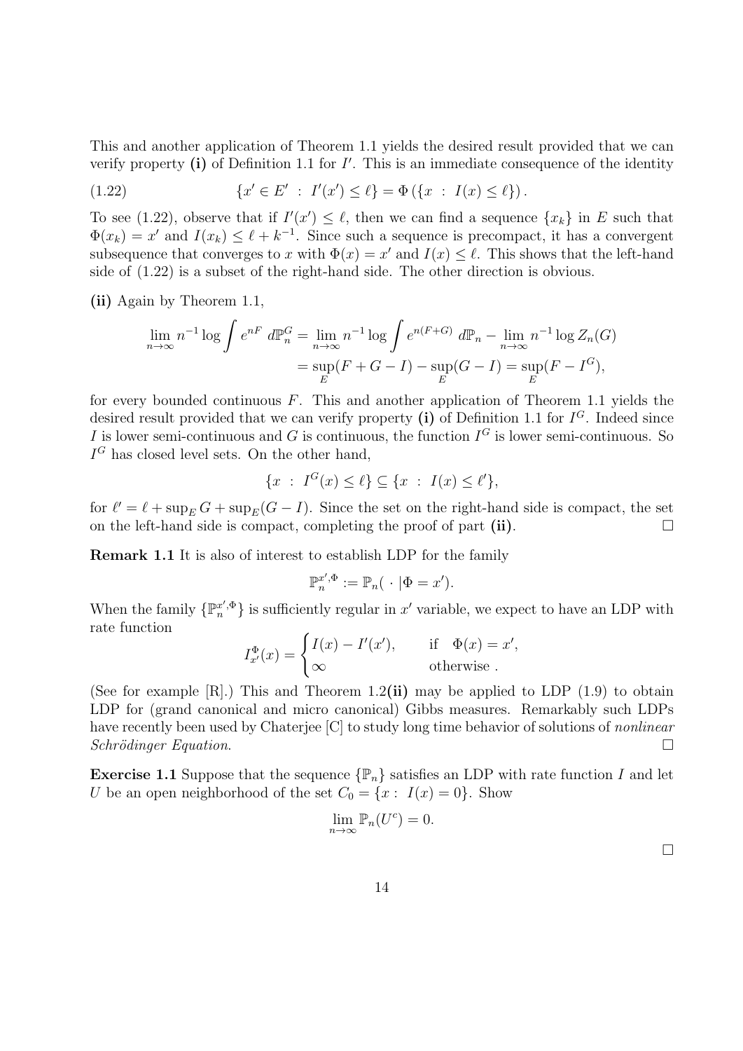This and another application of Theorem 1.1 yields the desired result provided that we can verify property **(i)** of Definition 1.1 for $I'$. This is an immediate consequence of the identity

$$\{x' \in E' \ : \ I'(x') \leq \ell\} = \Phi\left(\{x \ : \ I(x) \leq \ell\}\right). \tag{1.22}$$

To see (1.22), observe that if $I'(x') \leq \ell$, then we can find a sequence $\{x_k\}$ in $E$ such that $\Phi(x_k) = x'$ and $I(x_k) \leq \ell + k^{-1}$. Since such a sequence is precompact, it has a convergent subsequence that converges to $x$ with $\Phi(x) = x'$ and $I(x) \leq \ell$. This shows that the left-hand side of (1.22) is a subset of the right-hand side. The other direction is obvious.

**(ii)** Again by Theorem 1.1,

$$\begin{aligned}
\lim_{n\to\infty} n^{-1} \log \int e^{nF} \ d\mathbb{P}_n^G &= \lim_{n\to\infty} n^{-1} \log \int e^{n(F+G)} \ d\mathbb{P}_n - \lim_{n\to\infty} n^{-1} \log Z_n(G) \\
&= \sup_E (F + G - I) - \sup_E (G - I) = \sup_E (F - I^G),
\end{aligned}$$

for every bounded continuous $F$. This and another application of Theorem 1.1 yields the desired result provided that we can verify property **(i)** of Definition 1.1 for $I^G$. Indeed since $I$ is lower semi-continuous and $G$ is continuous, the function $I^G$ is lower semi-continuous. So $I^G$ has closed level sets. On the other hand,

$$\{x \ : \ I^G(x) \leq \ell\} \subseteq \{x \ : \ I(x) \leq \ell'\},$$

for $\ell' = \ell + \sup_E G + \sup_E (G - I)$. Since the set on the right-hand side is compact, the set on the left-hand side is compact, completing the proof of part **(ii)**. □

**Remark 1.1** It is also of interest to establish LDP for the family

$$\mathbb{P}_n^{x',\Phi} := \mathbb{P}_n( \ \cdot \ |\Phi = x').$$

When the family $\{\mathbb{P}_n^{x',\Phi}\}$ is sufficiently regular in $x'$ variable, we expect to have an LDP with rate function

$$I_{x'}^{\Phi}(x) = \begin{cases} I(x) - I'(x'), & \text{if} \quad \Phi(x) = x', \\ \infty & \text{otherwise} . \end{cases}$$

(See for example [R].) This and Theorem 1.2**(ii)** may be applied to LDP (1.9) to obtain LDP for (grand canonical and micro canonical) Gibbs measures. Remarkably such LDPs have recently been used by Chaterjee [C] to study long time behavior of solutions of *nonlinear Schrödinger Equation*. □

**Exercise 1.1** Suppose that the sequence $\{\mathbb{P}_n\}$ satisfies an LDP with rate function $I$ and let $U$ be an open neighborhood of the set $C_0 = \{x : \ I(x) = 0\}$. Show

$$\lim_{n\to\infty} \mathbb{P}_n(U^c) = 0.$$

□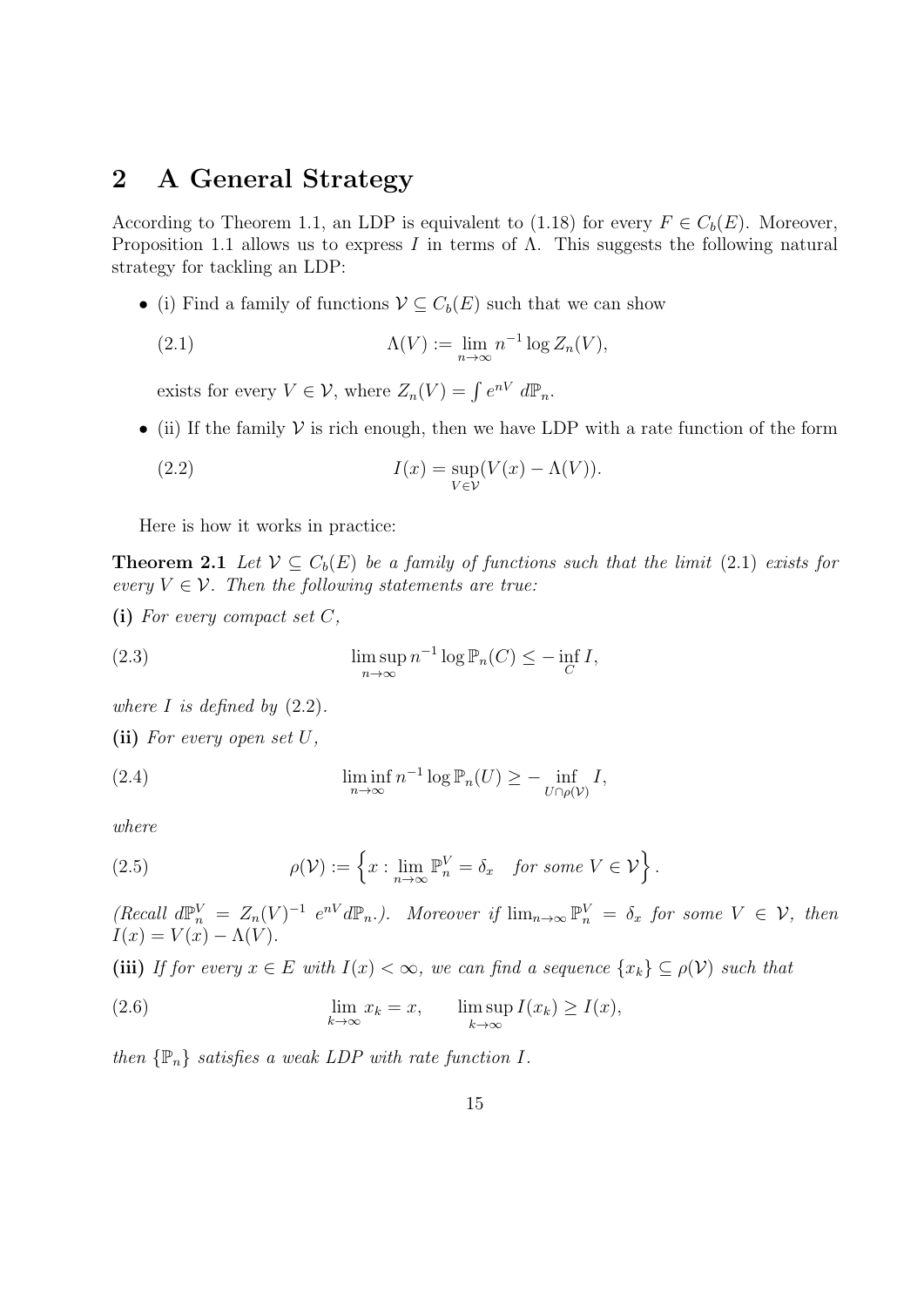## 2 A General Strategy

According to Theorem 1.1, an LDP is equivalent to (1.18) for every $F \in C_b(E)$. Moreover, Proposition 1.1 allows us to express $I$ in terms of $\Lambda$. This suggests the following natural strategy for tackling an LDP:

- (i) Find a family of functions $\mathcal{V} \subseteq C_b(E)$ such that we can show

$$\Lambda(V) := \lim_{n\to\infty} n^{-1} \log Z_n(V), \tag{2.1}$$

 exists for every $V \in \mathcal{V}$, where $Z_n(V) = \int e^{nV} \, d\mathbb{P}_n$.

- (ii) If the family $\mathcal{V}$ is rich enough, then we have LDP with a rate function of the form

$$I(x) = \sup_{V\in\mathcal{V}} (V(x) - \Lambda(V)). \tag{2.2}$$

Here is how it works in practice:

**Theorem 2.1** *Let $\mathcal{V} \subseteq C_b(E)$ be a family of functions such that the limit (2.1) exists for every $V \in \mathcal{V}$. Then the following statements are true:*

**(i)** *For every compact set $C$,*

$$\limsup_{n\to\infty} n^{-1} \log \mathbb{P}_n(C) \leq -\inf_C I, \tag{2.3}$$

*where $I$ is defined by (2.2).*

**(ii)** *For every open set $U$,*

$$\liminf_{n\to\infty} n^{-1} \log \mathbb{P}_n(U) \geq -\inf_{U\cap\rho(\mathcal{V})} I, \tag{2.4}$$

*where*

$$\rho(\mathcal{V}) := \left\{ x : \lim_{n\to\infty} \mathbb{P}_n^V = \delta_x \quad \text{for some } V \in \mathcal{V} \right\}. \tag{2.5}$$

*(Recall $d\mathbb{P}_n^V = Z_n(V)^{-1} \, e^{nV} d\mathbb{P}_n$.). Moreover if $\lim_{n\to\infty} \mathbb{P}_n^V = \delta_x$ for some $V \in \mathcal{V}$, then $I(x) = V(x) - \Lambda(V)$.*

**(iii)** *If for every $x \in E$ with $I(x) < \infty$, we can find a sequence $\{x_k\} \subseteq \rho(\mathcal{V})$ such that*

$$\lim_{k\to\infty} x_k = x, \qquad \limsup_{k\to\infty} I(x_k) \geq I(x), \tag{2.6}$$

*then $\{\mathbb{P}_n\}$ satisfies a weak LDP with rate function $I$.*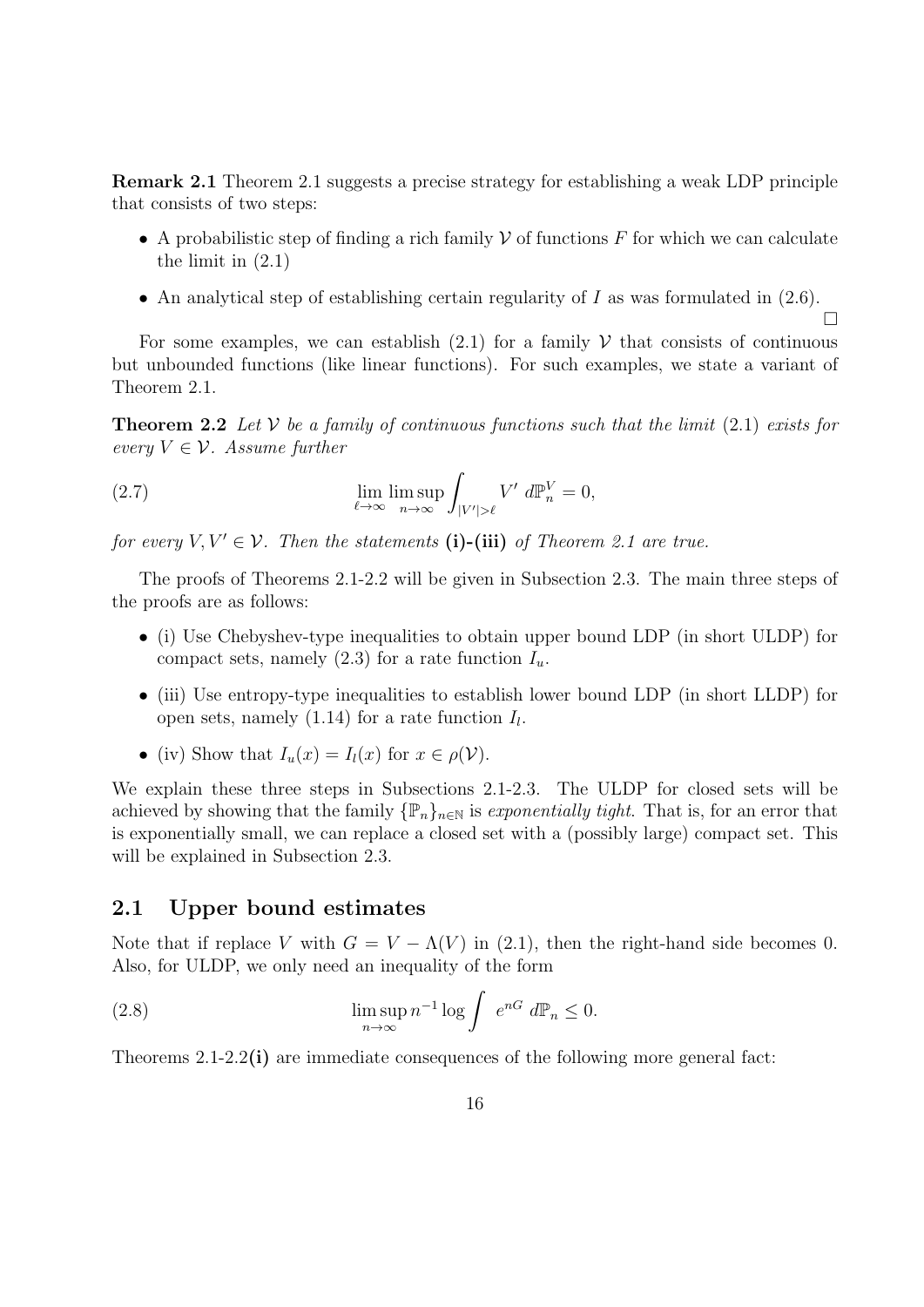**Remark 2.1** Theorem 2.1 suggests a precise strategy for establishing a weak LDP principle that consists of two steps:

- A probabilistic step of finding a rich family $\mathcal{V}$ of functions $F$ for which we can calculate the limit in (2.1)
- An analytical step of establishing certain regularity of $I$ as was formulated in (2.6).

$\square$

For some examples, we can establish (2.1) for a family $\mathcal{V}$ that consists of continuous but unbounded functions (like linear functions). For such examples, we state a variant of Theorem 2.1.

**Theorem 2.2** *Let $\mathcal{V}$ be a family of continuous functions such that the limit* (2.1) *exists for every $V \in \mathcal{V}$. Assume further*

$$\lim_{\ell \to \infty} \limsup_{n \to \infty} \int_{|V'|>\ell} V' \ d\mathbb{P}_n^V = 0, \tag{2.7}$$

*for every $V, V' \in \mathcal{V}$. Then the statements* **(i)-(iii)** *of Theorem 2.1 are true.*

The proofs of Theorems 2.1-2.2 will be given in Subsection 2.3. The main three steps of the proofs are as follows:

- (i) Use Chebyshev-type inequalities to obtain upper bound LDP (in short ULDP) for compact sets, namely (2.3) for a rate function $I_u$.
- (iii) Use entropy-type inequalities to establish lower bound LDP (in short LLDP) for open sets, namely (1.14) for a rate function $I_l$.
- (iv) Show that $I_u(x) = I_l(x)$ for $x \in \rho(\mathcal{V})$.

We explain these three steps in Subsections 2.1-2.3. The ULDP for closed sets will be achieved by showing that the family $\{\mathbb{P}_n\}_{n \in \mathbb{N}}$ is *exponentially tight*. That is, for an error that is exponentially small, we can replace a closed set with a (possibly large) compact set. This will be explained in Subsection 2.3.

## 2.1 Upper bound estimates

Note that if replace $V$ with $G = V - \Lambda(V)$ in (2.1), then the right-hand side becomes 0. Also, for ULDP, we only need an inequality of the form

$$\limsup_{n \to \infty} n^{-1} \log \int \ e^{nG} \ d\mathbb{P}_n \leq 0. \tag{2.8}$$

Theorems 2.1-2.2**(i)** are immediate consequences of the following more general fact: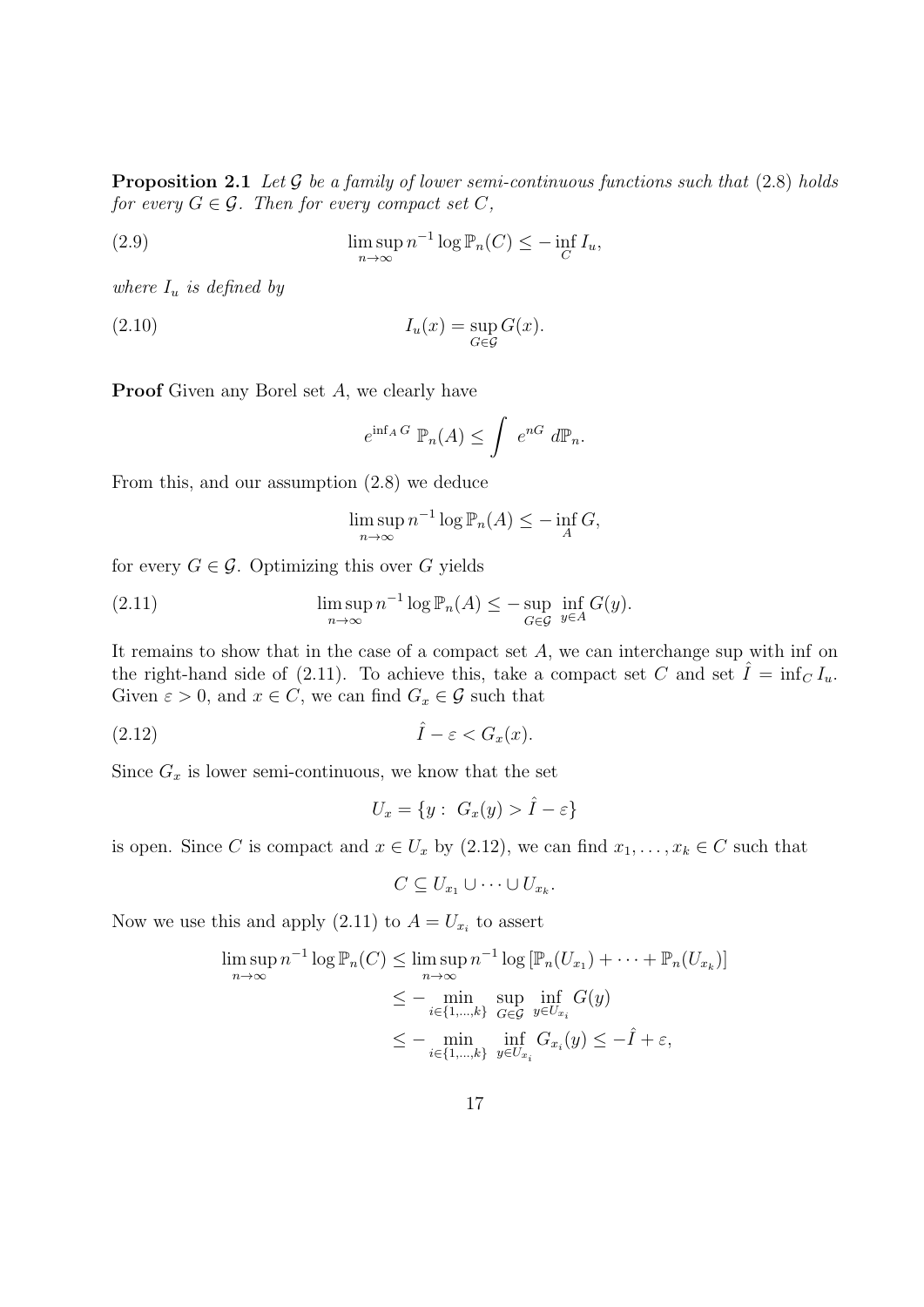**Proposition 2.1** *Let $\mathcal{G}$ be a family of lower semi-continuous functions such that* (2.8) *holds for every $G \in \mathcal{G}$. Then for every compact set $C$,*

$$\limsup_{n\to\infty} n^{-1} \log \mathbb{P}_n(C) \leq -\inf_C I_u, \tag{2.9}$$

*where $I_u$ is defined by*

$$I_u(x) = \sup_{G \in \mathcal{G}} G(x). \tag{2.10}$$

**Proof** Given any Borel set $A$, we clearly have

$$e^{\inf_A G}\ \mathbb{P}_n(A) \leq \int\ e^{nG}\ d\mathbb{P}_n.$$

From this, and our assumption (2.8) we deduce

$$\limsup_{n\to\infty} n^{-1} \log \mathbb{P}_n(A) \leq -\inf_A G,$$

for every $G \in \mathcal{G}$. Optimizing this over $G$ yields

$$\limsup_{n\to\infty} n^{-1} \log \mathbb{P}_n(A) \leq -\sup_{G\in\mathcal{G}}\ \inf_{y\in A} G(y). \tag{2.11}$$

It remains to show that in the case of a compact set $A$, we can interchange sup with inf on the right-hand side of (2.11). To achieve this, take a compact set $C$ and set $\hat{I} = \inf_C I_u$. Given $\varepsilon > 0$, and $x \in C$, we can find $G_x \in \mathcal{G}$ such that

$$\hat{I} - \varepsilon < G_x(x). \tag{2.12}$$

Since $G_x$ is lower semi-continuous, we know that the set

$$U_x = \{y :\ G_x(y) > \hat{I} - \varepsilon\}$$

is open. Since $C$ is compact and $x \in U_x$ by (2.12), we can find $x_1, \dots, x_k \in C$ such that

$$C \subseteq U_{x_1} \cup \dots \cup U_{x_k}.$$

Now we use this and apply (2.11) to $A = U_{x_i}$ to assert

$$\begin{aligned}
\limsup_{n\to\infty} n^{-1} \log \mathbb{P}_n(C) &\leq \limsup_{n\to\infty} n^{-1} \log \left[\mathbb{P}_n(U_{x_1}) + \dots + \mathbb{P}_n(U_{x_k})\right] \\
&\leq -\min_{i\in\{1,\dots,k\}}\ \sup_{G\in\mathcal{G}}\ \inf_{y\in U_{x_i}} G(y) \\
&\leq -\min_{i\in\{1,\dots,k\}}\ \inf_{y\in U_{x_i}} G_{x_i}(y) \leq -\hat{I} + \varepsilon,
\end{aligned}$$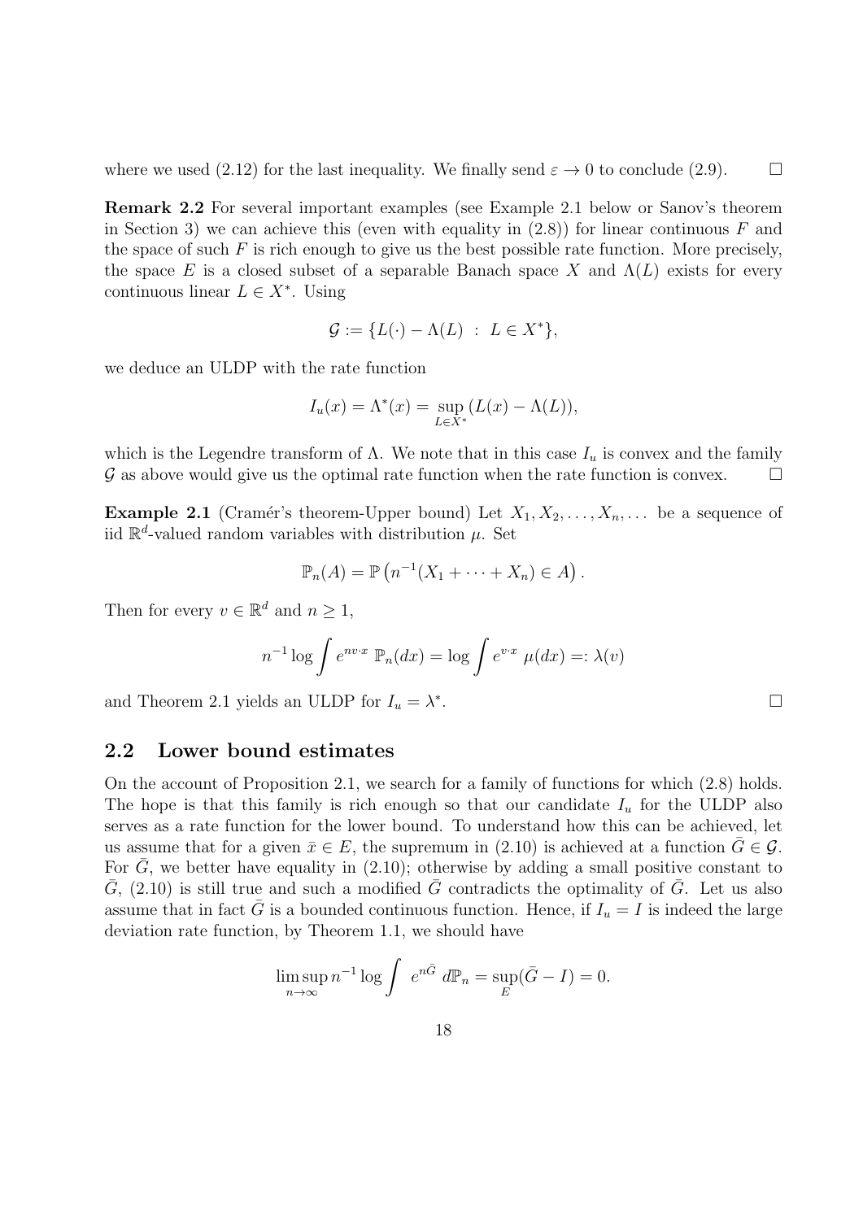where we used (2.12) for the last inequality. We finally send $\varepsilon \to 0$ to conclude (2.9). $\square$

**Remark 2.2** For several important examples (see Example 2.1 below or Sanov's theorem in Section 3) we can achieve this (even with equality in (2.8)) for linear continuous $F$ and the space of such $F$ is rich enough to give us the best possible rate function. More precisely, the space $E$ is a closed subset of a separable Banach space $X$ and $\Lambda(L)$ exists for every continuous linear $L \in X^*$. Using

$$\mathcal{G} := \{L(\cdot) - \Lambda(L) \ : \ L \in X^*\},$$

we deduce an ULDP with the rate function

$$I_u(x) = \Lambda^*(x) = \sup_{L \in X^*} (L(x) - \Lambda(L)),$$

which is the Legendre transform of $\Lambda$. We note that in this case $I_u$ is convex and the family $\mathcal{G}$ as above would give us the optimal rate function when the rate function is convex. $\square$

**Example 2.1** (Cramér's theorem-Upper bound) Let $X_1, X_2, \dots, X_n, \dots$ be a sequence of iid $\mathbb{R}^d$-valued random variables with distribution $\mu$. Set

$$\mathbb{P}_n(A) = \mathbb{P}\left(n^{-1}(X_1 + \dots + X_n) \in A\right).$$

Then for every $v \in \mathbb{R}^d$ and $n \geq 1$,

$$n^{-1} \log \int e^{nv\cdot x} \ \mathbb{P}_n(dx) = \log \int e^{v\cdot x} \ \mu(dx) =: \lambda(v)$$

and Theorem 2.1 yields an ULDP for $I_u = \lambda^*$. $\square$

## 2.2 Lower bound estimates

On the account of Proposition 2.1, we search for a family of functions for which (2.8) holds. The hope is that this family is rich enough so that our candidate $I_u$ for the ULDP also serves as a rate function for the lower bound. To understand how this can be achieved, let us assume that for a given $\bar{x} \in E$, the supremum in (2.10) is achieved at a function $\bar{G} \in \mathcal{G}$. For $\bar{G}$, we better have equality in (2.10); otherwise by adding a small positive constant to $\bar{G}$, (2.10) is still true and such a modified $\bar{G}$ contradicts the optimality of $\bar{G}$. Let us also assume that in fact $\bar{G}$ is a bounded continuous function. Hence, if $I_u = I$ is indeed the large deviation rate function, by Theorem 1.1, we should have

$$\limsup_{n\to\infty} n^{-1} \log \int \ e^{n\bar{G}} \ d\mathbb{P}_n = \sup_E (\bar{G} - I) = 0.$$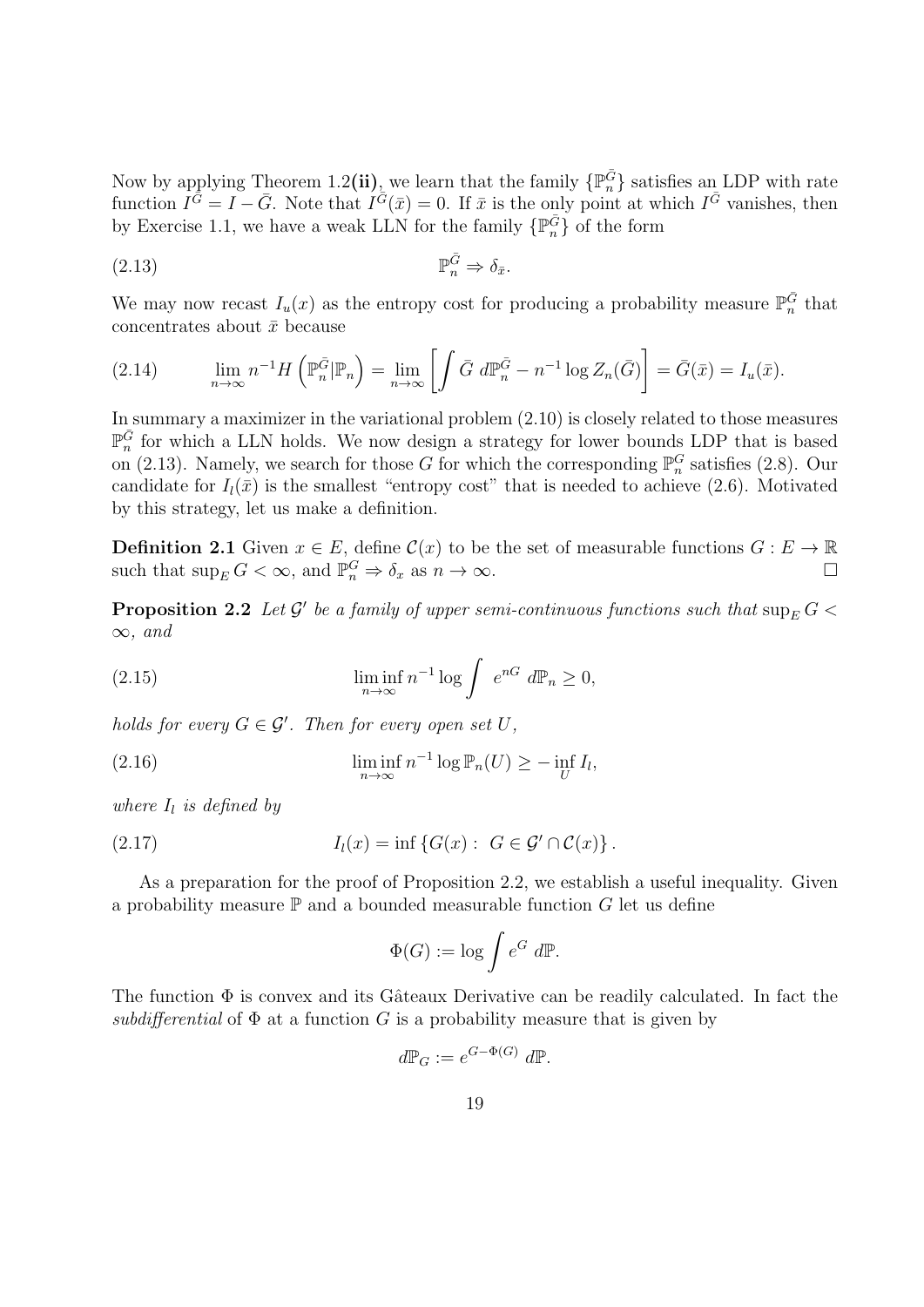Now by applying Theorem 1.2**(ii)**, we learn that the family $\{\mathbb{P}_n^{\bar G}\}$ satisfies an LDP with rate function $I^{\bar G} = I - \bar G$. Note that $I^{\bar G}(\bar x) = 0$. If $\bar x$ is the only point at which $I^{\bar G}$ vanishes, then by Exercise 1.1, we have a weak LLN for the family $\{\mathbb{P}_n^{\bar G}\}$ of the form

$$\mathbb{P}_n^{\bar G} \Rightarrow \delta_{\bar x}. \tag{2.13}$$

We may now recast $I_u(x)$ as the entropy cost for producing a probability measure $\mathbb{P}_n^{\bar G}$ that concentrates about $\bar x$ because

$$\lim_{n\to\infty} n^{-1} H\left(\mathbb{P}_n^{\bar G} | \mathbb{P}_n\right) = \lim_{n\to\infty}\left[\int \bar G \; d\mathbb{P}_n^{\bar G} - n^{-1}\log Z_n(\bar G)\right] = \bar G(\bar x) = I_u(\bar x). \tag{2.14}$$

In summary a maximizer in the variational problem (2.10) is closely related to those measures $\mathbb{P}_n^{\bar G}$ for which a LLN holds. We now design a strategy for lower bounds LDP that is based on (2.13). Namely, we search for those $G$ for which the corresponding $\mathbb{P}_n^G$ satisfies (2.8). Our candidate for $I_l(\bar x)$ is the smallest "entropy cost" that is needed to achieve (2.6). Motivated by this strategy, let us make a definition.

**Definition 2.1** Given $x \in E$, define $\mathcal{C}(x)$ to be the set of measurable functions $G : E \to \mathbb{R}$ such that $\sup_E G < \infty$, and $\mathbb{P}_n^G \Rightarrow \delta_x$ as $n \to \infty$. □

**Proposition 2.2** *Let $\mathcal{G}'$ be a family of upper semi-continuous functions such that $\sup_E G < \infty$, and*

$$\liminf_{n\to\infty} n^{-1}\log\int e^{nG} \; d\mathbb{P}_n \geq 0, \tag{2.15}$$

*holds for every $G \in \mathcal{G}'$. Then for every open set $U$,*

$$\liminf_{n\to\infty} n^{-1}\log \mathbb{P}_n(U) \geq -\inf_U I_l, \tag{2.16}$$

*where $I_l$ is defined by*

$$I_l(x) = \inf\left\{G(x) : \; G \in \mathcal{G}' \cap \mathcal{C}(x)\right\}. \tag{2.17}$$

As a preparation for the proof of Proposition 2.2, we establish a useful inequality. Given a probability measure $\mathbb{P}$ and a bounded measurable function $G$ let us define

$$\Phi(G) := \log\int e^G \; d\mathbb{P}.$$

The function $\Phi$ is convex and its Gâteaux Derivative can be readily calculated. In fact the *subdifferential* of $\Phi$ at a function $G$ is a probability measure that is given by

$$d\mathbb{P}_G := e^{G-\Phi(G)} \; d\mathbb{P}.$$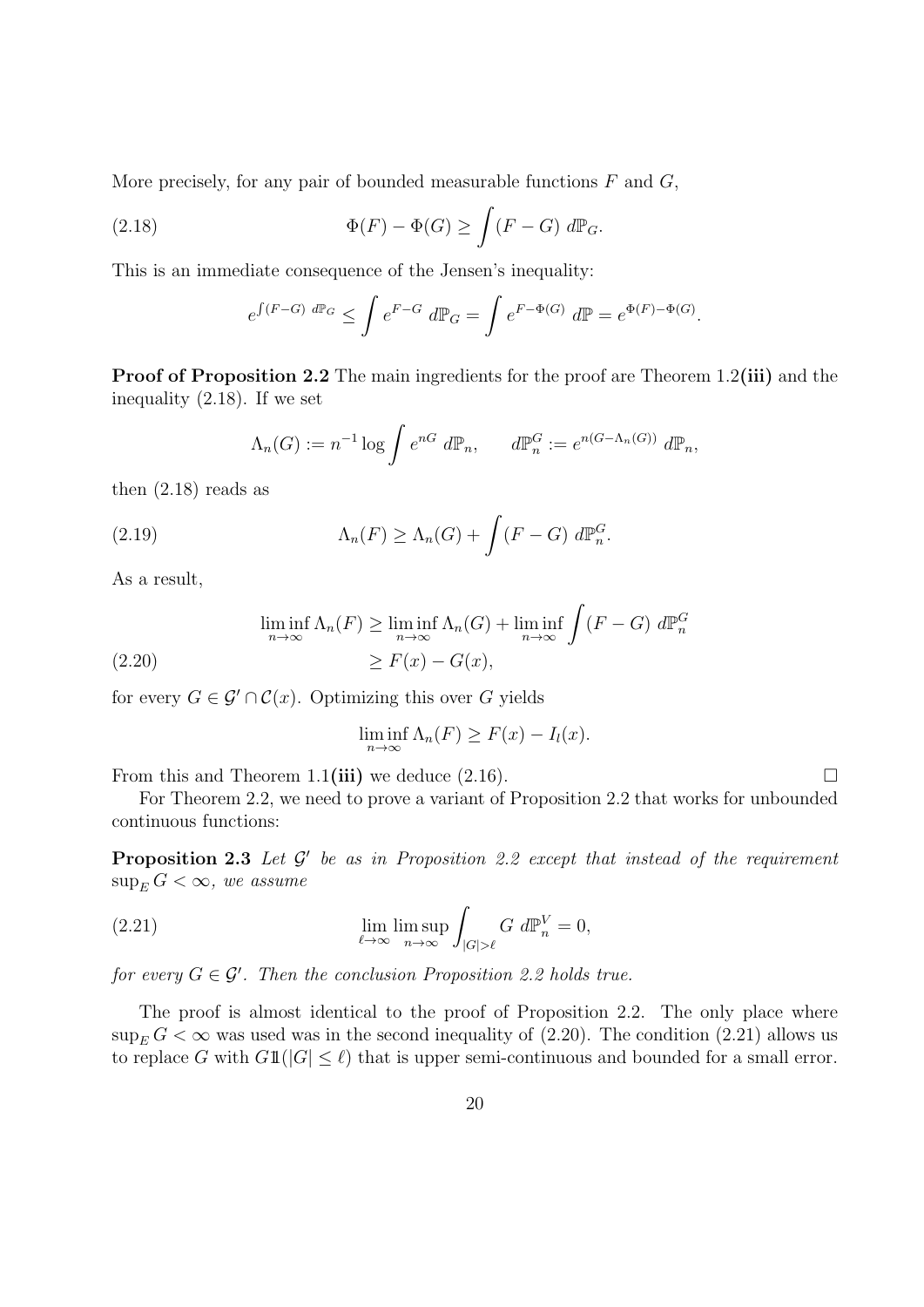More precisely, for any pair of bounded measurable functions $F$ and $G$,

$$\Phi(F) - \Phi(G) \geq \int (F - G) \; d\mathbb{P}_G. \tag{2.18}$$

This is an immediate consequence of the Jensen's inequality:

$$e^{\int (F-G) \; d\mathbb{P}_G} \leq \int e^{F-G} \; d\mathbb{P}_G = \int e^{F-\Phi(G)} \; d\mathbb{P} = e^{\Phi(F)-\Phi(G)}.$$

**Proof of Proposition 2.2** The main ingredients for the proof are Theorem 1.2**(iii)** and the inequality (2.18). If we set

$$\Lambda_n(G) := n^{-1} \log \int e^{nG} \; d\mathbb{P}_n, \qquad d\mathbb{P}_n^G := e^{n(G-\Lambda_n(G))} \; d\mathbb{P}_n,$$

then (2.18) reads as

$$\Lambda_n(F) \geq \Lambda_n(G) + \int (F - G) \; d\mathbb{P}_n^G. \tag{2.19}$$

As a result,

$$\begin{aligned} \liminf_{n\to\infty} \Lambda_n(F) &\geq \liminf_{n\to\infty} \Lambda_n(G) + \liminf_{n\to\infty} \int (F - G) \; d\mathbb{P}_n^G \\ &\geq F(x) - G(x), \end{aligned} \tag{2.20}$$

for every $G \in \mathcal{G}' \cap \mathcal{C}(x)$. Optimizing this over $G$ yields

$$\liminf_{n\to\infty} \Lambda_n(F) \geq F(x) - I_l(x).$$

From this and Theorem 1.1**(iii)** we deduce (2.16). $\square$

For Theorem 2.2, we need to prove a variant of Proposition 2.2 that works for unbounded continuous functions:

**Proposition 2.3** *Let $\mathcal{G}'$ be as in Proposition 2.2 except that instead of the requirement $\sup_E G < \infty$, we assume*

$$\lim_{\ell\to\infty} \limsup_{n\to\infty} \int_{|G|>\ell} G \; d\mathbb{P}_n^V = 0, \tag{2.21}$$

*for every $G \in \mathcal{G}'$. Then the conclusion Proposition 2.2 holds true.*

The proof is almost identical to the proof of Proposition 2.2. The only place where $\sup_E G < \infty$ was used was in the second inequality of (2.20). The condition (2.21) allows us to replace $G$ with $G1\!\!1(|G| \leq \ell)$ that is upper semi-continuous and bounded for a small error.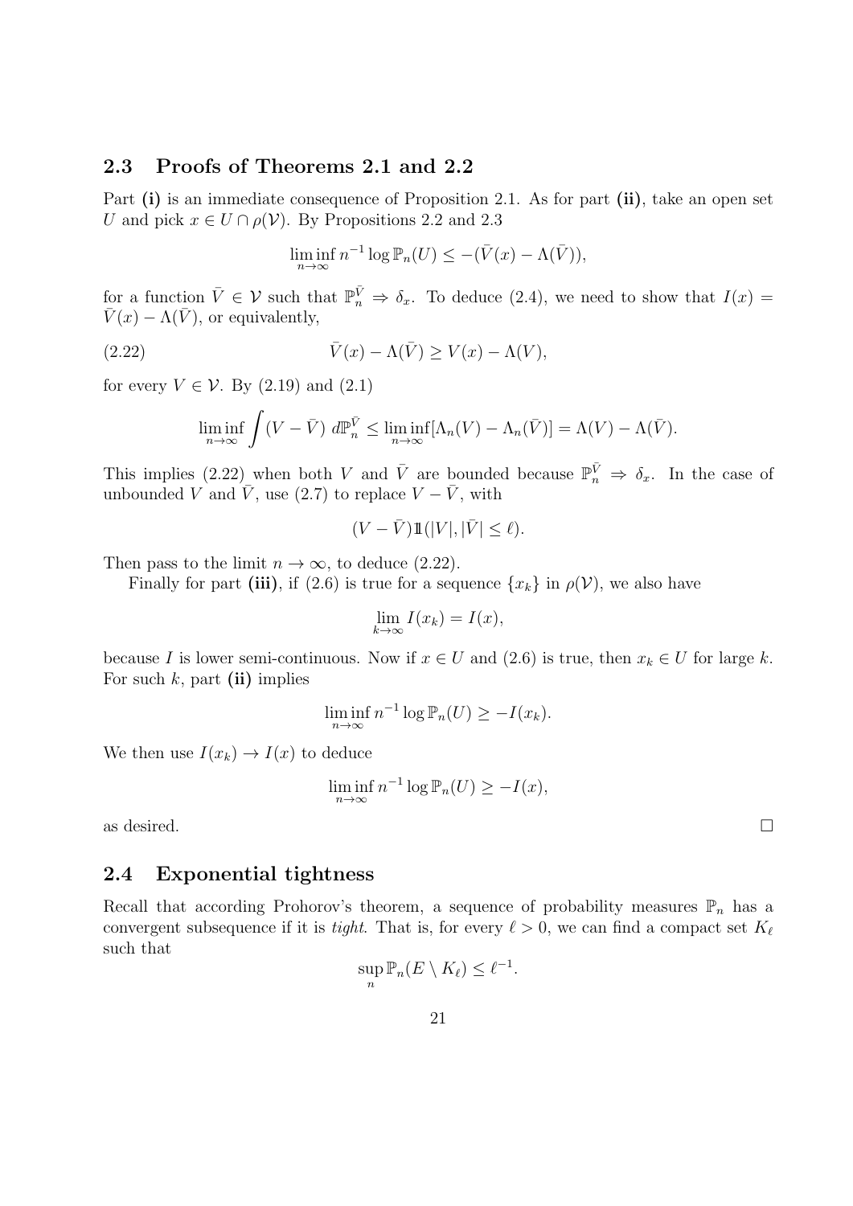### 2.3 Proofs of Theorems 2.1 and 2.2

Part **(i)** is an immediate consequence of Proposition 2.1. As for part **(ii)**, take an open set $U$ and pick $x \in U \cap \rho(\mathcal{V})$. By Propositions 2.2 and 2.3

$$\liminf_{n\to\infty} n^{-1} \log \mathbb{P}_n(U) \leq -(\bar{V}(x) - \Lambda(\bar{V})),$$

for a function $\bar{V} \in \mathcal{V}$ such that $\mathbb{P}_n^{\bar{V}} \Rightarrow \delta_x$. To deduce (2.4), we need to show that $I(x) = \bar{V}(x) - \Lambda(\bar{V})$, or equivalently,

$$\bar{V}(x) - \Lambda(\bar{V}) \geq V(x) - \Lambda(V), \tag{2.22}$$

for every $V \in \mathcal{V}$. By (2.19) and (2.1)

$$\liminf_{n\to\infty} \int (V - \bar{V}) \; d\mathbb{P}_n^{\bar{V}} \leq \liminf_{n\to\infty} [\Lambda_n(V) - \Lambda_n(\bar{V})] = \Lambda(V) - \Lambda(\bar{V}).$$

This implies (2.22) when both $V$ and $\bar{V}$ are bounded because $\mathbb{P}_n^{\bar{V}} \Rightarrow \delta_x$. In the case of unbounded $V$ and $\bar{V}$, use (2.7) to replace $V - \bar{V}$, with

$$(V - \bar{V})1\!\!1(|V|, |\bar{V}| \leq \ell).$$

Then pass to the limit $n \to \infty$, to deduce (2.22).

Finally for part **(iii)**, if (2.6) is true for a sequence $\{x_k\}$ in $\rho(\mathcal{V})$, we also have

$$\lim_{k\to\infty} I(x_k) = I(x),$$

because $I$ is lower semi-continuous. Now if $x \in U$ and (2.6) is true, then $x_k \in U$ for large $k$. For such $k$, part **(ii)** implies

$$\liminf_{n\to\infty} n^{-1} \log \mathbb{P}_n(U) \geq -I(x_k).$$

We then use $I(x_k) \to I(x)$ to deduce

$$\liminf_{n\to\infty} n^{-1} \log \mathbb{P}_n(U) \geq -I(x),$$

as desired. □

### 2.4 Exponential tightness

Recall that according Prohorov's theorem, a sequence of probability measures $\mathbb{P}_n$ has a convergent subsequence if it is *tight*. That is, for every $\ell > 0$, we can find a compact set $K_\ell$ such that

$$\sup_n \mathbb{P}_n(E \setminus K_\ell) \leq \ell^{-1}.$$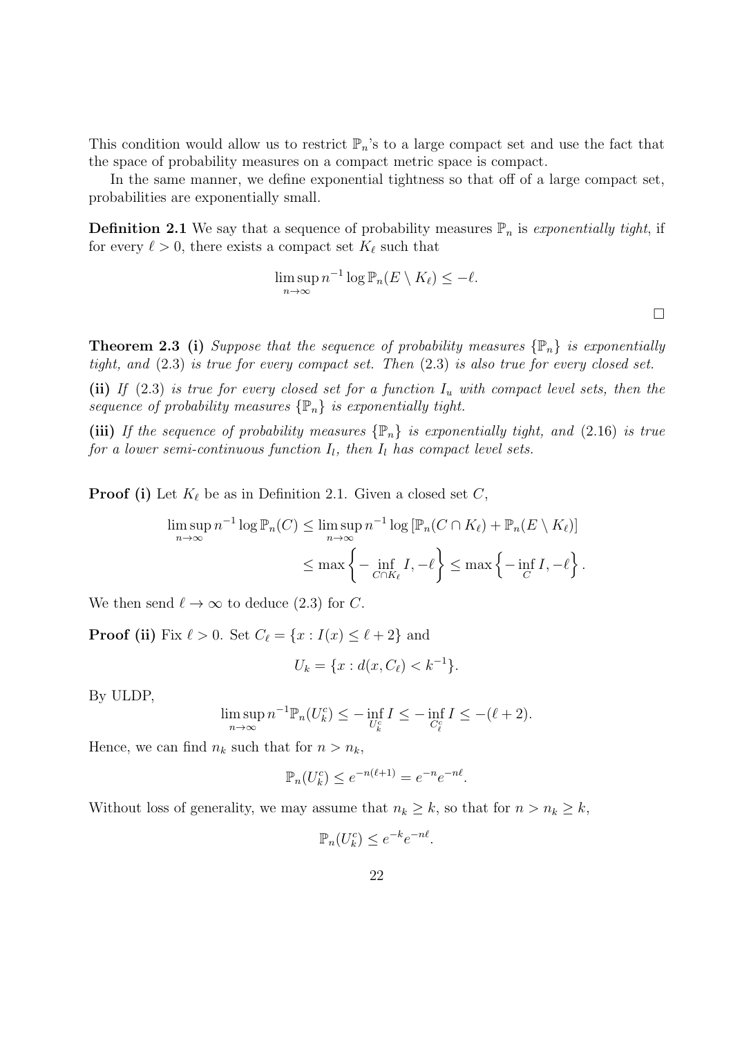This condition would allow us to restrict $\mathbb{P}_n$'s to a large compact set and use the fact that the space of probability measures on a compact metric space is compact.

In the same manner, we define exponential tightness so that off of a large compact set, probabilities are exponentially small.

**Definition 2.1** We say that a sequence of probability measures $\mathbb{P}_n$ is *exponentially tight*, if for every $\ell > 0$, there exists a compact set $K_\ell$ such that

$$\limsup_{n\to\infty} n^{-1} \log \mathbb{P}_n(E \setminus K_\ell) \leq -\ell.$$

$\square$

**Theorem 2.3 (i)** *Suppose that the sequence of probability measures $\{\mathbb{P}_n\}$ is exponentially tight, and (2.3) is true for every compact set. Then (2.3) is also true for every closed set.*

**(ii)** *If (2.3) is true for every closed set for a function $I_u$ with compact level sets, then the sequence of probability measures $\{\mathbb{P}_n\}$ is exponentially tight.*

**(iii)** *If the sequence of probability measures $\{\mathbb{P}_n\}$ is exponentially tight, and (2.16) is true for a lower semi-continuous function $I_l$, then $I_l$ has compact level sets.*

**Proof (i)** Let $K_\ell$ be as in Definition 2.1. Given a closed set $C$,

$$\begin{aligned}\limsup_{n\to\infty} n^{-1} \log \mathbb{P}_n(C) &\leq \limsup_{n\to\infty} n^{-1} \log \left[\mathbb{P}_n(C \cap K_\ell) + \mathbb{P}_n(E \setminus K_\ell)\right] \\ &\leq \max\left\{-\inf_{C\cap K_\ell} I, -\ell\right\} \leq \max\left\{-\inf_{C} I, -\ell\right\}.\end{aligned}$$

We then send $\ell \to \infty$ to deduce (2.3) for $C$.

**Proof (ii)** Fix $\ell > 0$. Set $C_\ell = \{x : I(x) \leq \ell + 2\}$ and

$$U_k = \{x : d(x, C_\ell) < k^{-1}\}.$$

By ULDP,

$$\limsup_{n\to\infty} n^{-1} \mathbb{P}_n(U_k^c) \leq -\inf_{U_k^c} I \leq -\inf_{C_\ell^c} I \leq -(\ell + 2).$$

Hence, we can find $n_k$ such that for $n > n_k$,

$$\mathbb{P}_n(U_k^c) \leq e^{-n(\ell+1)} = e^{-n} e^{-n\ell}.$$

Without loss of generality, we may assume that $n_k \geq k$, so that for $n > n_k \geq k$,

$$\mathbb{P}_n(U_k^c) \leq e^{-k} e^{-n\ell}.$$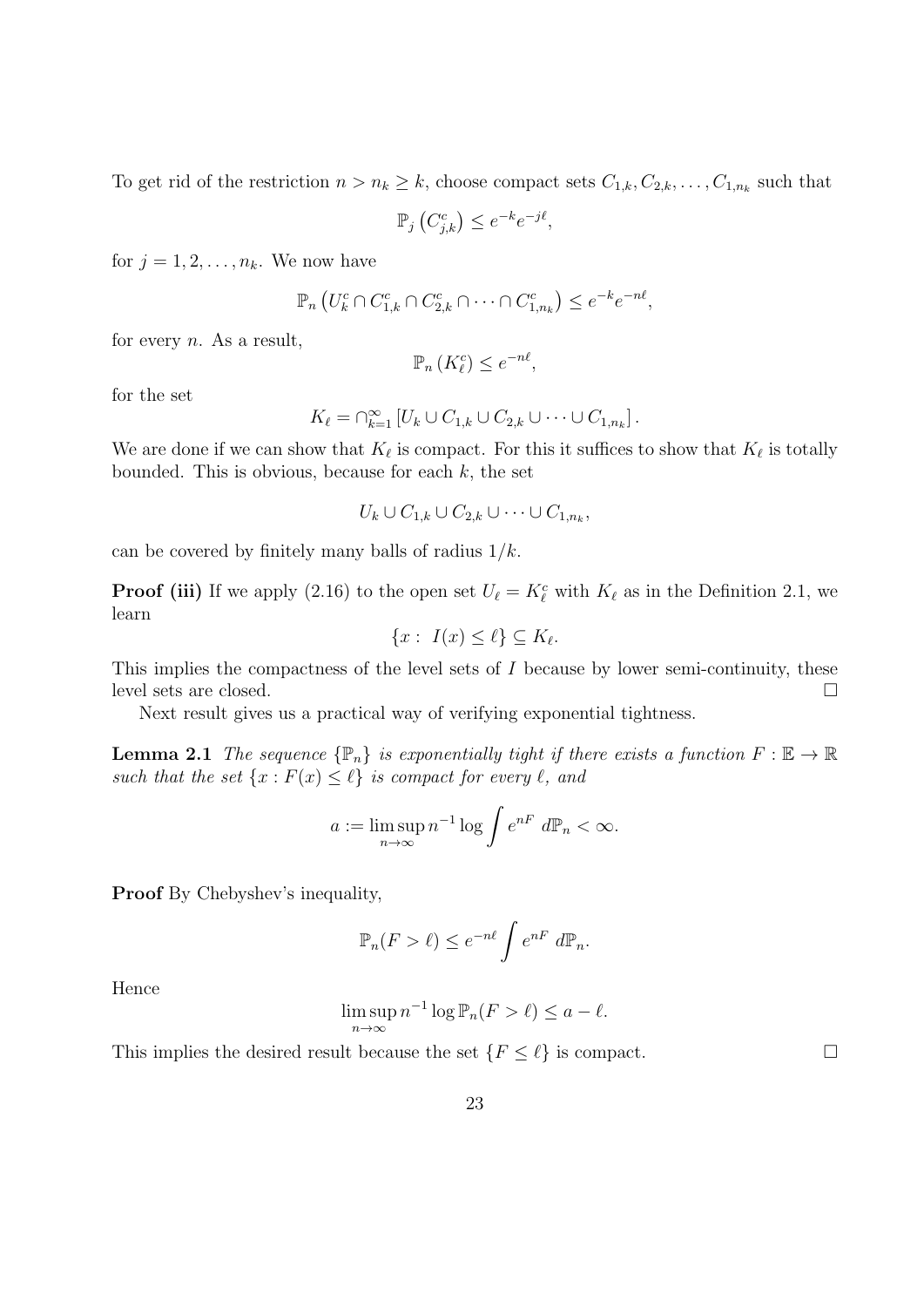To get rid of the restriction $n > n_k \geq k$, choose compact sets $C_{1,k}, C_{2,k}, \dots, C_{1,n_k}$ such that

$$\mathbb{P}_j\left(C_{j,k}^c\right) \leq e^{-k} e^{-j\ell},$$

for $j = 1, 2, \dots, n_k$. We now have

$$\mathbb{P}_n\left(U_k^c \cap C_{1,k}^c \cap C_{2,k}^c \cap \dots \cap C_{1,n_k}^c\right) \leq e^{-k} e^{-n\ell},$$

for every $n$. As a result,

$$\mathbb{P}_n\left(K_\ell^c\right) \leq e^{-n\ell},$$

for the set

$$K_\ell = \cap_{k=1}^\infty \left[U_k \cup C_{1,k} \cup C_{2,k} \cup \dots \cup C_{1,n_k}\right].$$

We are done if we can show that $K_\ell$ is compact. For this it suffices to show that $K_\ell$ is totally bounded. This is obvious, because for each $k$, the set

$$U_k \cup C_{1,k} \cup C_{2,k} \cup \dots \cup C_{1,n_k},$$

can be covered by finitely many balls of radius $1/k$.

**Proof (iii)** If we apply (2.16) to the open set $U_\ell = K_\ell^c$ with $K_\ell$ as in the Definition 2.1, we learn

$$\{x : \ I(x) \leq \ell\} \subseteq K_\ell.$$

This implies the compactness of the level sets of $I$ because by lower semi-continuity, these level sets are closed. □

Next result gives us a practical way of verifying exponential tightness.

**Lemma 2.1** *The sequence $\{\mathbb{P}_n\}$ is exponentially tight if there exists a function $F : \mathbb{E} \to \mathbb{R}$ such that the set $\{x : F(x) \leq \ell\}$ is compact for every $\ell$, and*

$$a := \limsup_{n\to\infty} n^{-1} \log \int e^{nF} \ d\mathbb{P}_n < \infty.$$

**Proof** By Chebyshev's inequality,

$$\mathbb{P}_n(F > \ell) \leq e^{-n\ell} \int e^{nF} \ d\mathbb{P}_n.$$

Hence

$$\limsup_{n\to\infty} n^{-1} \log \mathbb{P}_n(F > \ell) \leq a - \ell.$$

This implies the desired result because the set $\{F \leq \ell\}$ is compact. □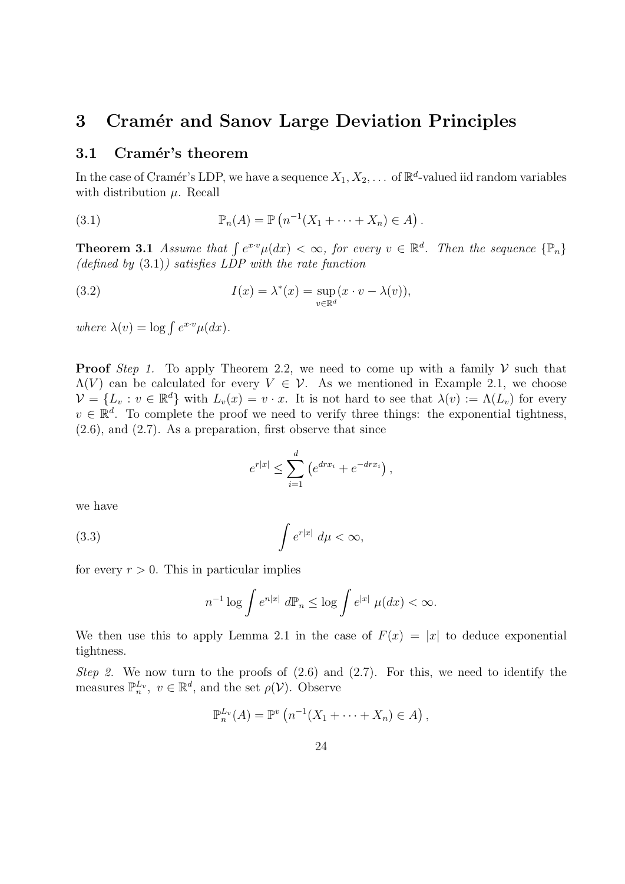# 3 Cramér and Sanov Large Deviation Principles

## 3.1 Cramér's theorem

In the case of Cramér's LDP, we have a sequence $X_1, X_2, \dots$ of $\mathbb{R}^d$-valued iid random variables with distribution $\mu$. Recall

$$\mathbb{P}_n(A) = \mathbb{P}\left(n^{-1}(X_1 + \cdots + X_n) \in A\right). \tag{3.1}$$

**Theorem 3.1** *Assume that $\int e^{x \cdot v} \mu(dx) < \infty$, for every $v \in \mathbb{R}^d$. Then the sequence $\{\mathbb{P}_n\}$ (defined by (3.1)) satisfies LDP with the rate function*

$$I(x) = \lambda^*(x) = \sup_{v \in \mathbb{R}^d} (x \cdot v - \lambda(v)), \tag{3.2}$$

*where $\lambda(v) = \log \int e^{x \cdot v} \mu(dx)$.*

**Proof** *Step 1.* To apply Theorem 2.2, we need to come up with a family $\mathcal{V}$ such that $\Lambda(V)$ can be calculated for every $V \in \mathcal{V}$. As we mentioned in Example 2.1, we choose $\mathcal{V} = \{L_v : v \in \mathbb{R}^d\}$ with $L_v(x) = v \cdot x$. It is not hard to see that $\lambda(v) := \Lambda(L_v)$ for every $v \in \mathbb{R}^d$. To complete the proof we need to verify three things: the exponential tightness, (2.6), and (2.7). As a preparation, first observe that since

$$e^{r|x|} \leq \sum_{i=1}^{d} \left(e^{drx_i} + e^{-drx_i}\right),$$

we have

$$\int e^{r|x|} \, d\mu < \infty, \tag{3.3}$$

for every $r > 0$. This in particular implies

$$n^{-1} \log \int e^{n|x|} \, d\mathbb{P}_n \leq \log \int e^{|x|} \, \mu(dx) < \infty.$$

We then use this to apply Lemma 2.1 in the case of $F(x) = |x|$ to deduce exponential tightness.

*Step 2.* We now turn to the proofs of (2.6) and (2.7). For this, we need to identify the measures $\mathbb{P}_n^{L_v}$, $v \in \mathbb{R}^d$, and the set $\rho(\mathcal{V})$. Observe

$$\mathbb{P}_n^{L_v}(A) = \mathbb{P}^v\left(n^{-1}(X_1 + \cdots + X_n) \in A\right),$$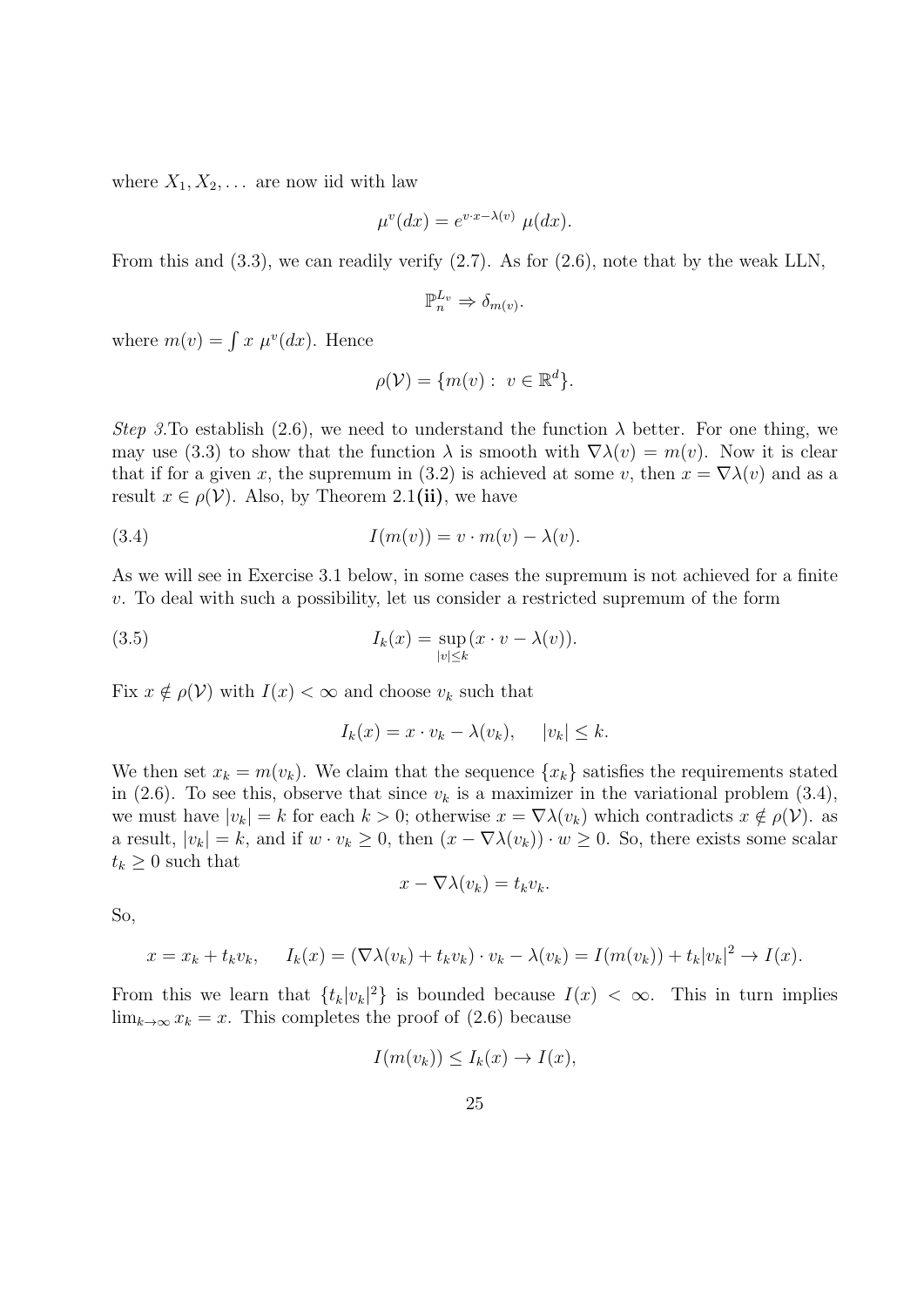where $X_1, X_2, \dots$ are now iid with law

$$\mu^v(dx) = e^{v \cdot x - \lambda(v)} \ \mu(dx).$$

From this and (3.3), we can readily verify (2.7). As for (2.6), note that by the weak LLN,

$$\mathbb{P}_n^{L_v} \Rightarrow \delta_{m(v)}.$$

where $m(v) = \int x \ \mu^v(dx)$. Hence

$$\rho(\mathcal{V}) = \{m(v) : \ v \in \mathbb{R}^d\}.$$

*Step 3.*To establish (2.6), we need to understand the function $\lambda$ better. For one thing, we may use (3.3) to show that the function $\lambda$ is smooth with $\nabla\lambda(v) = m(v)$. Now it is clear that if for a given $x$, the supremum in (3.2) is achieved at some $v$, then $x = \nabla\lambda(v)$ and as a result $x \in \rho(\mathcal{V})$. Also, by Theorem 2.1**(ii)**, we have

$$I(m(v)) = v \cdot m(v) - \lambda(v). \tag{3.4}$$

As we will see in Exercise 3.1 below, in some cases the supremum is not achieved for a finite $v$. To deal with such a possibility, let us consider a restricted supremum of the form

$$I_k(x) = \sup_{|v| \le k} (x \cdot v - \lambda(v)). \tag{3.5}$$

Fix $x \notin \rho(\mathcal{V})$ with $I(x) < \infty$ and choose $v_k$ such that

$$I_k(x) = x \cdot v_k - \lambda(v_k), \quad |v_k| \le k.$$

We then set $x_k = m(v_k)$. We claim that the sequence $\{x_k\}$ satisfies the requirements stated in (2.6). To see this, observe that since $v_k$ is a maximizer in the variational problem (3.4), we must have $|v_k| = k$ for each $k > 0$; otherwise $x = \nabla\lambda(v_k)$ which contradicts $x \notin \rho(\mathcal{V})$. as a result, $|v_k| = k$, and if $w \cdot v_k \ge 0$, then $(x - \nabla\lambda(v_k)) \cdot w \ge 0$. So, there exists some scalar $t_k \ge 0$ such that

$$x - \nabla\lambda(v_k) = t_k v_k.$$

So,

$$x = x_k + t_k v_k, \quad I_k(x) = (\nabla\lambda(v_k) + t_k v_k) \cdot v_k - \lambda(v_k) = I(m(v_k)) + t_k |v_k|^2 \to I(x).$$

From this we learn that $\{t_k |v_k|^2\}$ is bounded because $I(x) < \infty$. This in turn implies $\lim_{k\to\infty} x_k = x$. This completes the proof of (2.6) because

$$I(m(v_k)) \le I_k(x) \to I(x),$$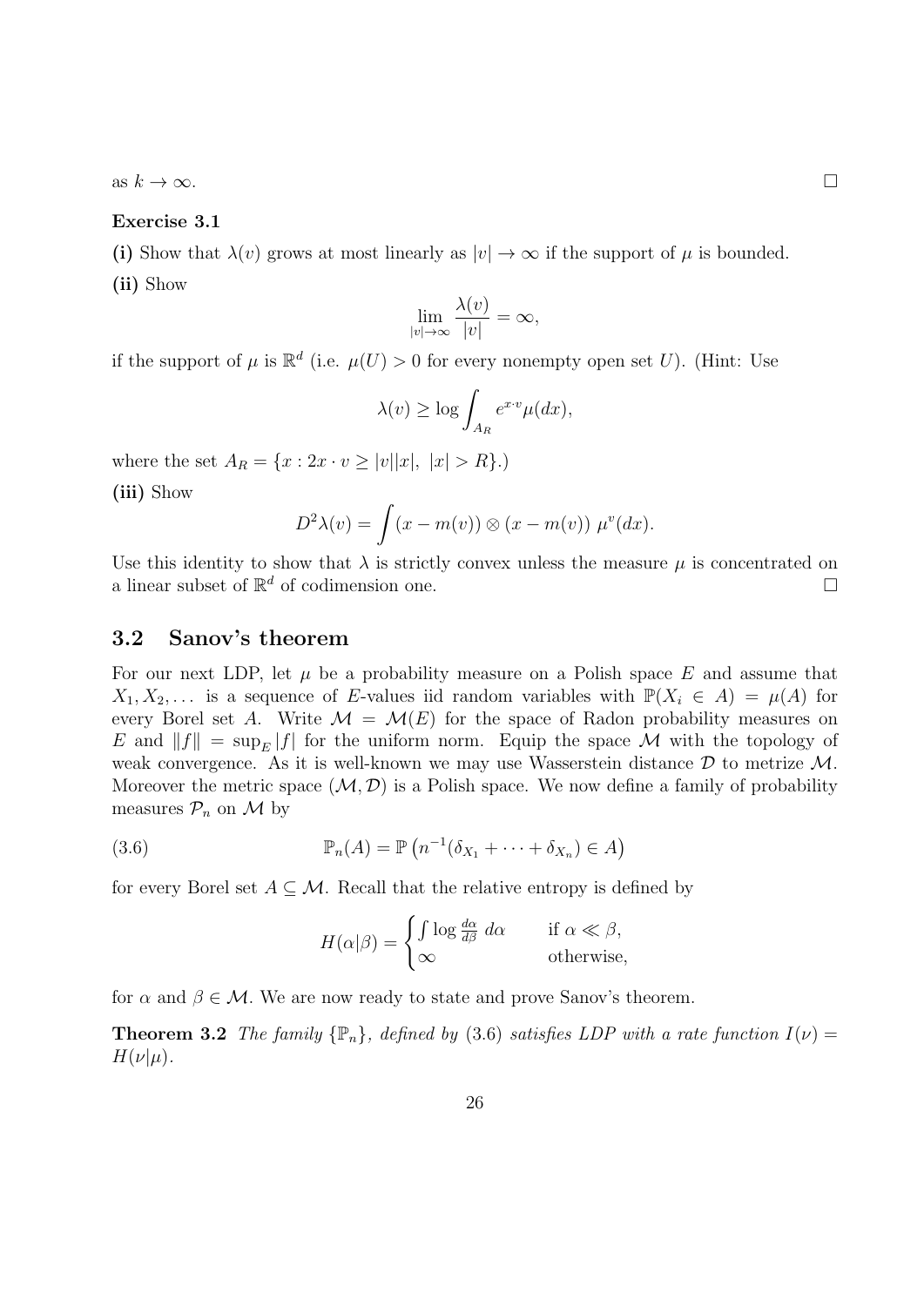as $k \to \infty$. $\square$

**Exercise 3.1**

**(i)** Show that $\lambda(v)$ grows at most linearly as $|v| \to \infty$ if the support of $\mu$ is bounded.

**(ii)** Show

$$\lim_{|v|\to\infty} \frac{\lambda(v)}{|v|} = \infty,$$

if the support of $\mu$ is $\mathbb{R}^d$ (i.e. $\mu(U) > 0$ for every nonempty open set $U$). (Hint: Use

$$\lambda(v) \geq \log \int_{A_R} e^{x \cdot v} \mu(dx),$$

where the set $A_R = \{x : 2x \cdot v \geq |v||x|,\ |x| > R\}$.)

**(iii)** Show

$$D^2\lambda(v) = \int (x - m(v)) \otimes (x - m(v))\ \mu^v(dx).$$

Use this identity to show that $\lambda$ is strictly convex unless the measure $\mu$ is concentrated on a linear subset of $\mathbb{R}^d$ of codimension one. $\square$

## 3.2 Sanov's theorem

For our next LDP, let $\mu$ be a probability measure on a Polish space $E$ and assume that $X_1, X_2, \dots$ is a sequence of $E$-values iid random variables with $\mathbb{P}(X_i \in A) = \mu(A)$ for every Borel set $A$. Write $\mathcal{M} = \mathcal{M}(E)$ for the space of Radon probability measures on $E$ and $\|f\| = \sup_E |f|$ for the uniform norm. Equip the space $\mathcal{M}$ with the topology of weak convergence. As it is well-known we may use Wasserstein distance $\mathcal{D}$ to metrize $\mathcal{M}$. Moreover the metric space $(\mathcal{M}, \mathcal{D})$ is a Polish space. We now define a family of probability measures $\mathcal{P}_n$ on $\mathcal{M}$ by

$$\mathbb{P}_n(A) = \mathbb{P}\left(n^{-1}(\delta_{X_1} + \dots + \delta_{X_n}) \in A\right) \tag{3.6}$$

for every Borel set $A \subseteq \mathcal{M}$. Recall that the relative entropy is defined by

$$H(\alpha|\beta) = \begin{cases} \int \log \frac{d\alpha}{d\beta}\ d\alpha & \text{if } \alpha \ll \beta, \\ \infty & \text{otherwise,} \end{cases}$$

for $\alpha$ and $\beta \in \mathcal{M}$. We are now ready to state and prove Sanov's theorem.

**Theorem 3.2** *The family $\{\mathbb{P}_n\}$, defined by* (3.6) *satisfies LDP with a rate function $I(\nu) = H(\nu|\mu)$.*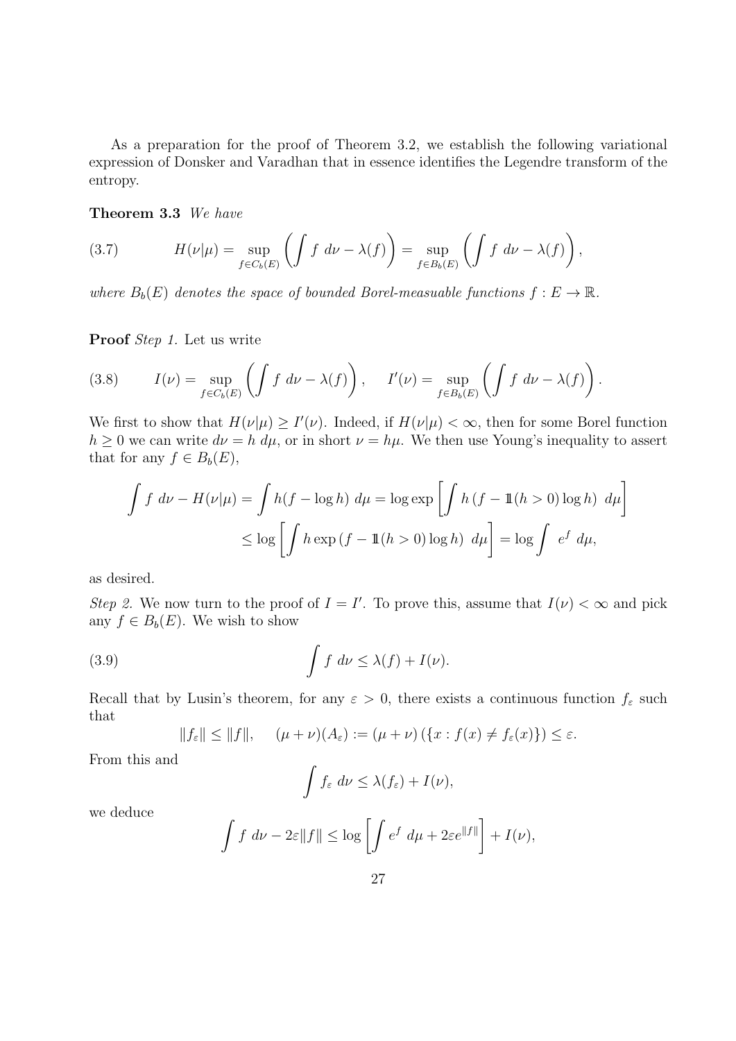As a preparation for the proof of Theorem 3.2, we establish the following variational expression of Donsker and Varadhan that in essence identifies the Legendre transform of the entropy.

**Theorem 3.3** *We have*

$$H(\nu|\mu) = \sup_{f \in C_b(E)} \left( \int f \ d\nu - \lambda(f) \right) = \sup_{f \in B_b(E)} \left( \int f \ d\nu - \lambda(f) \right), \tag{3.7}$$

*where $B_b(E)$ denotes the space of bounded Borel-measuable functions $f : E \to \mathbb{R}$.*

**Proof** *Step 1.* Let us write

$$I(\nu) = \sup_{f \in C_b(E)} \left( \int f \ d\nu - \lambda(f) \right), \quad I'(\nu) = \sup_{f \in B_b(E)} \left( \int f \ d\nu - \lambda(f) \right). \tag{3.8}$$

We first to show that $H(\nu|\mu) \geq I'(\nu)$. Indeed, if $H(\nu|\mu) < \infty$, then for some Borel function $h \geq 0$ we can write $d\nu = h \ d\mu$, or in short $\nu = h\mu$. We then use Young's inequality to assert that for any $f \in B_b(E)$,

$$\begin{aligned}
\int f \ d\nu - H(\nu|\mu) &= \int h(f - \log h) \ d\mu = \log \exp \left[ \int h \left(f - 1\!\!1(h > 0) \log h \right) \ d\mu \right] \\
&\leq \log \left[ \int h \exp\left(f - 1\!\!1(h > 0) \log h \right) \ d\mu \right] = \log \int \ e^f \ d\mu,
\end{aligned}$$

as desired.

*Step 2.* We now turn to the proof of $I = I'$. To prove this, assume that $I(\nu) < \infty$ and pick any $f \in B_b(E)$. We wish to show

$$\int f \ d\nu \leq \lambda(f) + I(\nu). \tag{3.9}$$

Recall that by Lusin's theorem, for any $\varepsilon > 0$, there exists a continuous function $f_\varepsilon$ such that

$$\|f_\varepsilon\| \leq \|f\|, \quad (\mu + \nu)(A_\varepsilon) := (\mu + \nu)\left(\{x : f(x) \neq f_\varepsilon(x)\}\right) \leq \varepsilon.$$

From this and

$$\int f_\varepsilon \ d\nu \leq \lambda(f_\varepsilon) + I(\nu),$$

we deduce

$$\int f \ d\nu - 2\varepsilon \|f\| \leq \log \left[ \int e^f \ d\mu + 2\varepsilon e^{\|f\|} \right] + I(\nu),$$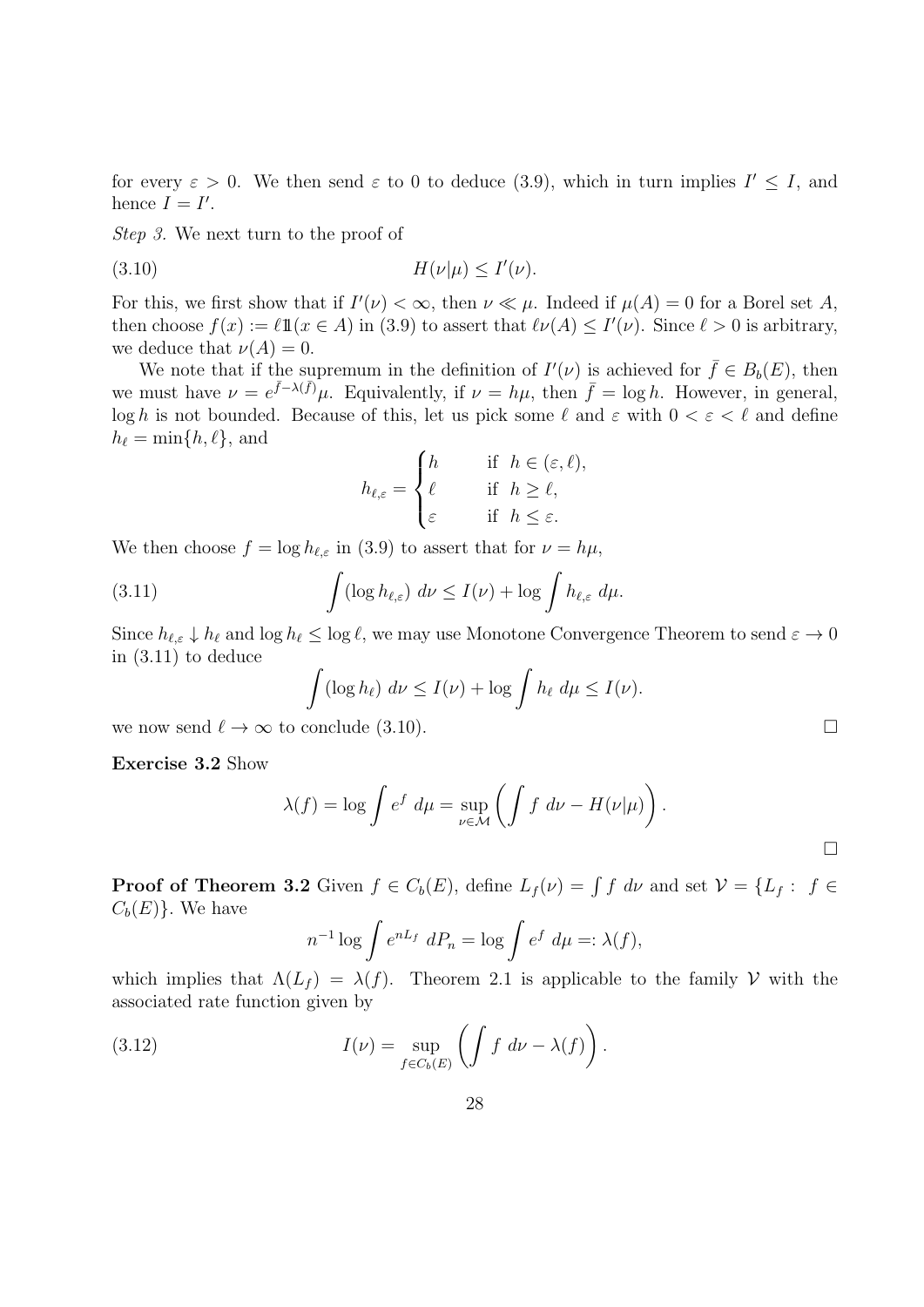for every $\varepsilon > 0$. We then send $\varepsilon$ to 0 to deduce (3.9), which in turn implies $I' \le I$, and hence $I = I'$.

*Step 3.* We next turn to the proof of

$$H(\nu|\mu) \le I'(\nu). \tag{3.10}$$

For this, we first show that if $I'(\nu) < \infty$, then $\nu \ll \mu$. Indeed if $\mu(A) = 0$ for a Borel set $A$, then choose $f(x) := \ell 1\!\!1(x \in A)$ in (3.9) to assert that $\ell \nu(A) \le I'(\nu)$. Since $\ell > 0$ is arbitrary, we deduce that $\nu(A) = 0$.

We note that if the supremum in the definition of $I'(\nu)$ is achieved for $\bar{f} \in B_b(E)$, then we must have $\nu = e^{\bar{f} - \lambda(\bar{f})}\mu$. Equivalently, if $\nu = h\mu$, then $\bar{f} = \log h$. However, in general, $\log h$ is not bounded. Because of this, let us pick some $\ell$ and $\varepsilon$ with $0 < \varepsilon < \ell$ and define $h_\ell = \min\{h, \ell\}$, and

$$h_{\ell,\varepsilon} = \begin{cases} h & \text{if } \ h \in (\varepsilon, \ell), \\ \ell & \text{if } \ h \ge \ell, \\ \varepsilon & \text{if } \ h \le \varepsilon. \end{cases}$$

We then choose $f = \log h_{\ell,\varepsilon}$ in (3.9) to assert that for $\nu = h\mu$,

$$\int (\log h_{\ell,\varepsilon}) \ d\nu \le I(\nu) + \log \int h_{\ell,\varepsilon} \ d\mu. \tag{3.11}$$

Since $h_{\ell,\varepsilon} \downarrow h_\ell$ and $\log h_\ell \le \log \ell$, we may use Monotone Convergence Theorem to send $\varepsilon \to 0$ in (3.11) to deduce

$$\int (\log h_\ell) \ d\nu \le I(\nu) + \log \int h_\ell \ d\mu \le I(\nu).$$

we now send $\ell \to \infty$ to conclude (3.10). $\square$

**Exercise 3.2** Show

$$\lambda(f) = \log \int e^f \ d\mu = \sup_{\nu \in \mathcal{M}} \left( \int f \ d\nu - H(\nu|\mu) \right).$$

$\square$

**Proof of Theorem 3.2** Given $f \in C_b(E)$, define $L_f(\nu) = \int f \ d\nu$ and set $\mathcal{V} = \{L_f : \ f \in C_b(E)\}$. We have

$$n^{-1} \log \int e^{nL_f} \ dP_n = \log \int e^f \ d\mu =: \lambda(f),$$

which implies that $\Lambda(L_f) = \lambda(f)$. Theorem 2.1 is applicable to the family $\mathcal{V}$ with the associated rate function given by

$$I(\nu) = \sup_{f \in C_b(E)} \left( \int f \ d\nu - \lambda(f) \right). \tag{3.12}$$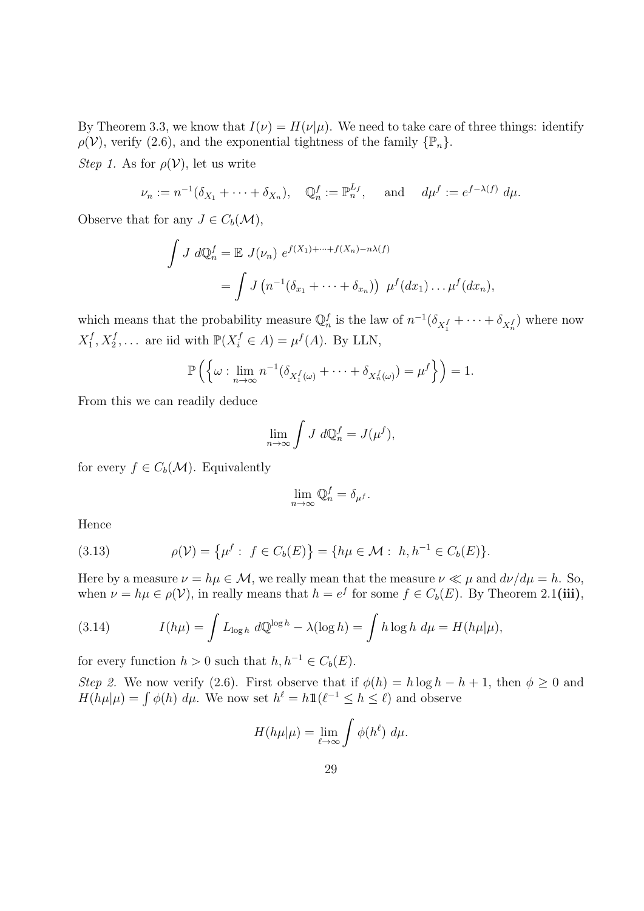By Theorem 3.3, we know that $I(\nu) = H(\nu|\mu)$. We need to take care of three things: identify $\rho(\mathcal{V})$, verify (2.6), and the exponential tightness of the family $\{\mathbb{P}_n\}$.

*Step 1.* As for $\rho(\mathcal{V})$, let us write

$$\nu_n := n^{-1}(\delta_{X_1} + \cdots + \delta_{X_n}), \quad \mathbb{Q}_n^f := \mathbb{P}_n^{L_f}, \quad \text{and} \quad d\mu^f := e^{f-\lambda(f)}\, d\mu.$$

Observe that for any $J \in C_b(\mathcal{M})$,

$$\begin{aligned}
\int J \, d\mathbb{Q}_n^f &= \mathbb{E}\ J(\nu_n)\ e^{f(X_1)+\cdots+f(X_n)-n\lambda(f)} \\
&= \int J\left(n^{-1}(\delta_{x_1} + \cdots + \delta_{x_n})\right)\ \mu^f(dx_1)\ldots\mu^f(dx_n),
\end{aligned}$$

which means that the probability measure $\mathbb{Q}_n^f$ is the law of $n^{-1}(\delta_{X_1^f} + \cdots + \delta_{X_n^f})$ where now $X_1^f, X_2^f, \ldots$ are iid with $\mathbb{P}(X_i^f \in A) = \mu^f(A)$. By LLN,

$$\mathbb{P}\left(\left\{\omega : \lim_{n\to\infty} n^{-1}(\delta_{X_1^f(\omega)} + \cdots + \delta_{X_n^f(\omega)}) = \mu^f\right\}\right) = 1.$$

From this we can readily deduce

$$\lim_{n\to\infty} \int J\ d\mathbb{Q}_n^f = J(\mu^f),$$

for every $f \in C_b(\mathcal{M})$. Equivalently

$$\lim_{n\to\infty} \mathbb{Q}_n^f = \delta_{\mu^f}.$$

Hence

$$\rho(\mathcal{V}) = \left\{\mu^f :\ f \in C_b(E)\right\} = \{h\mu \in \mathcal{M} :\ h, h^{-1} \in C_b(E)\}. \tag{3.13}$$

Here by a measure $\nu = h\mu \in \mathcal{M}$, we really mean that the measure $\nu \ll \mu$ and $d\nu/d\mu = h$. So, when $\nu = h\mu \in \rho(\mathcal{V})$, in really means that $h = e^f$ for some $f \in C_b(E)$. By Theorem 2.1**(iii)**,

$$I(h\mu) = \int L_{\log h}\ d\mathbb{Q}^{\log h} - \lambda(\log h) = \int h \log h\ d\mu = H(h\mu|\mu), \tag{3.14}$$

for every function $h > 0$ such that $h, h^{-1} \in C_b(E)$.

*Step 2.* We now verify (2.6). First observe that if $\phi(h) = h\log h - h + 1$, then $\phi \geq 0$ and $H(h\mu|\mu) = \int \phi(h)\ d\mu$. We now set $h^\ell = h1\!\!1(\ell^{-1} \leq h \leq \ell)$ and observe

$$H(h\mu|\mu) = \lim_{\ell\to\infty} \int \phi(h^\ell)\ d\mu.$$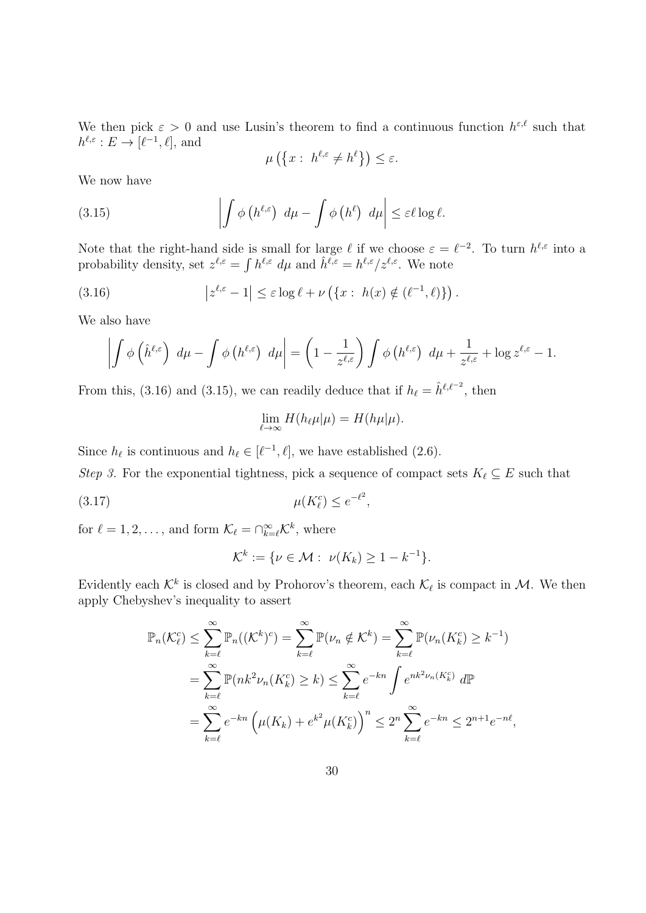We then pick $\varepsilon > 0$ and use Lusin's theorem to find a continuous function $h^{\varepsilon,\ell}$ such that $h^{\ell,\varepsilon} : E \to [\ell^{-1}, \ell]$, and

$$\mu\left(\left\{x : \ h^{\ell,\varepsilon} \neq h^{\ell}\right\}\right) \leq \varepsilon.$$

We now have

$$\left| \int \phi\left(h^{\ell,\varepsilon}\right) \, d\mu - \int \phi\left(h^{\ell}\right) \, d\mu \right| \leq \varepsilon \ell \log \ell. \tag{3.15}$$

Note that the right-hand side is small for large $\ell$ if we choose $\varepsilon = \ell^{-2}$. To turn $h^{\ell,\varepsilon}$ into a probability density, set $z^{\ell,\varepsilon} = \int h^{\ell,\varepsilon} \, d\mu$ and $\hat{h}^{\ell,\varepsilon} = h^{\ell,\varepsilon}/z^{\ell,\varepsilon}$. We note

$$\left|z^{\ell,\varepsilon} - 1\right| \leq \varepsilon \log \ell + \nu\left(\left\{x : \ h(x) \notin (\ell^{-1}, \ell)\right\}\right). \tag{3.16}$$

We also have

$$\left| \int \phi\left(\hat{h}^{\ell,\varepsilon}\right) \, d\mu - \int \phi\left(h^{\ell,\varepsilon}\right) \, d\mu \right| = \left(1 - \frac{1}{z^{\ell,\varepsilon}}\right) \int \phi\left(h^{\ell,\varepsilon}\right) \, d\mu + \frac{1}{z^{\ell,\varepsilon}} + \log z^{\ell,\varepsilon} - 1.$$

From this, (3.16) and (3.15), we can readily deduce that if $h_\ell = \hat{h}^{\ell,\ell^{-2}}$, then

$$\lim_{\ell \to \infty} H(h_\ell \mu | \mu) = H(h\mu|\mu).$$

Since $h_\ell$ is continuous and $h_\ell \in [\ell^{-1}, \ell]$, we have established (2.6).

*Step 3.* For the exponential tightness, pick a sequence of compact sets $K_\ell \subseteq E$ such that

$$\mu(K_\ell^c) \leq e^{-\ell^2}, \tag{3.17}$$

for $\ell = 1, 2, \ldots$, and form $\mathcal{K}_\ell = \cap_{k=\ell}^{\infty} \mathcal{K}^k$, where

$$\mathcal{K}^k := \{\nu \in \mathcal{M} : \ \nu(K_k) \geq 1 - k^{-1}\}.$$

Evidently each $\mathcal{K}^k$ is closed and by Prohorov's theorem, each $\mathcal{K}_\ell$ is compact in $\mathcal{M}$. We then apply Chebyshev's inequality to assert

$$\begin{aligned}
\mathbb{P}_n(\mathcal{K}_\ell^c) &\leq \sum_{k=\ell}^{\infty} \mathbb{P}_n((\mathcal{K}^k)^c) = \sum_{k=\ell}^{\infty} \mathbb{P}(\nu_n \notin \mathcal{K}^k) = \sum_{k=\ell}^{\infty} \mathbb{P}(\nu_n(K_k^c) \geq k^{-1}) \\
&= \sum_{k=\ell}^{\infty} \mathbb{P}(nk^2 \nu_n(K_k^c) \geq k) \leq \sum_{k=\ell}^{\infty} e^{-kn} \int e^{nk^2 \nu_n(K_k^c)} \, d\mathbb{P} \\
&= \sum_{k=\ell}^{\infty} e^{-kn} \left(\mu(K_k) + e^{k^2} \mu(K_k^c)\right)^n \leq 2^n \sum_{k=\ell}^{\infty} e^{-kn} \leq 2^{n+1} e^{-n\ell},
\end{aligned}$$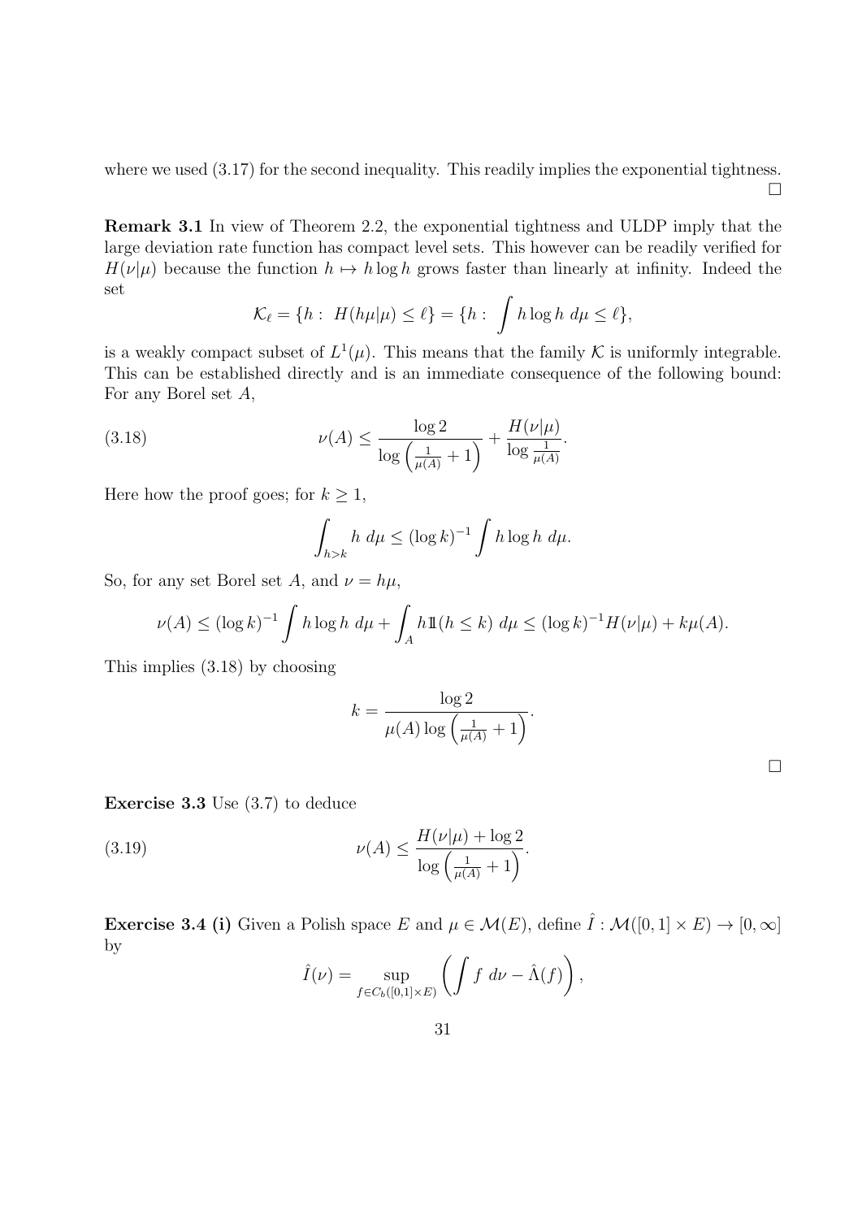where we used (3.17) for the second inequality. This readily implies the exponential tightness. □

**Remark 3.1** In view of Theorem 2.2, the exponential tightness and ULDP imply that the large deviation rate function has compact level sets. This however can be readily verified for $H(\nu|\mu)$ because the function $h \mapsto h \log h$ grows faster than linearly at infinity. Indeed the set

$$\mathcal{K}_\ell = \{h : \; H(h\mu|\mu) \le \ell\} = \{h : \; \int h \log h \; d\mu \le \ell\},$$

is a weakly compact subset of $L^1(\mu)$. This means that the family $\mathcal{K}$ is uniformly integrable. This can be established directly and is an immediate consequence of the following bound: For any Borel set $A$,

$$\nu(A) \le \frac{\log 2}{\log\left(\frac{1}{\mu(A)} + 1\right)} + \frac{H(\nu|\mu)}{\log \frac{1}{\mu(A)}}. \tag{3.18}$$

Here how the proof goes; for $k \ge 1$,

$$\int_{h>k} h \; d\mu \le (\log k)^{-1} \int h \log h \; d\mu.$$

So, for any set Borel set $A$, and $\nu = h\mu$,

$$\nu(A) \le (\log k)^{-1} \int h \log h \; d\mu + \int_A h 1\!\!1(h \le k) \; d\mu \le (\log k)^{-1} H(\nu|\mu) + k\mu(A).$$

This implies (3.18) by choosing

$$k = \frac{\log 2}{\mu(A) \log\left(\frac{1}{\mu(A)} + 1\right)}.$$

□

**Exercise 3.3** Use (3.7) to deduce

$$\nu(A) \le \frac{H(\nu|\mu) + \log 2}{\log\left(\frac{1}{\mu(A)} + 1\right)}. \tag{3.19}$$

**Exercise 3.4 (i)** Given a Polish space $E$ and $\mu \in \mathcal{M}(E)$, define $\hat{I} : \mathcal{M}([0,1] \times E) \to [0, \infty]$ by

$$\hat{I}(\nu) = \sup_{f \in C_b([0,1]\times E)} \left( \int f \; d\nu - \hat{\Lambda}(f) \right),$$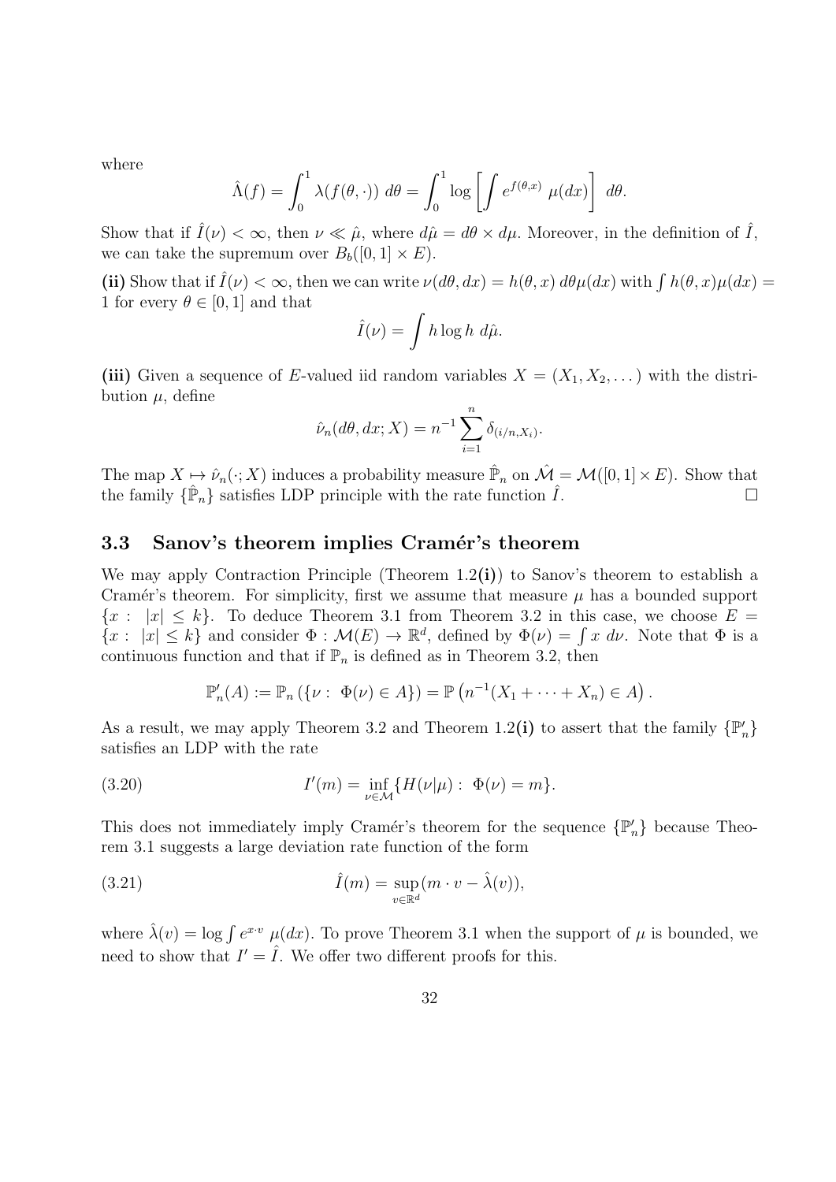where

$$\hat{\Lambda}(f) = \int_0^1 \lambda(f(\theta, \cdot)) \, d\theta = \int_0^1 \log \left[ \int e^{f(\theta,x)} \, \mu(dx) \right] \, d\theta.$$

Show that if $\hat{I}(\nu) < \infty$, then $\nu \ll \hat{\mu}$, where $d\hat{\mu} = d\theta \times d\mu$. Moreover, in the definition of $\hat{I}$, we can take the supremum over $B_b([0,1] \times E)$.

**(ii)** Show that if $\hat{I}(\nu) < \infty$, then we can write $\nu(d\theta, dx) = h(\theta, x) \, d\theta \mu(dx)$ with $\int h(\theta, x)\mu(dx) = 1$ for every $\theta \in [0, 1]$ and that

$$\hat{I}(\nu) = \int h \log h \; d\hat{\mu}.$$

**(iii)** Given a sequence of $E$-valued iid random variables $X = (X_1, X_2, \dots)$ with the distribution $\mu$, define

$$\hat{\nu}_n(d\theta, dx; X) = n^{-1} \sum_{i=1}^{n} \delta_{(i/n, X_i)}.$$

The map $X \mapsto \hat{\nu}_n(\cdot; X)$ induces a probability measure $\hat{\mathbb{P}}_n$ on $\hat{\mathcal{M}} = \mathcal{M}([0, 1] \times E)$. Show that the family $\{\hat{\mathbb{P}}_n\}$ satisfies LDP principle with the rate function $\hat{I}$. □

## 3.3 Sanov's theorem implies Cramér's theorem

We may apply Contraction Principle (Theorem 1.2**(i)**) to Sanov's theorem to establish a Cramér's theorem. For simplicity, first we assume that measure $\mu$ has a bounded support $\{x : \; |x| \leq k\}$. To deduce Theorem 3.1 from Theorem 3.2 in this case, we choose $E = \{x : \; |x| \leq k\}$ and consider $\Phi : \mathcal{M}(E) \to \mathbb{R}^d$, defined by $\Phi(\nu) = \int x \; d\nu$. Note that $\Phi$ is a continuous function and that if $\mathbb{P}_n$ is defined as in Theorem 3.2, then

$$\mathbb{P}'_n(A) := \mathbb{P}_n \left( \{\nu : \; \Phi(\nu) \in A\} \right) = \mathbb{P} \left( n^{-1}(X_1 + \cdots + X_n) \in A \right).$$

As a result, we may apply Theorem 3.2 and Theorem 1.2**(i)** to assert that the family $\{\mathbb{P}'_n\}$ satisfies an LDP with the rate

$$I'(m) = \inf_{\nu \in \mathcal{M}} \{ H(\nu|\mu) : \; \Phi(\nu) = m \}. \tag{3.20}$$

This does not immediately imply Cramér's theorem for the sequence $\{\mathbb{P}'_n\}$ because Theorem 3.1 suggests a large deviation rate function of the form

$$\hat{I}(m) = \sup_{v \in \mathbb{R}^d} (m \cdot v - \hat{\lambda}(v)), \tag{3.21}$$

where $\hat{\lambda}(v) = \log \int e^{x \cdot v} \; \mu(dx)$. To prove Theorem 3.1 when the support of $\mu$ is bounded, we need to show that $I' = \hat{I}$. We offer two different proofs for this.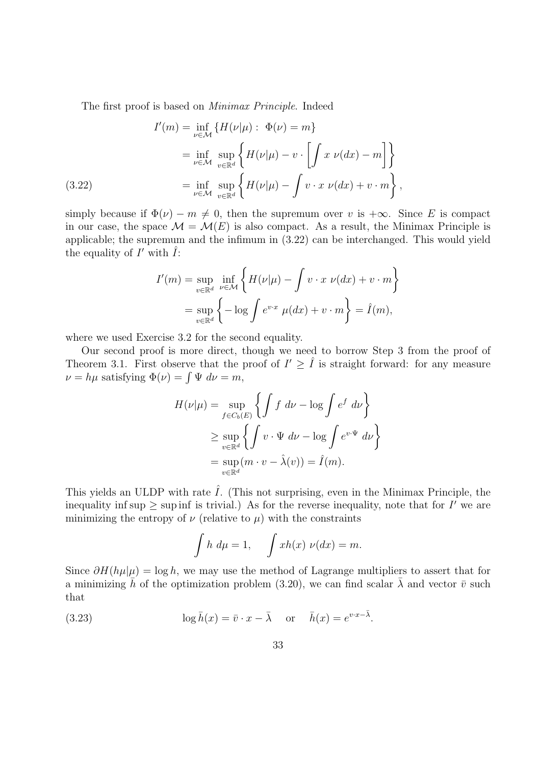The first proof is based on *Minimax Principle*. Indeed

$$
\begin{aligned}
I'(m) &= \inf_{\nu \in \mathcal{M}} \{H(\nu|\mu) : \ \Phi(\nu) = m\} \\
&= \inf_{\nu \in \mathcal{M}} \sup_{v \in \mathbb{R}^d} \left\{ H(\nu|\mu) - v \cdot \left[ \int x \ \nu(dx) - m \right] \right\} \\
&= \inf_{\nu \in \mathcal{M}} \sup_{v \in \mathbb{R}^d} \left\{ H(\nu|\mu) - \int v \cdot x \ \nu(dx) + v \cdot m \right\},
\end{aligned}
\tag{3.22}
$$

simply because if $\Phi(\nu) - m \neq 0$, then the supremum over $v$ is $+\infty$. Since $E$ is compact in our case, the space $\mathcal{M} = \mathcal{M}(E)$ is also compact. As a result, the Minimax Principle is applicable; the supremum and the infimum in (3.22) can be interchanged. This would yield the equality of $I'$ with $\hat{I}$:

$$
\begin{aligned}
I'(m) &= \sup_{v \in \mathbb{R}^d} \inf_{\nu \in \mathcal{M}} \left\{ H(\nu|\mu) - \int v \cdot x \ \nu(dx) + v \cdot m \right\} \\
&= \sup_{v \in \mathbb{R}^d} \left\{ -\log \int e^{v \cdot x} \ \mu(dx) + v \cdot m \right\} = \hat{I}(m),
\end{aligned}
$$

where we used Exercise 3.2 for the second equality.

Our second proof is more direct, though we need to borrow Step 3 from the proof of Theorem 3.1. First observe that the proof of $I' \geq \hat{I}$ is straight forward: for any measure $\nu = h\mu$ satisfying $\Phi(\nu) = \int \Psi \ d\nu = m$,

$$
\begin{aligned}
H(\nu|\mu) &= \sup_{f \in C_b(E)} \left\{ \int f \ d\nu - \log \int e^f \ d\nu \right\} \\
&\geq \sup_{v \in \mathbb{R}^d} \left\{ \int v \cdot \Psi \ d\nu - \log \int e^{v \cdot \Psi} \ d\nu \right\} \\
&= \sup_{v \in \mathbb{R}^d} (m \cdot v - \hat{\lambda}(v)) = \hat{I}(m).
\end{aligned}
$$

This yields an ULDP with rate $\hat{I}$. (This not surprising, even in the Minimax Principle, the inequality $\inf \sup \geq \sup \inf$ is trivial.) As for the reverse inequality, note that for $I'$ we are minimizing the entropy of $\nu$ (relative to $\mu$) with the constraints

$$
\int h \ d\mu = 1, \qquad \int x h(x) \ \nu(dx) = m.
$$

Since $\partial H(h\mu|\mu) = \log h$, we may use the method of Lagrange multipliers to assert that for a minimizing $\bar{h}$ of the optimization problem (3.20), we can find scalar $\bar{\lambda}$ and vector $\bar{v}$ such that

$$
\log \bar{h}(x) = \bar{v} \cdot x - \bar{\lambda} \quad \text{or} \quad \bar{h}(x) = e^{v \cdot x - \bar{\lambda}}. \tag{3.23}
$$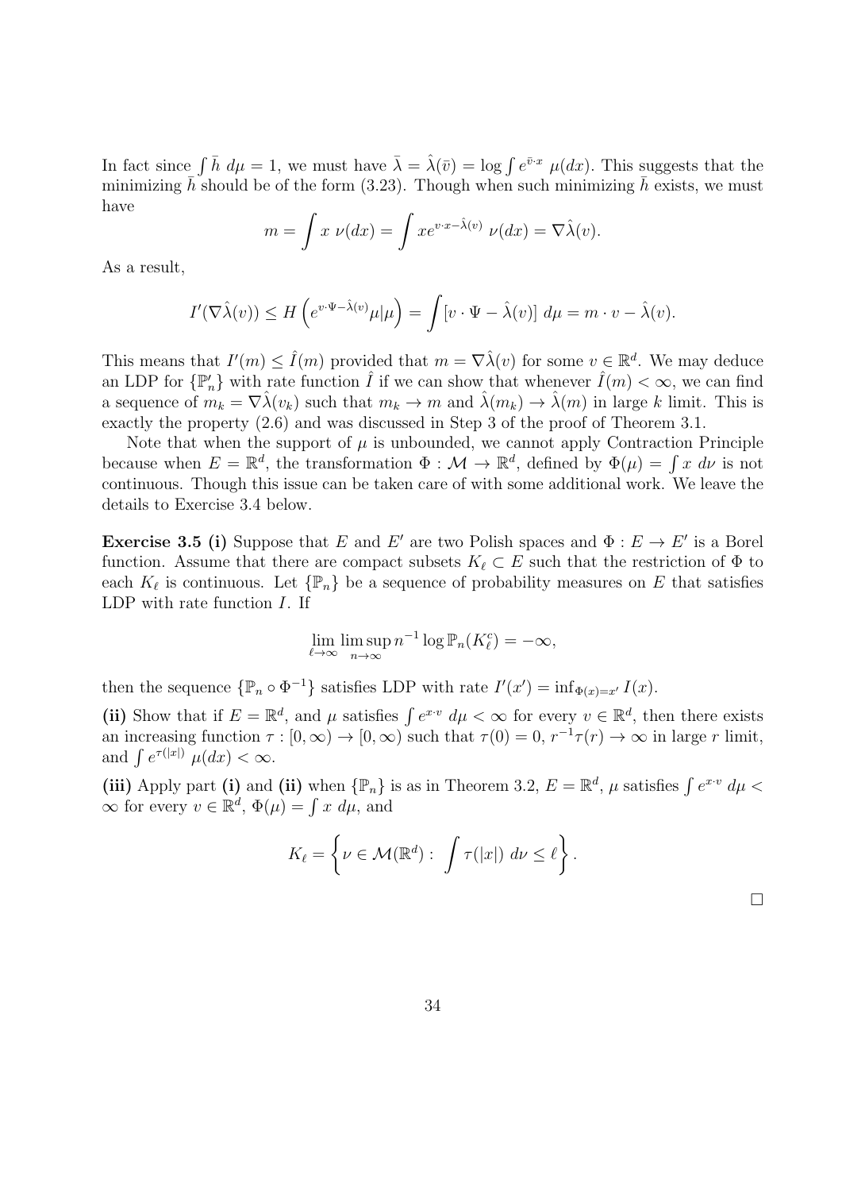In fact since $\int \bar{h}\ d\mu = 1$, we must have $\bar{\lambda} = \hat{\lambda}(\bar{v}) = \log \int e^{\bar{v}\cdot x}\ \mu(dx)$. This suggests that the minimizing $\bar{h}$ should be of the form (3.23). Though when such minimizing $\bar{h}$ exists, we must have

$$m = \int x\ \nu(dx) = \int x e^{v\cdot x - \hat{\lambda}(v)}\ \nu(dx) = \nabla \hat{\lambda}(v).$$

As a result,

$$I'(\nabla \hat{\lambda}(v)) \leq H\left(e^{v\cdot \Psi - \hat{\lambda}(v)}\mu | \mu\right) = \int [v \cdot \Psi - \hat{\lambda}(v)]\ d\mu = m \cdot v - \hat{\lambda}(v).$$

This means that $I'(m) \leq \hat{I}(m)$ provided that $m = \nabla \hat{\lambda}(v)$ for some $v \in \mathbb{R}^d$. We may deduce an LDP for $\{\mathbb{P}'_n\}$ with rate function $\hat{I}$ if we can show that whenever $\hat{I}(m) < \infty$, we can find a sequence of $m_k = \nabla \hat{\lambda}(v_k)$ such that $m_k \to m$ and $\hat{\lambda}(m_k) \to \hat{\lambda}(m)$ in large $k$ limit. This is exactly the property (2.6) and was discussed in Step 3 of the proof of Theorem 3.1.

Note that when the support of $\mu$ is unbounded, we cannot apply Contraction Principle because when $E = \mathbb{R}^d$, the transformation $\Phi : \mathcal{M} \to \mathbb{R}^d$, defined by $\Phi(\mu) = \int x\ d\nu$ is not continuous. Though this issue can be taken care of with some additional work. We leave the details to Exercise 3.4 below.

**Exercise 3.5 (i)** Suppose that $E$ and $E'$ are two Polish spaces and $\Phi : E \to E'$ is a Borel function. Assume that there are compact subsets $K_\ell \subset E$ such that the restriction of $\Phi$ to each $K_\ell$ is continuous. Let $\{\mathbb{P}_n\}$ be a sequence of probability measures on $E$ that satisfies LDP with rate function $I$. If

$$\lim_{\ell \to \infty} \limsup_{n \to \infty} n^{-1} \log \mathbb{P}_n(K_\ell^c) = -\infty,$$

then the sequence $\{\mathbb{P}_n \circ \Phi^{-1}\}$ satisfies LDP with rate $I'(x') = \inf_{\Phi(x) = x'} I(x)$.

**(ii)** Show that if $E = \mathbb{R}^d$, and $\mu$ satisfies $\int e^{x\cdot v}\ d\mu < \infty$ for every $v \in \mathbb{R}^d$, then there exists an increasing function $\tau : [0, \infty) \to [0, \infty)$ such that $\tau(0) = 0$, $r^{-1}\tau(r) \to \infty$ in large $r$ limit, and $\int e^{\tau(|x|)}\ \mu(dx) < \infty$.

**(iii)** Apply part **(i)** and **(ii)** when $\{\mathbb{P}_n\}$ is as in Theorem 3.2, $E = \mathbb{R}^d$, $\mu$ satisfies $\int e^{x\cdot v}\ d\mu < \infty$ for every $v \in \mathbb{R}^d$, $\Phi(\mu) = \int x\ d\mu$, and

$$K_\ell = \left\{ \nu \in \mathcal{M}(\mathbb{R}^d) :\ \int \tau(|x|)\ d\nu \leq \ell \right\}.$$

□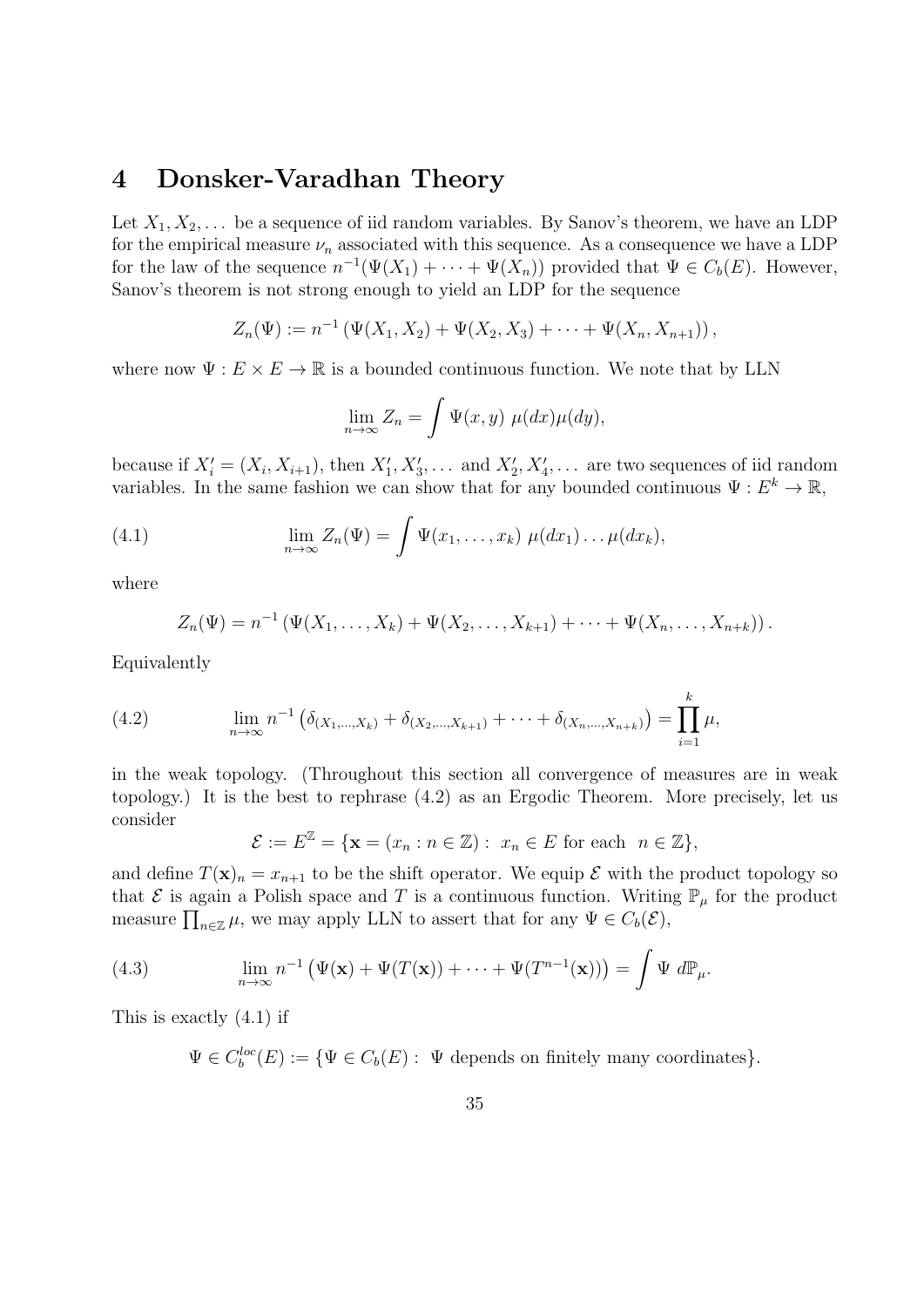# 4 Donsker-Varadhan Theory

Let $X_1, X_2, \dots$ be a sequence of iid random variables. By Sanov's theorem, we have an LDP for the empirical measure $\nu_n$ associated with this sequence. As a consequence we have a LDP for the law of the sequence $n^{-1}(\Psi(X_1) + \cdots + \Psi(X_n))$ provided that $\Psi \in C_b(E)$. However, Sanov's theorem is not strong enough to yield an LDP for the sequence

$$Z_n(\Psi) := n^{-1} \left( \Psi(X_1, X_2) + \Psi(X_2, X_3) + \cdots + \Psi(X_n, X_{n+1}) \right),$$

where now $\Psi : E \times E \to \mathbb{R}$ is a bounded continuous function. We note that by LLN

$$\lim_{n\to\infty} Z_n = \int \Psi(x, y)\ \mu(dx)\mu(dy),$$

because if $X_i' = (X_i, X_{i+1})$, then $X_1', X_3', \dots$ and $X_2', X_4', \dots$ are two sequences of iid random variables. In the same fashion we can show that for any bounded continuous $\Psi : E^k \to \mathbb{R}$,

$$\lim_{n\to\infty} Z_n(\Psi) = \int \Psi(x_1, \dots, x_k)\ \mu(dx_1) \dots \mu(dx_k), \tag{4.1}$$

where

$$Z_n(\Psi) = n^{-1} \left( \Psi(X_1, \dots, X_k) + \Psi(X_2, \dots, X_{k+1}) + \cdots + \Psi(X_n, \dots, X_{n+k}) \right).$$

Equivalently

$$\lim_{n\to\infty} n^{-1} \left( \delta_{(X_1,\dots,X_k)} + \delta_{(X_2,\dots,X_{k+1})} + \cdots + \delta_{(X_n,\dots,X_{n+k})} \right) = \prod_{i=1}^{k} \mu, \tag{4.2}$$

in the weak topology. (Throughout this section all convergence of measures are in weak topology.) It is the best to rephrase (4.2) as an Ergodic Theorem. More precisely, let us consider

$$\mathcal{E} := E^{\mathbb{Z}} = \{\mathbf{x} = (x_n : n \in \mathbb{Z}) :\ x_n \in E \text{ for each } \ n \in \mathbb{Z}\},$$

and define $T(\mathbf{x})_n = x_{n+1}$ to be the shift operator. We equip $\mathcal{E}$ with the product topology so that $\mathcal{E}$ is again a Polish space and $T$ is a continuous function. Writing $\mathbb{P}_\mu$ for the product measure $\prod_{n\in\mathbb{Z}} \mu$, we may apply LLN to assert that for any $\Psi \in C_b(\mathcal{E})$,

$$\lim_{n\to\infty} n^{-1} \left( \Psi(\mathbf{x}) + \Psi(T(\mathbf{x})) + \cdots + \Psi(T^{n-1}(\mathbf{x})) \right) = \int \Psi\ d\mathbb{P}_\mu. \tag{4.3}$$

This is exactly (4.1) if

$$\Psi \in C_b^{loc}(E) := \{\Psi \in C_b(E) :\ \Psi \text{ depends on finitely many coordinates}\}.$$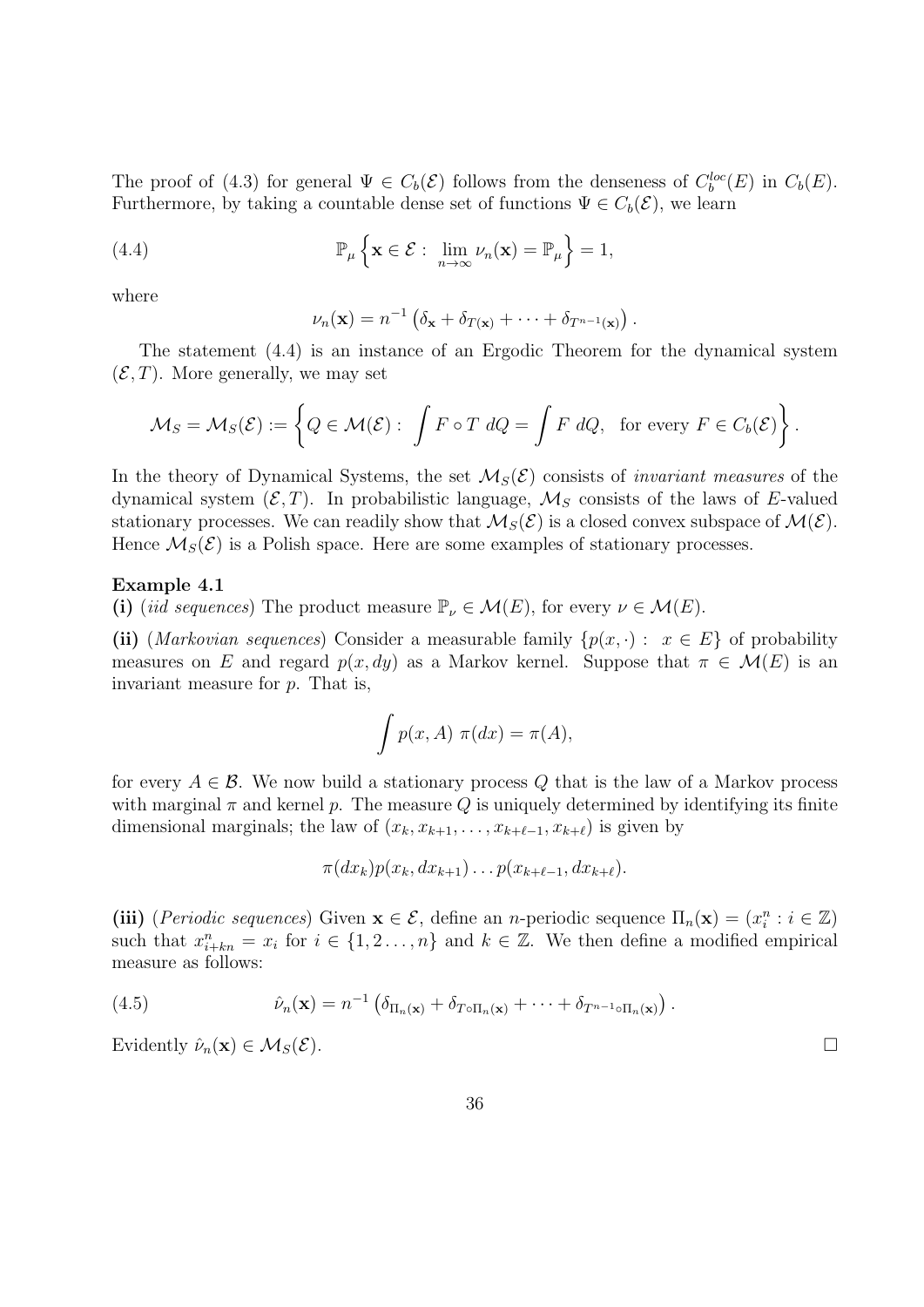The proof of (4.3) for general $\Psi \in C_b(\mathcal{E})$ follows from the denseness of $C_b^{loc}(E)$ in $C_b(E)$. Furthermore, by taking a countable dense set of functions $\Psi \in C_b(\mathcal{E})$, we learn

$$\mathbb{P}_\mu \left\{ \mathbf{x} \in \mathcal{E} : \lim_{n\to\infty} \nu_n(\mathbf{x}) = \mathbb{P}_\mu \right\} = 1, \tag{4.4}$$

where

$$\nu_n(\mathbf{x}) = n^{-1} \left( \delta_{\mathbf{x}} + \delta_{T(\mathbf{x})} + \cdots + \delta_{T^{n-1}(\mathbf{x})} \right).$$

The statement (4.4) is an instance of an Ergodic Theorem for the dynamical system $(\mathcal{E}, T)$. More generally, we may set

$$\mathcal{M}_S = \mathcal{M}_S(\mathcal{E}) := \left\{ Q \in \mathcal{M}(\mathcal{E}) : \int F \circ T \; dQ = \int F \; dQ, \text{ for every } F \in C_b(\mathcal{E}) \right\}.$$

In the theory of Dynamical Systems, the set $\mathcal{M}_S(\mathcal{E})$ consists of *invariant measures* of the dynamical system $(\mathcal{E}, T)$. In probabilistic language, $\mathcal{M}_S$ consists of the laws of $E$-valued stationary processes. We can readily show that $\mathcal{M}_S(\mathcal{E})$ is a closed convex subspace of $\mathcal{M}(\mathcal{E})$. Hence $\mathcal{M}_S(\mathcal{E})$ is a Polish space. Here are some examples of stationary processes.

**Example 4.1**

**(i)** (*iid sequences*) The product measure $\mathbb{P}_\nu \in \mathcal{M}(E)$, for every $\nu \in \mathcal{M}(E)$.

**(ii)** (*Markovian sequences*) Consider a measurable family $\{p(x, \cdot) : \; x \in E\}$ of probability measures on $E$ and regard $p(x, dy)$ as a Markov kernel. Suppose that $\pi \in \mathcal{M}(E)$ is an invariant measure for $p$. That is,

$$\int p(x, A) \; \pi(dx) = \pi(A),$$

for every $A \in \mathcal{B}$. We now build a stationary process $Q$ that is the law of a Markov process with marginal $\pi$ and kernel $p$. The measure $Q$ is uniquely determined by identifying its finite dimensional marginals; the law of $(x_k, x_{k+1}, \dots, x_{k+\ell-1}, x_{k+\ell})$ is given by

$$\pi(dx_k) p(x_k, dx_{k+1}) \dots p(x_{k+\ell-1}, dx_{k+\ell}).$$

**(iii)** (*Periodic sequences*) Given $\mathbf{x} \in \mathcal{E}$, define an $n$-periodic sequence $\Pi_n(\mathbf{x}) = (x_i^n : i \in \mathbb{Z})$ such that $x_{i+kn}^n = x_i$ for $i \in \{1, 2 \dots, n\}$ and $k \in \mathbb{Z}$. We then define a modified empirical measure as follows:

$$\hat{\nu}_n(\mathbf{x}) = n^{-1} \left( \delta_{\Pi_n(\mathbf{x})} + \delta_{T \circ \Pi_n(\mathbf{x})} + \cdots + \delta_{T^{n-1} \circ \Pi_n(\mathbf{x})} \right). \tag{4.5}$$

Evidently $\hat{\nu}_n(\mathbf{x}) \in \mathcal{M}_S(\mathcal{E})$. □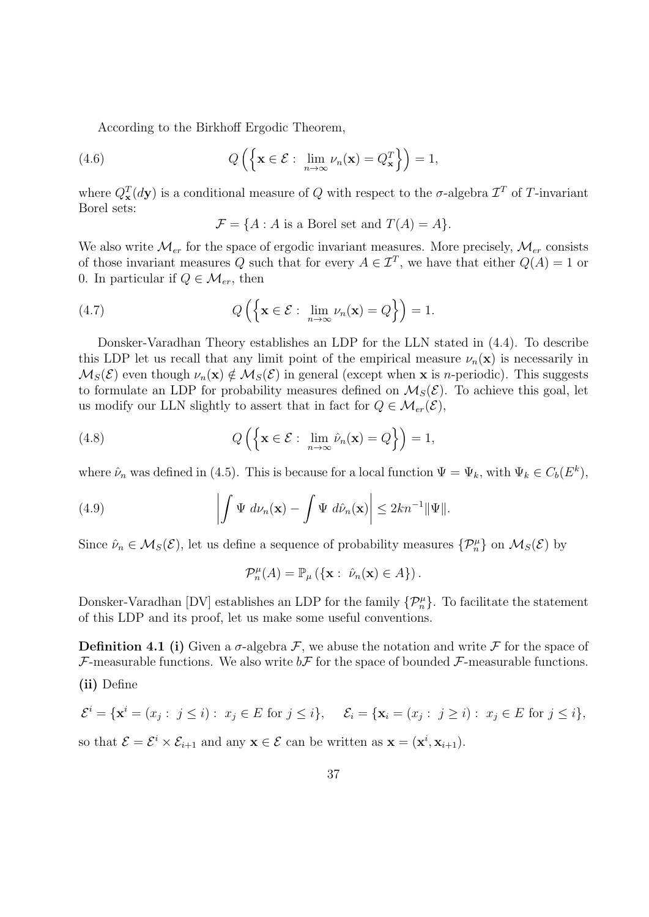According to the Birkhoff Ergodic Theorem,

$$Q\left(\left\{\mathbf{x} \in \mathcal{E} : \lim_{n\to\infty} \nu_n(\mathbf{x}) = Q^T_{\mathbf{x}}\right\}\right) = 1, \tag{4.6}$$

where $Q^T_{\mathbf{x}}(d\mathbf{y})$ is a conditional measure of $Q$ with respect to the $\sigma$-algebra $\mathcal{I}^T$ of $T$-invariant Borel sets:

$$\mathcal{F} = \{A : A \text{ is a Borel set and } T(A) = A\}.$$

We also write $\mathcal{M}_{er}$ for the space of ergodic invariant measures. More precisely, $\mathcal{M}_{er}$ consists of those invariant measures $Q$ such that for every $A \in \mathcal{I}^T$, we have that either $Q(A) = 1$ or 0. In particular if $Q \in \mathcal{M}_{er}$, then

$$Q\left(\left\{\mathbf{x} \in \mathcal{E} : \lim_{n\to\infty} \nu_n(\mathbf{x}) = Q\right\}\right) = 1. \tag{4.7}$$

Donsker-Varadhan Theory establishes an LDP for the LLN stated in (4.4). To describe this LDP let us recall that any limit point of the empirical measure $\nu_n(\mathbf{x})$ is necessarily in $\mathcal{M}_S(\mathcal{E})$ even though $\nu_n(\mathbf{x}) \notin \mathcal{M}_S(\mathcal{E})$ in general (except when $\mathbf{x}$ is $n$-periodic). This suggests to formulate an LDP for probability measures defined on $\mathcal{M}_S(\mathcal{E})$. To achieve this goal, let us modify our LLN slightly to assert that in fact for $Q \in \mathcal{M}_{er}(\mathcal{E})$,

$$Q\left(\left\{\mathbf{x} \in \mathcal{E} : \lim_{n\to\infty} \hat{\nu}_n(\mathbf{x}) = Q\right\}\right) = 1, \tag{4.8}$$

where $\hat{\nu}_n$ was defined in (4.5). This is because for a local function $\Psi = \Psi_k$, with $\Psi_k \in C_b(E^k)$,

$$\left|\int \Psi \ d\nu_n(\mathbf{x}) - \int \Psi \ d\hat{\nu}_n(\mathbf{x})\right| \leq 2kn^{-1}\|\Psi\|. \tag{4.9}$$

Since $\hat{\nu}_n \in \mathcal{M}_S(\mathcal{E})$, let us define a sequence of probability measures $\{\mathcal{P}^\mu_n\}$ on $\mathcal{M}_S(\mathcal{E})$ by

$$\mathcal{P}^\mu_n(A) = \mathbb{P}_\mu\left(\{\mathbf{x} : \ \hat{\nu}_n(\mathbf{x}) \in A\}\right).$$

Donsker-Varadhan [DV] establishes an LDP for the family $\{\mathcal{P}^\mu_n\}$. To facilitate the statement of this LDP and its proof, let us make some useful conventions.

**Definition 4.1 (i)** Given a $\sigma$-algebra $\mathcal{F}$, we abuse the notation and write $\mathcal{F}$ for the space of $\mathcal{F}$-measurable functions. We also write $b\mathcal{F}$ for the space of bounded $\mathcal{F}$-measurable functions.

**(ii)** Define

$$\mathcal{E}^i = \{\mathbf{x}^i = (x_j : \ j \leq i) : \ x_j \in E \text{ for } j \leq i\}, \quad \mathcal{E}_i = \{\mathbf{x}_i = (x_j : \ j \geq i) : \ x_j \in E \text{ for } j \leq i\},$$

so that $\mathcal{E} = \mathcal{E}^i \times \mathcal{E}_{i+1}$ and any $\mathbf{x} \in \mathcal{E}$ can be written as $\mathbf{x} = (\mathbf{x}^i, \mathbf{x}_{i+1})$.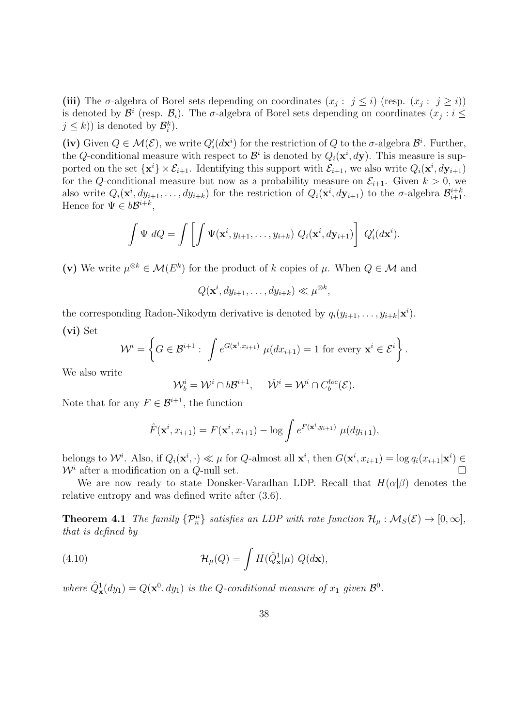**(iii)** The $\sigma$-algebra of Borel sets depending on coordinates $(x_j :\ j \le i)$ (resp. $(x_j :\ j \ge i)$) is denoted by $\mathcal{B}^i$ (resp. $\mathcal{B}_i$). The $\sigma$-algebra of Borel sets depending on coordinates $(x_j : i \le j \le k)$) is denoted by $\mathcal{B}_i^k$).

**(iv)** Given $Q \in \mathcal{M}(\mathcal{E})$, we write $Q_i'(d\mathbf{x}^i)$ for the restriction of $Q$ to the $\sigma$-algebra $\mathcal{B}^i$. Further, the $Q$-conditional measure with respect to $\mathcal{B}^i$ is denoted by $Q_i(\mathbf{x}^i, d\mathbf{y})$. This measure is supported on the set $\{\mathbf{x}^i\} \times \mathcal{E}_{i+1}$. Identifying this support with $\mathcal{E}_{i+1}$, we also write $Q_i(\mathbf{x}^i, d\mathbf{y}_{i+1})$ for the $Q$-conditional measure but now as a probability measure on $\mathcal{E}_{i+1}$. Given $k > 0$, we also write $Q_i(\mathbf{x}^i, dy_{i+1}, \dots, dy_{i+k})$ for the restriction of $Q_i(\mathbf{x}^i, d\mathbf{y}_{i+1})$ to the $\sigma$-algebra $\mathcal{B}_{i+1}^{i+k}$. Hence for $\Psi \in b\mathcal{B}^{i+k}$,

$$\int \Psi\ dQ = \int \left[ \int \Psi(\mathbf{x}^i, y_{i+1}, \dots, y_{i+k})\ Q_i(\mathbf{x}^i, d\mathbf{y}_{i+1}) \right]\ Q_i'(d\mathbf{x}^i).$$

**(v)** We write $\mu^{\otimes k} \in \mathcal{M}(E^k)$ for the product of $k$ copies of $\mu$. When $Q \in \mathcal{M}$ and

$$Q(\mathbf{x}^i, dy_{i+1}, \dots, dy_{i+k}) \ll \mu^{\otimes k},$$

the corresponding Radon-Nikodym derivative is denoted by $q_i(y_{i+1}, \dots, y_{i+k} | \mathbf{x}^i)$.

**(vi)** Set

$$\mathcal{W}^i = \left\{ G \in \mathcal{B}^{i+1} :\ \int e^{G(\mathbf{x}^i, x_{i+1})}\ \mu(dx_{i+1}) = 1 \text{ for every } \mathbf{x}^i \in \mathcal{E}^i \right\}.$$

We also write

$$\mathcal{W}_b^i = \mathcal{W}^i \cap b\mathcal{B}^{i+1}, \quad \hat{\mathcal{W}}^i = \mathcal{W}^i \cap C_b^{loc}(\mathcal{E}).$$

Note that for any $F \in \mathcal{B}^{i+1}$, the function

$$\hat{F}(\mathbf{x}^i, x_{i+1}) = F(\mathbf{x}^i, x_{i+1}) - \log \int e^{F(\mathbf{x}^i, y_{i+1})}\ \mu(dy_{i+1}),$$

belongs to $\mathcal{W}^i$. Also, if $Q_i(\mathbf{x}^i, \cdot) \ll \mu$ for $Q$-almost all $\mathbf{x}^i$, then $G(\mathbf{x}^i, x_{i+1}) = \log q_i(x_{i+1} | \mathbf{x}^i) \in \mathcal{W}^i$ after a modification on a $Q$-null set. $\square$

We are now ready to state Donsker-Varadhan LDP. Recall that $H(\alpha|\beta)$ denotes the relative entropy and was defined write after (3.6).

**Theorem 4.1** *The family $\{\mathcal{P}_n^\mu\}$ satisfies an LDP with rate function $\mathcal{H}_\mu : \mathcal{M}_S(\mathcal{E}) \to [0, \infty]$, that is defined by*

$$\mathcal{H}_\mu(Q) = \int H(\hat{Q}_\mathbf{x}^1 | \mu)\ Q(d\mathbf{x}), \tag{4.10}$$

*where $\hat{Q}_\mathbf{x}^1(dy_1) = Q(\mathbf{x}^0, dy_1)$ is the $Q$-conditional measure of $x_1$ given $\mathcal{B}^0$.*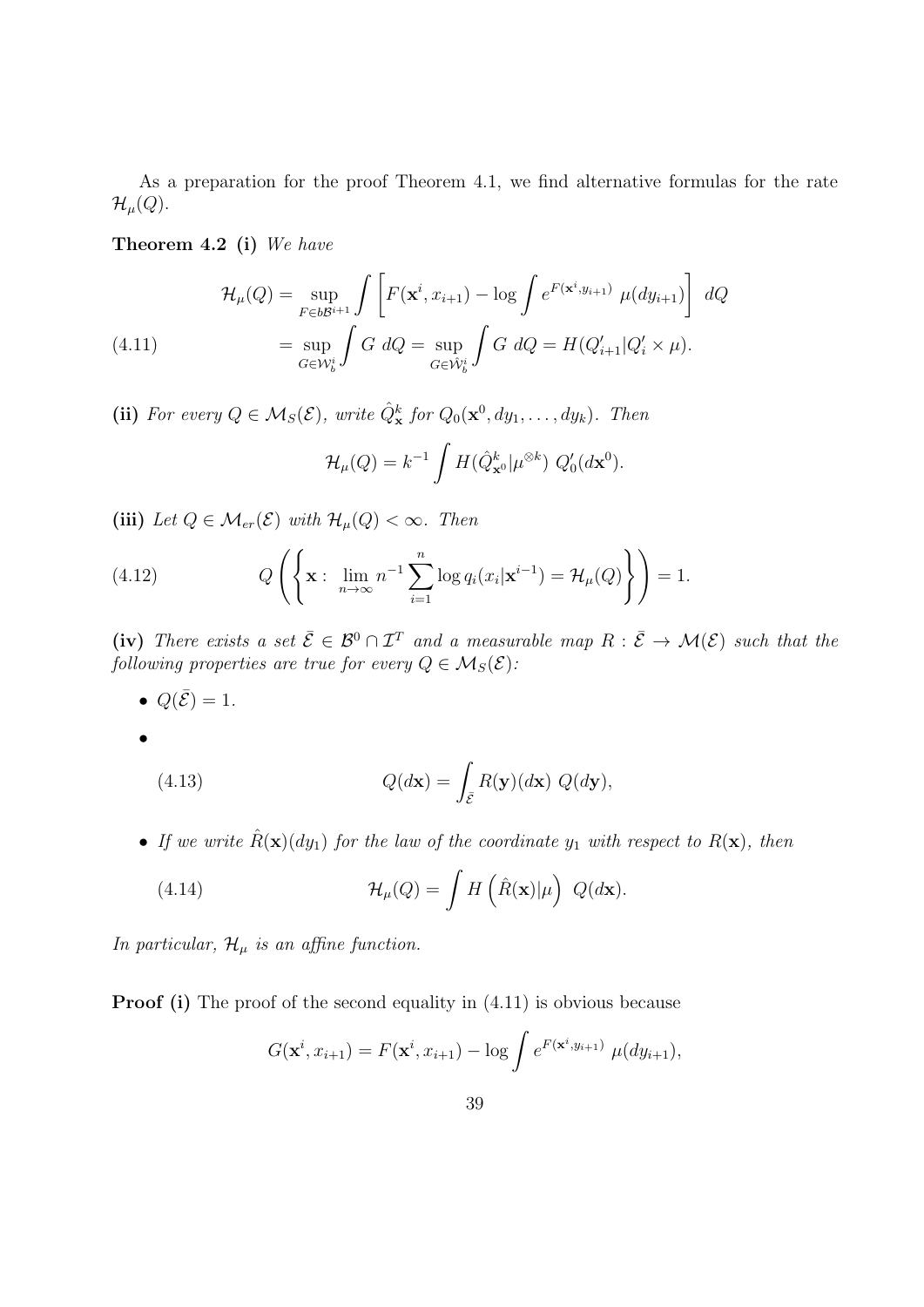As a preparation for the proof Theorem 4.1, we find alternative formulas for the rate $\mathcal{H}_\mu(Q)$.

**Theorem 4.2** **(i)** *We have*

$$
\begin{aligned}
\mathcal{H}_\mu(Q) &= \sup_{F \in b\mathcal{B}^{i+1}} \int \left[ F(\mathbf{x}^i, x_{i+1}) - \log \int e^{F(\mathbf{x}^i, y_{i+1})} \, \mu(dy_{i+1}) \right] \, dQ \\
&= \sup_{G \in \mathcal{W}_b^i} \int G \, dQ = \sup_{G \in \hat{\mathcal{W}}_b^i} \int G \, dQ = H(Q'_{i+1} | Q'_i \times \mu).
\end{aligned} \tag{4.11}
$$

**(ii)** *For every $Q \in \mathcal{M}_S(\mathcal{E})$, write $\hat{Q}_\mathbf{x}^k$ for $Q_0(\mathbf{x}^0, dy_1, \dots, dy_k)$. Then*

$$
\mathcal{H}_\mu(Q) = k^{-1} \int H(\hat{Q}_{\mathbf{x}^0}^k | \mu^{\otimes k}) \; Q'_0(d\mathbf{x}^0).
$$

**(iii)** *Let $Q \in \mathcal{M}_{er}(\mathcal{E})$ with $\mathcal{H}_\mu(Q) < \infty$. Then*

$$
Q\left( \left\{ \mathbf{x} : \lim_{n \to \infty} n^{-1} \sum_{i=1}^n \log q_i(x_i | \mathbf{x}^{i-1}) = \mathcal{H}_\mu(Q) \right\} \right) = 1. \tag{4.12}
$$

**(iv)** *There exists a set $\bar{\mathcal{E}} \in \mathcal{B}^0 \cap \mathcal{I}^T$ and a measurable map $R : \bar{\mathcal{E}} \to \mathcal{M}(\mathcal{E})$ such that the following properties are true for every $Q \in \mathcal{M}_S(\mathcal{E})$:*

- $Q(\bar{\mathcal{E}}) = 1$.
-
$$
Q(d\mathbf{x}) = \int_{\bar{\mathcal{E}}} R(\mathbf{y})(d\mathbf{x}) \; Q(d\mathbf{y}), \tag{4.13}
$$
- *If we write $\hat{R}(\mathbf{x})(dy_1)$ for the law of the coordinate $y_1$ with respect to $R(\mathbf{x})$, then*
$$
\mathcal{H}_\mu(Q) = \int H\left( \hat{R}(\mathbf{x}) | \mu \right) \; Q(d\mathbf{x}). \tag{4.14}
$$

*In particular, $\mathcal{H}_\mu$ is an affine function.*

**Proof (i)** The proof of the second equality in (4.11) is obvious because

$$
G(\mathbf{x}^i, x_{i+1}) = F(\mathbf{x}^i, x_{i+1}) - \log \int e^{F(\mathbf{x}^i, y_{i+1})} \, \mu(dy_{i+1}),
$$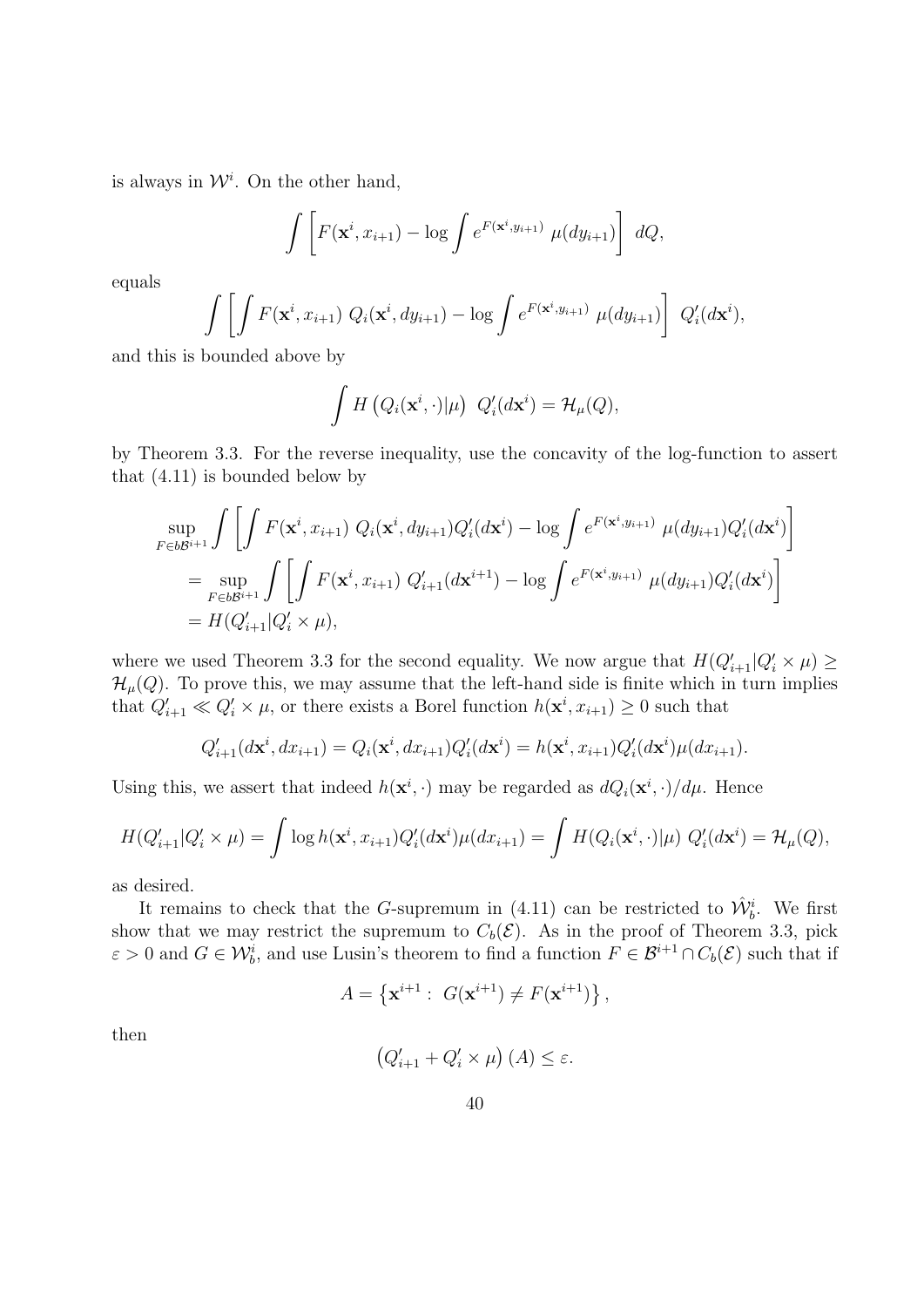is always in $\mathcal{W}^i$. On the other hand,

$$\int \left[ F(\mathbf{x}^i, x_{i+1}) - \log \int e^{F(\mathbf{x}^i, y_{i+1})} \; \mu(dy_{i+1}) \right] \; dQ,$$

equals

$$\int \left[ \int F(\mathbf{x}^i, x_{i+1}) \; Q_i(\mathbf{x}^i, dy_{i+1}) - \log \int e^{F(\mathbf{x}^i, y_{i+1})} \; \mu(dy_{i+1}) \right] \; Q_i'(d\mathbf{x}^i),$$

and this is bounded above by

$$\int H\left(Q_i(\mathbf{x}^i, \cdot)|\mu\right) \; Q_i'(d\mathbf{x}^i) = \mathcal{H}_\mu(Q),$$

by Theorem 3.3. For the reverse inequality, use the concavity of the log-function to assert that (4.11) is bounded below by

$$\begin{aligned}
&\sup_{F \in b\mathcal{B}^{i+1}} \int \left[ \int F(\mathbf{x}^i, x_{i+1}) \; Q_i(\mathbf{x}^i, dy_{i+1}) Q_i'(d\mathbf{x}^i) - \log \int e^{F(\mathbf{x}^i, y_{i+1})} \; \mu(dy_{i+1}) Q_i'(d\mathbf{x}^i) \right] \\
&\quad = \sup_{F \in b\mathcal{B}^{i+1}} \int \left[ \int F(\mathbf{x}^i, x_{i+1}) \; Q_{i+1}'(d\mathbf{x}^{i+1}) - \log \int e^{F(\mathbf{x}^i, y_{i+1})} \; \mu(dy_{i+1}) Q_i'(d\mathbf{x}^i) \right] \\
&\quad = H(Q_{i+1}'|Q_i' \times \mu),
\end{aligned}$$

where we used Theorem 3.3 for the second equality. We now argue that $H(Q_{i+1}'|Q_i' \times \mu) \geq \mathcal{H}_\mu(Q)$. To prove this, we may assume that the left-hand side is finite which in turn implies that $Q_{i+1}' \ll Q_i' \times \mu$, or there exists a Borel function $h(\mathbf{x}^i, x_{i+1}) \geq 0$ such that

$$Q_{i+1}'(d\mathbf{x}^i, dx_{i+1}) = Q_i(\mathbf{x}^i, dx_{i+1}) Q_i'(d\mathbf{x}^i) = h(\mathbf{x}^i, x_{i+1}) Q_i'(d\mathbf{x}^i) \mu(dx_{i+1}).$$

Using this, we assert that indeed $h(\mathbf{x}^i, \cdot)$ may be regarded as $dQ_i(\mathbf{x}^i, \cdot)/d\mu$. Hence

$$H(Q_{i+1}'|Q_i' \times \mu) = \int \log h(\mathbf{x}^i, x_{i+1}) Q_i'(d\mathbf{x}^i) \mu(dx_{i+1}) = \int H(Q_i(\mathbf{x}^i, \cdot)|\mu) \; Q_i'(d\mathbf{x}^i) = \mathcal{H}_\mu(Q),$$

as desired.

It remains to check that the $G$-supremum in (4.11) can be restricted to $\hat{\mathcal{W}}_b^i$. We first show that we may restrict the supremum to $C_b(\mathcal{E})$. As in the proof of Theorem 3.3, pick $\varepsilon > 0$ and $G \in \mathcal{W}_b^i$, and use Lusin's theorem to find a function $F \in \mathcal{B}^{i+1} \cap C_b(\mathcal{E})$ such that if

$$A = \left\{ \mathbf{x}^{i+1} : \; G(\mathbf{x}^{i+1}) \neq F(\mathbf{x}^{i+1}) \right\},$$

then

$$\left( Q_{i+1}' + Q_i' \times \mu \right)(A) \leq \varepsilon.$$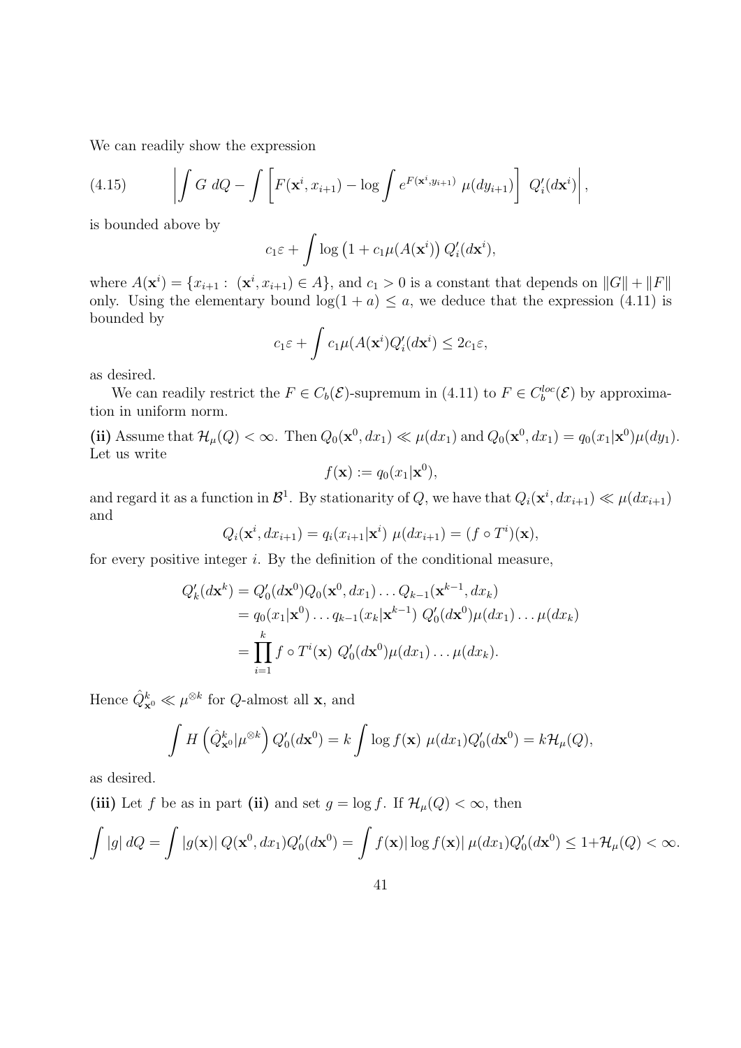We can readily show the expression

$$(4.15) \qquad \left| \int G \; dQ - \int \left[ F(\mathbf{x}^i, x_{i+1}) - \log \int e^{F(\mathbf{x}^i, y_{i+1})} \; \mu(dy_{i+1}) \right] \; Q_i'(d\mathbf{x}^i) \right|,$$

is bounded above by

$$c_1 \varepsilon + \int \log \left(1 + c_1 \mu(A(\mathbf{x}^i)\right) Q_i'(d\mathbf{x}^i),$$

where $A(\mathbf{x}^i) = \{x_{i+1} : \; (\mathbf{x}^i, x_{i+1}) \in A\}$, and $c_1 > 0$ is a constant that depends on $\|G\| + \|F\|$ only. Using the elementary bound $\log(1 + a) \leq a$, we deduce that the expression (4.11) is bounded by

$$c_1 \varepsilon + \int c_1 \mu(A(\mathbf{x}^i) Q_i'(d\mathbf{x}^i) \leq 2 c_1 \varepsilon,$$

as desired.

We can readily restrict the $F \in C_b(\mathcal{E})$-supremum in (4.11) to $F \in C_b^{loc}(\mathcal{E})$ by approximation in uniform norm.

**(ii)** Assume that $\mathcal{H}_\mu(Q) < \infty$. Then $Q_0(\mathbf{x}^0, dx_1) \ll \mu(dx_1)$ and $Q_0(\mathbf{x}^0, dx_1) = q_0(x_1|\mathbf{x}^0)\mu(dy_1)$. Let us write

$$f(\mathbf{x}) := q_0(x_1|\mathbf{x}^0),$$

and regard it as a function in $\mathcal{B}^1$. By stationarity of $Q$, we have that $Q_i(\mathbf{x}^i, dx_{i+1}) \ll \mu(dx_{i+1})$ and

$$Q_i(\mathbf{x}^i, dx_{i+1}) = q_i(x_{i+1}|\mathbf{x}^i) \; \mu(dx_{i+1}) = (f \circ T^i)(\mathbf{x}),$$

for every positive integer $i$. By the definition of the conditional measure,

$$\begin{aligned}
Q_k'(d\mathbf{x}^k) &= Q_0'(d\mathbf{x}^0) Q_0(\mathbf{x}^0, dx_1) \dots Q_{k-1}(\mathbf{x}^{k-1}, dx_k) \\
&= q_0(x_1|\mathbf{x}^0) \dots q_{k-1}(x_k|\mathbf{x}^{k-1}) \; Q_0'(d\mathbf{x}^0)\mu(dx_1) \dots \mu(dx_k) \\
&= \prod_{i=1}^{k} f \circ T^i(\mathbf{x}) \; Q_0'(d\mathbf{x}^0)\mu(dx_1) \dots \mu(dx_k).
\end{aligned}$$

Hence $\hat{Q}^k_{\mathbf{x}^0} \ll \mu^{\otimes k}$ for $Q$-almost all $\mathbf{x}$, and

$$\int H\left(\hat{Q}^k_{\mathbf{x}^0}|\mu^{\otimes k}\right) Q_0'(d\mathbf{x}^0) = k \int \log f(\mathbf{x}) \; \mu(dx_1) Q_0'(d\mathbf{x}^0) = k \mathcal{H}_\mu(Q),$$

as desired.

**(iii)** Let $f$ be as in part **(ii)** and set $g = \log f$. If $\mathcal{H}_\mu(Q) < \infty$, then

$$\int |g| \; dQ = \int |g(\mathbf{x})| \; Q(\mathbf{x}^0, dx_1) Q_0'(d\mathbf{x}^0) = \int f(\mathbf{x}) |\log f(\mathbf{x})| \; \mu(dx_1) Q_0'(d\mathbf{x}^0) \leq 1 + \mathcal{H}_\mu(Q) < \infty.$$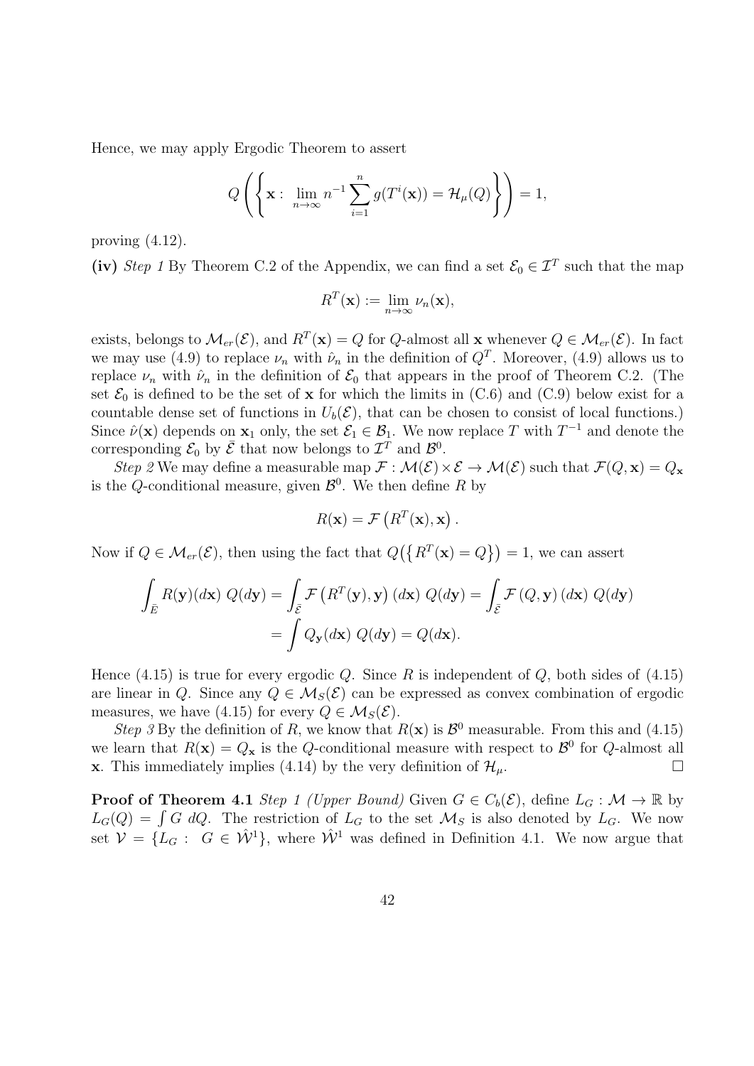Hence, we may apply Ergodic Theorem to assert

$$Q\left(\left\{\mathbf{x}: \lim_{n\to\infty} n^{-1}\sum_{i=1}^{n} g(T^i(\mathbf{x})) = \mathcal{H}_\mu(Q)\right\}\right) = 1,$$

proving (4.12).

**(iv)** *Step 1* By Theorem C.2 of the Appendix, we can find a set $\mathcal{E}_0 \in \mathcal{I}^T$ such that the map

$$R^T(\mathbf{x}) := \lim_{n\to\infty} \nu_n(\mathbf{x}),$$

exists, belongs to $\mathcal{M}_{er}(\mathcal{E})$, and $R^T(\mathbf{x}) = Q$ for $Q$-almost all $\mathbf{x}$ whenever $Q \in \mathcal{M}_{er}(\mathcal{E})$. In fact we may use (4.9) to replace $\nu_n$ with $\hat{\nu}_n$ in the definition of $Q^T$. Moreover, (4.9) allows us to replace $\nu_n$ with $\hat{\nu}_n$ in the definition of $\mathcal{E}_0$ that appears in the proof of Theorem C.2. (The set $\mathcal{E}_0$ is defined to be the set of $\mathbf{x}$ for which the limits in (C.6) and (C.9) below exist for a countable dense set of functions in $U_b(\mathcal{E})$, that can be chosen to consist of local functions.) Since $\hat{\nu}(\mathbf{x})$ depends on $\mathbf{x}_1$ only, the set $\mathcal{E}_1 \in \mathcal{B}_1$. We now replace $T$ with $T^{-1}$ and denote the corresponding $\mathcal{E}_0$ by $\bar{\mathcal{E}}$ that now belongs to $\mathcal{I}^T$ and $\mathcal{B}^0$.

*Step 2* We may define a measurable map $\mathcal{F}: \mathcal{M}(\mathcal{E}) \times \mathcal{E} \to \mathcal{M}(\mathcal{E})$ such that $\mathcal{F}(Q, \mathbf{x}) = Q_{\mathbf{x}}$ is the $Q$-conditional measure, given $\mathcal{B}^0$. We then define $R$ by

$$R(\mathbf{x}) = \mathcal{F}\left(R^T(\mathbf{x}), \mathbf{x}\right).$$

Now if $Q \in \mathcal{M}_{er}(\mathcal{E})$, then using the fact that $Q\big(\{R^T(\mathbf{x}) = Q\}\big) = 1$, we can assert

$$\begin{aligned}\int_{\bar{E}} R(\mathbf{y})(d\mathbf{x})\ Q(d\mathbf{y}) &= \int_{\bar{\mathcal{E}}} \mathcal{F}\left(R^T(\mathbf{y}), \mathbf{y}\right)(d\mathbf{x})\ Q(d\mathbf{y}) = \int_{\bar{\mathcal{E}}} \mathcal{F}\left(Q, \mathbf{y}\right)(d\mathbf{x})\ Q(d\mathbf{y}) \\ &= \int Q_{\mathbf{y}}(d\mathbf{x})\ Q(d\mathbf{y}) = Q(d\mathbf{x}).\end{aligned}$$

Hence (4.15) is true for every ergodic $Q$. Since $R$ is independent of $Q$, both sides of (4.15) are linear in $Q$. Since any $Q \in \mathcal{M}_S(\mathcal{E})$ can be expressed as convex combination of ergodic measures, we have (4.15) for every $Q \in \mathcal{M}_S(\mathcal{E})$.

*Step 3* By the definition of $R$, we know that $R(\mathbf{x})$ is $\mathcal{B}^0$ measurable. From this and (4.15) we learn that $R(\mathbf{x}) = Q_{\mathbf{x}}$ is the $Q$-conditional measure with respect to $\mathcal{B}^0$ for $Q$-almost all $\mathbf{x}$. This immediately implies (4.14) by the very definition of $\mathcal{H}_\mu$. □

**Proof of Theorem 4.1** *Step 1 (Upper Bound)* Given $G \in C_b(\mathcal{E})$, define $L_G: \mathcal{M} \to \mathbb{R}$ by $L_G(Q) = \int G\ dQ$. The restriction of $L_G$ to the set $\mathcal{M}_S$ is also denoted by $L_G$. We now set $\mathcal{V} = \{L_G: \ G \in \hat{\mathcal{W}}^1\}$, where $\hat{\mathcal{W}}^1$ was defined in Definition 4.1. We now argue that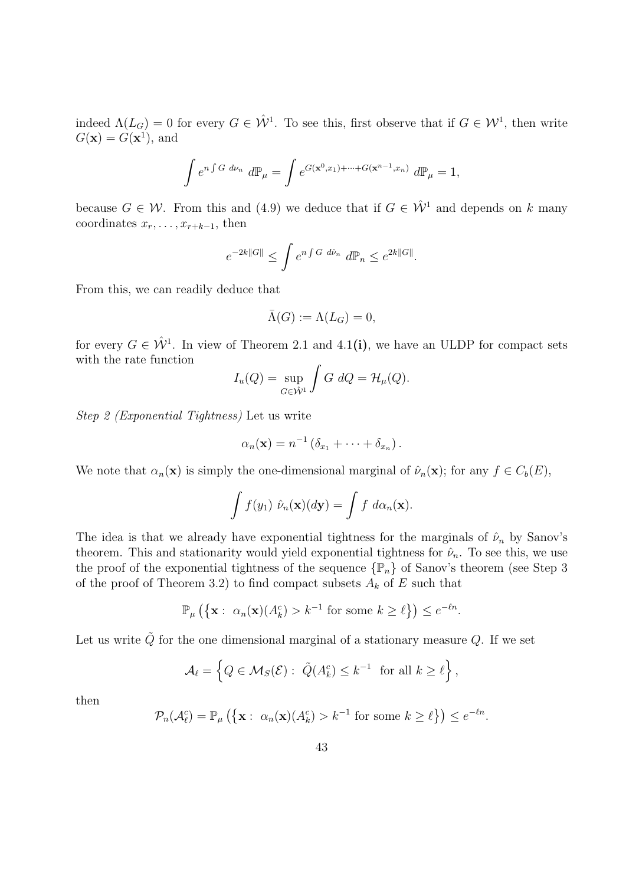indeed $\Lambda(L_G) = 0$ for every $G \in \hat{\mathcal{W}}^1$. To see this, first observe that if $G \in \mathcal{W}^1$, then write $G(\mathbf{x}) = G(\mathbf{x}^1)$, and

$$\int e^{n \int G \, d\nu_n} \, d\mathbb{P}_\mu = \int e^{G(\mathbf{x}^0, x_1) + \cdots + G(\mathbf{x}^{n-1}, x_n)} \, d\mathbb{P}_\mu = 1,$$

because $G \in \mathcal{W}$. From this and (4.9) we deduce that if $G \in \hat{\mathcal{W}}^1$ and depends on $k$ many coordinates $x_r, \ldots, x_{r+k-1}$, then

$$e^{-2k\|G\|} \leq \int e^{n \int G \, d\hat{\nu}_n} \, d\mathbb{P}_n \leq e^{2k\|G\|}.$$

From this, we can readily deduce that

$$\bar{\Lambda}(G) := \Lambda(L_G) = 0,$$

for every $G \in \hat{\mathcal{W}}^1$. In view of Theorem 2.1 and 4.1**(i)**, we have an ULDP for compact sets with the rate function

$$I_u(Q) = \sup_{G \in \hat{\mathcal{W}}^1} \int G \, dQ = \mathcal{H}_\mu(Q).$$

*Step 2 (Exponential Tightness)* Let us write

$$\alpha_n(\mathbf{x}) = n^{-1} \left( \delta_{x_1} + \cdots + \delta_{x_n} \right).$$

We note that $\alpha_n(\mathbf{x})$ is simply the one-dimensional marginal of $\hat{\nu}_n(\mathbf{x})$; for any $f \in C_b(E)$,

$$\int f(y_1) \, \hat{\nu}_n(\mathbf{x})(d\mathbf{y}) = \int f \, d\alpha_n(\mathbf{x}).$$

The idea is that we already have exponential tightness for the marginals of $\hat{\nu}_n$ by Sanov's theorem. This and stationarity would yield exponential tightness for $\hat{\nu}_n$. To see this, we use the proof of the exponential tightness of the sequence $\{\mathbb{P}_n\}$ of Sanov's theorem (see Step 3 of the proof of Theorem 3.2) to find compact subsets $A_k$ of $E$ such that

$$\mathbb{P}_\mu \left( \left\{ \mathbf{x} : \ \alpha_n(\mathbf{x})(A_k^c) > k^{-1} \text{ for some } k \geq \ell \right\} \right) \leq e^{-\ell n}.$$

Let us write $\tilde{Q}$ for the one dimensional marginal of a stationary measure $Q$. If we set

$$\mathcal{A}_\ell = \left\{ Q \in \mathcal{M}_S(\mathcal{E}) : \ \tilde{Q}(A_k^c) \leq k^{-1} \ \text{ for all } k \geq \ell \right\},$$

then

$$\mathcal{P}_n(\mathcal{A}_\ell^c) = \mathbb{P}_\mu \left( \left\{ \mathbf{x} : \ \alpha_n(\mathbf{x})(A_k^c) > k^{-1} \text{ for some } k \geq \ell \right\} \right) \leq e^{-\ell n}.$$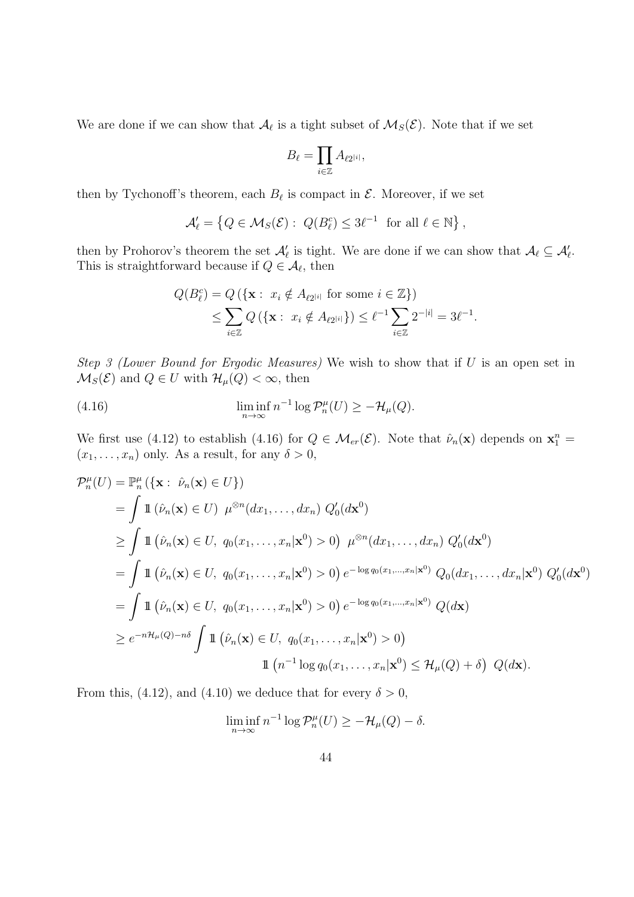We are done if we can show that $\mathcal{A}_\ell$ is a tight subset of $\mathcal{M}_S(\mathcal{E})$. Note that if we set

$$B_\ell = \prod_{i\in\mathbb{Z}} A_{\ell 2^{|i|}},$$

then by Tychonoff's theorem, each $B_\ell$ is compact in $\mathcal{E}$. Moreover, if we set

$$\mathcal{A}'_\ell = \left\{Q \in \mathcal{M}_S(\mathcal{E}) :\ Q(B_\ell^c) \le 3\ell^{-1} \ \text{ for all } \ell \in \mathbb{N}\right\},$$

then by Prohorov's theorem the set $\mathcal{A}'_\ell$ is tight. We are done if we can show that $\mathcal{A}_\ell \subseteq \mathcal{A}'_\ell$. This is straightforward because if $Q \in \mathcal{A}_\ell$, then

$$\begin{aligned}
Q(B_\ell^c) &= Q\left(\{\mathbf{x} :\ x_i \notin A_{\ell 2^{|i|}} \text{ for some } i \in \mathbb{Z}\}\right) \\
&\le \sum_{i\in\mathbb{Z}} Q\left(\{\mathbf{x} :\ x_i \notin A_{\ell 2^{|i|}}\}\right) \le \ell^{-1}\sum_{i\in\mathbb{Z}} 2^{-|i|} = 3\ell^{-1}.
\end{aligned}$$

*Step 3 (Lower Bound for Ergodic Measures)* We wish to show that if $U$ is an open set in $\mathcal{M}_S(\mathcal{E})$ and $Q \in U$ with $\mathcal{H}_\mu(Q) < \infty$, then

$$\liminf_{n\to\infty} n^{-1}\log \mathcal{P}_n^\mu(U) \ge -\mathcal{H}_\mu(Q). \tag{4.16}$$

We first use (4.12) to establish (4.16) for $Q \in \mathcal{M}_{er}(\mathcal{E})$. Note that $\hat{\nu}_n(\mathbf{x})$ depends on $\mathbf{x}_1^n = (x_1,\dots,x_n)$ only. As a result, for any $\delta > 0$,

$$\begin{aligned}
\mathcal{P}_n^\mu(U) &= \mathbb{P}_n^\mu\left(\{\mathbf{x} :\ \hat{\nu}_n(\mathbf{x}) \in U\}\right) \\
&= \int \mathbb{1}\left(\hat{\nu}_n(\mathbf{x}) \in U\right)\ \mu^{\otimes n}(dx_1,\dots,dx_n)\ Q'_0(d\mathbf{x}^0) \\
&\ge \int \mathbb{1}\left(\hat{\nu}_n(\mathbf{x}) \in U,\ q_0(x_1,\dots,x_n|\mathbf{x}^0) > 0\right)\ \mu^{\otimes n}(dx_1,\dots,dx_n)\ Q'_0(d\mathbf{x}^0) \\
&= \int \mathbb{1}\left(\hat{\nu}_n(\mathbf{x}) \in U,\ q_0(x_1,\dots,x_n|\mathbf{x}^0) > 0\right) e^{-\log q_0(x_1,\dots,x_n|\mathbf{x}^0)}\ Q_0(dx_1,\dots,dx_n|\mathbf{x}^0)\ Q'_0(d\mathbf{x}^0) \\
&= \int \mathbb{1}\left(\hat{\nu}_n(\mathbf{x}) \in U,\ q_0(x_1,\dots,x_n|\mathbf{x}^0) > 0\right) e^{-\log q_0(x_1,\dots,x_n|\mathbf{x}^0)}\ Q(d\mathbf{x}) \\
&\ge e^{-n\mathcal{H}_\mu(Q)-n\delta}\int \mathbb{1}\left(\hat{\nu}_n(\mathbf{x}) \in U,\ q_0(x_1,\dots,x_n|\mathbf{x}^0) > 0\right) \\
&\qquad\qquad \mathbb{1}\left(n^{-1}\log q_0(x_1,\dots,x_n|\mathbf{x}^0) \le \mathcal{H}_\mu(Q) + \delta\right)\ Q(d\mathbf{x}).
\end{aligned}$$

From this, (4.12), and (4.10) we deduce that for every $\delta > 0$,

$$\liminf_{n\to\infty} n^{-1}\log \mathcal{P}_n^\mu(U) \ge -\mathcal{H}_\mu(Q) - \delta.$$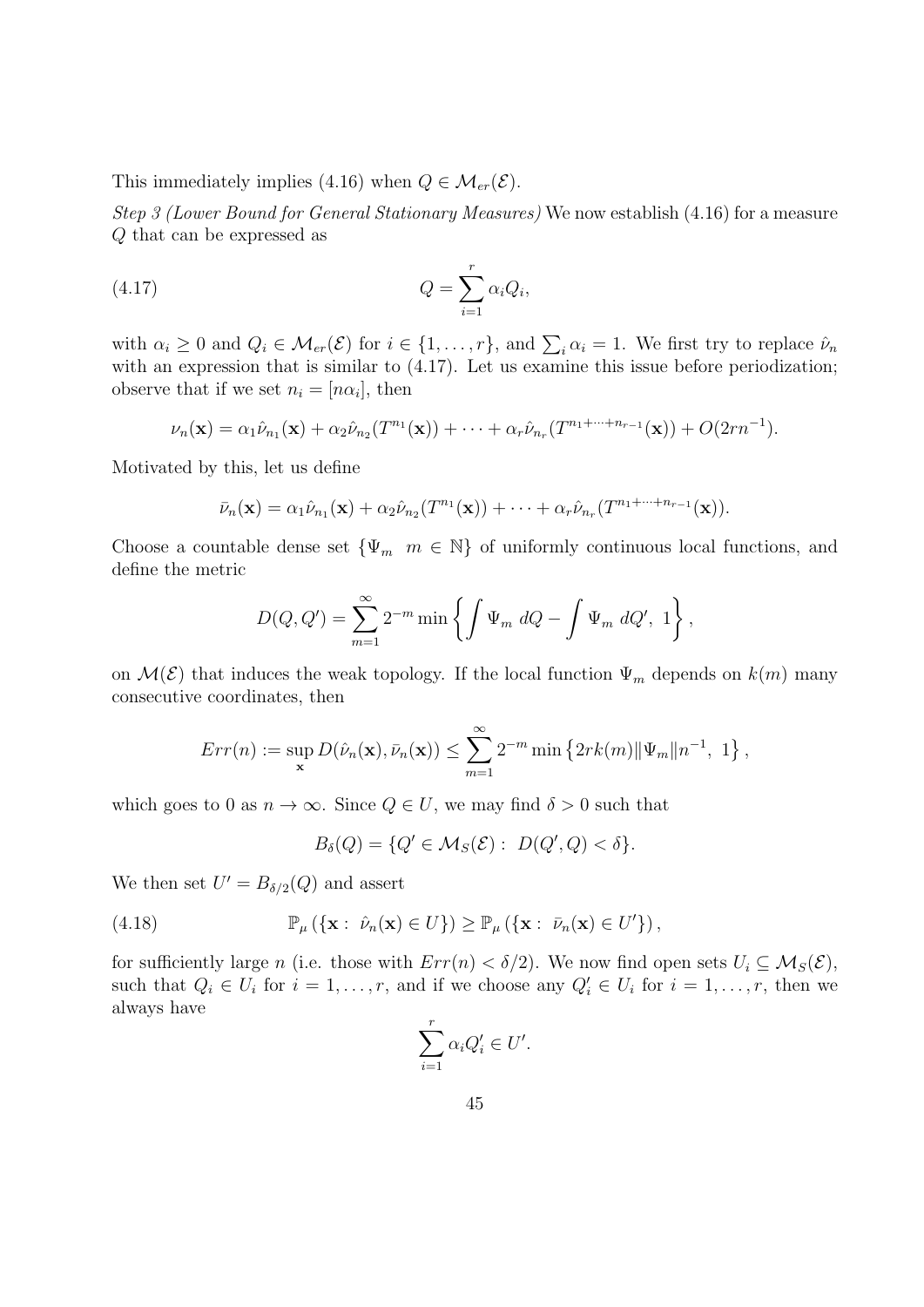This immediately implies (4.16) when $Q \in \mathcal{M}_{er}(\mathcal{E})$.

*Step 3 (Lower Bound for General Stationary Measures)* We now establish (4.16) for a measure $Q$ that can be expressed as

$$Q = \sum_{i=1}^{r} \alpha_i Q_i, \tag{4.17}$$

with $\alpha_i \geq 0$ and $Q_i \in \mathcal{M}_{er}(\mathcal{E})$ for $i \in \{1, \dots, r\}$, and $\sum_i \alpha_i = 1$. We first try to replace $\hat{\nu}_n$ with an expression that is similar to (4.17). Let us examine this issue before periodization; observe that if we set $n_i = [n\alpha_i]$, then

$$\nu_n(\mathbf{x}) = \alpha_1 \hat{\nu}_{n_1}(\mathbf{x}) + \alpha_2 \hat{\nu}_{n_2}(T^{n_1}(\mathbf{x})) + \dots + \alpha_r \hat{\nu}_{n_r}(T^{n_1+\dots+n_{r-1}}(\mathbf{x})) + O(2rn^{-1}).$$

Motivated by this, let us define

$$\bar{\nu}_n(\mathbf{x}) = \alpha_1 \hat{\nu}_{n_1}(\mathbf{x}) + \alpha_2 \hat{\nu}_{n_2}(T^{n_1}(\mathbf{x})) + \dots + \alpha_r \hat{\nu}_{n_r}(T^{n_1+\dots+n_{r-1}}(\mathbf{x})).$$

Choose a countable dense set $\{\Psi_m \ \ m \in \mathbb{N}\}$ of uniformly continuous local functions, and define the metric

$$D(Q, Q') = \sum_{m=1}^{\infty} 2^{-m} \min \left\{ \int \Psi_m \ dQ - \int \Psi_m \ dQ', \ 1 \right\},$$

on $\mathcal{M}(\mathcal{E})$ that induces the weak topology. If the local function $\Psi_m$ depends on $k(m)$ many consecutive coordinates, then

$$Err(n) := \sup_{\mathbf{x}} D(\hat{\nu}_n(\mathbf{x}), \bar{\nu}_n(\mathbf{x})) \leq \sum_{m=1}^{\infty} 2^{-m} \min \left\{ 2rk(m) \|\Psi_m\| n^{-1}, \ 1 \right\},$$

which goes to 0 as $n \to \infty$. Since $Q \in U$, we may find $\delta > 0$ such that

$$B_\delta(Q) = \{Q' \in \mathcal{M}_S(\mathcal{E}) : \ D(Q', Q) < \delta\}.$$

We then set $U' = B_{\delta/2}(Q)$ and assert

$$\mathbb{P}_\mu \left( \{\mathbf{x} : \ \hat{\nu}_n(\mathbf{x}) \in U\} \right) \geq \mathbb{P}_\mu \left( \{\mathbf{x} : \ \bar{\nu}_n(\mathbf{x}) \in U'\} \right), \tag{4.18}$$

for sufficiently large $n$ (i.e. those with $Err(n) < \delta/2$). We now find open sets $U_i \subseteq \mathcal{M}_S(\mathcal{E})$, such that $Q_i \in U_i$ for $i = 1, \dots, r$, and if we choose any $Q'_i \in U_i$ for $i = 1, \dots, r$, then we always have

$$\sum_{i=1}^{r} \alpha_i Q'_i \in U'.$$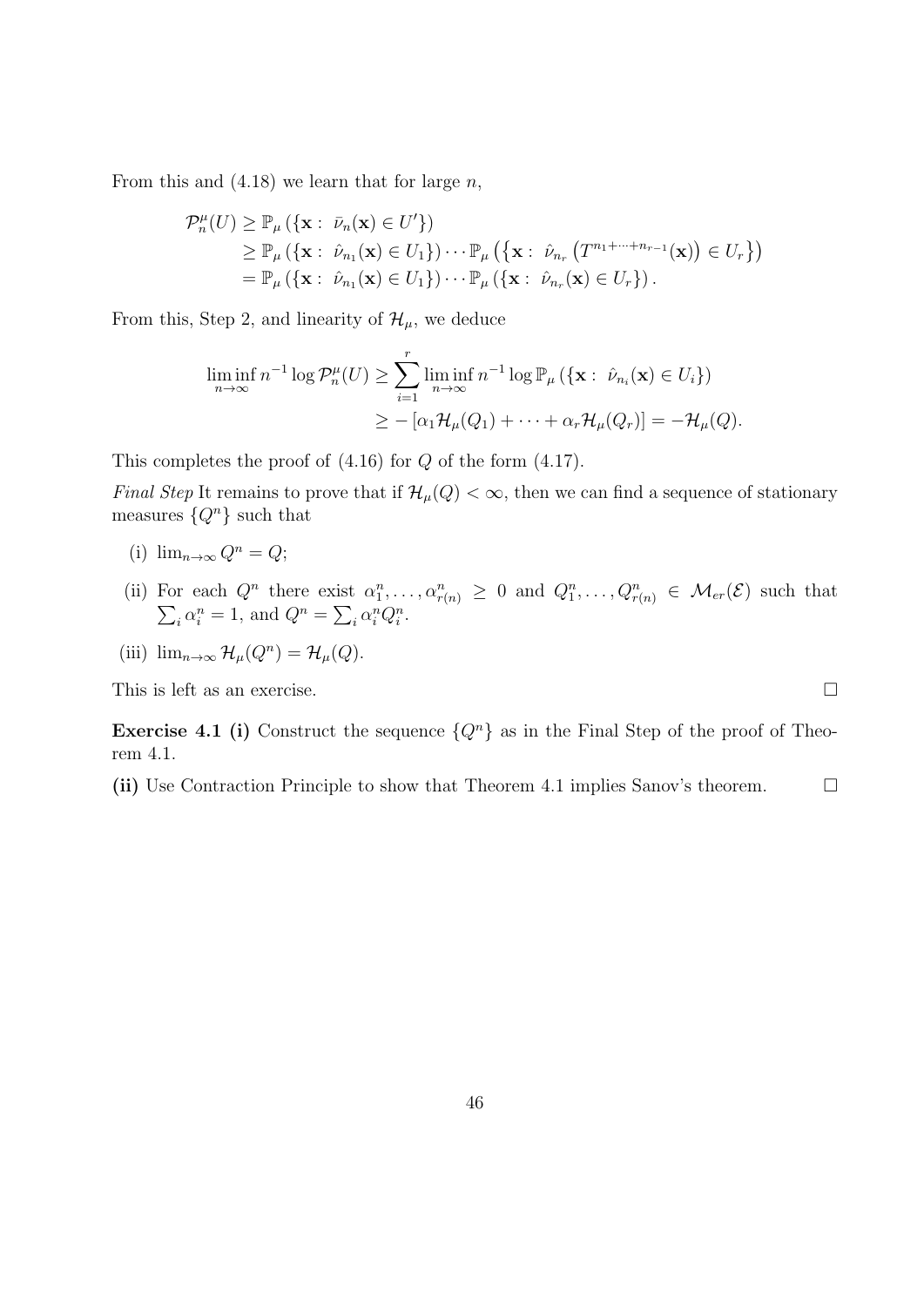From this and (4.18) we learn that for large $n$,

$$
\begin{aligned}
\mathcal{P}_n^\mu(U) &\geq \mathbb{P}_\mu\left(\{\mathbf{x}:\ \bar{\nu}_n(\mathbf{x}) \in U'\}\right) \\
&\geq \mathbb{P}_\mu\left(\{\mathbf{x}:\ \hat{\nu}_{n_1}(\mathbf{x}) \in U_1\}\right) \cdots \mathbb{P}_\mu\left(\left\{\mathbf{x}:\ \hat{\nu}_{n_r}\left(T^{n_1+\cdots+n_{r-1}}(\mathbf{x})\right) \in U_r\right\}\right) \\
&= \mathbb{P}_\mu\left(\{\mathbf{x}:\ \hat{\nu}_{n_1}(\mathbf{x}) \in U_1\}\right) \cdots \mathbb{P}_\mu\left(\{\mathbf{x}:\ \hat{\nu}_{n_r}(\mathbf{x}) \in U_r\}\right).
\end{aligned}
$$

From this, Step 2, and linearity of $\mathcal{H}_\mu$, we deduce

$$
\begin{aligned}
\liminf_{n\to\infty} n^{-1} \log \mathcal{P}_n^\mu(U) &\geq \sum_{i=1}^r \liminf_{n\to\infty} n^{-1} \log \mathbb{P}_\mu\left(\{\mathbf{x}:\ \hat{\nu}_{n_i}(\mathbf{x}) \in U_i\}\right) \\
&\geq -\left[\alpha_1 \mathcal{H}_\mu(Q_1) + \cdots + \alpha_r \mathcal{H}_\mu(Q_r)\right] = -\mathcal{H}_\mu(Q).
\end{aligned}
$$

This completes the proof of (4.16) for $Q$ of the form (4.17).

*Final Step* It remains to prove that if $\mathcal{H}_\mu(Q) < \infty$, then we can find a sequence of stationary measures $\{Q^n\}$ such that

(i) $\lim_{n\to\infty} Q^n = Q$;

(ii) For each $Q^n$ there exist $\alpha_1^n, \ldots, \alpha_{r(n)}^n \geq 0$ and $Q_1^n, \ldots, Q_{r(n)}^n \in \mathcal{M}_{er}(\mathcal{E})$ such that $\sum_i \alpha_i^n = 1$, and $Q^n = \sum_i \alpha_i^n Q_i^n$.

(iii) $\lim_{n\to\infty} \mathcal{H}_\mu(Q^n) = \mathcal{H}_\mu(Q)$.

This is left as an exercise. □

**Exercise 4.1 (i)** Construct the sequence $\{Q^n\}$ as in the Final Step of the proof of Theorem 4.1.

**(ii)** Use Contraction Principle to show that Theorem 4.1 implies Sanov's theorem. □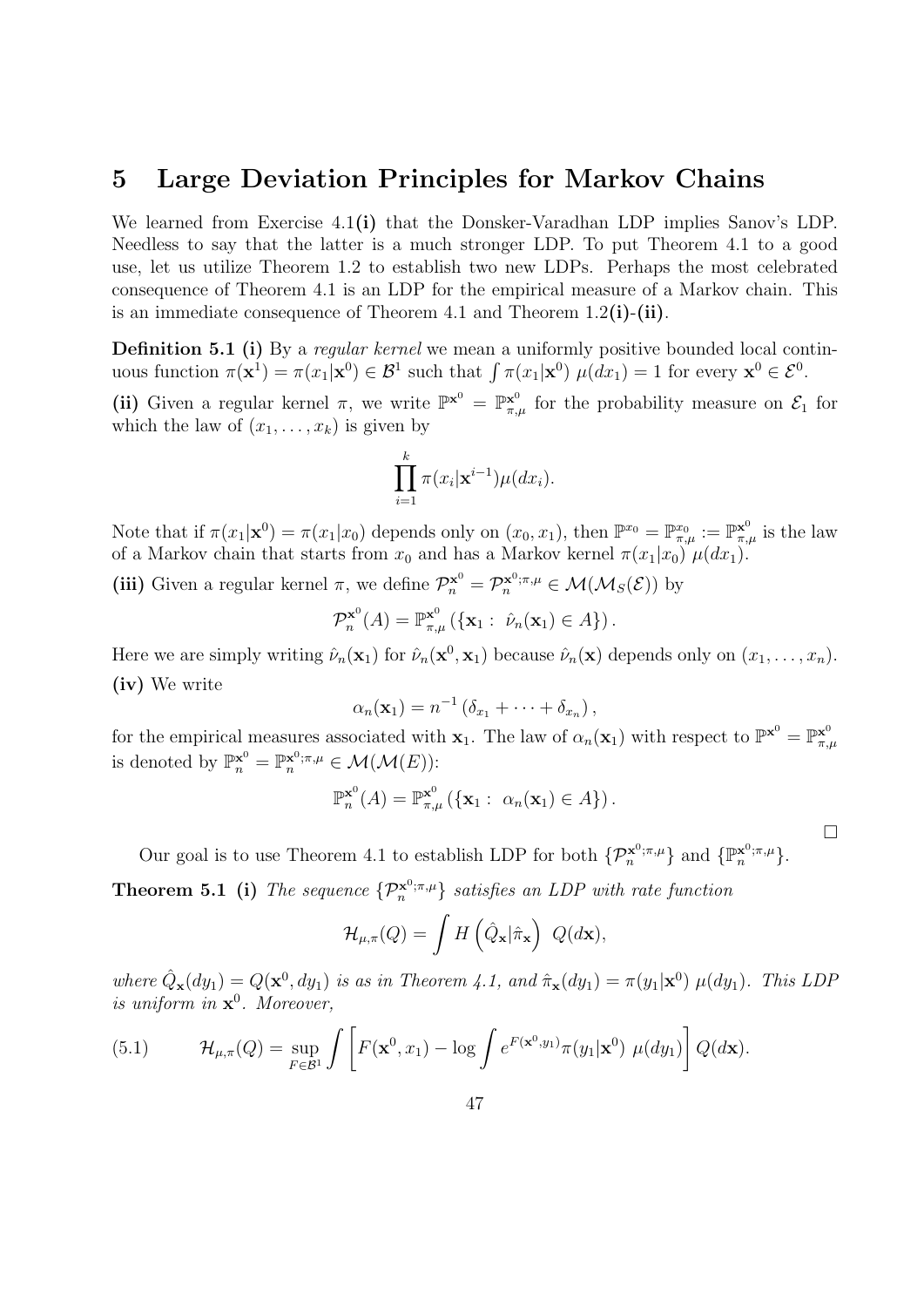# 5 Large Deviation Principles for Markov Chains

We learned from Exercise 4.1**(i)** that the Donsker-Varadhan LDP implies Sanov's LDP. Needless to say that the latter is a much stronger LDP. To put Theorem 4.1 to a good use, let us utilize Theorem 1.2 to establish two new LDPs. Perhaps the most celebrated consequence of Theorem 4.1 is an LDP for the empirical measure of a Markov chain. This is an immediate consequence of Theorem 4.1 and Theorem 1.2**(i)**-**(ii)**.

**Definition 5.1 (i)** By a *regular kernel* we mean a uniformly positive bounded local continuous function $\pi(\mathbf{x}^1) = \pi(x_1|\mathbf{x}^0) \in \mathcal{B}^1$ such that $\int \pi(x_1|\mathbf{x}^0)\ \mu(dx_1) = 1$ for every $\mathbf{x}^0 \in \mathcal{E}^0$.

**(ii)** Given a regular kernel $\pi$, we write $\mathbb{P}^{\mathbf{x}^0} = \mathbb{P}^{\mathbf{x}^0}_{\pi,\mu}$ for the probability measure on $\mathcal{E}_1$ for which the law of $(x_1, \dots, x_k)$ is given by

$$\prod_{i=1}^{k} \pi(x_i|\mathbf{x}^{i-1})\mu(dx_i).$$

Note that if $\pi(x_1|\mathbf{x}^0) = \pi(x_1|x_0)$ depends only on $(x_0, x_1)$, then $\mathbb{P}^{x_0} = \mathbb{P}^{x_0}_{\pi,\mu} := \mathbb{P}^{\mathbf{x}^0}_{\pi,\mu}$ is the law of a Markov chain that starts from $x_0$ and has a Markov kernel $\pi(x_1|x_0)\ \mu(dx_1)$.

**(iii)** Given a regular kernel $\pi$, we define $\mathcal{P}^{\mathbf{x}^0}_n = \mathcal{P}^{\mathbf{x}^0;\pi,\mu}_n \in \mathcal{M}(\mathcal{M}_S(\mathcal{E}))$ by

$$\mathcal{P}^{\mathbf{x}^0}_n(A) = \mathbb{P}^{\mathbf{x}^0}_{\pi,\mu}\left(\{\mathbf{x}_1 :\ \hat{\nu}_n(\mathbf{x}_1) \in A\}\right).$$

Here we are simply writing $\hat{\nu}_n(\mathbf{x}_1)$ for $\hat{\nu}_n(\mathbf{x}^0, \mathbf{x}_1)$ because $\hat{\nu}_n(\mathbf{x})$ depends only on $(x_1, \dots, x_n)$.

**(iv)** We write

$$\alpha_n(\mathbf{x}_1) = n^{-1}\left(\delta_{x_1} + \dots + \delta_{x_n}\right),$$

for the empirical measures associated with $\mathbf{x}_1$. The law of $\alpha_n(\mathbf{x}_1)$ with respect to $\mathbb{P}^{\mathbf{x}^0} = \mathbb{P}^{\mathbf{x}^0}_{\pi,\mu}$ is denoted by $\mathbb{P}^{\mathbf{x}^0}_n = \mathbb{P}^{\mathbf{x}^0;\pi,\mu}_n \in \mathcal{M}(\mathcal{M}(E))$:

$$\mathbb{P}^{\mathbf{x}^0}_n(A) = \mathbb{P}^{\mathbf{x}^0}_{\pi,\mu}\left(\{\mathbf{x}_1 :\ \alpha_n(\mathbf{x}_1) \in A\}\right).$$

□

Our goal is to use Theorem 4.1 to establish LDP for both $\{\mathcal{P}^{\mathbf{x}^0;\pi,\mu}_n\}$ and $\{\mathbb{P}^{\mathbf{x}^0;\pi,\mu}_n\}$.

**Theorem 5.1 (i)** *The sequence $\{\mathcal{P}^{\mathbf{x}^0;\pi,\mu}_n\}$ satisfies an LDP with rate function*

$$\mathcal{H}_{\mu,\pi}(Q) = \int H\left(\hat{Q}_{\mathbf{x}}|\hat{\pi}_{\mathbf{x}}\right)\ Q(d\mathbf{x}),$$

*where $\hat{Q}_{\mathbf{x}}(dy_1) = Q(\mathbf{x}^0, dy_1)$ is as in Theorem 4.1, and $\hat{\pi}_{\mathbf{x}}(dy_1) = \pi(y_1|\mathbf{x}^0)\ \mu(dy_1)$. This LDP is uniform in $\mathbf{x}^0$. Moreover,*

$$\mathcal{H}_{\mu,\pi}(Q) = \sup_{F \in \mathcal{B}^1} \int \left[F(\mathbf{x}^0, x_1) - \log \int e^{F(\mathbf{x}^0, y_1)} \pi(y_1|\mathbf{x}^0)\ \mu(dy_1)\right] Q(d\mathbf{x}). \tag{5.1}$$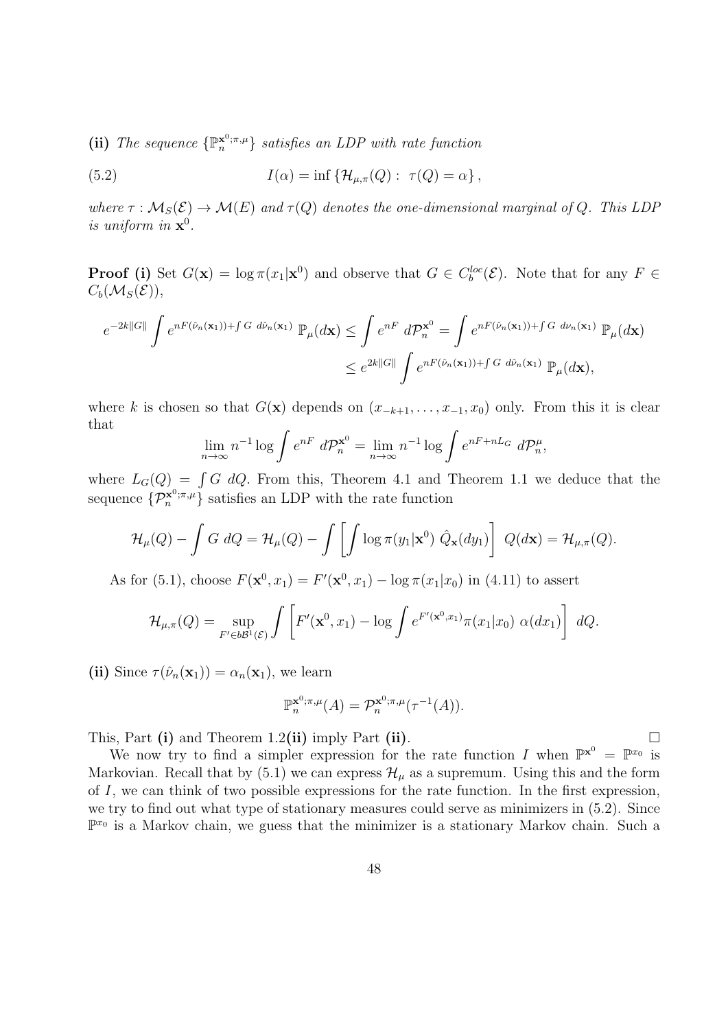**(ii)** *The sequence* $\{\mathbb{P}_n^{\mathbf{x}^0;\pi,\mu}\}$ *satisfies an LDP with rate function*

$$I(\alpha) = \inf \{\mathcal{H}_{\mu,\pi}(Q) : \ \tau(Q) = \alpha\}, \tag{5.2}$$

*where* $\tau : \mathcal{M}_S(\mathcal{E}) \to \mathcal{M}(E)$ *and* $\tau(Q)$ *denotes the one-dimensional marginal of* $Q$*. This LDP is uniform in* $\mathbf{x}^0$*.*

**Proof (i)** Set $G(\mathbf{x}) = \log \pi(x_1|\mathbf{x}^0)$ and observe that $G \in C_b^{loc}(\mathcal{E})$. Note that for any $F \in C_b(\mathcal{M}_S(\mathcal{E}))$,

$$e^{-2k\|G\|} \int e^{nF(\hat{\nu}_n(\mathbf{x}_1)) + \int G \ d\hat{\nu}_n(\mathbf{x}_1)} \ \mathbb{P}_\mu(d\mathbf{x}) \leq \int e^{nF} \ d\mathcal{P}_n^{\mathbf{x}^0} = \int e^{nF(\hat{\nu}_n(\mathbf{x}_1)) + \int G \ d\nu_n(\mathbf{x}_1)} \ \mathbb{P}_\mu(d\mathbf{x})$$
$$\leq e^{2k\|G\|} \int e^{nF(\hat{\nu}_n(\mathbf{x}_1)) + \int G \ d\hat{\nu}_n(\mathbf{x}_1)} \ \mathbb{P}_\mu(d\mathbf{x}),$$

where $k$ is chosen so that $G(\mathbf{x})$ depends on $(x_{-k+1}, \ldots, x_{-1}, x_0)$ only. From this it is clear that

$$\lim_{n\to\infty} n^{-1} \log \int e^{nF} \ d\mathcal{P}_n^{\mathbf{x}^0} = \lim_{n\to\infty} n^{-1} \log \int e^{nF + nL_G} \ d\mathcal{P}_n^{\mu},$$

where $L_G(Q) = \int G \ dQ$. From this, Theorem 4.1 and Theorem 1.1 we deduce that the sequence $\{\mathcal{P}_n^{\mathbf{x}^0;\pi,\mu}\}$ satisfies an LDP with the rate function

$$\mathcal{H}_\mu(Q) - \int G \ dQ = \mathcal{H}_\mu(Q) - \int \left[\int \log \pi(y_1|\mathbf{x}^0) \ \hat{Q}_{\mathbf{x}}(dy_1)\right] \ Q(d\mathbf{x}) = \mathcal{H}_{\mu,\pi}(Q).$$

As for (5.1), choose $F(\mathbf{x}^0, x_1) = F'(\mathbf{x}^0, x_1) - \log \pi(x_1|x_0)$ in (4.11) to assert

$$\mathcal{H}_{\mu,\pi}(Q) = \sup_{F' \in b\mathcal{B}^1(\mathcal{E})} \int \left[F'(\mathbf{x}^0, x_1) - \log \int e^{F'(\mathbf{x}^0, x_1)} \pi(x_1|x_0) \ \alpha(dx_1)\right] \ dQ.$$

**(ii)** Since $\tau(\hat{\nu}_n(\mathbf{x}_1)) = \alpha_n(\mathbf{x}_1)$, we learn

$$\mathbb{P}_n^{\mathbf{x}^0;\pi,\mu}(A) = \mathcal{P}_n^{\mathbf{x}^0;\pi,\mu}(\tau^{-1}(A)).$$

This, Part **(i)** and Theorem 1.2**(ii)** imply Part **(ii)**. □

We now try to find a simpler expression for the rate function $I$ when $\mathbb{P}^{\mathbf{x}^0} = \mathbb{P}^{x_0}$ is Markovian. Recall that by (5.1) we can express $\mathcal{H}_\mu$ as a supremum. Using this and the form of $I$, we can think of two possible expressions for the rate function. In the first expression, we try to find out what type of stationary measures could serve as minimizers in (5.2). Since $\mathbb{P}^{x_0}$ is a Markov chain, we guess that the minimizer is a stationary Markov chain. Such a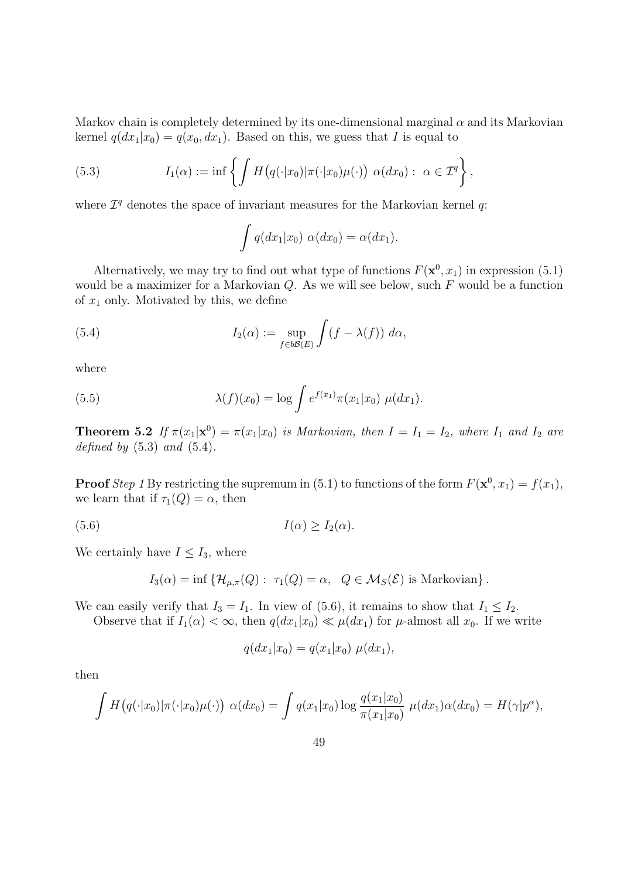Markov chain is completely determined by its one-dimensional marginal $\alpha$ and its Markovian kernel $q(dx_1|x_0) = q(x_0, dx_1)$. Based on this, we guess that $I$ is equal to

$$I_1(\alpha) := \inf \left\{ \int H\big(q(\cdot|x_0)|\pi(\cdot|x_0)\mu(\cdot)\big)\ \alpha(dx_0) :\ \alpha \in \mathcal{I}^q \right\}, \tag{5.3}$$

where $\mathcal{I}^q$ denotes the space of invariant measures for the Markovian kernel $q$:

$$\int q(dx_1|x_0)\ \alpha(dx_0) = \alpha(dx_1).$$

Alternatively, we may try to find out what type of functions $F(\mathbf{x}^0, x_1)$ in expression (5.1) would be a maximizer for a Markovian $Q$. As we will see below, such $F$ would be a function of $x_1$ only. Motivated by this, we define

$$I_2(\alpha) := \sup_{f \in b\mathcal{B}(E)} \int (f - \lambda(f))\ d\alpha, \tag{5.4}$$

where

$$\lambda(f)(x_0) = \log \int e^{f(x_1)} \pi(x_1|x_0)\ \mu(dx_1). \tag{5.5}$$

**Theorem 5.2** *If $\pi(x_1|\mathbf{x}^0) = \pi(x_1|x_0)$ is Markovian, then $I = I_1 = I_2$, where $I_1$ and $I_2$ are defined by* (5.3) *and* (5.4).

**Proof** *Step 1* By restricting the supremum in (5.1) to functions of the form $F(\mathbf{x}^0, x_1) = f(x_1)$, we learn that if $\tau_1(Q) = \alpha$, then

$$I(\alpha) \geq I_2(\alpha). \tag{5.6}$$

We certainly have $I \leq I_3$, where

$$I_3(\alpha) = \inf \left\{ \mathcal{H}_{\mu,\pi}(Q) :\ \tau_1(Q) = \alpha,\ \ Q \in \mathcal{M}_S(\mathcal{E}) \text{ is Markovian} \right\}.$$

We can easily verify that $I_3 = I_1$. In view of (5.6), it remains to show that $I_1 \leq I_2$.

Observe that if $I_1(\alpha) < \infty$, then $q(dx_1|x_0) \ll \mu(dx_1)$ for $\mu$-almost all $x_0$. If we write

$$q(dx_1|x_0) = q(x_1|x_0)\ \mu(dx_1),$$

then

$$\int H\big(q(\cdot|x_0)|\pi(\cdot|x_0)\mu(\cdot)\big)\ \alpha(dx_0) = \int q(x_1|x_0) \log \frac{q(x_1|x_0)}{\pi(x_1|x_0)}\ \mu(dx_1)\alpha(dx_0) = H(\gamma|p^\alpha),$$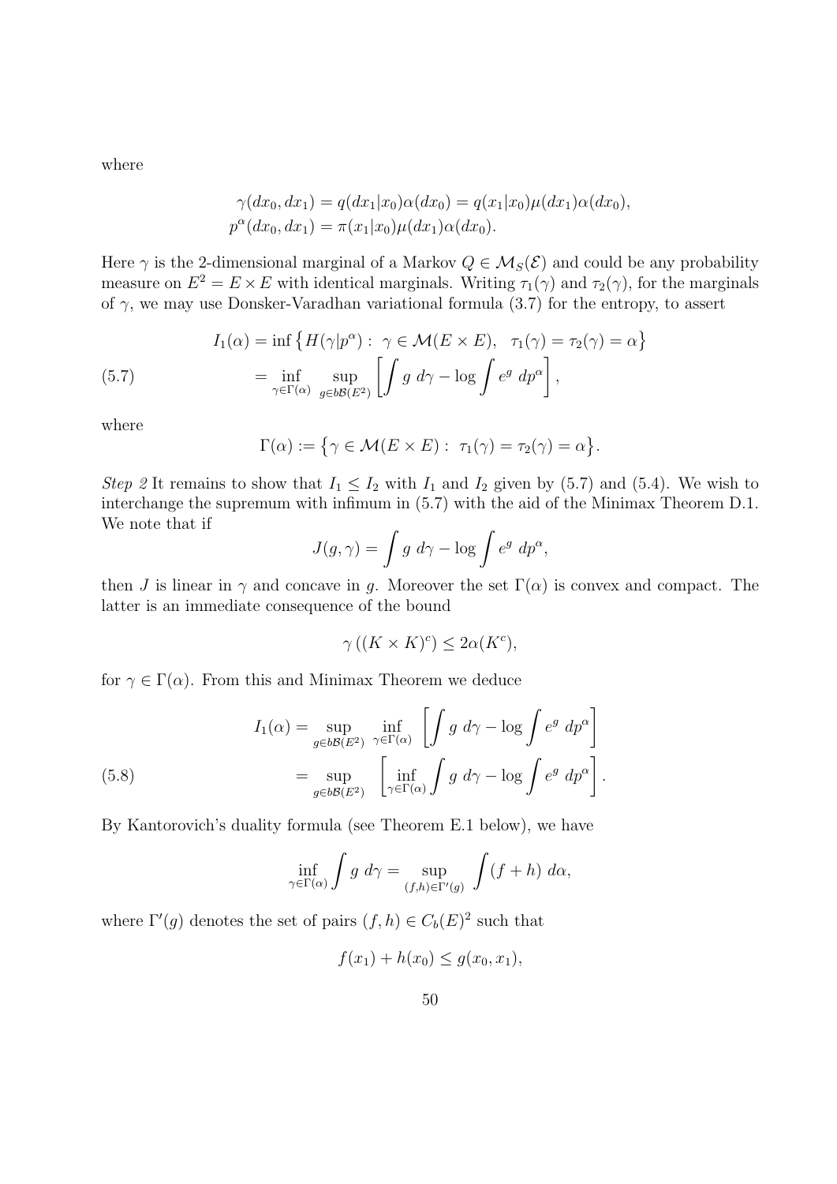where

$$\gamma(dx_0, dx_1) = q(dx_1|x_0)\alpha(dx_0) = q(x_1|x_0)\mu(dx_1)\alpha(dx_0),$$
$$p^\alpha(dx_0, dx_1) = \pi(x_1|x_0)\mu(dx_1)\alpha(dx_0).$$

Here $\gamma$ is the 2-dimensional marginal of a Markov $Q \in \mathcal{M}_S(\mathcal{E})$ and could be any probability measure on $E^2 = E \times E$ with identical marginals. Writing $\tau_1(\gamma)$ and $\tau_2(\gamma)$, for the marginals of $\gamma$, we may use Donsker-Varadhan variational formula (3.7) for the entropy, to assert

$$\begin{aligned} I_1(\alpha) &= \inf\left\{H(\gamma|p^\alpha) : \ \gamma \in \mathcal{M}(E \times E), \ \ \tau_1(\gamma) = \tau_2(\gamma) = \alpha\right\} \\ &= \inf_{\gamma \in \Gamma(\alpha)} \sup_{g \in b\mathcal{B}(E^2)} \left[\int g \ d\gamma - \log \int e^g \ dp^\alpha\right], \end{aligned} \tag{5.7}$$

where

$$\Gamma(\alpha) := \left\{\gamma \in \mathcal{M}(E \times E) : \ \tau_1(\gamma) = \tau_2(\gamma) = \alpha\right\}.$$

*Step 2* It remains to show that $I_1 \le I_2$ with $I_1$ and $I_2$ given by (5.7) and (5.4). We wish to interchange the supremum with infimum in (5.7) with the aid of the Minimax Theorem D.1. We note that if

$$J(g, \gamma) = \int g \ d\gamma - \log \int e^g \ dp^\alpha,$$

then $J$ is linear in $\gamma$ and concave in $g$. Moreover the set $\Gamma(\alpha)$ is convex and compact. The latter is an immediate consequence of the bound

$$\gamma\left((K \times K)^c\right) \le 2\alpha(K^c),$$

for $\gamma \in \Gamma(\alpha)$. From this and Minimax Theorem we deduce

$$\begin{aligned} I_1(\alpha) &= \sup_{g \in b\mathcal{B}(E^2)} \inf_{\gamma \in \Gamma(\alpha)} \left[\int g \ d\gamma - \log \int e^g \ dp^\alpha\right] \\ &= \sup_{g \in b\mathcal{B}(E^2)} \left[\inf_{\gamma \in \Gamma(\alpha)} \int g \ d\gamma - \log \int e^g \ dp^\alpha\right]. \end{aligned} \tag{5.8}$$

By Kantorovich's duality formula (see Theorem E.1 below), we have

$$\inf_{\gamma \in \Gamma(\alpha)} \int g \ d\gamma = \sup_{(f,h) \in \Gamma'(g)} \int (f + h) \ d\alpha,$$

where $\Gamma'(g)$ denotes the set of pairs $(f, h) \in C_b(E)^2$ such that

$$f(x_1) + h(x_0) \le g(x_0, x_1),$$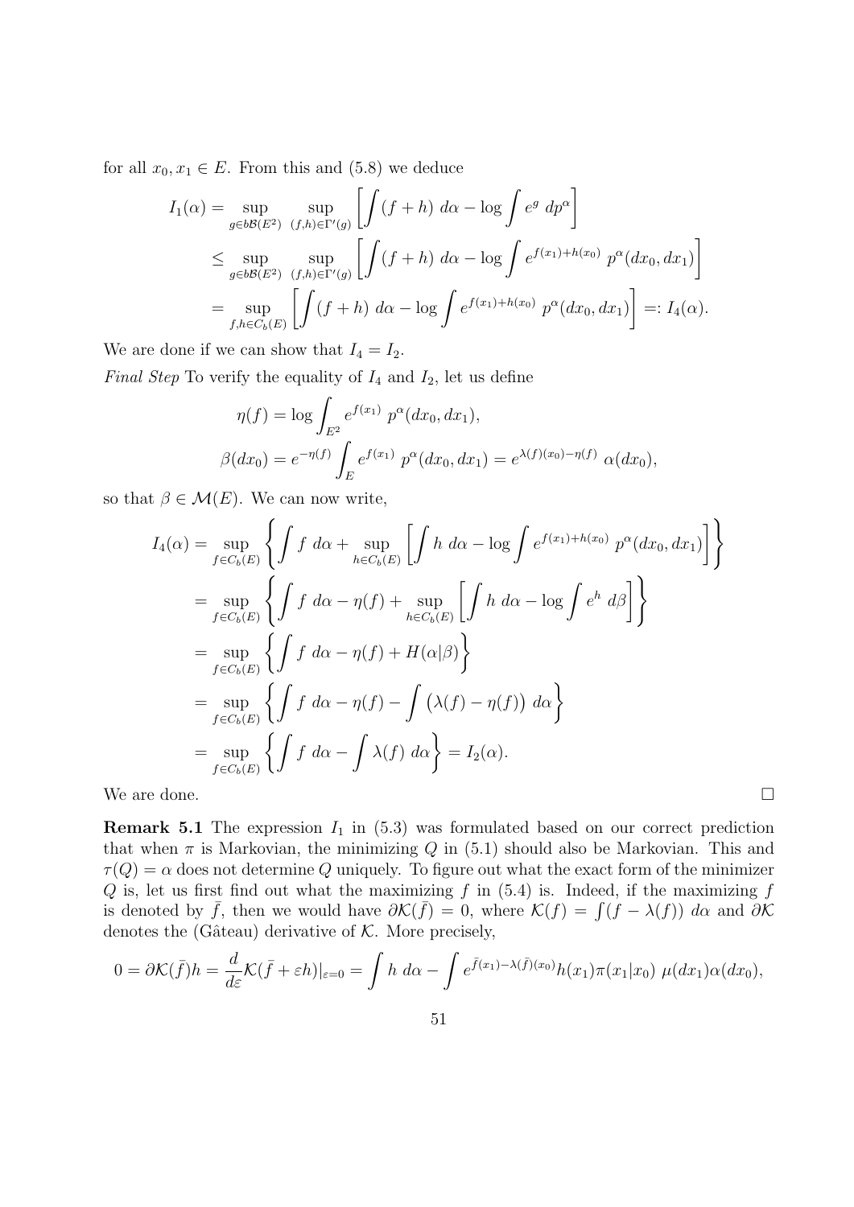for all $x_0, x_1 \in E$. From this and (5.8) we deduce

$$
\begin{aligned}
I_1(\alpha) &= \sup_{g \in b\mathcal{B}(E^2)} \sup_{(f,h) \in \Gamma'(g)} \left[ \int (f+h) \ d\alpha - \log \int e^g \ dp^\alpha \right] \\
&\le \sup_{g \in b\mathcal{B}(E^2)} \sup_{(f,h) \in \Gamma'(g)} \left[ \int (f+h) \ d\alpha - \log \int e^{f(x_1)+h(x_0)} \ p^\alpha(dx_0, dx_1) \right] \\
&= \sup_{f,h \in C_b(E)} \left[ \int (f+h) \ d\alpha - \log \int e^{f(x_1)+h(x_0)} \ p^\alpha(dx_0, dx_1) \right] =: I_4(\alpha).
\end{aligned}
$$

We are done if we can show that $I_4 = I_2$.

*Final Step* To verify the equality of $I_4$ and $I_2$, let us define

$$
\begin{aligned}
\eta(f) &= \log \int_{E^2} e^{f(x_1)} \ p^\alpha(dx_0, dx_1), \\
\beta(dx_0) &= e^{-\eta(f)} \int_E e^{f(x_1)} \ p^\alpha(dx_0, dx_1) = e^{\lambda(f)(x_0) - \eta(f)} \ \alpha(dx_0),
\end{aligned}
$$

so that $\beta \in \mathcal{M}(E)$. We can now write,

$$
\begin{aligned}
I_4(\alpha) &= \sup_{f \in C_b(E)} \left\{ \int f \ d\alpha + \sup_{h \in C_b(E)} \left[ \int h \ d\alpha - \log \int e^{f(x_1)+h(x_0)} \ p^\alpha(dx_0, dx_1) \right] \right\} \\
&= \sup_{f \in C_b(E)} \left\{ \int f \ d\alpha - \eta(f) + \sup_{h \in C_b(E)} \left[ \int h \ d\alpha - \log \int e^h \ d\beta \right] \right\} \\
&= \sup_{f \in C_b(E)} \left\{ \int f \ d\alpha - \eta(f) + H(\alpha|\beta) \right\} \\
&= \sup_{f \in C_b(E)} \left\{ \int f \ d\alpha - \eta(f) - \int \big(\lambda(f) - \eta(f)\big) \ d\alpha \right\} \\
&= \sup_{f \in C_b(E)} \left\{ \int f \ d\alpha - \int \lambda(f) \ d\alpha \right\} = I_2(\alpha).
\end{aligned}
$$

We are done. □

**Remark 5.1** The expression $I_1$ in (5.3) was formulated based on our correct prediction that when $\pi$ is Markovian, the minimizing $Q$ in (5.1) should also be Markovian. This and $\tau(Q) = \alpha$ does not determine $Q$ uniquely. To figure out what the exact form of the minimizer $Q$ is, let us first find out what the maximizing $f$ in (5.4) is. Indeed, if the maximizing $f$ is denoted by $\bar{f}$, then we would have $\partial\mathcal{K}(\bar{f}) = 0$, where $\mathcal{K}(f) = \int (f - \lambda(f)) \ d\alpha$ and $\partial\mathcal{K}$ denotes the (Gâteau) derivative of $\mathcal{K}$. More precisely,

$$
0 = \partial\mathcal{K}(\bar{f})h = \frac{d}{d\varepsilon}\mathcal{K}(\bar{f} + \varepsilon h)|_{\varepsilon=0} = \int h \ d\alpha - \int e^{\bar{f}(x_1) - \lambda(\bar{f})(x_0)} h(x_1) \pi(x_1|x_0) \ \mu(dx_1)\alpha(dx_0),
$$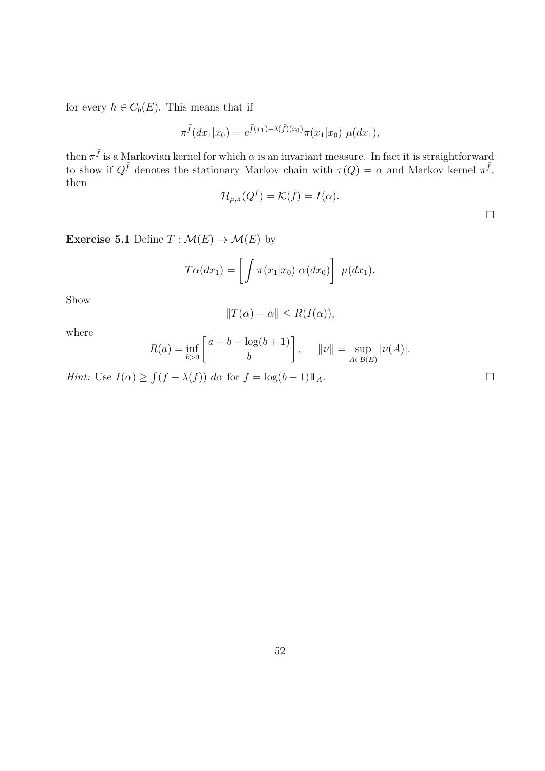for every $h \in C_b(E)$. This means that if

$$\pi^{\bar{f}}(dx_1|x_0) = e^{\bar{f}(x_1)-\lambda(\bar{f})(x_0)}\pi(x_1|x_0)\ \mu(dx_1),$$

then $\pi^{\bar{f}}$ is a Markovian kernel for which $\alpha$ is an invariant measure. In fact it is straightforward to show if $Q^{\bar{f}}$ denotes the stationary Markov chain with $\tau(Q) = \alpha$ and Markov kernel $\pi^{\bar{f}}$, then

$$\mathcal{H}_{\mu,\pi}(Q^{\bar{f}}) = \mathcal{K}(\bar{f}) = I(\alpha).$$

□

**Exercise 5.1** Define $T : \mathcal{M}(E) \to \mathcal{M}(E)$ by

$$T\alpha(dx_1) = \left[\int \pi(x_1|x_0)\ \alpha(dx_0)\right]\ \mu(dx_1).$$

Show

$$\|T(\alpha) - \alpha\| \le R(I(\alpha)),$$

where

$$R(a) = \inf_{b>0}\left[\frac{a + b - \log(b+1)}{b}\right], \qquad \|\nu\| = \sup_{A\in\mathcal{B}(E)} |\nu(A)|.$$

*Hint:* Use $I(\alpha) \ge \int (f - \lambda(f))\ d\alpha$ for $f = \log(b+1)1\!\!1_A$. □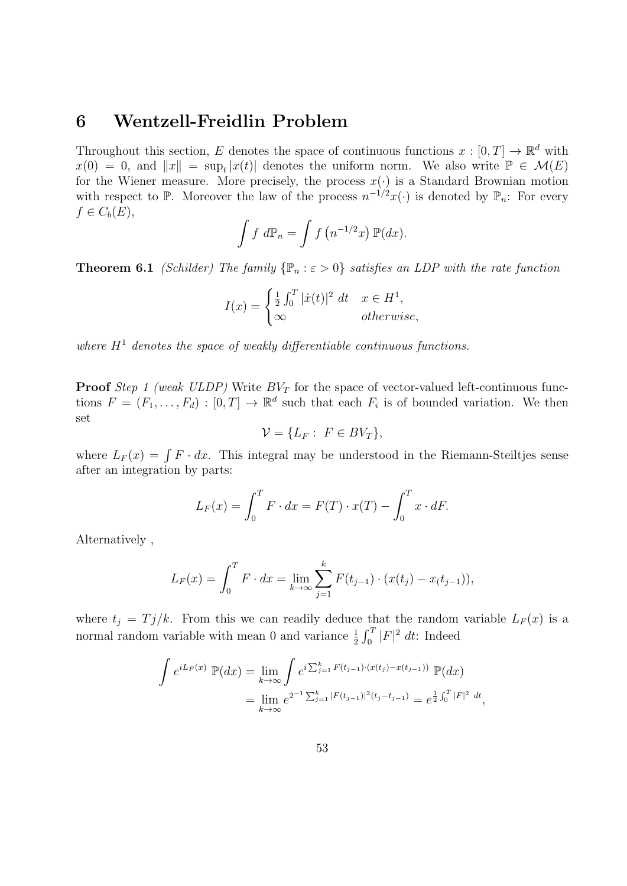# 6 Wentzell-Freidlin Problem

Throughout this section, $E$ denotes the space of continuous functions $x : [0,T] \to \mathbb{R}^d$ with $x(0) = 0$, and $\|x\| = \sup_t |x(t)|$ denotes the uniform norm. We also write $\mathbb{P} \in \mathcal{M}(E)$ for the Wiener measure. More precisely, the process $x(\cdot)$ is a Standard Brownian motion with respect to $\mathbb{P}$. Moreover the law of the process $n^{-1/2}x(\cdot)$ is denoted by $\mathbb{P}_n$: For every $f \in C_b(E)$,

$$\int f \; d\mathbb{P}_n = \int f\left(n^{-1/2}x\right) \mathbb{P}(dx).$$

**Theorem 6.1** *(Schilder) The family $\{\mathbb{P}_n : \varepsilon > 0\}$ satisfies an LDP with the rate function*

$$I(x) = \begin{cases} \frac{1}{2}\int_0^T |\dot{x}(t)|^2 \; dt & x \in H^1, \\ \infty & otherwise, \end{cases}$$

*where $H^1$ denotes the space of weakly differentiable continuous functions.*

**Proof** *Step 1 (weak ULDP)* Write $BV_T$ for the space of vector-valued left-continuous functions $F = (F_1, \dots, F_d) : [0,T] \to \mathbb{R}^d$ such that each $F_i$ is of bounded variation. We then set

$$\mathcal{V} = \{L_F : \; F \in BV_T\},$$

where $L_F(x) = \int F \cdot dx$. This integral may be understood in the Riemann-Steiltjes sense after an integration by parts:

$$L_F(x) = \int_0^T F \cdot dx = F(T) \cdot x(T) - \int_0^T x \cdot dF.$$

Alternatively ,

$$L_F(x) = \int_0^T F \cdot dx = \lim_{k \to \infty} \sum_{j=1}^{k} F(t_{j-1}) \cdot (x(t_j) - x_(t_{j-1})),$$

where $t_j = Tj/k$. From this we can readily deduce that the random variable $L_F(x)$ is a normal random variable with mean 0 and variance $\frac{1}{2}\int_0^T |F|^2 \; dt$: Indeed

$$\begin{aligned} \int e^{iL_F(x)} \; \mathbb{P}(dx) &= \lim_{k \to \infty} \int e^{i\sum_{j=1}^k F(t_{j-1})\cdot(x(t_j)-x(t_{j-1}))} \; \mathbb{P}(dx) \\ &= \lim_{k \to \infty} e^{2^{-1}\sum_{j=1}^k |F(t_{j-1})|^2 (t_j - t_{j-1})} = e^{\frac{1}{2}\int_0^T |F|^2 \; dt}, \end{aligned}$$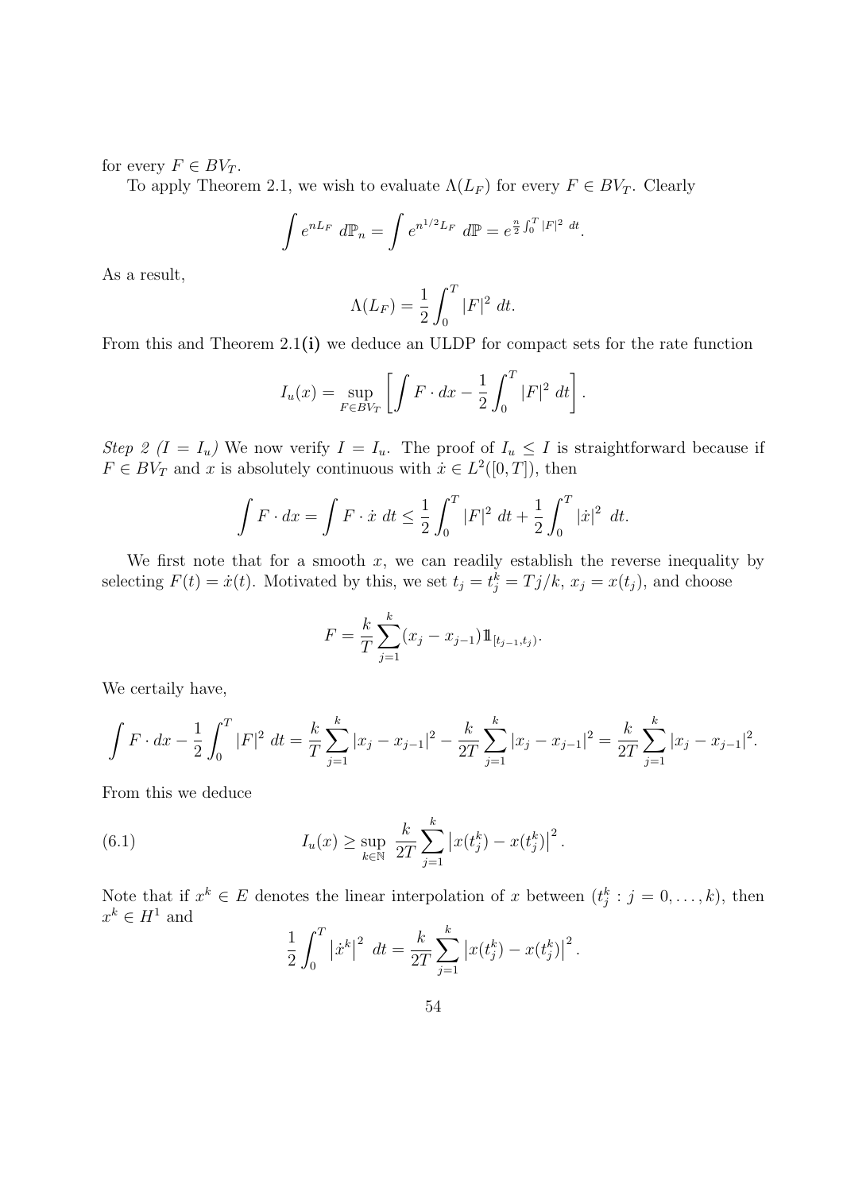for every $F \in BV_T$.

To apply Theorem 2.1, we wish to evaluate $\Lambda(L_F)$ for every $F \in BV_T$. Clearly

$$\int e^{nL_F} \, d\mathbb{P}_n = \int e^{n^{1/2}L_F} \, d\mathbb{P} = e^{\frac{n}{2}\int_0^T |F|^2 \, dt}.$$

As a result,

$$\Lambda(L_F) = \frac{1}{2}\int_0^T |F|^2 \, dt.$$

From this and Theorem 2.1**(i)** we deduce an ULDP for compact sets for the rate function

$$I_u(x) = \sup_{F \in BV_T} \left[ \int F \cdot dx - \frac{1}{2}\int_0^T |F|^2 \, dt \right].$$

*Step 2 ($I = I_u$)* We now verify $I = I_u$. The proof of $I_u \le I$ is straightforward because if $F \in BV_T$ and $x$ is absolutely continuous with $\dot{x} \in L^2([0,T])$, then

$$\int F \cdot dx = \int F \cdot \dot{x} \, dt \le \frac{1}{2}\int_0^T |F|^2 \, dt + \frac{1}{2}\int_0^T |\dot{x}|^2 \, dt.$$

We first note that for a smooth $x$, we can readily establish the reverse inequality by selecting $F(t) = \dot{x}(t)$. Motivated by this, we set $t_j = t_j^k = Tj/k$, $x_j = x(t_j)$, and choose

$$F = \frac{k}{T}\sum_{j=1}^k (x_j - x_{j-1})1\!\!1_{[t_{j-1},t_j)}.$$

We certaily have,

$$\int F \cdot dx - \frac{1}{2}\int_0^T |F|^2 \, dt = \frac{k}{T}\sum_{j=1}^k |x_j - x_{j-1}|^2 - \frac{k}{2T}\sum_{j=1}^k |x_j - x_{j-1}|^2 = \frac{k}{2T}\sum_{j=1}^k |x_j - x_{j-1}|^2.$$

From this we deduce

$$I_u(x) \ge \sup_{k \in \mathbb{N}} \frac{k}{2T}\sum_{j=1}^k \left| x(t_j^k) - x(t_j^k) \right|^2. \tag{6.1}$$

Note that if $x^k \in E$ denotes the linear interpolation of $x$ between $(t_j^k : j = 0, \dots, k)$, then $x^k \in H^1$ and

$$\frac{1}{2}\int_0^T \left| \dot{x}^k \right|^2 \, dt = \frac{k}{2T}\sum_{j=1}^k \left| x(t_j^k) - x(t_j^k) \right|^2.$$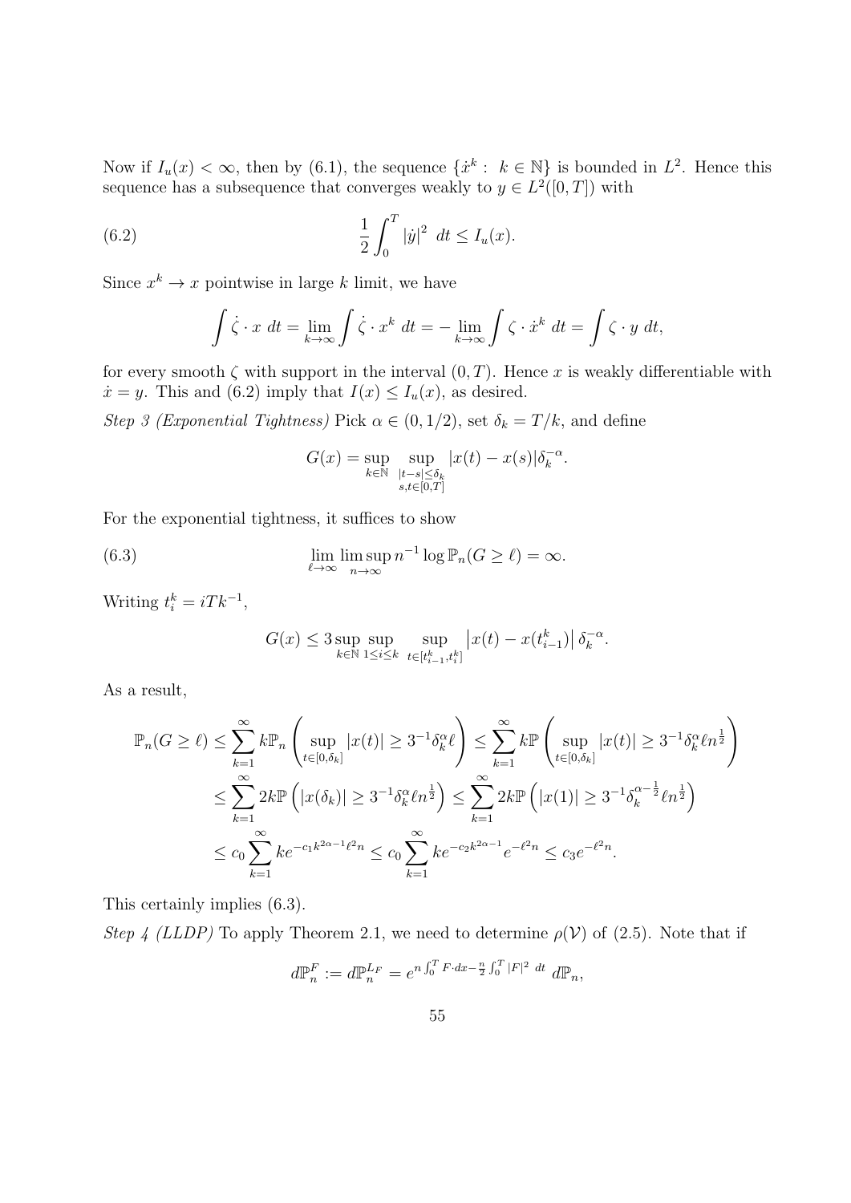Now if $I_u(x) < \infty$, then by (6.1), the sequence $\{\dot{x}^k : k \in \mathbb{N}\}$ is bounded in $L^2$. Hence this sequence has a subsequence that converges weakly to $y \in L^2([0,T])$ with

$$\frac{1}{2}\int_0^T |\dot{y}|^2 \ dt \le I_u(x). \tag{6.2}$$

Since $x^k \to x$ pointwise in large $k$ limit, we have

$$\int \dot{\zeta} \cdot x \ dt = \lim_{k\to\infty} \int \dot{\zeta} \cdot x^k \ dt = -\lim_{k\to\infty} \int \zeta \cdot \dot{x}^k \ dt = \int \zeta \cdot y \ dt,$$

for every smooth $\zeta$ with support in the interval $(0,T)$. Hence $x$ is weakly differentiable with $\dot{x} = y$. This and (6.2) imply that $I(x) \le I_u(x)$, as desired.

*Step 3 (Exponential Tightness)* Pick $\alpha \in (0, 1/2)$, set $\delta_k = T/k$, and define

$$G(x) = \sup_{k\in\mathbb{N}} \sup_{\substack{|t-s|\le\delta_k \\ s,t\in[0,T]}} |x(t) - x(s)|\delta_k^{-\alpha}.$$

For the exponential tightness, it suffices to show

$$\lim_{\ell\to\infty} \limsup_{n\to\infty} n^{-1} \log \mathbb{P}_n(G \ge \ell) = \infty. \tag{6.3}$$

Writing $t_i^k = iTk^{-1}$,

$$G(x) \le 3 \sup_{k\in\mathbb{N}} \sup_{1\le i\le k} \sup_{t\in[t_{i-1}^k, t_i^k]} \left|x(t) - x(t_{i-1}^k)\right| \delta_k^{-\alpha}.$$

As a result,

$$\begin{aligned}
\mathbb{P}_n(G \ge \ell) &\le \sum_{k=1}^\infty k\mathbb{P}_n\left(\sup_{t\in[0,\delta_k]} |x(t)| \ge 3^{-1}\delta_k^\alpha \ell\right) \le \sum_{k=1}^\infty k\mathbb{P}\left(\sup_{t\in[0,\delta_k]} |x(t)| \ge 3^{-1}\delta_k^\alpha \ell n^{\frac{1}{2}}\right) \\
&\le \sum_{k=1}^\infty 2k\mathbb{P}\left(|x(\delta_k)| \ge 3^{-1}\delta_k^\alpha \ell n^{\frac{1}{2}}\right) \le \sum_{k=1}^\infty 2k\mathbb{P}\left(|x(1)| \ge 3^{-1}\delta_k^{\alpha-\frac{1}{2}} \ell n^{\frac{1}{2}}\right) \\
&\le c_0 \sum_{k=1}^\infty k e^{-c_1 k^{2\alpha-1}\ell^2 n} \le c_0 \sum_{k=1}^\infty k e^{-c_2 k^{2\alpha-1}} e^{-\ell^2 n} \le c_3 e^{-\ell^2 n}.
\end{aligned}$$

This certainly implies (6.3).

*Step 4 (LLDP)* To apply Theorem 2.1, we need to determine $\rho(\mathcal{V})$ of (2.5). Note that if

$$d\mathbb{P}_n^F := d\mathbb{P}_n^{L_F} = e^{n\int_0^T F\cdot dx - \frac{n}{2}\int_0^T |F|^2 \ dt} \ d\mathbb{P}_n,$$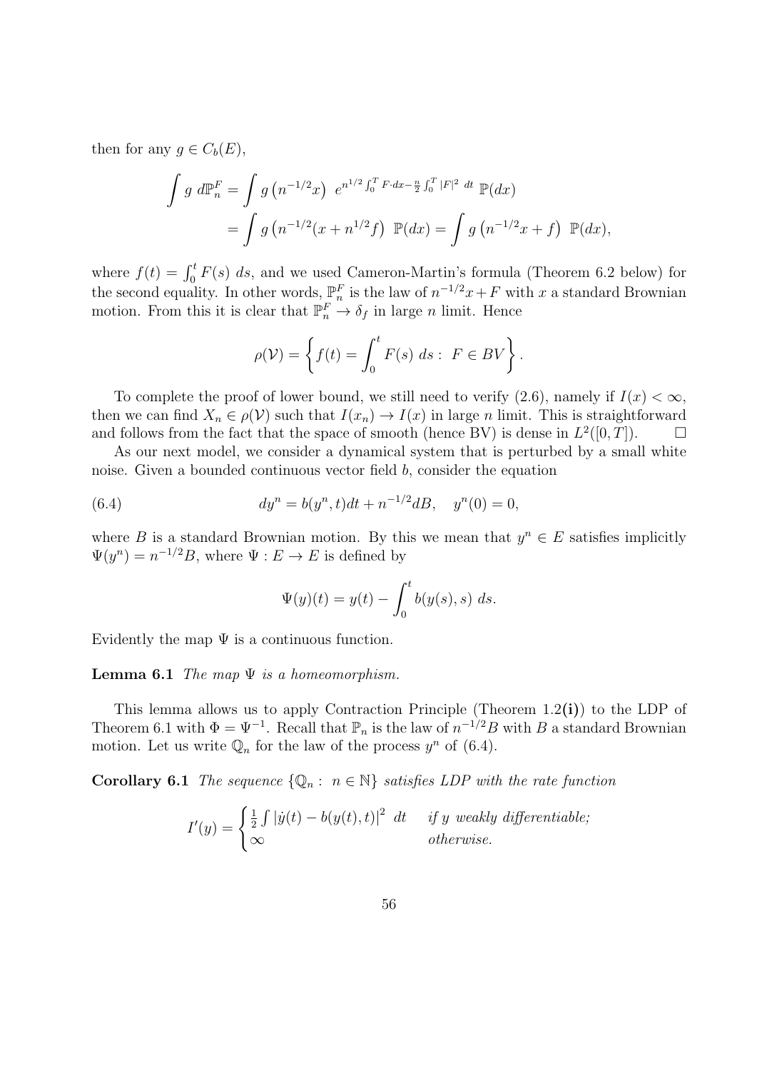then for any $g \in C_b(E)$,

$$\begin{aligned}\int g \; d\mathbb{P}_n^F &= \int g\left(n^{-1/2}x\right) \; e^{n^{1/2}\int_0^T F\cdot dx - \frac{n}{2}\int_0^T |F|^2 \; dt} \; \mathbb{P}(dx) \\ &= \int g\left(n^{-1/2}(x + n^{1/2}f)\right) \; \mathbb{P}(dx) = \int g\left(n^{-1/2}x + f\right) \; \mathbb{P}(dx),\end{aligned}$$

where $f(t) = \int_0^t F(s) \; ds$, and we used Cameron-Martin's formula (Theorem 6.2 below) for the second equality. In other words, $\mathbb{P}_n^F$ is the law of $n^{-1/2}x + F$ with $x$ a standard Brownian motion. From this it is clear that $\mathbb{P}_n^F \to \delta_f$ in large $n$ limit. Hence

$$\rho(\mathcal{V}) = \left\{ f(t) = \int_0^t F(s) \; ds : \; F \in BV \right\}.$$

To complete the proof of lower bound, we still need to verify (2.6), namely if $I(x) < \infty$, then we can find $X_n \in \rho(\mathcal{V})$ such that $I(x_n) \to I(x)$ in large $n$ limit. This is straightforward and follows from the fact that the space of smooth (hence BV) is dense in $L^2([0, T])$. □

As our next model, we consider a dynamical system that is perturbed by a small white noise. Given a bounded continuous vector field $b$, consider the equation

$$dy^n = b(y^n, t)dt + n^{-1/2}dB, \quad y^n(0) = 0, \tag{6.4}$$

where $B$ is a standard Brownian motion. By this we mean that $y^n \in E$ satisfies implicitly $\Psi(y^n) = n^{-1/2}B$, where $\Psi : E \to E$ is defined by

$$\Psi(y)(t) = y(t) - \int_0^t b(y(s), s) \; ds.$$

Evidently the map $\Psi$ is a continuous function.

**Lemma 6.1** *The map $\Psi$ is a homeomorphism.*

This lemma allows us to apply Contraction Principle (Theorem 1.2**(i)**) to the LDP of Theorem 6.1 with $\Phi = \Psi^{-1}$. Recall that $\mathbb{P}_n$ is the law of $n^{-1/2}B$ with $B$ a standard Brownian motion. Let us write $\mathbb{Q}_n$ for the law of the process $y^n$ of (6.4).

**Corollary 6.1** *The sequence $\{\mathbb{Q}_n : \; n \in \mathbb{N}\}$ satisfies LDP with the rate function*

$$I'(y) = \begin{cases} \frac{1}{2}\int |\dot{y}(t) - b(y(t), t)|^2 \; dt & \text{if } y \text{ weakly differentiable;} \\ \infty & \text{otherwise.} \end{cases}$$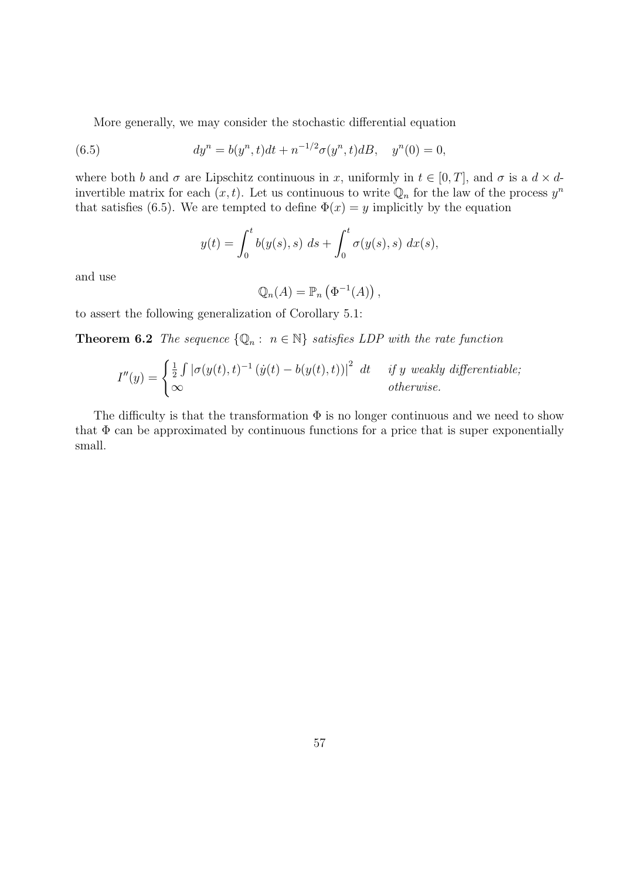More generally, we may consider the stochastic differential equation

$$dy^n = b(y^n, t)dt + n^{-1/2}\sigma(y^n, t)dB, \quad y^n(0) = 0, \tag{6.5}$$

where both $b$ and $\sigma$ are Lipschitz continuous in $x$, uniformly in $t \in [0, T]$, and $\sigma$ is a $d \times d$-invertible matrix for each $(x, t)$. Let us continuous to write $\mathbb{Q}_n$ for the law of the process $y^n$ that satisfies (6.5). We are tempted to define $\Phi(x) = y$ implicitly by the equation

$$y(t) = \int_0^t b(y(s), s)\ ds + \int_0^t \sigma(y(s), s)\ dx(s),$$

and use

$$\mathbb{Q}_n(A) = \mathbb{P}_n\left(\Phi^{-1}(A)\right),$$

to assert the following generalization of Corollary 5.1:

**Theorem 6.2** *The sequence $\{\mathbb{Q}_n : \ n \in \mathbb{N}\}$ satisfies LDP with the rate function*

$$I''(y) = \begin{cases} \frac{1}{2}\int \left|\sigma(y(t), t)^{-1}\left(\dot{y}(t) - b(y(t), t)\right)\right|^2\ dt & \text{if } y \text{ weakly differentiable;} \\ \infty & \text{otherwise.} \end{cases}$$

The difficulty is that the transformation $\Phi$ is no longer continuous and we need to show that $\Phi$ can be approximated by continuous functions for a price that is super exponentially small.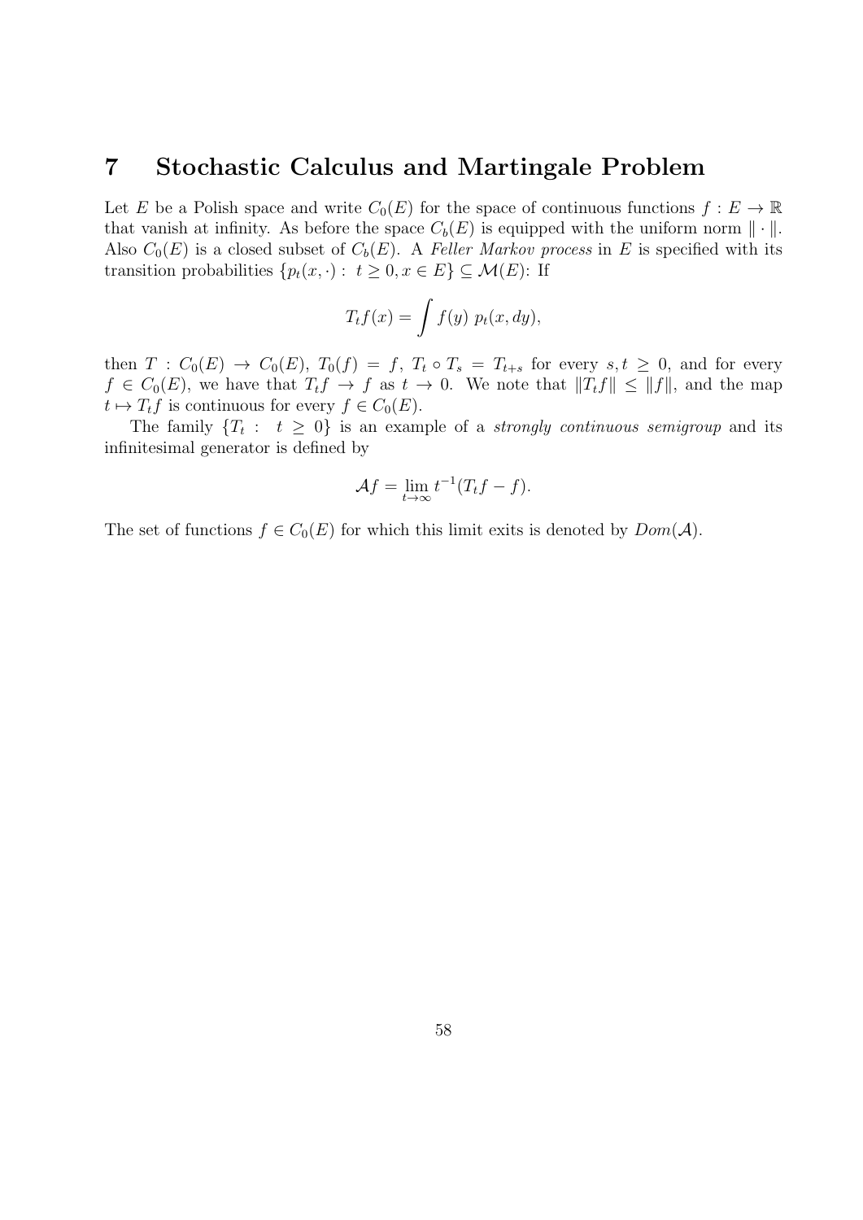# 7 Stochastic Calculus and Martingale Problem

Let $E$ be a Polish space and write $C_0(E)$ for the space of continuous functions $f : E \to \mathbb{R}$ that vanish at infinity. As before the space $C_b(E)$ is equipped with the uniform norm $\| \cdot \|$. Also $C_0(E)$ is a closed subset of $C_b(E)$. A *Feller Markov process* in $E$ is specified with its transition probabilities $\{p_t(x, \cdot) : \; t \geq 0, x \in E\} \subseteq \mathcal{M}(E)$: If

$$T_t f(x) = \int f(y) \; p_t(x, dy),$$

then $T : C_0(E) \to C_0(E)$, $T_0(f) = f$, $T_t \circ T_s = T_{t+s}$ for every $s, t \geq 0$, and for every $f \in C_0(E)$, we have that $T_t f \to f$ as $t \to 0$. We note that $\|T_t f\| \leq \|f\|$, and the map $t \mapsto T_t f$ is continuous for every $f \in C_0(E)$.

The family $\{T_t : \;\; t \geq 0\}$ is an example of a *strongly continuous semigroup* and its infinitesimal generator is defined by

$$\mathcal{A} f = \lim_{t \to \infty} t^{-1}(T_t f - f).$$

The set of functions $f \in C_0(E)$ for which this limit exits is denoted by $Dom(\mathcal{A})$.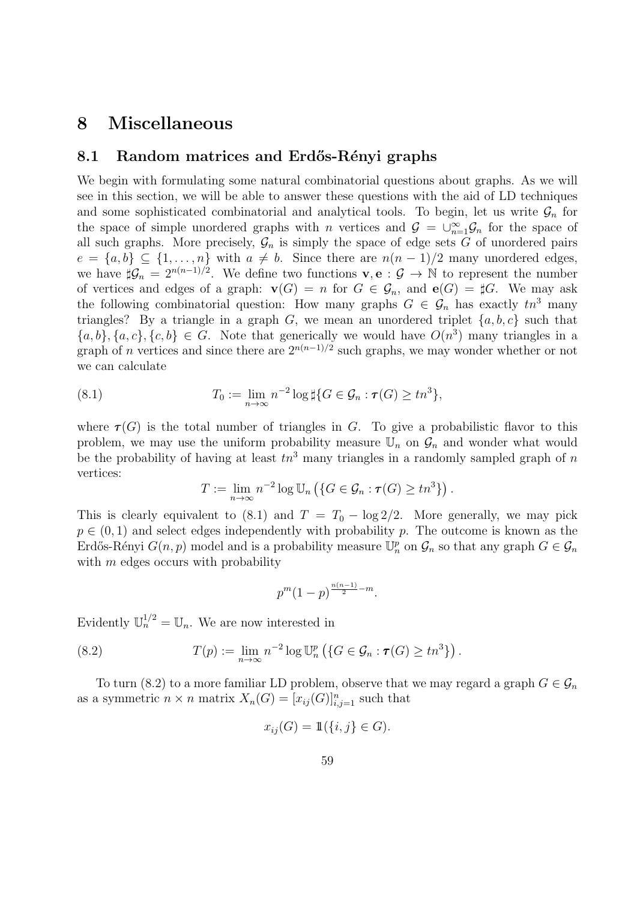# 8 Miscellaneous

## 8.1 Random matrices and Erdős-Rényi graphs

We begin with formulating some natural combinatorial questions about graphs. As we will see in this section, we will be able to answer these questions with the aid of LD techniques and some sophisticated combinatorial and analytical tools. To begin, let us write $\mathcal{G}_n$ for the space of simple unordered graphs with $n$ vertices and $\mathcal{G} = \cup_{n=1}^{\infty} \mathcal{G}_n$ for the space of all such graphs. More precisely, $\mathcal{G}_n$ is simply the space of edge sets $G$ of unordered pairs $e = \{a, b\} \subseteq \{1, \dots, n\}$ with $a \neq b$. Since there are $n(n-1)/2$ many unordered edges, we have $\sharp \mathcal{G}_n = 2^{n(n-1)/2}$. We define two functions $\mathbf{v}, \mathbf{e} : \mathcal{G} \to \mathbb{N}$ to represent the number of vertices and edges of a graph: $\mathbf{v}(G) = n$ for $G \in \mathcal{G}_n$, and $\mathbf{e}(G) = \sharp G$. We may ask the following combinatorial question: How many graphs $G \in \mathcal{G}_n$ has exactly $tn^3$ many triangles? By a triangle in a graph $G$, we mean an unordered triplet $\{a, b, c\}$ such that $\{a, b\}, \{a, c\}, \{c, b\} \in G$. Note that generically we would have $O(n^3)$ many triangles in a graph of $n$ vertices and since there are $2^{n(n-1)/2}$ such graphs, we may wonder whether or not we can calculate

$$T_0 := \lim_{n\to\infty} n^{-2} \log \sharp\{G \in \mathcal{G}_n : \boldsymbol{\tau}(G) \geq tn^3\}, \tag{8.1}$$

where $\boldsymbol{\tau}(G)$ is the total number of triangles in $G$. To give a probabilistic flavor to this problem, we may use the uniform probability measure $\mathbb{U}_n$ on $\mathcal{G}_n$ and wonder what would be the probability of having at least $tn^3$ many triangles in a randomly sampled graph of $n$ vertices:

$$T := \lim_{n\to\infty} n^{-2} \log \mathbb{U}_n \left( \{G \in \mathcal{G}_n : \boldsymbol{\tau}(G) \geq tn^3\} \right).$$

This is clearly equivalent to (8.1) and $T = T_0 - \log 2/2$. More generally, we may pick $p \in (0, 1)$ and select edges independently with probability $p$. The outcome is known as the Erdős-Rényi $G(n, p)$ model and is a probability measure $\mathbb{U}_n^p$ on $\mathcal{G}_n$ so that any graph $G \in \mathcal{G}_n$ with $m$ edges occurs with probability

$$p^m (1-p)^{\frac{n(n-1)}{2} - m}.$$

Evidently $\mathbb{U}_n^{1/2} = \mathbb{U}_n$. We are now interested in

$$T(p) := \lim_{n\to\infty} n^{-2} \log \mathbb{U}_n^p \left( \{G \in \mathcal{G}_n : \boldsymbol{\tau}(G) \geq tn^3\} \right). \tag{8.2}$$

To turn (8.2) to a more familiar LD problem, observe that we may regard a graph $G \in \mathcal{G}_n$ as a symmetric $n \times n$ matrix $X_n(G) = [x_{ij}(G)]_{i,j=1}^n$ such that

$$x_{ij}(G) = \mathbb{1}(\{i, j\} \in G).$$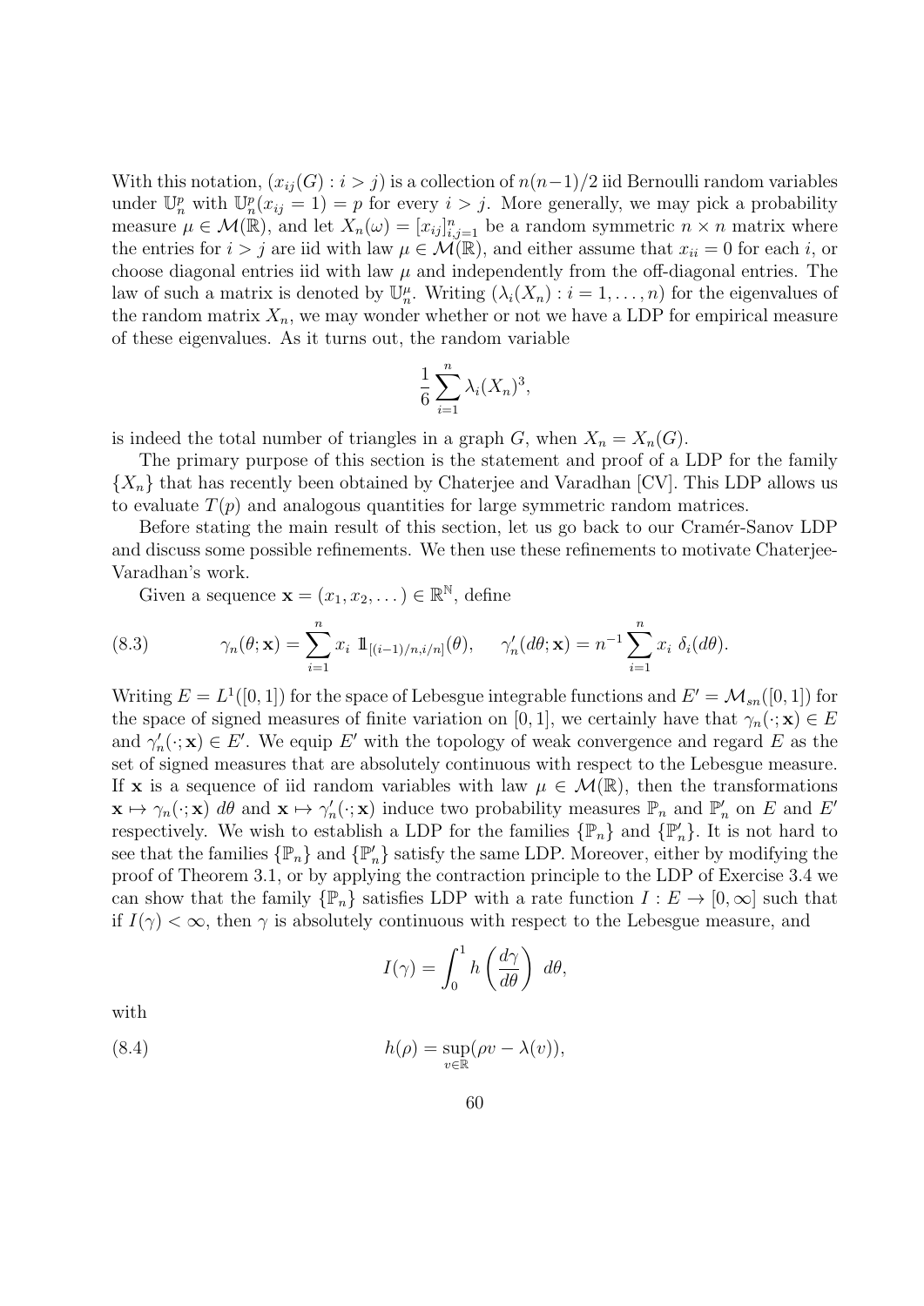With this notation, $(x_{ij}(G) : i > j)$ is a collection of $n(n-1)/2$ iid Bernoulli random variables under $\mathbb{U}_n^p$ with $\mathbb{U}_n^p(x_{ij} = 1) = p$ for every $i > j$. More generally, we may pick a probability measure $\mu \in \mathcal{M}(\mathbb{R})$, and let $X_n(\omega) = [x_{ij}]_{i,j=1}^n$ be a random symmetric $n \times n$ matrix where the entries for $i > j$ are iid with law $\mu \in \mathcal{M}(\mathbb{R})$, and either assume that $x_{ii} = 0$ for each $i$, or choose diagonal entries iid with law $\mu$ and independently from the off-diagonal entries. The law of such a matrix is denoted by $\mathbb{U}_n^\mu$. Writing $(\lambda_i(X_n) : i = 1, \dots, n)$ for the eigenvalues of the random matrix $X_n$, we may wonder whether or not we have a LDP for empirical measure of these eigenvalues. As it turns out, the random variable

$$\frac{1}{6}\sum_{i=1}^n \lambda_i(X_n)^3,$$

is indeed the total number of triangles in a graph $G$, when $X_n = X_n(G)$.

The primary purpose of this section is the statement and proof of a LDP for the family $\{X_n\}$ that has recently been obtained by Chaterjee and Varadhan [CV]. This LDP allows us to evaluate $T(p)$ and analogous quantities for large symmetric random matrices.

Before stating the main result of this section, let us go back to our Cramér-Sanov LDP and discuss some possible refinements. We then use these refinements to motivate Chaterjee-Varadhan's work.

Given a sequence $\mathbf{x} = (x_1, x_2, \dots) \in \mathbb{R}^{\mathbb{N}}$, define

$$\gamma_n(\theta; \mathbf{x}) = \sum_{i=1}^n x_i \; 1\!\!1_{[(i-1)/n, i/n]}(\theta), \qquad \gamma_n'(d\theta; \mathbf{x}) = n^{-1}\sum_{i=1}^n x_i \; \delta_i(d\theta). \tag{8.3}$$

Writing $E = L^1([0,1])$ for the space of Lebesgue integrable functions and $E' = \mathcal{M}_{sn}([0,1])$ for the space of signed measures of finite variation on $[0,1]$, we certainly have that $\gamma_n(\cdot; \mathbf{x}) \in E$ and $\gamma_n'(\cdot; \mathbf{x}) \in E'$. We equip $E'$ with the topology of weak convergence and regard $E$ as the set of signed measures that are absolutely continuous with respect to the Lebesgue measure. If $\mathbf{x}$ is a sequence of iid random variables with law $\mu \in \mathcal{M}(\mathbb{R})$, then the transformations $\mathbf{x} \mapsto \gamma_n(\cdot; \mathbf{x}) \; d\theta$ and $\mathbf{x} \mapsto \gamma_n'(\cdot; \mathbf{x})$ induce two probability measures $\mathbb{P}_n$ and $\mathbb{P}_n'$ on $E$ and $E'$ respectively. We wish to establish a LDP for the families $\{\mathbb{P}_n\}$ and $\{\mathbb{P}_n'\}$. It is not hard to see that the families $\{\mathbb{P}_n\}$ and $\{\mathbb{P}_n'\}$ satisfy the same LDP. Moreover, either by modifying the proof of Theorem 3.1, or by applying the contraction principle to the LDP of Exercise 3.4 we can show that the family $\{\mathbb{P}_n\}$ satisfies LDP with a rate function $I : E \to [0, \infty]$ such that if $I(\gamma) < \infty$, then $\gamma$ is absolutely continuous with respect to the Lebesgue measure, and

$$I(\gamma) = \int_0^1 h\left(\frac{d\gamma}{d\theta}\right) \; d\theta,$$

with

$$h(\rho) = \sup_{v \in \mathbb{R}}(\rho v - \lambda(v)), \tag{8.4}$$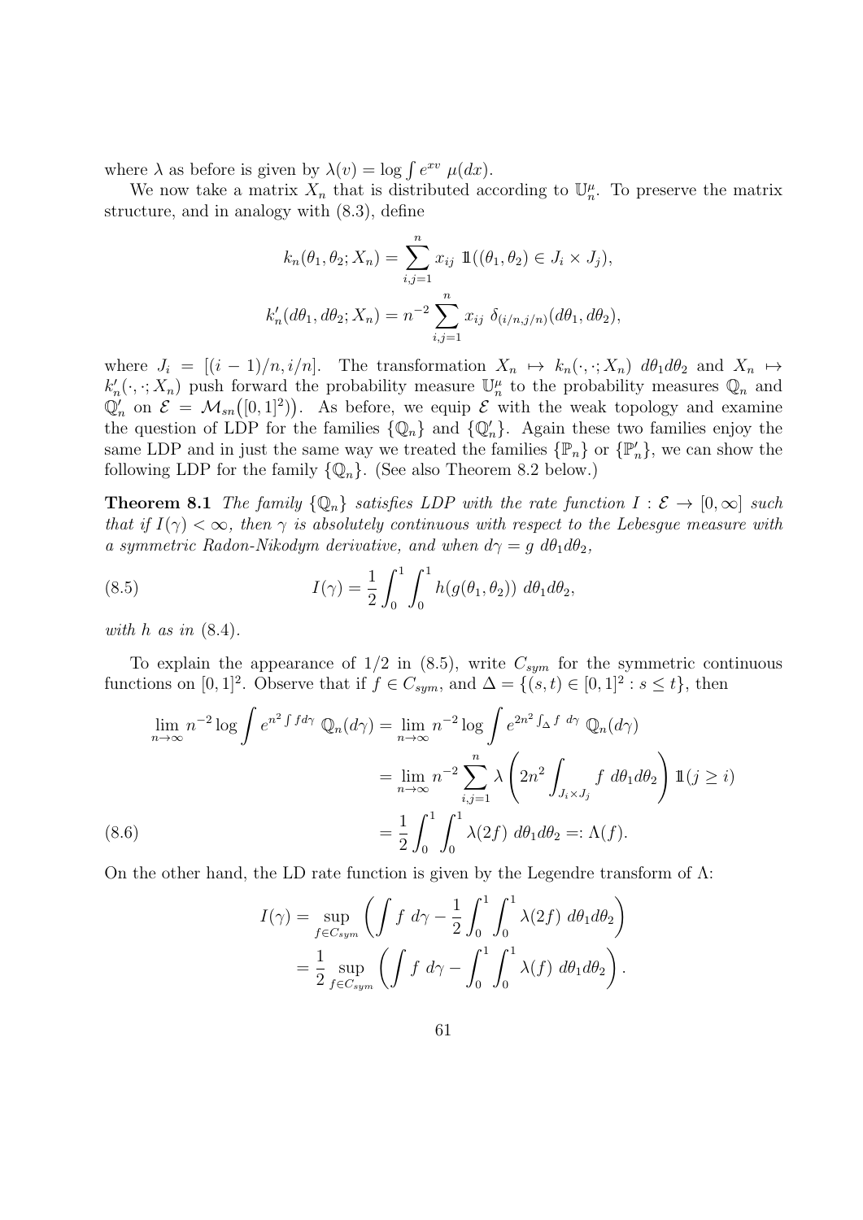where $\lambda$ as before is given by $\lambda(v) = \log \int e^{xv} \mu(dx)$.

We now take a matrix $X_n$ that is distributed according to $\mathbb{U}_n^\mu$. To preserve the matrix structure, and in analogy with (8.3), define

$$k_n(\theta_1, \theta_2; X_n) = \sum_{i,j=1}^n x_{ij} \ 1\!\!1((\theta_1, \theta_2) \in J_i \times J_j),$$

$$k_n'(d\theta_1, d\theta_2; X_n) = n^{-2} \sum_{i,j=1}^n x_{ij} \ \delta_{(i/n, j/n)}(d\theta_1, d\theta_2),$$

where $J_i = [(i-1)/n, i/n]$. The transformation $X_n \mapsto k_n(\cdot, \cdot; X_n) \ d\theta_1 d\theta_2$ and $X_n \mapsto k_n'(\cdot, \cdot; X_n)$ push forward the probability measure $\mathbb{U}_n^\mu$ to the probability measures $\mathbb{Q}_n$ and $\mathbb{Q}_n'$ on $\mathcal{E} = \mathcal{M}_{sn}\big([0,1]^2\big)$. As before, we equip $\mathcal{E}$ with the weak topology and examine the question of LDP for the families $\{\mathbb{Q}_n\}$ and $\{\mathbb{Q}_n'\}$. Again these two families enjoy the same LDP and in just the same way we treated the families $\{\mathbb{P}_n\}$ or $\{\mathbb{P}_n'\}$, we can show the following LDP for the family $\{\mathbb{Q}_n\}$. (See also Theorem 8.2 below.)

**Theorem 8.1** *The family $\{\mathbb{Q}_n\}$ satisfies LDP with the rate function $I : \mathcal{E} \to [0, \infty]$ such that if $I(\gamma) < \infty$, then $\gamma$ is absolutely continuous with respect to the Lebesgue measure with a symmetric Radon-Nikodym derivative, and when $d\gamma = g \ d\theta_1 d\theta_2$,*

$$I(\gamma) = \frac{1}{2} \int_0^1 \int_0^1 h(g(\theta_1, \theta_2)) \ d\theta_1 d\theta_2, \tag{8.5}$$

*with $h$ as in* (8.4).

To explain the appearance of $1/2$ in (8.5), write $C_{sym}$ for the symmetric continuous functions on $[0,1]^2$. Observe that if $f \in C_{sym}$, and $\Delta = \{(s,t) \in [0,1]^2 : s \le t\}$, then

$$\begin{aligned}
\lim_{n\to\infty} n^{-2} \log \int e^{n^2 \int f d\gamma} \ \mathbb{Q}_n(d\gamma) &= \lim_{n\to\infty} n^{-2} \log \int e^{2n^2 \int_\Delta f \ d\gamma} \ \mathbb{Q}_n(d\gamma) \\
&= \lim_{n\to\infty} n^{-2} \sum_{i,j=1}^n \lambda \left( 2n^2 \int_{J_i \times J_j} f \ d\theta_1 d\theta_2 \right) 1\!\!1(j \ge i) \\
&= \frac{1}{2} \int_0^1 \int_0^1 \lambda(2f) \ d\theta_1 d\theta_2 =: \Lambda(f).
\end{aligned} \tag{8.6}$$

On the other hand, the LD rate function is given by the Legendre transform of $\Lambda$:

$$\begin{aligned}
I(\gamma) &= \sup_{f \in C_{sym}} \left( \int f \ d\gamma - \frac{1}{2} \int_0^1 \int_0^1 \lambda(2f) \ d\theta_1 d\theta_2 \right) \\
&= \frac{1}{2} \sup_{f \in C_{sym}} \left( \int f \ d\gamma - \int_0^1 \int_0^1 \lambda(f) \ d\theta_1 d\theta_2 \right).
\end{aligned}$$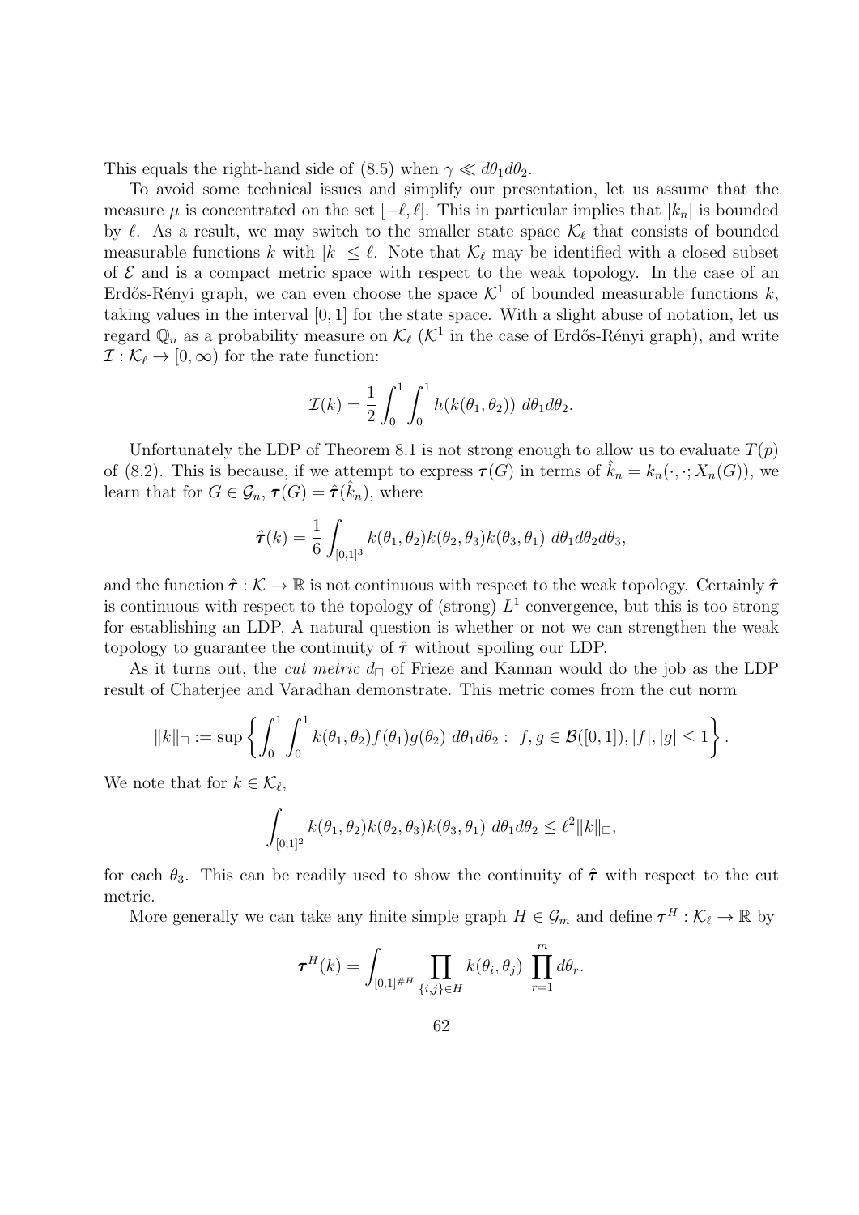This equals the right-hand side of (8.5) when $\gamma \ll d\theta_1 d\theta_2$.

To avoid some technical issues and simplify our presentation, let us assume that the measure $\mu$ is concentrated on the set $[-\ell, \ell]$. This in particular implies that $|k_n|$ is bounded by $\ell$. As a result, we may switch to the smaller state space $\mathcal{K}_\ell$ that consists of bounded measurable functions $k$ with $|k| \le \ell$. Note that $\mathcal{K}_\ell$ may be identified with a closed subset of $\mathcal{E}$ and is a compact metric space with respect to the weak topology. In the case of an Erdős-Rényi graph, we can even choose the space $\mathcal{K}^1$ of bounded measurable functions $k$, taking values in the interval $[0,1]$ for the state space. With a slight abuse of notation, let us regard $\mathbb{Q}_n$ as a probability measure on $\mathcal{K}_\ell$ ($\mathcal{K}^1$ in the case of Erdős-Rényi graph), and write $\mathcal{I} : \mathcal{K}_\ell \to [0, \infty)$ for the rate function:

$$\mathcal{I}(k) = \frac{1}{2} \int_0^1 \int_0^1 h(k(\theta_1, \theta_2)) \ d\theta_1 d\theta_2.$$

Unfortunately the LDP of Theorem 8.1 is not strong enough to allow us to evaluate $T(p)$ of (8.2). This is because, if we attempt to express $\boldsymbol{\tau}(G)$ in terms of $\hat{k}_n = k_n(\cdot, \cdot; X_n(G))$, we learn that for $G \in \mathcal{G}_n$, $\boldsymbol{\tau}(G) = \hat{\boldsymbol{\tau}}(\hat{k}_n)$, where

$$\hat{\boldsymbol{\tau}}(k) = \frac{1}{6} \int_{[0,1]^3} k(\theta_1, \theta_2) k(\theta_2, \theta_3) k(\theta_3, \theta_1) \ d\theta_1 d\theta_2 d\theta_3,$$

and the function $\hat{\boldsymbol{\tau}} : \mathcal{K} \to \mathbb{R}$ is not continuous with respect to the weak topology. Certainly $\hat{\boldsymbol{\tau}}$ is continuous with respect to the topology of (strong) $L^1$ convergence, but this is too strong for establishing an LDP. A natural question is whether or not we can strengthen the weak topology to guarantee the continuity of $\hat{\boldsymbol{\tau}}$ without spoiling our LDP.

As it turns out, the *cut metric* $d_\square$ of Frieze and Kannan would do the job as the LDP result of Chaterjee and Varadhan demonstrate. This metric comes from the cut norm

$$\|k\|_\square := \sup \left\{ \int_0^1 \int_0^1 k(\theta_1, \theta_2) f(\theta_1) g(\theta_2) \ d\theta_1 d\theta_2 : \ f, g \in \mathcal{B}([0,1]), |f|, |g| \le 1 \right\}.$$

We note that for $k \in \mathcal{K}_\ell$,

$$\int_{[0,1]^2} k(\theta_1, \theta_2) k(\theta_2, \theta_3) k(\theta_3, \theta_1) \ d\theta_1 d\theta_2 \le \ell^2 \|k\|_\square,$$

for each $\theta_3$. This can be readily used to show the continuity of $\hat{\boldsymbol{\tau}}$ with respect to the cut metric.

More generally we can take any finite simple graph $H \in \mathcal{G}_m$ and define $\boldsymbol{\tau}^H : \mathcal{K}_\ell \to \mathbb{R}$ by

$$\boldsymbol{\tau}^H(k) = \int_{[0,1]^{\# H}} \prod_{\{i,j\} \in H} k(\theta_i, \theta_j) \ \prod_{r=1}^m d\theta_r.$$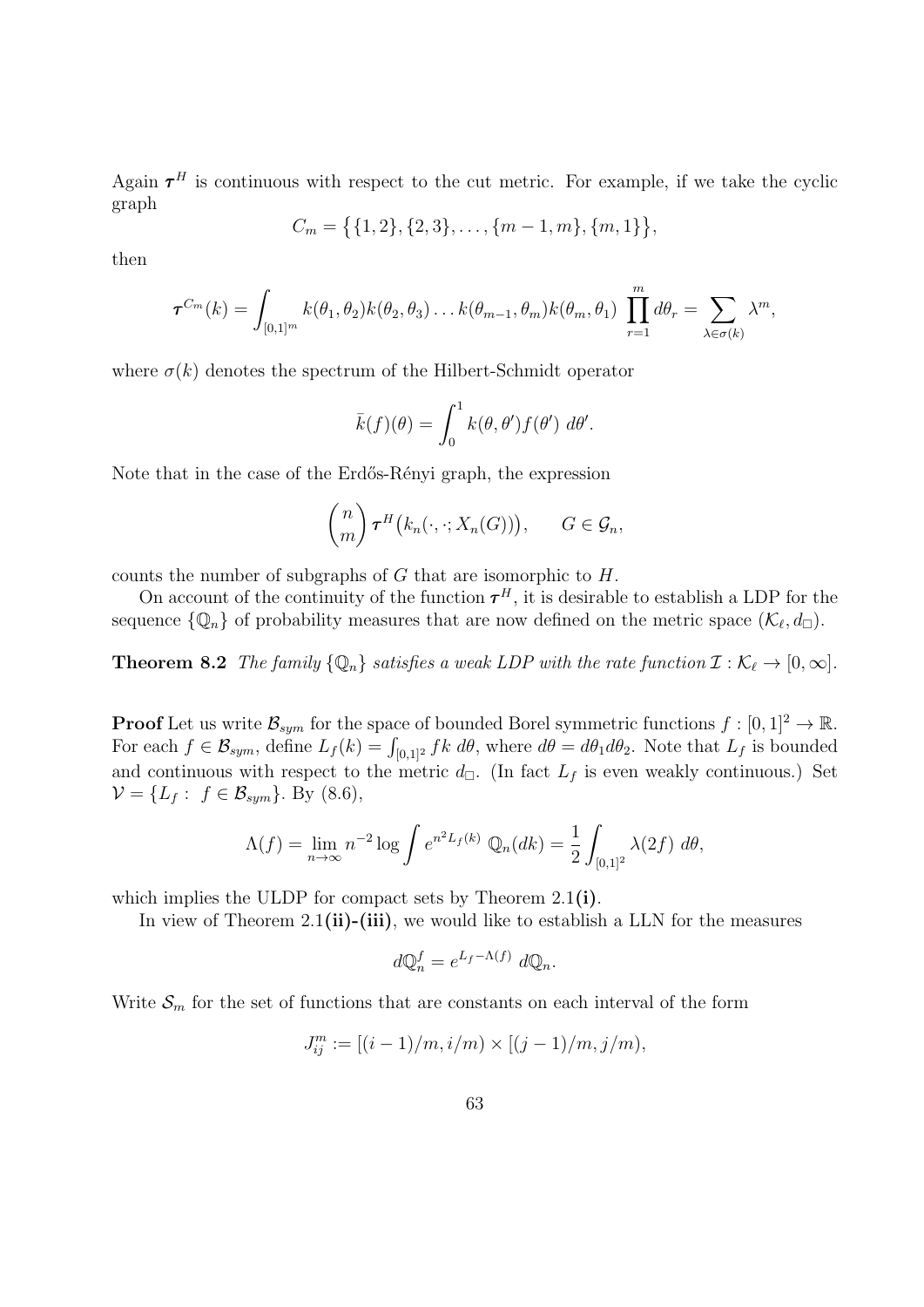Again $\boldsymbol{\tau}^H$ is continuous with respect to the cut metric. For example, if we take the cyclic graph

$$C_m = \big\{\{1,2\},\{2,3\},\dots,\{m-1,m\},\{m,1\}\big\},$$

then

$$\boldsymbol{\tau}^{C_m}(k) = \int_{[0,1]^m} k(\theta_1,\theta_2)k(\theta_2,\theta_3)\dots k(\theta_{m-1},\theta_m)k(\theta_m,\theta_1)\ \prod_{r=1}^m d\theta_r = \sum_{\lambda\in\sigma(k)} \lambda^m,$$

where $\sigma(k)$ denotes the spectrum of the Hilbert-Schmidt operator

$$\bar{k}(f)(\theta) = \int_0^1 k(\theta,\theta')f(\theta')\ d\theta'.$$

Note that in the case of the Erdős-Rényi graph, the expression

$$\binom{n}{m}\,\boldsymbol{\tau}^H\big(k_n(\cdot,\cdot;X_n(G))\big), \qquad G\in\mathcal{G}_n,$$

counts the number of subgraphs of $G$ that are isomorphic to $H$.

On account of the continuity of the function $\boldsymbol{\tau}^H$, it is desirable to establish a LDP for the sequence $\{\mathbb{Q}_n\}$ of probability measures that are now defined on the metric space $(\mathcal{K}_\ell, d_\square)$.

**Theorem 8.2** *The family $\{\mathbb{Q}_n\}$ satisfies a weak LDP with the rate function $\mathcal{I}:\mathcal{K}_\ell\to[0,\infty]$.*

**Proof** Let us write $\mathcal{B}_{sym}$ for the space of bounded Borel symmetric functions $f:[0,1]^2\to\mathbb{R}$. For each $f\in\mathcal{B}_{sym}$, define $L_f(k)=\int_{[0,1]^2} fk\ d\theta$, where $d\theta=d\theta_1 d\theta_2$. Note that $L_f$ is bounded and continuous with respect to the metric $d_\square$. (In fact $L_f$ is even weakly continuous.) Set $\mathcal{V}=\{L_f:\ f\in\mathcal{B}_{sym}\}$. By (8.6),

$$\Lambda(f) = \lim_{n\to\infty} n^{-2}\log\int e^{n^2 L_f(k)}\ \mathbb{Q}_n(dk) = \frac{1}{2}\int_{[0,1]^2}\lambda(2f)\ d\theta,$$

which implies the ULDP for compact sets by Theorem 2.1**(i)**.

In view of Theorem 2.1**(ii)-(iii)**, we would like to establish a LLN for the measures

$$d\mathbb{Q}_n^f = e^{L_f-\Lambda(f)}\ d\mathbb{Q}_n.$$

Write $\mathcal{S}_m$ for the set of functions that are constants on each interval of the form

$$J_{ij}^m := [(i-1)/m, i/m)\times[(j-1)/m, j/m),$$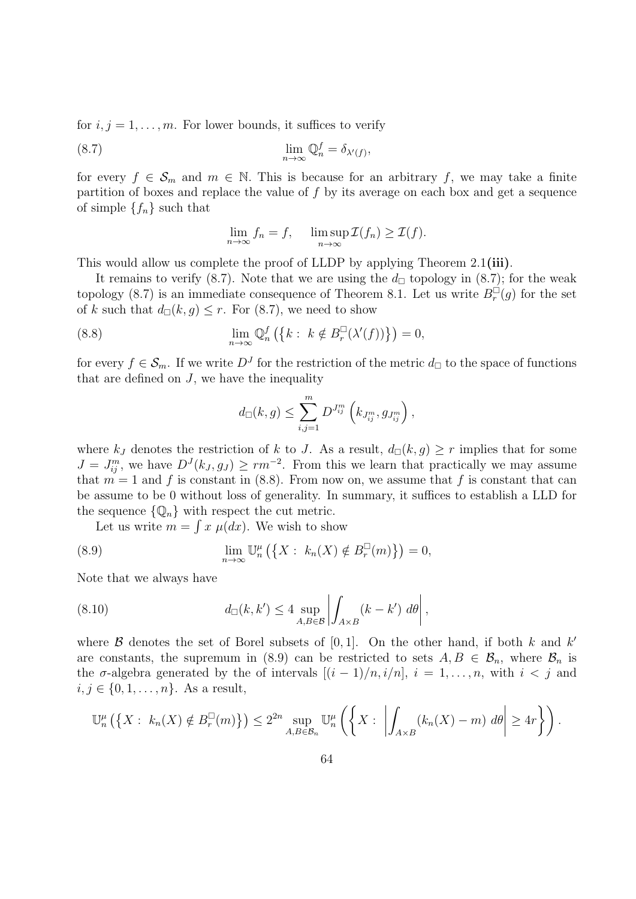for $i, j = 1, \dots, m$. For lower bounds, it suffices to verify

$$\lim_{n\to\infty} \mathbb{Q}_n^f = \delta_{\lambda'(f)}, \tag{8.7}$$

for every $f \in \mathcal{S}_m$ and $m \in \mathbb{N}$. This is because for an arbitrary $f$, we may take a finite partition of boxes and replace the value of $f$ by its average on each box and get a sequence of simple $\{f_n\}$ such that

$$\lim_{n\to\infty} f_n = f, \quad \limsup_{n\to\infty} \mathcal{I}(f_n) \geq \mathcal{I}(f).$$

This would allow us complete the proof of LLDP by applying Theorem 2.1**(iii)**.

It remains to verify (8.7). Note that we are using the $d_\square$ topology in (8.7); for the weak topology (8.7) is an immediate consequence of Theorem 8.1. Let us write $B_r^\square(g)$ for the set of $k$ such that $d_\square(k, g) \leq r$. For (8.7), we need to show

$$\lim_{n\to\infty} \mathbb{Q}_n^f \left(\left\{k : \ k \notin B_r^\square(\lambda'(f))\right\}\right) = 0, \tag{8.8}$$

for every $f \in \mathcal{S}_m$. If we write $D^J$ for the restriction of the metric $d_\square$ to the space of functions that are defined on $J$, we have the inequality

$$d_\square(k, g) \leq \sum_{i,j=1}^m D^{J_{ij}^m}\left(k_{J_{ij}^m}, g_{J_{ij}^m}\right),$$

where $k_J$ denotes the restriction of $k$ to $J$. As a result, $d_\square(k, g) \geq r$ implies that for some $J = J_{ij}^m$, we have $D^J(k_J, g_J) \geq rm^{-2}$. From this we learn that practically we may assume that $m = 1$ and $f$ is constant in (8.8). From now on, we assume that $f$ is constant that can be assume to be 0 without loss of generality. In summary, it suffices to establish a LLD for the sequence $\{\mathbb{Q}_n\}$ with respect the cut metric.

Let us write $m = \int x \ \mu(dx)$. We wish to show

$$\lim_{n\to\infty} \mathbb{U}_n^\mu \left(\left\{X : \ k_n(X) \notin B_r^\square(m)\right\}\right) = 0, \tag{8.9}$$

Note that we always have

$$d_\square(k, k') \leq 4 \sup_{A,B\in\mathcal{B}} \left|\int_{A\times B} (k - k') \ d\theta\right|, \tag{8.10}$$

where $\mathcal{B}$ denotes the set of Borel subsets of $[0, 1]$. On the other hand, if both $k$ and $k'$ are constants, the supremum in (8.9) can be restricted to sets $A, B \in \mathcal{B}_n$, where $\mathcal{B}_n$ is the $\sigma$-algebra generated by the of intervals $[(i-1)/n, i/n]$, $i = 1, \dots, n$, with $i < j$ and $i, j \in \{0, 1, \dots, n\}$. As a result,

$$\mathbb{U}_n^\mu \left(\left\{X : \ k_n(X) \notin B_r^\square(m)\right\}\right) \leq 2^{2n} \sup_{A,B\in\mathcal{B}_n} \mathbb{U}_n^\mu \left(\left\{X : \ \left|\int_{A\times B} (k_n(X) - m) \ d\theta\right| \geq 4r\right\}\right).$$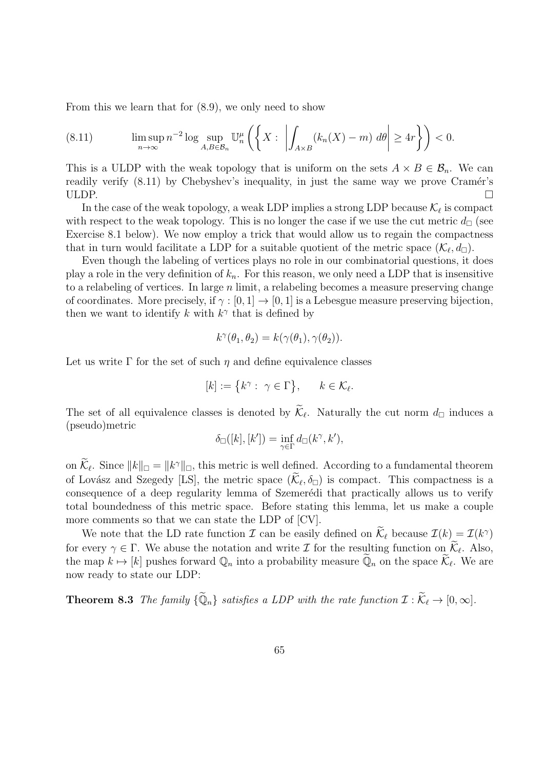From this we learn that for (8.9), we only need to show

$$\limsup_{n\to\infty} n^{-2} \log \sup_{A,B\in\mathcal{B}_n} \mathbb{U}_n^{\mu}\left(\left\{X : \left|\int_{A\times B}(k_n(X)-m)\ d\theta\right| \geq 4r\right\}\right) < 0. \tag{8.11}$$

This is a ULDP with the weak topology that is uniform on the sets $A \times B \in \mathcal{B}_n$. We can readily verify (8.11) by Chebyshev's inequality, in just the same way we prove Cramér's ULDP. □

In the case of the weak topology, a weak LDP implies a strong LDP because $\mathcal{K}_\ell$ is compact with respect to the weak topology. This is no longer the case if we use the cut metric $d_\square$ (see Exercise 8.1 below). We now employ a trick that would allow us to regain the compactness that in turn would facilitate a LDP for a suitable quotient of the metric space $(\mathcal{K}_\ell, d_\square)$.

Even though the labeling of vertices plays no role in our combinatorial questions, it does play a role in the very definition of $k_n$. For this reason, we only need a LDP that is insensitive to a relabeling of vertices. In large $n$ limit, a relabeling becomes a measure preserving change of coordinates. More precisely, if $\gamma : [0,1] \to [0,1]$ is a Lebesgue measure preserving bijection, then we want to identify $k$ with $k^\gamma$ that is defined by

$$k^\gamma(\theta_1, \theta_2) = k(\gamma(\theta_1), \gamma(\theta_2)).$$

Let us write $\Gamma$ for the set of such $\eta$ and define equivalence classes

$$[k] := \{k^\gamma : \ \gamma \in \Gamma\}, \qquad k \in \mathcal{K}_\ell.$$

The set of all equivalence classes is denoted by $\widetilde{\mathcal{K}}_\ell$. Naturally the cut norm $d_\square$ induces a (pseudo)metric

$$\delta_\square([k],[k']) = \inf_{\gamma\in\Gamma} d_\square(k^\gamma, k'),$$

on $\widetilde{\mathcal{K}}_\ell$. Since $\|k\|_\square = \|k^\gamma\|_\square$, this metric is well defined. According to a fundamental theorem of Lovász and Szegedy [LS], the metric space $(\widetilde{\mathcal{K}}_\ell, \delta_\square)$ is compact. This compactness is a consequence of a deep regularity lemma of Szemerédi that practically allows us to verify total boundedness of this metric space. Before stating this lemma, let us make a couple more comments so that we can state the LDP of [CV].

We note that the LD rate function $\mathcal{I}$ can be easily defined on $\widetilde{\mathcal{K}}_\ell$ because $\mathcal{I}(k) = \mathcal{I}(k^\gamma)$ for every $\gamma \in \Gamma$. We abuse the notation and write $\mathcal{I}$ for the resulting function on $\widetilde{\mathcal{K}}_\ell$. Also, the map $k \mapsto [k]$ pushes forward $\mathbb{Q}_n$ into a probability measure $\widetilde{\mathbb{Q}}_n$ on the space $\widetilde{\mathcal{K}}_\ell$. We are now ready to state our LDP:

**Theorem 8.3** *The family $\{\widetilde{\mathbb{Q}}_n\}$ satisfies a LDP with the rate function $\mathcal{I} : \widetilde{\mathcal{K}}_\ell \to [0,\infty]$.*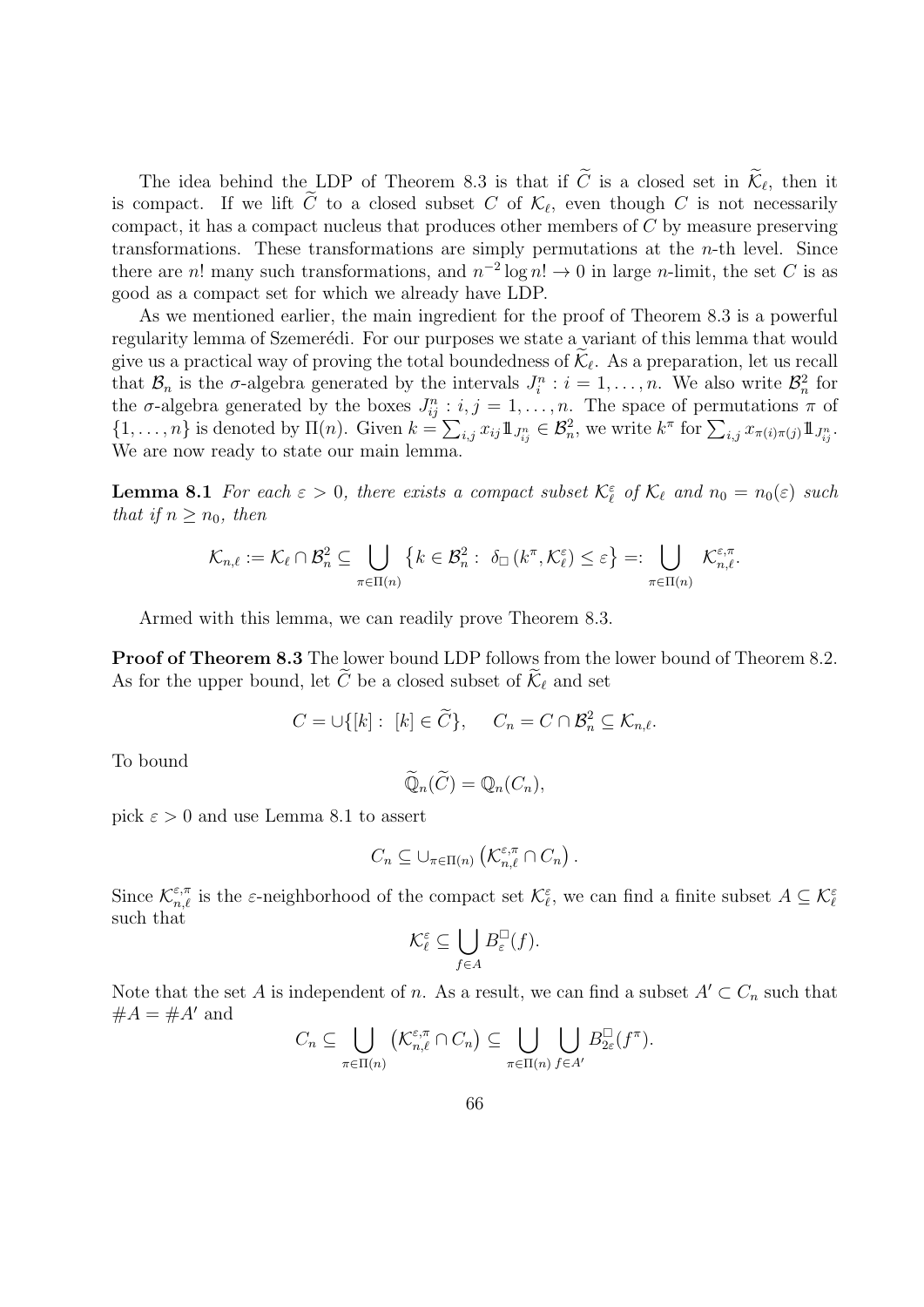The idea behind the LDP of Theorem 8.3 is that if $\widetilde{C}$ is a closed set in $\widetilde{\mathcal{K}}_\ell$, then it is compact. If we lift $\widetilde{C}$ to a closed subset $C$ of $\mathcal{K}_\ell$, even though $C$ is not necessarily compact, it has a compact nucleus that produces other members of $C$ by measure preserving transformations. These transformations are simply permutations at the $n$-th level. Since there are $n!$ many such transformations, and $n^{-2}\log n! \to 0$ in large $n$-limit, the set $C$ is as good as a compact set for which we already have LDP.

As we mentioned earlier, the main ingredient for the proof of Theorem 8.3 is a powerful regularity lemma of Szemerédi. For our purposes we state a variant of this lemma that would give us a practical way of proving the total boundedness of $\widetilde{\mathcal{K}}_\ell$. As a preparation, let us recall that $\mathcal{B}_n$ is the $\sigma$-algebra generated by the intervals $J_i^n : i = 1, \dots, n$. We also write $\mathcal{B}_n^2$ for the $\sigma$-algebra generated by the boxes $J_{ij}^n : i, j = 1, \dots, n$. The space of permutations $\pi$ of $\{1, \dots, n\}$ is denoted by $\Pi(n)$. Given $k = \sum_{i,j} x_{ij} 1\!\!1_{J_{ij}^n} \in \mathcal{B}_n^2$, we write $k^\pi$ for $\sum_{i,j} x_{\pi(i)\pi(j)} 1\!\!1_{J_{ij}^n}$. We are now ready to state our main lemma.

**Lemma 8.1** *For each $\varepsilon > 0$, there exists a compact subset $\mathcal{K}_\ell^\varepsilon$ of $\mathcal{K}_\ell$ and $n_0 = n_0(\varepsilon)$ such that if $n \geq n_0$, then*

$$\mathcal{K}_{n,\ell} := \mathcal{K}_\ell \cap \mathcal{B}_n^2 \subseteq \bigcup_{\pi \in \Pi(n)} \left\{ k \in \mathcal{B}_n^2 : \ \delta_\square \left( k^\pi, \mathcal{K}_\ell^\varepsilon \right) \leq \varepsilon \right\} =: \bigcup_{\pi \in \Pi(n)} \mathcal{K}_{n,\ell}^{\varepsilon,\pi}.$$

Armed with this lemma, we can readily prove Theorem 8.3.

**Proof of Theorem 8.3** The lower bound LDP follows from the lower bound of Theorem 8.2. As for the upper bound, let $\widetilde{C}$ be a closed subset of $\widetilde{\mathcal{K}}_\ell$ and set

$$C = \cup \{[k] : \ [k] \in \widetilde{C}\}, \quad C_n = C \cap \mathcal{B}_n^2 \subseteq \mathcal{K}_{n,\ell}.$$

To bound

$$\widetilde{\mathbb{Q}}_n(\widetilde{C}) = \mathbb{Q}_n(C_n),$$

pick $\varepsilon > 0$ and use Lemma 8.1 to assert

$$C_n \subseteq \cup_{\pi \in \Pi(n)} \left( \mathcal{K}_{n,\ell}^{\varepsilon,\pi} \cap C_n \right).$$

Since $\mathcal{K}_{n,\ell}^{\varepsilon,\pi}$ is the $\varepsilon$-neighborhood of the compact set $\mathcal{K}_\ell^\varepsilon$, we can find a finite subset $A \subseteq \mathcal{K}_\ell^\varepsilon$ such that

$$\mathcal{K}_\ell^\varepsilon \subseteq \bigcup_{f \in A} B_\varepsilon^\square(f).$$

Note that the set $A$ is independent of $n$. As a result, we can find a subset $A' \subset C_n$ such that $\#A = \#A'$ and

$$C_n \subseteq \bigcup_{\pi \in \Pi(n)} \left( \mathcal{K}_{n,\ell}^{\varepsilon,\pi} \cap C_n \right) \subseteq \bigcup_{\pi \in \Pi(n)} \bigcup_{f \in A'} B_{2\varepsilon}^\square(f^\pi).$$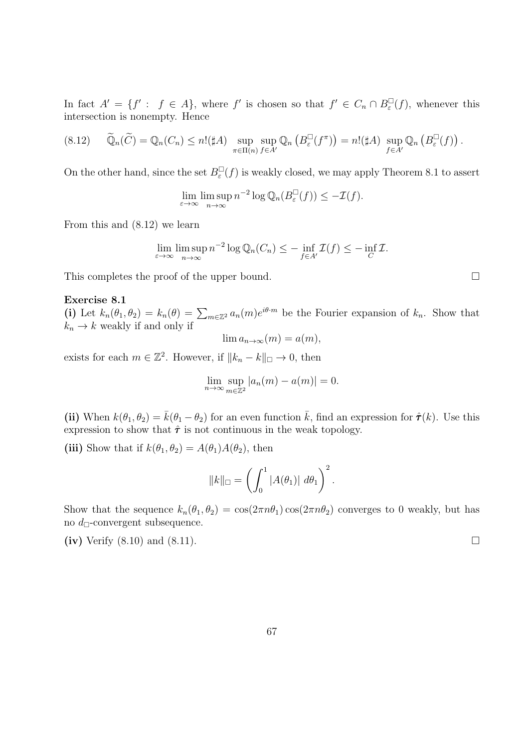In fact $A' = \{f' : f \in A\}$, where $f'$ is chosen so that $f' \in C_n \cap B_\varepsilon^\square(f)$, whenever this intersection is nonempty. Hence

$$
\widetilde{\mathbb{Q}}_n(\widetilde{C}) = \mathbb{Q}_n(C_n) \leq n!(\sharp A) \sup_{\pi \in \Pi(n)} \sup_{f \in A'} \mathbb{Q}_n\left(B_\varepsilon^\square(f^\pi)\right) = n!(\sharp A) \sup_{f \in A'} \mathbb{Q}_n\left(B_\varepsilon^\square(f)\right). \tag{8.12}
$$

On the other hand, since the set $B_\varepsilon^\square(f)$ is weakly closed, we may apply Theorem 8.1 to assert

$$
\lim_{\varepsilon \to \infty} \limsup_{n \to \infty} n^{-2} \log \mathbb{Q}_n(B_\varepsilon^\square(f)) \leq -\mathcal{I}(f).
$$

From this and (8.12) we learn

$$
\lim_{\varepsilon \to \infty} \limsup_{n \to \infty} n^{-2} \log \mathbb{Q}_n(C_n) \leq -\inf_{f \in A'} \mathcal{I}(f) \leq -\inf_C \mathcal{I}.
$$

This completes the proof of the upper bound. □

**Exercise 8.1**

**(i)** Let $k_n(\theta_1, \theta_2) = k_n(\theta) = \sum_{m \in \mathbb{Z}^2} a_n(m) e^{i\theta \cdot m}$ be the Fourier expansion of $k_n$. Show that $k_n \to k$ weakly if and only if

$$
\lim a_{n \to \infty}(m) = a(m),
$$

exists for each $m \in \mathbb{Z}^2$. However, if $\|k_n - k\|_\square \to 0$, then

$$
\lim_{n \to \infty} \sup_{m \in \mathbb{Z}^2} |a_n(m) - a(m)| = 0.
$$

**(ii)** When $k(\theta_1, \theta_2) = \bar{k}(\theta_1 - \theta_2)$ for an even function $\bar{k}$, find an expression for $\hat{\boldsymbol{\tau}}(k)$. Use this expression to show that $\hat{\boldsymbol{\tau}}$ is not continuous in the weak topology.

**(iii)** Show that if $k(\theta_1, \theta_2) = A(\theta_1)A(\theta_2)$, then

$$
\|k\|_\square = \left( \int_0^1 |A(\theta_1)| \, d\theta_1 \right)^2.
$$

Show that the sequence $k_n(\theta_1, \theta_2) = \cos(2\pi n\theta_1)\cos(2\pi n\theta_2)$ converges to 0 weakly, but has no $d_\square$-convergent subsequence.

**(iv)** Verify (8.10) and (8.11). □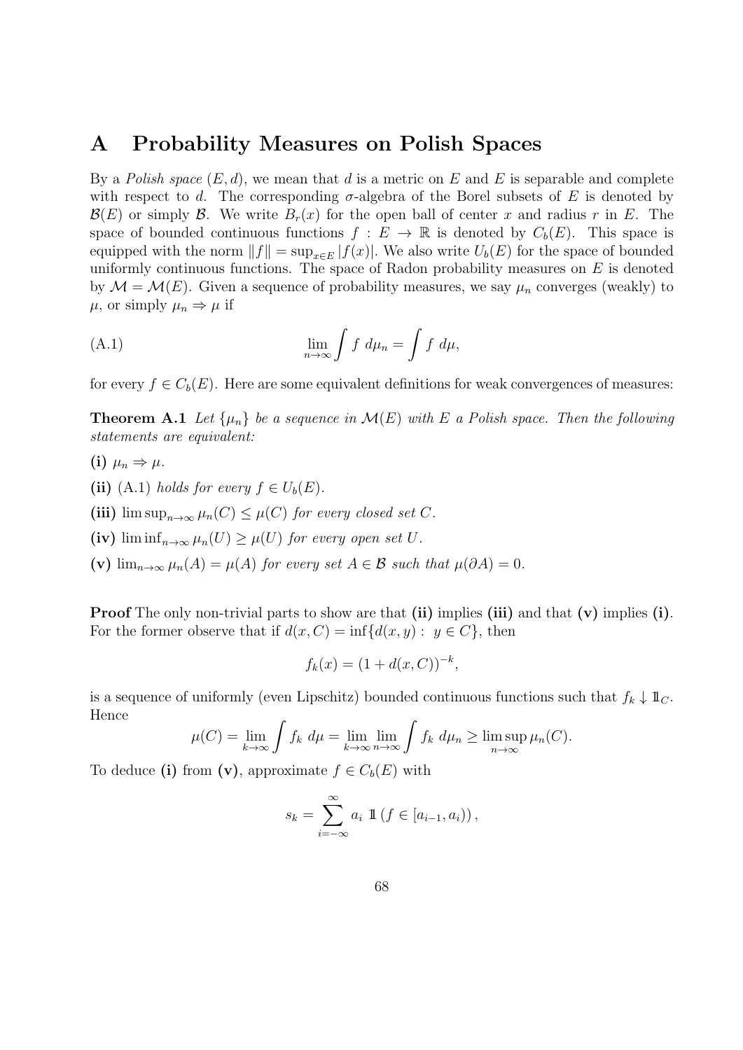# A Probability Measures on Polish Spaces

By a *Polish space* $(E, d)$, we mean that $d$ is a metric on $E$ and $E$ is separable and complete with respect to $d$. The corresponding $\sigma$-algebra of the Borel subsets of $E$ is denoted by $\mathcal{B}(E)$ or simply $\mathcal{B}$. We write $B_r(x)$ for the open ball of center $x$ and radius $r$ in $E$. The space of bounded continuous functions $f : E \to \mathbb{R}$ is denoted by $C_b(E)$. This space is equipped with the norm $\|f\| = \sup_{x \in E} |f(x)|$. We also write $U_b(E)$ for the space of bounded uniformly continuous functions. The space of Radon probability measures on $E$ is denoted by $\mathcal{M} = \mathcal{M}(E)$. Given a sequence of probability measures, we say $\mu_n$ converges (weakly) to $\mu$, or simply $\mu_n \Rightarrow \mu$ if

$$\lim_{n\to\infty} \int f \ d\mu_n = \int f \ d\mu, \tag{A.1}$$

for every $f \in C_b(E)$. Here are some equivalent definitions for weak convergences of measures:

**Theorem A.1** *Let $\{\mu_n\}$ be a sequence in $\mathcal{M}(E)$ with $E$ a Polish space. Then the following statements are equivalent:*

**(i)** $\mu_n \Rightarrow \mu$.

**(ii)** (A.1) *holds for every* $f \in U_b(E)$.

**(iii)** $\limsup_{n\to\infty} \mu_n(C) \le \mu(C)$ *for every closed set* $C$.

**(iv)** $\liminf_{n\to\infty} \mu_n(U) \ge \mu(U)$ *for every open set* $U$.

**(v)** $\lim_{n\to\infty} \mu_n(A) = \mu(A)$ *for every set* $A \in \mathcal{B}$ *such that* $\mu(\partial A) = 0$.

**Proof** The only non-trivial parts to show are that **(ii)** implies **(iii)** and that **(v)** implies **(i)**. For the former observe that if $d(x, C) = \inf\{d(x, y) : \ y \in C\}$, then

$$f_k(x) = (1 + d(x, C))^{-k},$$

is a sequence of uniformly (even Lipschitz) bounded continuous functions such that $f_k \downarrow \mathbb{1}_C$. Hence

$$\mu(C) = \lim_{k\to\infty} \int f_k \ d\mu = \lim_{k\to\infty} \lim_{n\to\infty} \int f_k \ d\mu_n \ge \limsup_{n\to\infty} \mu_n(C).$$

To deduce **(i)** from **(v)**, approximate $f \in C_b(E)$ with

$$s_k = \sum_{i=-\infty}^{\infty} a_i \ \mathbb{1} \left( f \in [a_{i-1}, a_i) \right),$$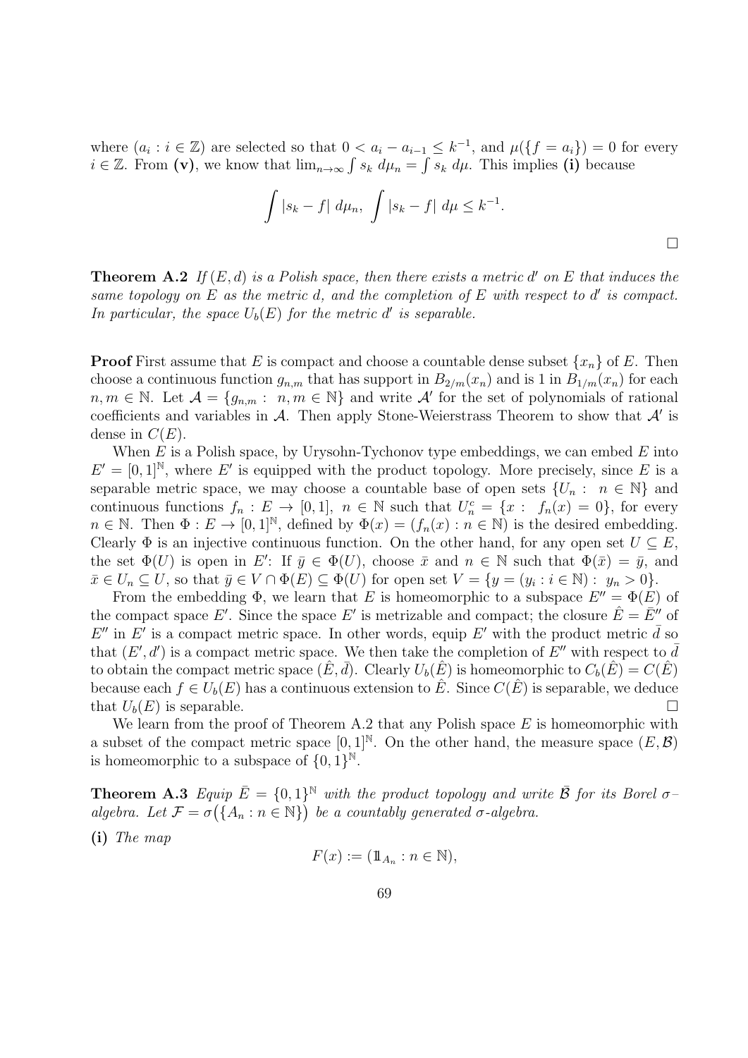where $(a_i : i \in \mathbb{Z})$ are selected so that $0 < a_i - a_{i-1} \leq k^{-1}$, and $\mu(\{f = a_i\}) = 0$ for every $i \in \mathbb{Z}$. From **(v)**, we know that $\lim_{n\to\infty} \int s_k \, d\mu_n = \int s_k \, d\mu$. This implies **(i)** because

$$\int |s_k - f| \, d\mu_n, \ \int |s_k - f| \, d\mu \leq k^{-1}.$$

$\square$

**Theorem A.2** *If $(E, d)$ is a Polish space, then there exists a metric $d'$ on $E$ that induces the same topology on $E$ as the metric $d$, and the completion of $E$ with respect to $d'$ is compact. In particular, the space $U_b(E)$ for the metric $d'$ is separable.*

**Proof** First assume that $E$ is compact and choose a countable dense subset $\{x_n\}$ of $E$. Then choose a continuous function $g_{n,m}$ that has support in $B_{2/m}(x_n)$ and is 1 in $B_{1/m}(x_n)$ for each $n, m \in \mathbb{N}$. Let $\mathcal{A} = \{g_{n,m} : \ n, m \in \mathbb{N}\}$ and write $\mathcal{A}'$ for the set of polynomials of rational coefficients and variables in $\mathcal{A}$. Then apply Stone-Weierstrass Theorem to show that $\mathcal{A}'$ is dense in $C(E)$.

When $E$ is a Polish space, by Urysohn-Tychonov type embeddings, we can embed $E$ into $E' = [0,1]^{\mathbb{N}}$, where $E'$ is equipped with the product topology. More precisely, since $E$ is a separable metric space, we may choose a countable base of open sets $\{U_n : \ n \in \mathbb{N}\}$ and continuous functions $f_n : E \to [0,1], \ n \in \mathbb{N}$ such that $U_n^c = \{x : \ f_n(x) = 0\}$, for every $n \in \mathbb{N}$. Then $\Phi : E \to [0,1]^{\mathbb{N}}$, defined by $\Phi(x) = (f_n(x) : n \in \mathbb{N})$ is the desired embedding. Clearly $\Phi$ is an injective continuous function. On the other hand, for any open set $U \subseteq E$, the set $\Phi(U)$ is open in $E'$: If $\bar{y} \in \Phi(U)$, choose $\bar{x}$ and $n \in \mathbb{N}$ such that $\Phi(\bar{x}) = \bar{y}$, and $\bar{x} \in U_n \subseteq U$, so that $\bar{y} \in V \cap \Phi(E) \subseteq \Phi(U)$ for open set $V = \{y = (y_i : i \in \mathbb{N}) : \ y_n > 0\}$.

From the embedding $\Phi$, we learn that $E$ is homeomorphic to a subspace $E'' = \Phi(E)$ of the compact space $E'$. Since the space $E'$ is metrizable and compact; the closure $\hat{E} = \bar{E}''$ of $E''$ in $E'$ is a compact metric space. In other words, equip $E'$ with the product metric $\bar{d}$ so that $(E', d')$ is a compact metric space. We then take the completion of $E''$ with respect to $\bar{d}$ to obtain the compact metric space $(\hat{E}, \bar{d})$. Clearly $U_b(\hat{E})$ is homeomorphic to $C_b(\hat{E}) = C(\hat{E})$ because each $f \in U_b(E)$ has a continuous extension to $\hat{E}$. Since $C(\hat{E})$ is separable, we deduce that $U_b(E)$ is separable. $\square$

We learn from the proof of Theorem A.2 that any Polish space $E$ is homeomorphic with a subset of the compact metric space $[0,1]^{\mathbb{N}}$. On the other hand, the measure space $(E, \mathcal{B})$ is homeomorphic to a subspace of $\{0,1\}^{\mathbb{N}}$.

**Theorem A.3** *Equip $\bar{E} = \{0,1\}^{\mathbb{N}}$ with the product topology and write $\bar{\mathcal{B}}$ for its Borel $\sigma$–algebra. Let $\mathcal{F} = \sigma\big(\{A_n : n \in \mathbb{N}\}\big)$ be a countably generated $\sigma$-algebra.*

**(i)** *The map*

$$F(x) := (1\!\!1_{A_n} : n \in \mathbb{N}),$$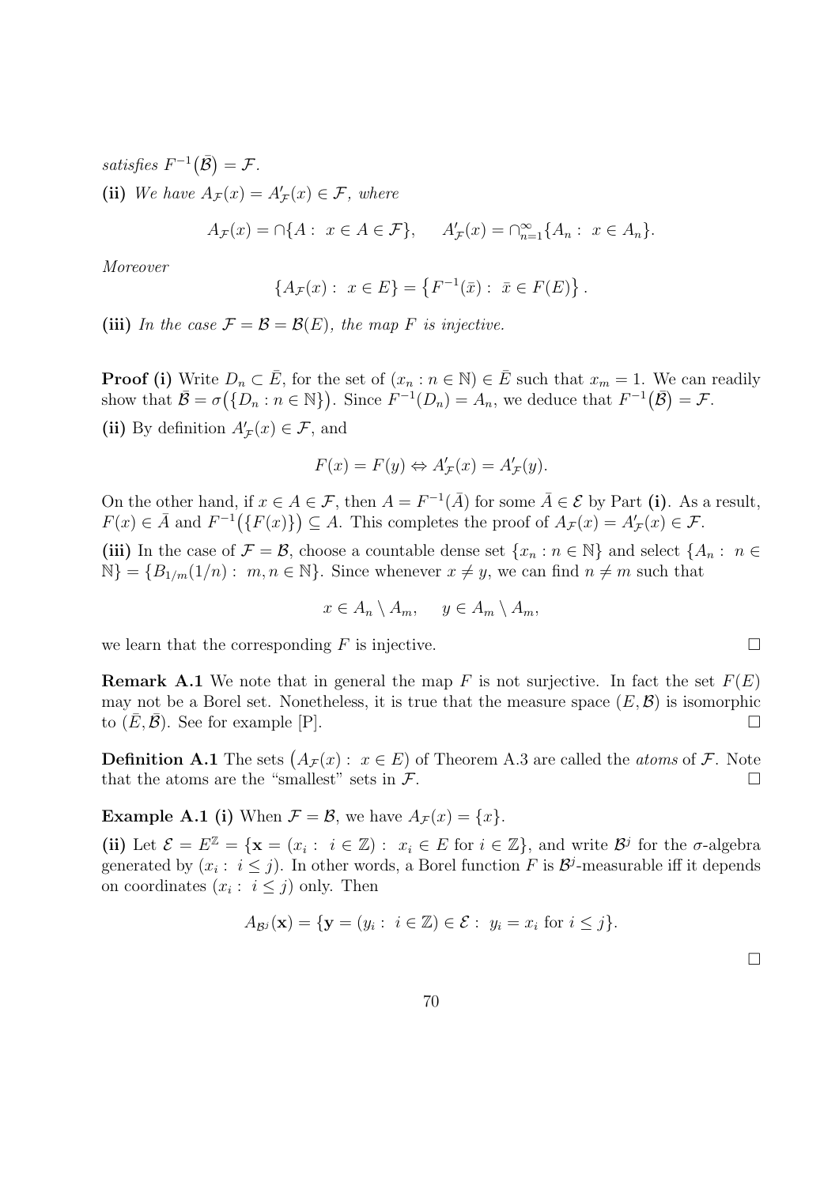*satisfies* $F^{-1}(\bar{\mathcal{B}}) = \mathcal{F}$.

**(ii)** *We have* $A_{\mathcal{F}}(x) = A'_{\mathcal{F}}(x) \in \mathcal{F}$, *where*

$$A_{\mathcal{F}}(x) = \cap\{A: \; x \in A \in \mathcal{F}\}, \qquad A'_{\mathcal{F}}(x) = \cap_{n=1}^{\infty}\{A_n: \; x \in A_n\}.$$

*Moreover*

$$\{A_{\mathcal{F}}(x): \; x \in E\} = \left\{F^{-1}(\bar{x}): \; \bar{x} \in F(E)\right\}.$$

**(iii)** *In the case* $\mathcal{F} = \mathcal{B} = \mathcal{B}(E)$, *the map* $F$ *is injective.*

**Proof (i)** Write $D_n \subset \bar{E}$, for the set of $(x_n : n \in \mathbb{N}) \in \bar{E}$ such that $x_m = 1$. We can readily show that $\bar{\mathcal{B}} = \sigma\big(\{D_n : n \in \mathbb{N}\}\big)$. Since $F^{-1}(D_n) = A_n$, we deduce that $F^{-1}(\bar{\mathcal{B}}) = \mathcal{F}$.

**(ii)** By definition $A'_{\mathcal{F}}(x) \in \mathcal{F}$, and

$$F(x) = F(y) \Leftrightarrow A'_{\mathcal{F}}(x) = A'_{\mathcal{F}}(y).$$

On the other hand, if $x \in A \in \mathcal{F}$, then $A = F^{-1}(\bar{A})$ for some $\bar{A} \in \mathcal{E}$ by Part **(i)**. As a result, $F(x) \in \bar{A}$ and $F^{-1}\big(\{F(x)\}\big) \subseteq A$. This completes the proof of $A_{\mathcal{F}}(x) = A'_{\mathcal{F}}(x) \in \mathcal{F}$.

**(iii)** In the case of $\mathcal{F} = \mathcal{B}$, choose a countable dense set $\{x_n : n \in \mathbb{N}\}$ and select $\{A_n : \; n \in \mathbb{N}\} = \{B_{1/m}(1/n) : \; m, n \in \mathbb{N}\}$. Since whenever $x \neq y$, we can find $n \neq m$ such that

$$x \in A_n \setminus A_m, \qquad y \in A_m \setminus A_m,$$

we learn that the corresponding $F$ is injective. □

**Remark A.1** We note that in general the map $F$ is not surjective. In fact the set $F(E)$ may not be a Borel set. Nonetheless, it is true that the measure space $(E, \mathcal{B})$ is isomorphic to $(\bar{E}, \bar{\mathcal{B}})$. See for example [P]. □

**Definition A.1** The sets $\big(A_{\mathcal{F}}(x) : \; x \in E\big)$ of Theorem A.3 are called the *atoms* of $\mathcal{F}$. Note that the atoms are the "smallest" sets in $\mathcal{F}$. □

**Example A.1 (i)** When $\mathcal{F} = \mathcal{B}$, we have $A_{\mathcal{F}}(x) = \{x\}$.

**(ii)** Let $\mathcal{E} = E^{\mathbb{Z}} = \{\mathbf{x} = (x_i : \; i \in \mathbb{Z}) : \; x_i \in E \text{ for } i \in \mathbb{Z}\}$, and write $\mathcal{B}^j$ for the $\sigma$-algebra generated by $(x_i : \; i \leq j)$. In other words, a Borel function $F$ is $\mathcal{B}^j$-measurable iff it depends on coordinates $(x_i : \; i \leq j)$ only. Then

$$A_{\mathcal{B}^j}(\mathbf{x}) = \{\mathbf{y} = (y_i : \; i \in \mathbb{Z}) \in \mathcal{E} : \; y_i = x_i \text{ for } i \leq j\}.$$

□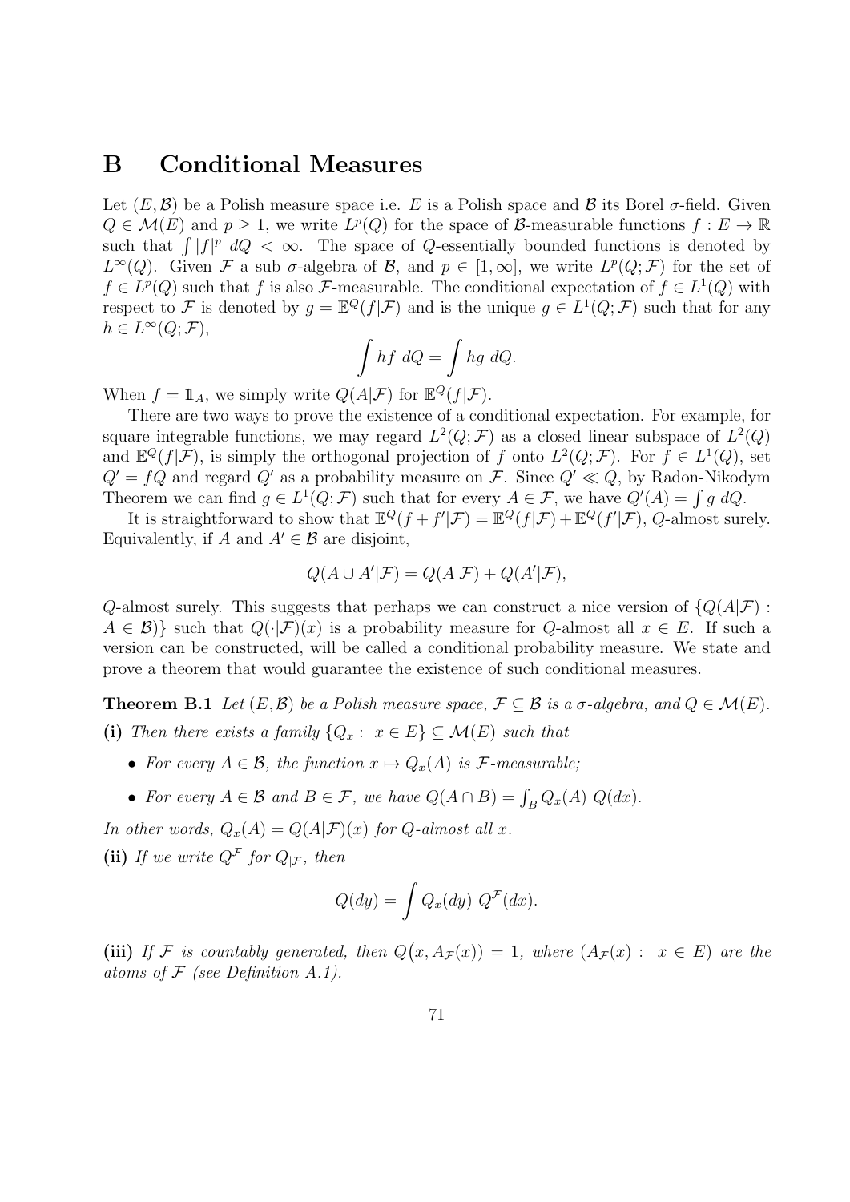## B Conditional Measures

Let $(E, \mathcal{B})$ be a Polish measure space i.e. $E$ is a Polish space and $\mathcal{B}$ its Borel $\sigma$-field. Given $Q \in \mathcal{M}(E)$ and $p \geq 1$, we write $L^p(Q)$ for the space of $\mathcal{B}$-measurable functions $f : E \to \mathbb{R}$ such that $\int |f|^p \, dQ < \infty$. The space of $Q$-essentially bounded functions is denoted by $L^\infty(Q)$. Given $\mathcal{F}$ a sub $\sigma$-algebra of $\mathcal{B}$, and $p \in [1, \infty]$, we write $L^p(Q; \mathcal{F})$ for the set of $f \in L^p(Q)$ such that $f$ is also $\mathcal{F}$-measurable. The conditional expectation of $f \in L^1(Q)$ with respect to $\mathcal{F}$ is denoted by $g = \mathbb{E}^Q(f|\mathcal{F})$ and is the unique $g \in L^1(Q; \mathcal{F})$ such that for any $h \in L^\infty(Q; \mathcal{F})$,

$$\int hf \; dQ = \int hg \; dQ.$$

When $f = 1\!\!1_A$, we simply write $Q(A|\mathcal{F})$ for $\mathbb{E}^Q(f|\mathcal{F})$.

There are two ways to prove the existence of a conditional expectation. For example, for square integrable functions, we may regard $L^2(Q; \mathcal{F})$ as a closed linear subspace of $L^2(Q)$ and $\mathbb{E}^Q(f|\mathcal{F})$, is simply the orthogonal projection of $f$ onto $L^2(Q; \mathcal{F})$. For $f \in L^1(Q)$, set $Q' = fQ$ and regard $Q'$ as a probability measure on $\mathcal{F}$. Since $Q' \ll Q$, by Radon-Nikodym Theorem we can find $g \in L^1(Q; \mathcal{F})$ such that for every $A \in \mathcal{F}$, we have $Q'(A) = \int g \; dQ$.

It is straightforward to show that $\mathbb{E}^Q(f + f'|\mathcal{F}) = \mathbb{E}^Q(f|\mathcal{F}) + \mathbb{E}^Q(f'|\mathcal{F})$, $Q$-almost surely. Equivalently, if $A$ and $A' \in \mathcal{B}$ are disjoint,

$$Q(A \cup A'|\mathcal{F}) = Q(A|\mathcal{F}) + Q(A'|\mathcal{F}),$$

$Q$-almost surely. This suggests that perhaps we can construct a nice version of $\{Q(A|\mathcal{F}) : A \in \mathcal{B})\}$ such that $Q(\cdot|\mathcal{F})(x)$ is a probability measure for $Q$-almost all $x \in E$. If such a version can be constructed, will be called a conditional probability measure. We state and prove a theorem that would guarantee the existence of such conditional measures.

**Theorem B.1** *Let $(E, \mathcal{B})$ be a Polish measure space, $\mathcal{F} \subseteq \mathcal{B}$ is a $\sigma$-algebra, and $Q \in \mathcal{M}(E)$.*

**(i)** *Then there exists a family $\{Q_x : \; x \in E\} \subseteq \mathcal{M}(E)$ such that*

- *For every $A \in \mathcal{B}$, the function $x \mapsto Q_x(A)$ is $\mathcal{F}$-measurable;*
- *For every $A \in \mathcal{B}$ and $B \in \mathcal{F}$, we have $Q(A \cap B) = \int_B Q_x(A) \; Q(dx)$.*

*In other words, $Q_x(A) = Q(A|\mathcal{F})(x)$ for $Q$-almost all $x$.*

**(ii)** *If we write $Q^{\mathcal{F}}$ for $Q_{|\mathcal{F}}$, then*

$$Q(dy) = \int Q_x(dy) \; Q^{\mathcal{F}}(dx).$$

**(iii)** *If $\mathcal{F}$ is countably generated, then $Q\big(x, A_{\mathcal{F}}(x)\big) = 1$, where $(A_{\mathcal{F}}(x) : \; x \in E)$ are the atoms of $\mathcal{F}$ (see Definition A.1).*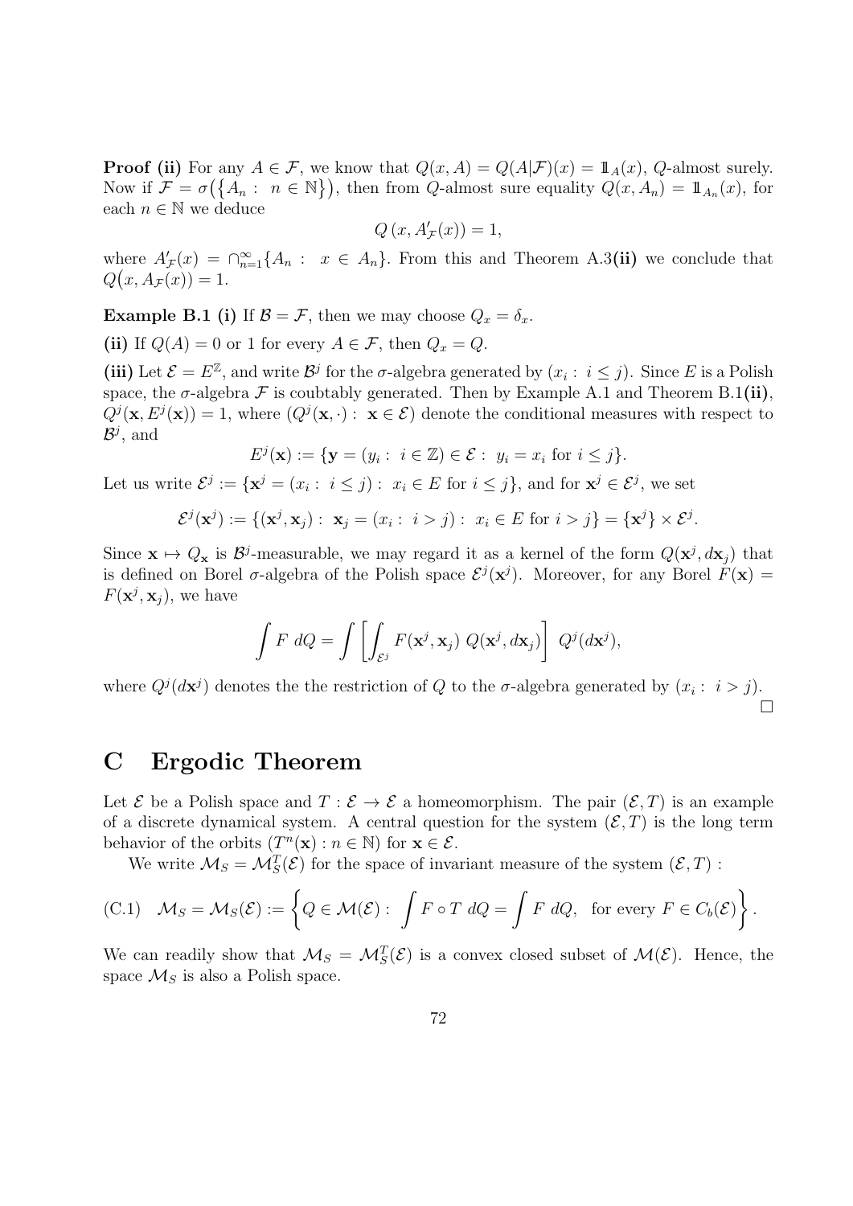**Proof (ii)** For any $A \in \mathcal{F}$, we know that $Q(x, A) = Q(A|\mathcal{F})(x) = 1\!\!1_A(x)$, $Q$-almost surely. Now if $\mathcal{F} = \sigma\big(\{A_n : \ n \in \mathbb{N}\}\big)$, then from $Q$-almost sure equality $Q(x, A_n) = 1\!\!1_{A_n}(x)$, for each $n \in \mathbb{N}$ we deduce

$$Q\left(x, A'_{\mathcal{F}}(x)\right) = 1,$$

where $A'_{\mathcal{F}}(x) = \cap_{n=1}^{\infty}\{A_n : \ x \in A_n\}$. From this and Theorem A.3**(ii)** we conclude that $Q\big(x, A_{\mathcal{F}}(x)\big) = 1$.

**Example B.1 (i)** If $\mathcal{B} = \mathcal{F}$, then we may choose $Q_x = \delta_x$.

**(ii)** If $Q(A) = 0$ or $1$ for every $A \in \mathcal{F}$, then $Q_x = Q$.

**(iii)** Let $\mathcal{E} = E^{\mathbb{Z}}$, and write $\mathcal{B}^j$ for the $\sigma$-algebra generated by $(x_i : \ i \le j)$. Since $E$ is a Polish space, the $\sigma$-algebra $\mathcal{F}$ is coubtably generated. Then by Example A.1 and Theorem B.1**(ii)**, $Q^j(\mathbf{x}, E^j(\mathbf{x})) = 1$, where $(Q^j(\mathbf{x}, \cdot) : \ \mathbf{x} \in \mathcal{E})$ denote the conditional measures with respect to $\mathcal{B}^j$, and

$$E^j(\mathbf{x}) := \{\mathbf{y} = (y_i : \ i \in \mathbb{Z}) \in \mathcal{E} : \ y_i = x_i \text{ for } i \le j\}.$$

Let us write $\mathcal{E}^j := \{\mathbf{x}^j = (x_i : \ i \le j) : \ x_i \in E \text{ for } i \le j\}$, and for $\mathbf{x}^j \in \mathcal{E}^j$, we set

$$\mathcal{E}^j(\mathbf{x}^j) := \{(\mathbf{x}^j, \mathbf{x}_j) : \ \mathbf{x}_j = (x_i : \ i > j) : \ x_i \in E \text{ for } i > j\} = \{\mathbf{x}^j\} \times \mathcal{E}^j.$$

Since $\mathbf{x} \mapsto Q_{\mathbf{x}}$ is $\mathcal{B}^j$-measurable, we may regard it as a kernel of the form $Q(\mathbf{x}^j, d\mathbf{x}_j)$ that is defined on Borel $\sigma$-algebra of the Polish space $\mathcal{E}^j(\mathbf{x}^j)$. Moreover, for any Borel $F(\mathbf{x}) = F(\mathbf{x}^j, \mathbf{x}_j)$, we have

$$\int F \ dQ = \int \left[\int_{\mathcal{E}^j} F(\mathbf{x}^j, \mathbf{x}_j) \ Q(\mathbf{x}^j, d\mathbf{x}_j)\right] \ Q^j(d\mathbf{x}^j),$$

where $Q^j(d\mathbf{x}^j)$ denotes the the restriction of $Q$ to the $\sigma$-algebra generated by $(x_i : \ i > j)$. □

# C Ergodic Theorem

Let $\mathcal{E}$ be a Polish space and $T : \mathcal{E} \to \mathcal{E}$ a homeomorphism. The pair $(\mathcal{E}, T)$ is an example of a discrete dynamical system. A central question for the system $(\mathcal{E}, T)$ is the long term behavior of the orbits $(T^n(\mathbf{x}) : n \in \mathbb{N})$ for $\mathbf{x} \in \mathcal{E}$.

We write $\mathcal{M}_S = \mathcal{M}_S^T(\mathcal{E})$ for the space of invariant measure of the system $(\mathcal{E}, T)$ :

$$\text{(C.1)} \quad \mathcal{M}_S = \mathcal{M}_S(\mathcal{E}) := \left\{Q \in \mathcal{M}(\mathcal{E}) : \ \int F \circ T \ dQ = \int F \ dQ, \ \text{ for every } F \in C_b(\mathcal{E})\right\}.$$

We can readily show that $\mathcal{M}_S = \mathcal{M}_S^T(\mathcal{E})$ is a convex closed subset of $\mathcal{M}(\mathcal{E})$. Hence, the space $\mathcal{M}_S$ is also a Polish space.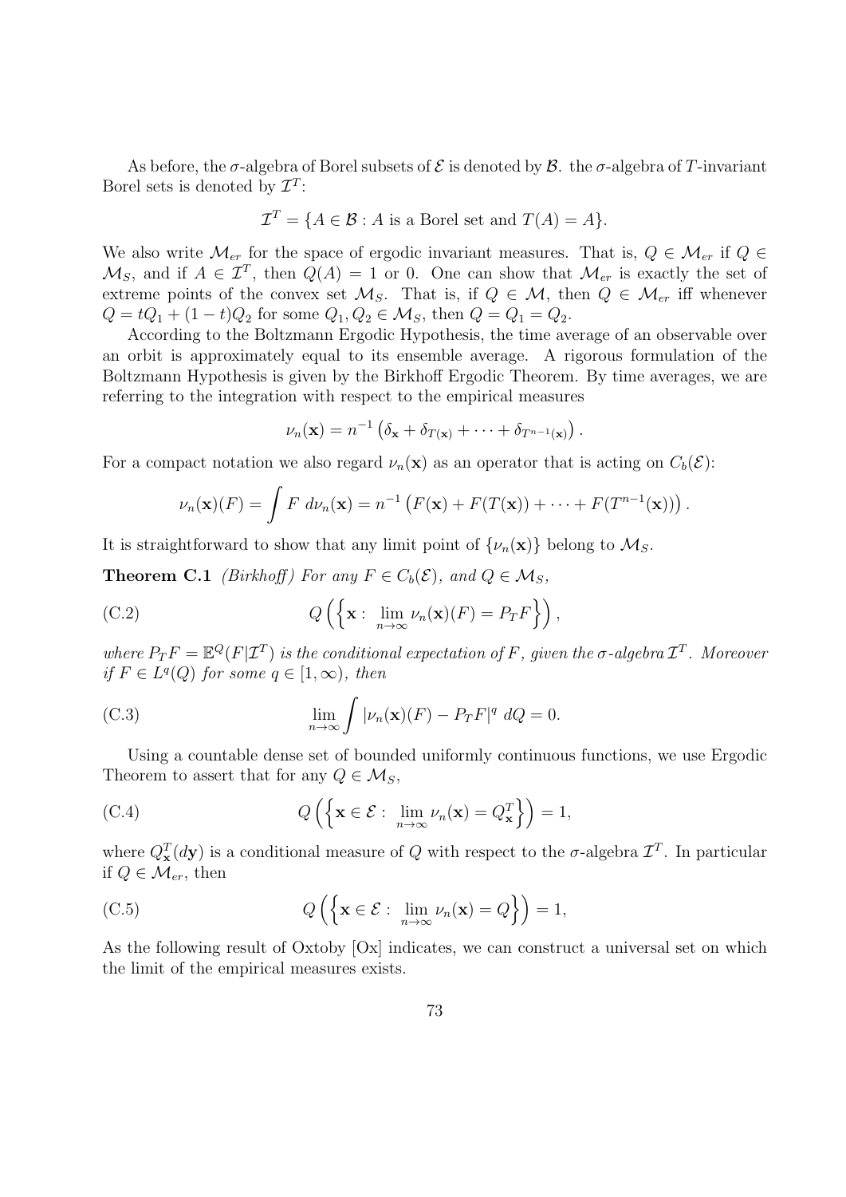As before, the $\sigma$-algebra of Borel subsets of $\mathcal{E}$ is denoted by $\mathcal{B}$. the $\sigma$-algebra of $T$-invariant Borel sets is denoted by $\mathcal{I}^T$:

$$\mathcal{I}^T = \{A \in \mathcal{B} : A \text{ is a Borel set and } T(A) = A\}.$$

We also write $\mathcal{M}_{er}$ for the space of ergodic invariant measures. That is, $Q \in \mathcal{M}_{er}$ if $Q \in \mathcal{M}_S$, and if $A \in \mathcal{I}^T$, then $Q(A) = 1$ or 0. One can show that $\mathcal{M}_{er}$ is exactly the set of extreme points of the convex set $\mathcal{M}_S$. That is, if $Q \in \mathcal{M}$, then $Q \in \mathcal{M}_{er}$ iff whenever $Q = tQ_1 + (1-t)Q_2$ for some $Q_1, Q_2 \in \mathcal{M}_S$, then $Q = Q_1 = Q_2$.

According to the Boltzmann Ergodic Hypothesis, the time average of an observable over an orbit is approximately equal to its ensemble average. A rigorous formulation of the Boltzmann Hypothesis is given by the Birkhoff Ergodic Theorem. By time averages, we are referring to the integration with respect to the empirical measures

$$\nu_n(\mathbf{x}) = n^{-1}\left(\delta_{\mathbf{x}} + \delta_{T(\mathbf{x})} + \cdots + \delta_{T^{n-1}(\mathbf{x})}\right).$$

For a compact notation we also regard $\nu_n(\mathbf{x})$ as an operator that is acting on $C_b(\mathcal{E})$:

$$\nu_n(\mathbf{x})(F) = \int F \; d\nu_n(\mathbf{x}) = n^{-1}\left(F(\mathbf{x}) + F(T(\mathbf{x})) + \cdots + F(T^{n-1}(\mathbf{x}))\right).$$

It is straightforward to show that any limit point of $\{\nu_n(\mathbf{x})\}$ belong to $\mathcal{M}_S$.

**Theorem C.1** *(Birkhoff) For any $F \in C_b(\mathcal{E})$, and $Q \in \mathcal{M}_S$,*

$$Q\left(\left\{\mathbf{x} : \lim_{n\to\infty} \nu_n(\mathbf{x})(F) = P_T F\right\}\right), \tag{C.2}$$

*where $P_T F = \mathbb{E}^Q(F|\mathcal{I}^T)$ is the conditional expectation of $F$, given the $\sigma$-algebra $\mathcal{I}^T$. Moreover if $F \in L^q(Q)$ for some $q \in [1,\infty)$, then*

$$\lim_{n\to\infty} \int |\nu_n(\mathbf{x})(F) - P_T F|^q \; dQ = 0. \tag{C.3}$$

Using a countable dense set of bounded uniformly continuous functions, we use Ergodic Theorem to assert that for any $Q \in \mathcal{M}_S$,

$$Q\left(\left\{\mathbf{x} \in \mathcal{E} : \lim_{n\to\infty} \nu_n(\mathbf{x}) = Q^T_{\mathbf{x}}\right\}\right) = 1, \tag{C.4}$$

where $Q^T_{\mathbf{x}}(d\mathbf{y})$ is a conditional measure of $Q$ with respect to the $\sigma$-algebra $\mathcal{I}^T$. In particular if $Q \in \mathcal{M}_{er}$, then

$$Q\left(\left\{\mathbf{x} \in \mathcal{E} : \lim_{n\to\infty} \nu_n(\mathbf{x}) = Q\right\}\right) = 1, \tag{C.5}$$

As the following result of Oxtoby [Ox] indicates, we can construct a universal set on which the limit of the empirical measures exists.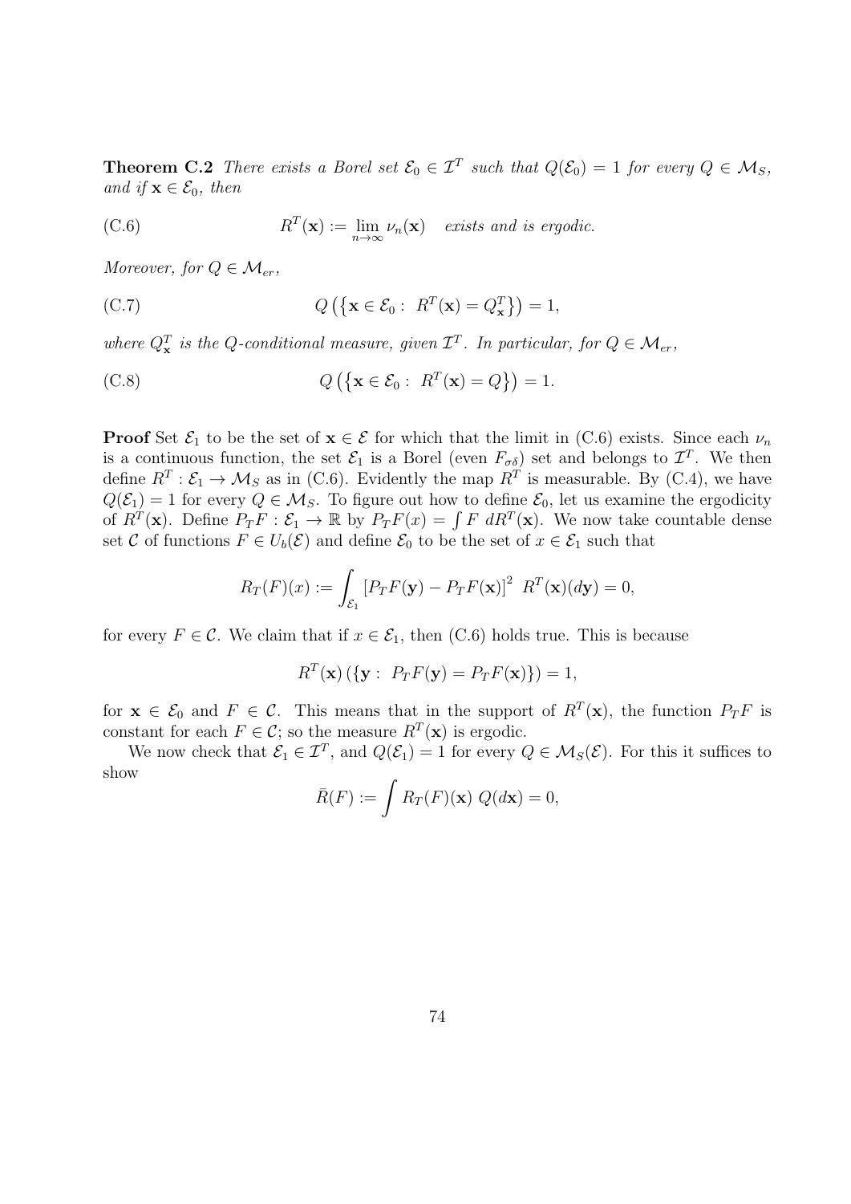**Theorem C.2** *There exists a Borel set $\mathcal{E}_0 \in \mathcal{I}^T$ such that $Q(\mathcal{E}_0) = 1$ for every $Q \in \mathcal{M}_S$, and if $\mathbf{x} \in \mathcal{E}_0$, then*

$$R^T(\mathbf{x}) := \lim_{n\to\infty} \nu_n(\mathbf{x}) \quad \textit{exists and is ergodic.} \tag{C.6}$$

*Moreover, for $Q \in \mathcal{M}_{er}$,*

$$Q\left(\left\{\mathbf{x} \in \mathcal{E}_0 : \ R^T(\mathbf{x}) = Q^T_{\mathbf{x}}\right\}\right) = 1, \tag{C.7}$$

*where $Q^T_{\mathbf{x}}$ is the $Q$-conditional measure, given $\mathcal{I}^T$. In particular, for $Q \in \mathcal{M}_{er}$,*

$$Q\left(\left\{\mathbf{x} \in \mathcal{E}_0 : \ R^T(\mathbf{x}) = Q\right\}\right) = 1. \tag{C.8}$$

**Proof** Set $\mathcal{E}_1$ to be the set of $\mathbf{x} \in \mathcal{E}$ for which that the limit in (C.6) exists. Since each $\nu_n$ is a continuous function, the set $\mathcal{E}_1$ is a Borel (even $F_{\sigma\delta}$) set and belongs to $\mathcal{I}^T$. We then define $R^T : \mathcal{E}_1 \to \mathcal{M}_S$ as in (C.6). Evidently the map $R^T$ is measurable. By (C.4), we have $Q(\mathcal{E}_1) = 1$ for every $Q \in \mathcal{M}_S$. To figure out how to define $\mathcal{E}_0$, let us examine the ergodicity of $R^T(\mathbf{x})$. Define $P_T F : \mathcal{E}_1 \to \mathbb{R}$ by $P_T F(x) = \int F \ dR^T(\mathbf{x})$. We now take countable dense set $\mathcal{C}$ of functions $F \in U_b(\mathcal{E})$ and define $\mathcal{E}_0$ to be the set of $x \in \mathcal{E}_1$ such that

$$R_T(F)(x) := \int_{\mathcal{E}_1} \left[P_T F(\mathbf{y}) - P_T F(\mathbf{x})\right]^2 \ R^T(\mathbf{x})(d\mathbf{y}) = 0,$$

for every $F \in \mathcal{C}$. We claim that if $x \in \mathcal{E}_1$, then (C.6) holds true. This is because

$$R^T(\mathbf{x})\left(\{\mathbf{y} : \ P_T F(\mathbf{y}) = P_T F(\mathbf{x})\}\right) = 1,$$

for $\mathbf{x} \in \mathcal{E}_0$ and $F \in \mathcal{C}$. This means that in the support of $R^T(\mathbf{x})$, the function $P_T F$ is constant for each $F \in \mathcal{C}$; so the measure $R^T(\mathbf{x})$ is ergodic.

We now check that $\mathcal{E}_1 \in \mathcal{I}^T$, and $Q(\mathcal{E}_1) = 1$ for every $Q \in \mathcal{M}_S(\mathcal{E})$. For this it suffices to show

$$\bar{R}(F) := \int R_T(F)(\mathbf{x}) \ Q(d\mathbf{x}) = 0,$$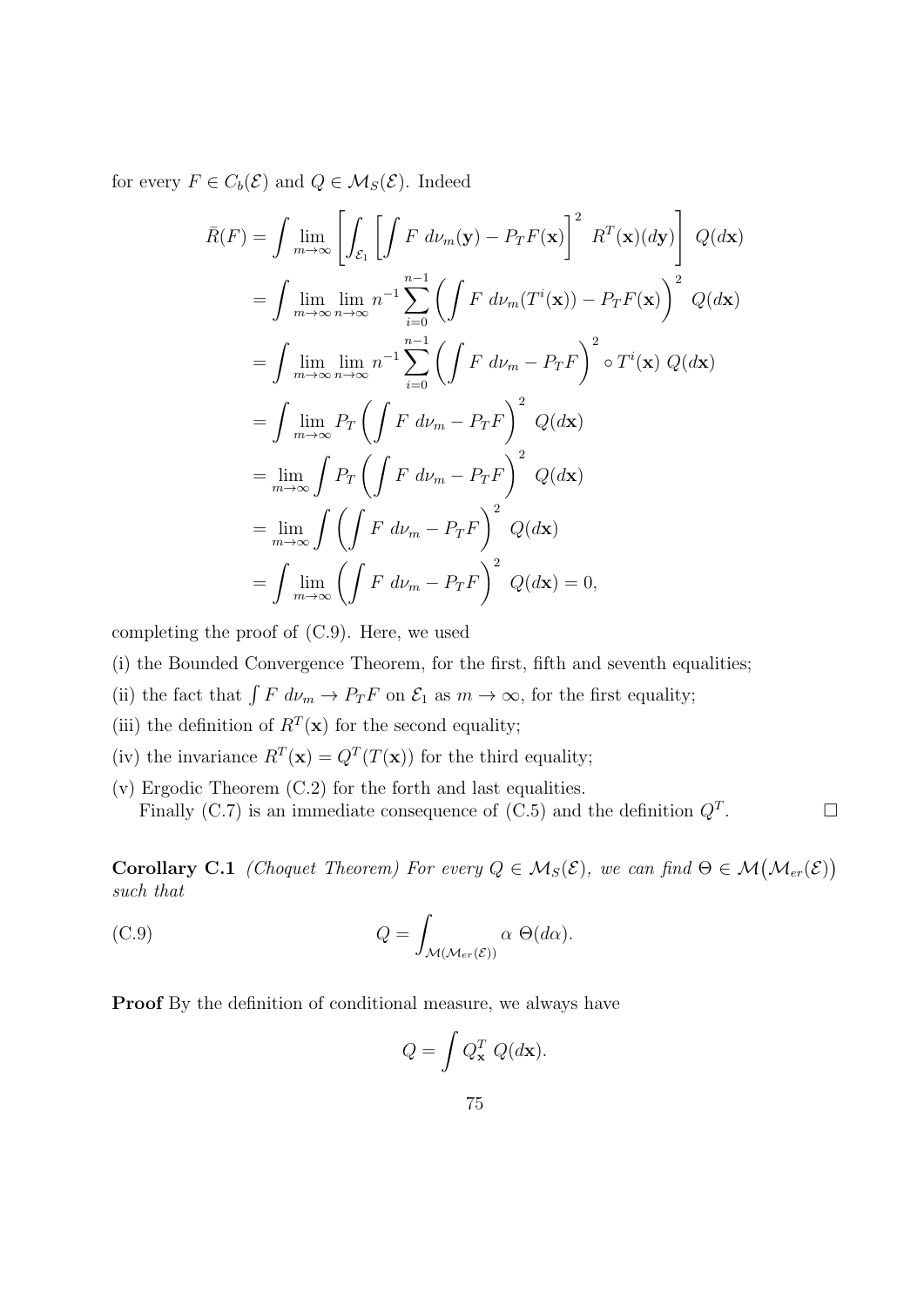for every $F \in C_b(\mathcal{E})$ and $Q \in \mathcal{M}_S(\mathcal{E})$. Indeed

$$
\begin{aligned}
\bar{R}(F) &= \int \lim_{m\to\infty} \left[ \int_{\mathcal{E}_1} \left[ \int F \ d\nu_m(\mathbf{y}) - P_T F(\mathbf{x}) \right]^2 \ R^T(\mathbf{x})(d\mathbf{y}) \right] \ Q(d\mathbf{x}) \\
&= \int \lim_{m\to\infty} \lim_{n\to\infty} n^{-1} \sum_{i=0}^{n-1} \left( \int F \ d\nu_m(T^i(\mathbf{x})) - P_T F(\mathbf{x}) \right)^2 \ Q(d\mathbf{x}) \\
&= \int \lim_{m\to\infty} \lim_{n\to\infty} n^{-1} \sum_{i=0}^{n-1} \left( \int F \ d\nu_m - P_T F \right)^2 \circ T^i(\mathbf{x}) \ Q(d\mathbf{x}) \\
&= \int \lim_{m\to\infty} P_T \left( \int F \ d\nu_m - P_T F \right)^2 \ Q(d\mathbf{x}) \\
&= \lim_{m\to\infty} \int P_T \left( \int F \ d\nu_m - P_T F \right)^2 \ Q(d\mathbf{x}) \\
&= \lim_{m\to\infty} \int \left( \int F \ d\nu_m - P_T F \right)^2 \ Q(d\mathbf{x}) \\
&= \int \lim_{m\to\infty} \left( \int F \ d\nu_m - P_T F \right)^2 \ Q(d\mathbf{x}) = 0,
\end{aligned}
$$

completing the proof of (C.9). Here, we used

(i) the Bounded Convergence Theorem, for the first, fifth and seventh equalities;

(ii) the fact that $\int F \ d\nu_m \to P_T F$ on $\mathcal{E}_1$ as $m \to \infty$, for the first equality;

(iii) the definition of $R^T(\mathbf{x})$ for the second equality;

(iv) the invariance $R^T(\mathbf{x}) = Q^T(T(\mathbf{x}))$ for the third equality;

(v) Ergodic Theorem (C.2) for the forth and last equalities.
Finally (C.7) is an immediate consequence of (C.5) and the definition $Q^T$. □

**Corollary C.1** *(Choquet Theorem) For every $Q \in \mathcal{M}_S(\mathcal{E})$, we can find $\Theta \in \mathcal{M}\big(\mathcal{M}_{er}(\mathcal{E})\big)$ such that*

$$
Q = \int_{\mathcal{M}(\mathcal{M}_{er}(\mathcal{E}))} \alpha \ \Theta(d\alpha). \tag{C.9}
$$

**Proof** By the definition of conditional measure, we always have

$$
Q = \int Q^T_{\mathbf{x}} \ Q(d\mathbf{x}).
$$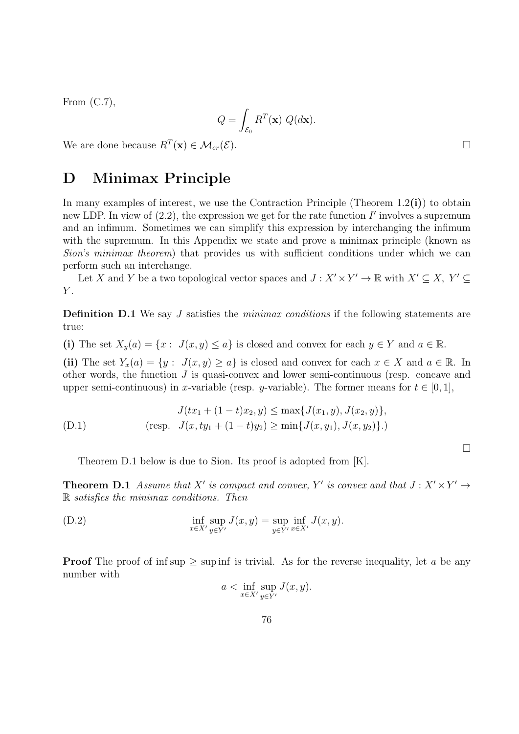From (C.7),

$$Q = \int_{\mathcal{E}_0} R^T(\mathbf{x})\ Q(d\mathbf{x}).$$

We are done because $R^T(\mathbf{x}) \in \mathcal{M}_{er}(\mathcal{E})$. $\square$

# D Minimax Principle

In many examples of interest, we use the Contraction Principle (Theorem 1.2**(i)**) to obtain new LDP. In view of (2.2), the expression we get for the rate function $I'$ involves a supremum and an infimum. Sometimes we can simplify this expression by interchanging the infimum with the supremum. In this Appendix we state and prove a minimax principle (known as *Sion's minimax theorem*) that provides us with sufficient conditions under which we can perform such an interchange.

Let $X$ and $Y$ be a two topological vector spaces and $J : X' \times Y' \to \mathbb{R}$ with $X' \subseteq X$, $Y' \subseteq Y$.

**Definition D.1** We say $J$ satisfies the *minimax conditions* if the following statements are true:

**(i)** The set $X_y(a) = \{x : \ J(x, y) \le a\}$ is closed and convex for each $y \in Y$ and $a \in \mathbb{R}$.

**(ii)** The set $Y_x(a) = \{y : \ J(x, y) \ge a\}$ is closed and convex for each $x \in X$ and $a \in \mathbb{R}$. In other words, the function $J$ is quasi-convex and lower semi-continuous (resp. concave and upper semi-continuous) in $x$-variable (resp. $y$-variable). The former means for $t \in [0, 1]$,

$$\text{(D.1)} \qquad \begin{aligned} &J(tx_1 + (1-t)x_2, y) \le \max\{J(x_1, y), J(x_2, y)\}, \\ &(\text{resp.} \quad J(x, ty_1 + (1-t)y_2) \ge \min\{J(x, y_1), J(x, y_2)\}.) \end{aligned}$$

$\square$

Theorem D.1 below is due to Sion. Its proof is adopted from [K].

**Theorem D.1** *Assume that $X'$ is compact and convex, $Y'$ is convex and that $J : X' \times Y' \to \mathbb{R}$ satisfies the minimax conditions. Then*

$$\text{(D.2)} \qquad \inf_{x \in X'} \sup_{y \in Y'} J(x, y) = \sup_{y \in Y'} \inf_{x \in X'} J(x, y).$$

**Proof** The proof of $\inf \sup \ge \sup \inf$ is trivial. As for the reverse inequality, let $a$ be any number with

$$a < \inf_{x \in X'} \sup_{y \in Y'} J(x, y).$$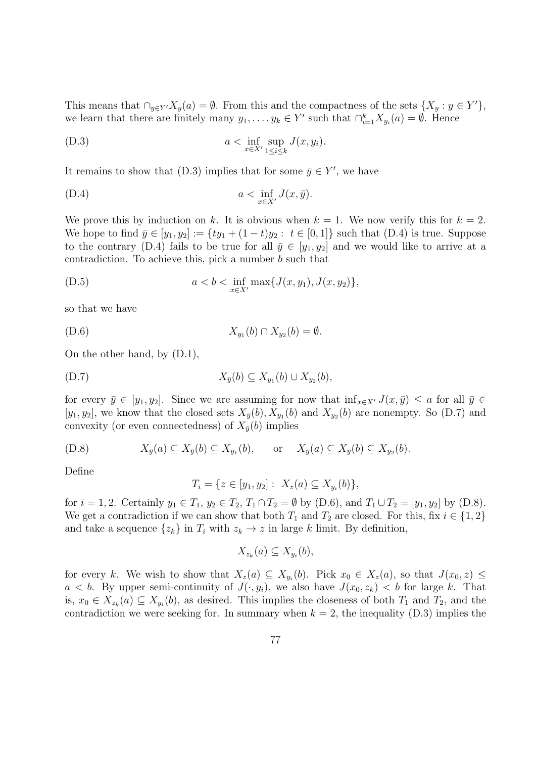This means that $\cap_{y\in Y'} X_y(a) = \emptyset$. From this and the compactness of the sets $\{X_y : y \in Y'\}$, we learn that there are finitely many $y_1, \dots, y_k \in Y'$ such that $\cap_{i=1}^k X_{y_i}(a) = \emptyset$. Hence

$$a < \inf_{x\in X'} \sup_{1\le i\le k} J(x, y_i). \tag{D.3}$$

It remains to show that (D.3) implies that for some $\bar{y} \in Y'$, we have

$$a < \inf_{x\in X'} J(x, \bar{y}). \tag{D.4}$$

We prove this by induction on $k$. It is obvious when $k = 1$. We now verify this for $k = 2$. We hope to find $\bar{y} \in [y_1, y_2] := \{ty_1 + (1-t)y_2 : \ t \in [0,1]\}$ such that (D.4) is true. Suppose to the contrary (D.4) fails to be true for all $\bar{y} \in [y_1, y_2]$ and we would like to arrive at a contradiction. To achieve this, pick a number $b$ such that

$$a < b < \inf_{x\in X'} \max\{J(x, y_1), J(x, y_2)\}, \tag{D.5}$$

so that we have

$$X_{y_1}(b) \cap X_{y_2}(b) = \emptyset. \tag{D.6}$$

On the other hand, by (D.1),

$$X_{\bar{y}}(b) \subseteq X_{y_1}(b) \cup X_{y_2}(b), \tag{D.7}$$

for every $\bar{y} \in [y_1, y_2]$. Since we are assuming for now that $\inf_{x\in X'} J(x, \bar{y}) \le a$ for all $\bar{y} \in [y_1, y_2]$, we know that the closed sets $X_{\bar{y}}(b), X_{y_1}(b)$ and $X_{y_2}(b)$ are nonempty. So (D.7) and convexity (or even connectedness) of $X_{\bar{y}}(b)$ implies

$$X_{\bar{y}}(a) \subseteq X_{\bar{y}}(b) \subseteq X_{y_1}(b), \qquad \text{or} \qquad X_{\bar{y}}(a) \subseteq X_{\bar{y}}(b) \subseteq X_{y_2}(b). \tag{D.8}$$

Define

$$T_i = \{z \in [y_1, y_2] : \ X_z(a) \subseteq X_{y_i}(b)\},$$

for $i = 1, 2$. Certainly $y_1 \in T_1$, $y_2 \in T_2$, $T_1 \cap T_2 = \emptyset$ by (D.6), and $T_1 \cup T_2 = [y_1, y_2]$ by (D.8). We get a contradiction if we can show that both $T_1$ and $T_2$ are closed. For this, fix $i \in \{1, 2\}$ and take a sequence $\{z_k\}$ in $T_i$ with $z_k \to z$ in large $k$ limit. By definition,

$$X_{z_k}(a) \subseteq X_{y_i}(b),$$

for every $k$. We wish to show that $X_z(a) \subseteq X_{y_i}(b)$. Pick $x_0 \in X_z(a)$, so that $J(x_0, z) \le a < b$. By upper semi-continuity of $J(\cdot, y_i)$, we also have $J(x_0, z_k) < b$ for large $k$. That is, $x_0 \in X_{z_k}(a) \subseteq X_{y_i}(b)$, as desired. This implies the closeness of both $T_1$ and $T_2$, and the contradiction we were seeking for. In summary when $k = 2$, the inequality (D.3) implies the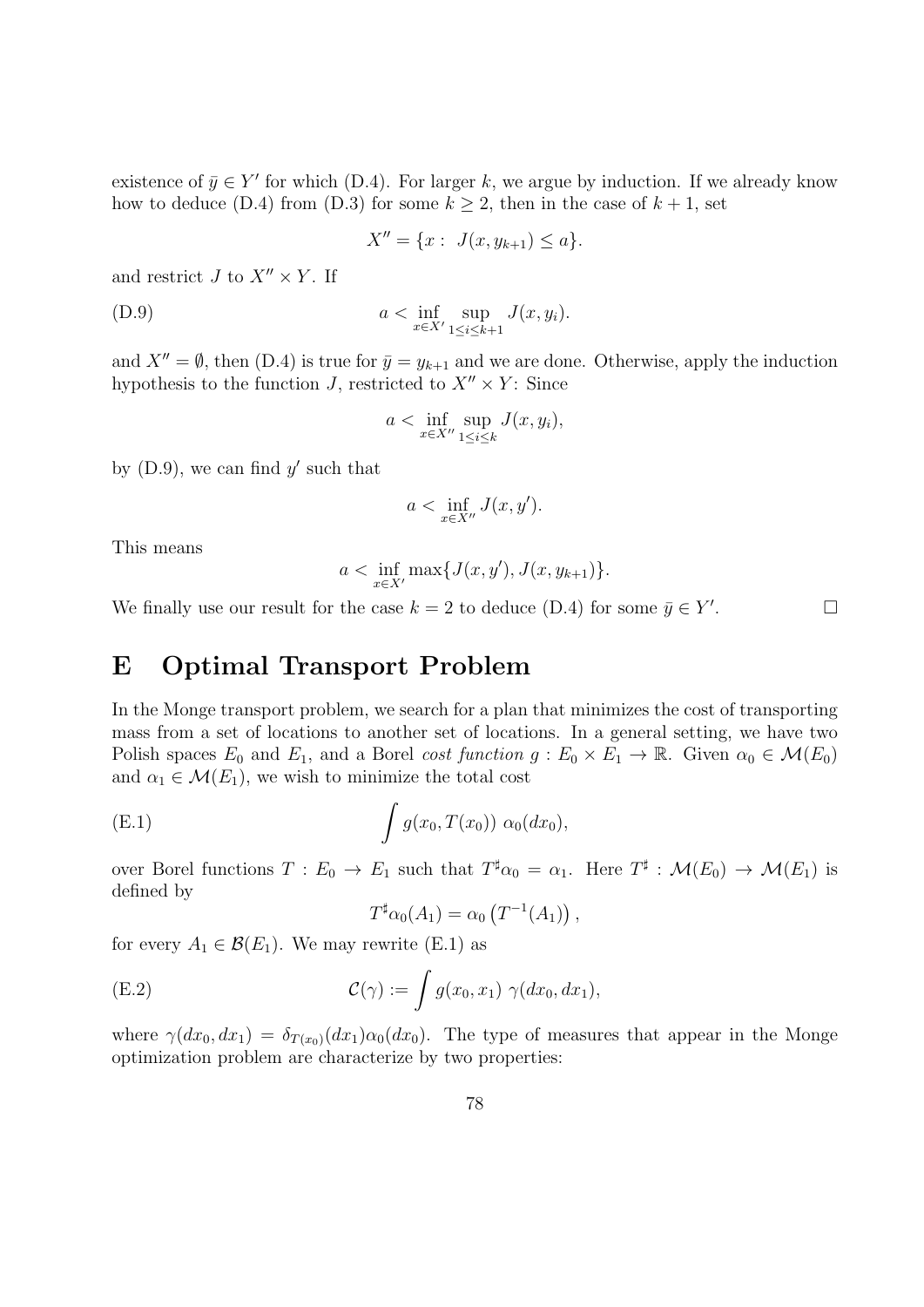existence of $\bar{y} \in Y'$ for which (D.4). For larger $k$, we argue by induction. If we already know how to deduce (D.4) from (D.3) for some $k \geq 2$, then in the case of $k+1$, set

$$X'' = \{x : \ J(x, y_{k+1}) \leq a\}.$$

and restrict $J$ to $X'' \times Y$. If

$$a < \inf_{x \in X'} \sup_{1 \leq i \leq k+1} J(x, y_i). \tag{D.9}$$

and $X'' = \emptyset$, then (D.4) is true for $\bar{y} = y_{k+1}$ and we are done. Otherwise, apply the induction hypothesis to the function $J$, restricted to $X'' \times Y$: Since

$$a < \inf_{x \in X''} \sup_{1 \leq i \leq k} J(x, y_i),$$

by (D.9), we can find $y'$ such that

$$a < \inf_{x \in X''} J(x, y').$$

This means

$$a < \inf_{x \in X'} \max\{J(x, y'), J(x, y_{k+1})\}.$$

We finally use our result for the case $k = 2$ to deduce (D.4) for some $\bar{y} \in Y'$. $\square$

# E Optimal Transport Problem

In the Monge transport problem, we search for a plan that minimizes the cost of transporting mass from a set of locations to another set of locations. In a general setting, we have two Polish spaces $E_0$ and $E_1$, and a Borel *cost function* $g : E_0 \times E_1 \to \mathbb{R}$. Given $\alpha_0 \in \mathcal{M}(E_0)$ and $\alpha_1 \in \mathcal{M}(E_1)$, we wish to minimize the total cost

$$\int g(x_0, T(x_0)) \ \alpha_0(dx_0), \tag{E.1}$$

over Borel functions $T : E_0 \to E_1$ such that $T^\sharp \alpha_0 = \alpha_1$. Here $T^\sharp : \mathcal{M}(E_0) \to \mathcal{M}(E_1)$ is defined by

$$T^\sharp \alpha_0(A_1) = \alpha_0 \left(T^{-1}(A_1)\right),$$

for every $A_1 \in \mathcal{B}(E_1)$. We may rewrite (E.1) as

$$\mathcal{C}(\gamma) := \int g(x_0, x_1) \ \gamma(dx_0, dx_1), \tag{E.2}$$

where $\gamma(dx_0, dx_1) = \delta_{T(x_0)}(dx_1)\alpha_0(dx_0)$. The type of measures that appear in the Monge optimization problem are characterize by two properties: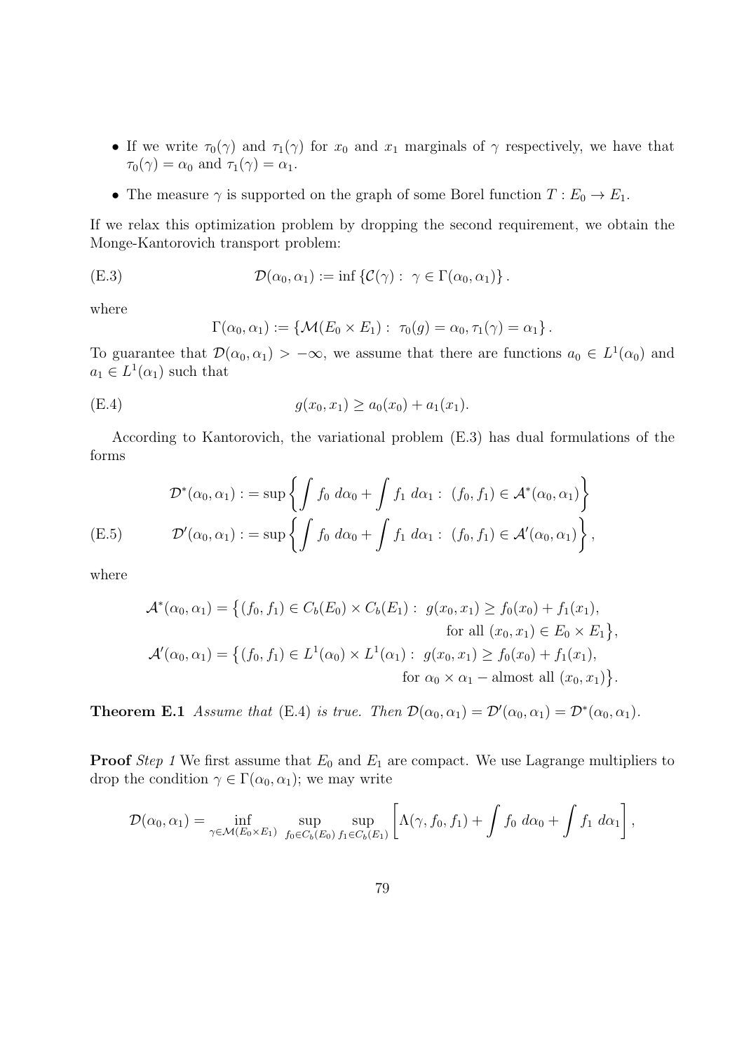- If we write $\tau_0(\gamma)$ and $\tau_1(\gamma)$ for $x_0$ and $x_1$ marginals of $\gamma$ respectively, we have that $\tau_0(\gamma) = \alpha_0$ and $\tau_1(\gamma) = \alpha_1$.
- The measure $\gamma$ is supported on the graph of some Borel function $T : E_0 \to E_1$.

If we relax this optimization problem by dropping the second requirement, we obtain the Monge-Kantorovich transport problem:

$$\mathcal{D}(\alpha_0, \alpha_1) := \inf \{\mathcal{C}(\gamma) : \gamma \in \Gamma(\alpha_0, \alpha_1)\}. \tag{E.3}$$

where

$$\Gamma(\alpha_0, \alpha_1) := \{\mathcal{M}(E_0 \times E_1) : \tau_0(g) = \alpha_0, \tau_1(\gamma) = \alpha_1\}.$$

To guarantee that $\mathcal{D}(\alpha_0, \alpha_1) > -\infty$, we assume that there are functions $a_0 \in L^1(\alpha_0)$ and $a_1 \in L^1(\alpha_1)$ such that

$$g(x_0, x_1) \geq a_0(x_0) + a_1(x_1). \tag{E.4}$$

According to Kantorovich, the variational problem (E.3) has dual formulations of the forms

$$\begin{aligned}
\mathcal{D}^*(\alpha_0, \alpha_1) &:= \sup\left\{\int f_0 \, d\alpha_0 + \int f_1 \, d\alpha_1 : (f_0, f_1) \in \mathcal{A}^*(\alpha_0, \alpha_1)\right\} \\
\mathcal{D}'(\alpha_0, \alpha_1) &:= \sup\left\{\int f_0 \, d\alpha_0 + \int f_1 \, d\alpha_1 : (f_0, f_1) \in \mathcal{A}'(\alpha_0, \alpha_1)\right\},
\end{aligned} \tag{E.5}$$

where

$$\begin{aligned}
\mathcal{A}^*(\alpha_0, \alpha_1) = \big\{(f_0, f_1) \in C_b(E_0) \times C_b(E_1) :\ & g(x_0, x_1) \geq f_0(x_0) + f_1(x_1), \\
& \text{for all } (x_0, x_1) \in E_0 \times E_1\big\}, \\
\mathcal{A}'(\alpha_0, \alpha_1) = \big\{(f_0, f_1) \in L^1(\alpha_0) \times L^1(\alpha_1) :\ & g(x_0, x_1) \geq f_0(x_0) + f_1(x_1), \\
& \text{for } \alpha_0 \times \alpha_1 - \text{almost all } (x_0, x_1)\big\}.
\end{aligned}$$

**Theorem E.1** *Assume that* (E.4) *is true. Then* $\mathcal{D}(\alpha_0, \alpha_1) = \mathcal{D}'(\alpha_0, \alpha_1) = \mathcal{D}^*(\alpha_0, \alpha_1)$.

**Proof** *Step 1* We first assume that $E_0$ and $E_1$ are compact. We use Lagrange multipliers to drop the condition $\gamma \in \Gamma(\alpha_0, \alpha_1)$; we may write

$$\mathcal{D}(\alpha_0, \alpha_1) = \inf_{\gamma \in \mathcal{M}(E_0 \times E_1)} \sup_{f_0 \in C_b(E_0)} \sup_{f_1 \in C_b(E_1)} \left[\Lambda(\gamma, f_0, f_1) + \int f_0 \, d\alpha_0 + \int f_1 \, d\alpha_1\right],$$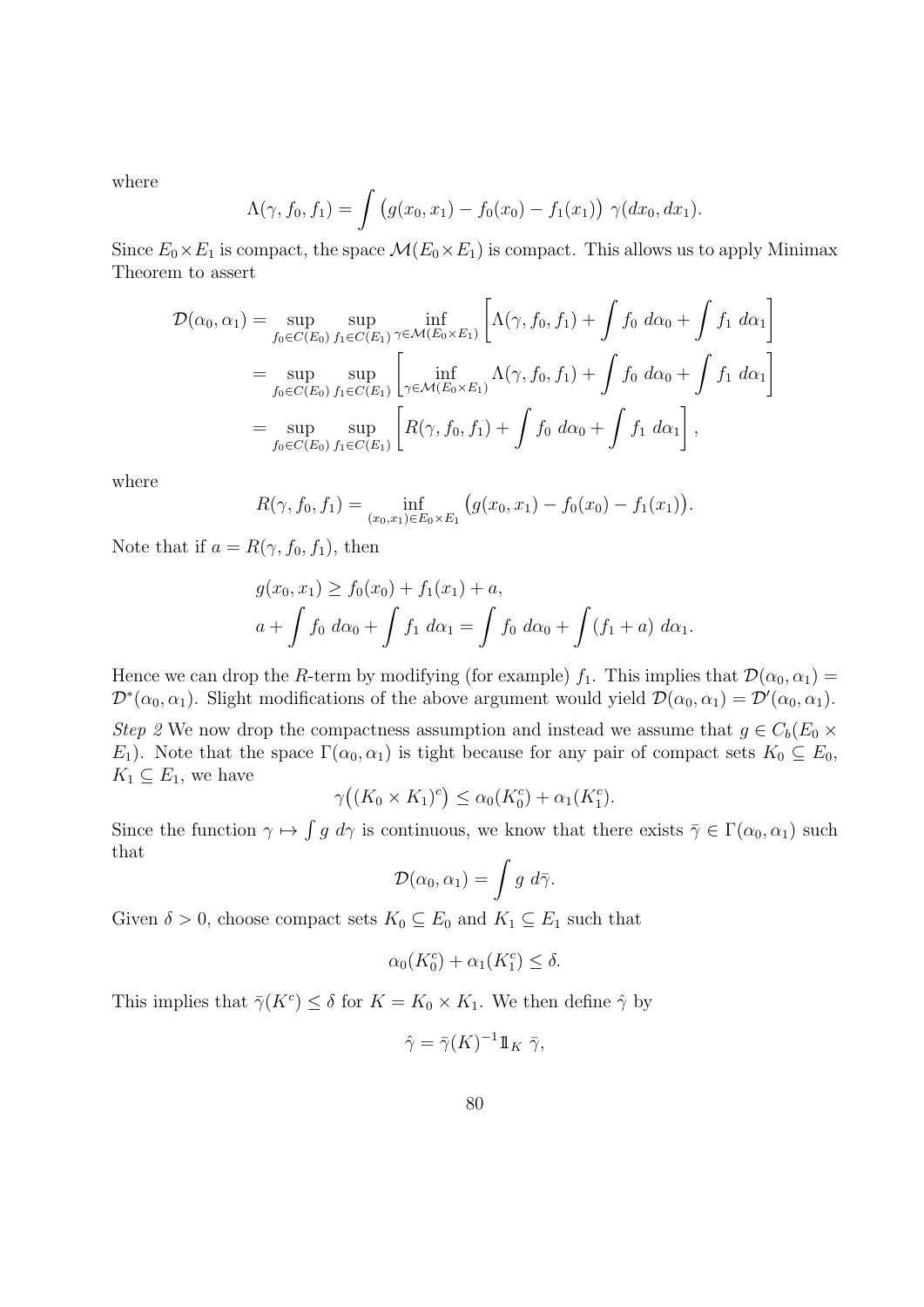where

$$\Lambda(\gamma, f_0, f_1) = \int \big(g(x_0, x_1) - f_0(x_0) - f_1(x_1)\big)\ \gamma(dx_0, dx_1).$$

Since $E_0 \times E_1$ is compact, the space $\mathcal{M}(E_0 \times E_1)$ is compact. This allows us to apply Minimax Theorem to assert

$$\begin{aligned}
\mathcal{D}(\alpha_0, \alpha_1) &= \sup_{f_0 \in C(E_0)} \sup_{f_1 \in C(E_1)} \inf_{\gamma \in \mathcal{M}(E_0 \times E_1)} \left[ \Lambda(\gamma, f_0, f_1) + \int f_0\ d\alpha_0 + \int f_1\ d\alpha_1 \right] \\
&= \sup_{f_0 \in C(E_0)} \sup_{f_1 \in C(E_1)} \left[ \inf_{\gamma \in \mathcal{M}(E_0 \times E_1)} \Lambda(\gamma, f_0, f_1) + \int f_0\ d\alpha_0 + \int f_1\ d\alpha_1 \right] \\
&= \sup_{f_0 \in C(E_0)} \sup_{f_1 \in C(E_1)} \left[ R(\gamma, f_0, f_1) + \int f_0\ d\alpha_0 + \int f_1\ d\alpha_1 \right],
\end{aligned}$$

where

$$R(\gamma, f_0, f_1) = \inf_{(x_0, x_1) \in E_0 \times E_1} \big(g(x_0, x_1) - f_0(x_0) - f_1(x_1)\big).$$

Note that if $a = R(\gamma, f_0, f_1)$, then

$$\begin{aligned}
&g(x_0, x_1) \geq f_0(x_0) + f_1(x_1) + a, \\
&a + \int f_0\ d\alpha_0 + \int f_1\ d\alpha_1 = \int f_0\ d\alpha_0 + \int (f_1 + a)\ d\alpha_1.
\end{aligned}$$

Hence we can drop the $R$-term by modifying (for example) $f_1$. This implies that $\mathcal{D}(\alpha_0, \alpha_1) = \mathcal{D}^*(\alpha_0, \alpha_1)$. Slight modifications of the above argument would yield $\mathcal{D}(\alpha_0, \alpha_1) = \mathcal{D}'(\alpha_0, \alpha_1)$.

*Step 2* We now drop the compactness assumption and instead we assume that $g \in C_b(E_0 \times E_1)$. Note that the space $\Gamma(\alpha_0, \alpha_1)$ is tight because for any pair of compact sets $K_0 \subseteq E_0$, $K_1 \subseteq E_1$, we have

$$\gamma\big((K_0 \times K_1)^c\big) \leq \alpha_0(K_0^c) + \alpha_1(K_1^c).$$

Since the function $\gamma \mapsto \int g\ d\gamma$ is continuous, we know that there exists $\bar{\gamma} \in \Gamma(\alpha_0, \alpha_1)$ such that

$$\mathcal{D}(\alpha_0, \alpha_1) = \int g\ d\bar{\gamma}.$$

Given $\delta > 0$, choose compact sets $K_0 \subseteq E_0$ and $K_1 \subseteq E_1$ such that

$$\alpha_0(K_0^c) + \alpha_1(K_1^c) \leq \delta.$$

This implies that $\bar{\gamma}(K^c) \leq \delta$ for $K = K_0 \times K_1$. We then define $\hat{\gamma}$ by

$$\hat{\gamma} = \bar{\gamma}(K)^{-1} 1\!\!1_K\ \bar{\gamma},$$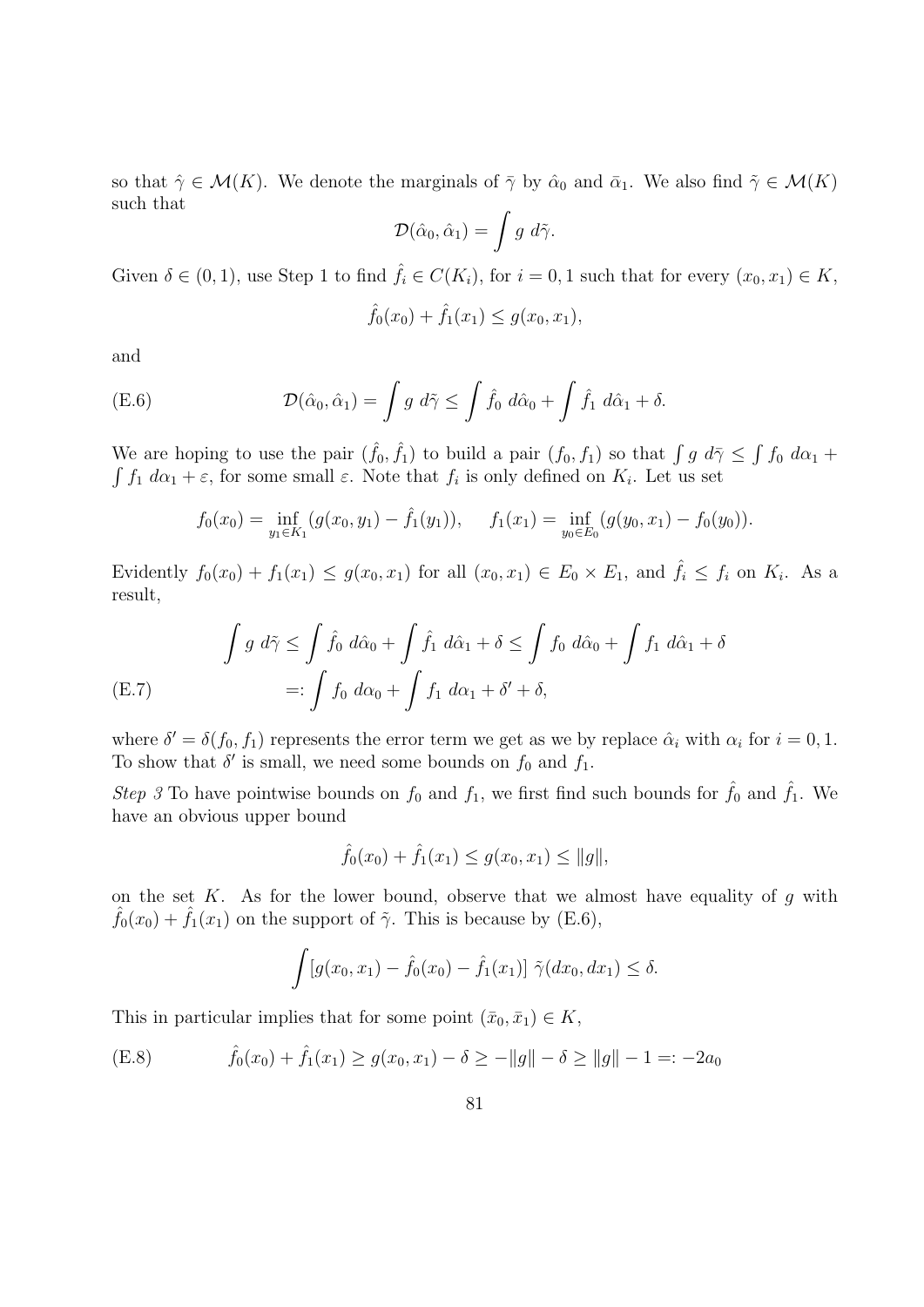so that $\hat{\gamma} \in \mathcal{M}(K)$. We denote the marginals of $\bar{\gamma}$ by $\hat{\alpha}_0$ and $\bar{\alpha}_1$. We also find $\tilde{\gamma} \in \mathcal{M}(K)$ such that

$$\mathcal{D}(\hat{\alpha}_0, \hat{\alpha}_1) = \int g \; d\tilde{\gamma}.$$

Given $\delta \in (0,1)$, use Step 1 to find $\hat{f}_i \in C(K_i)$, for $i = 0, 1$ such that for every $(x_0, x_1) \in K$,

$$\hat{f}_0(x_0) + \hat{f}_1(x_1) \leq g(x_0, x_1),$$

and

$$\mathcal{D}(\hat{\alpha}_0, \hat{\alpha}_1) = \int g \; d\tilde{\gamma} \leq \int \hat{f}_0 \; d\hat{\alpha}_0 + \int \hat{f}_1 \; d\hat{\alpha}_1 + \delta. \tag{E.6}$$

We are hoping to use the pair $(\hat{f}_0, \hat{f}_1)$ to build a pair $(f_0, f_1)$ so that $\int g \; d\bar{\gamma} \leq \int f_0 \; d\alpha_1 + \int f_1 \; d\alpha_1 + \varepsilon$, for some small $\varepsilon$. Note that $f_i$ is only defined on $K_i$. Let us set

$$f_0(x_0) = \inf_{y_1 \in K_1} (g(x_0, y_1) - \hat{f}_1(y_1)), \quad\quad f_1(x_1) = \inf_{y_0 \in E_0} (g(y_0, x_1) - f_0(y_0)).$$

Evidently $f_0(x_0) + f_1(x_1) \leq g(x_0, x_1)$ for all $(x_0, x_1) \in E_0 \times E_1$, and $\hat{f}_i \leq f_i$ on $K_i$. As a result,

$$\begin{aligned} \int g \; d\tilde{\gamma} &\leq \int \hat{f}_0 \; d\hat{\alpha}_0 + \int \hat{f}_1 \; d\hat{\alpha}_1 + \delta \leq \int f_0 \; d\hat{\alpha}_0 + \int f_1 \; d\hat{\alpha}_1 + \delta \\ &=: \int f_0 \; d\alpha_0 + \int f_1 \; d\alpha_1 + \delta' + \delta, \end{aligned} \tag{E.7}$$

where $\delta' = \delta(f_0, f_1)$ represents the error term we get as we by replace $\hat{\alpha}_i$ with $\alpha_i$ for $i = 0, 1$. To show that $\delta'$ is small, we need some bounds on $f_0$ and $f_1$.

*Step 3* To have pointwise bounds on $f_0$ and $f_1$, we first find such bounds for $\hat{f}_0$ and $\hat{f}_1$. We have an obvious upper bound

$$\hat{f}_0(x_0) + \hat{f}_1(x_1) \leq g(x_0, x_1) \leq \|g\|,$$

on the set $K$. As for the lower bound, observe that we almost have equality of $g$ with $\hat{f}_0(x_0) + \hat{f}_1(x_1)$ on the support of $\tilde{\gamma}$. This is because by (E.6),

$$\int [g(x_0, x_1) - \hat{f}_0(x_0) - \hat{f}_1(x_1)] \; \tilde{\gamma}(dx_0, dx_1) \leq \delta.$$

This in particular implies that for some point $(\bar{x}_0, \bar{x}_1) \in K$,

$$\hat{f}_0(x_0) + \hat{f}_1(x_1) \geq g(x_0, x_1) - \delta \geq -\|g\| - \delta \geq \|g\| - 1 =: -2a_0 \tag{E.8}$$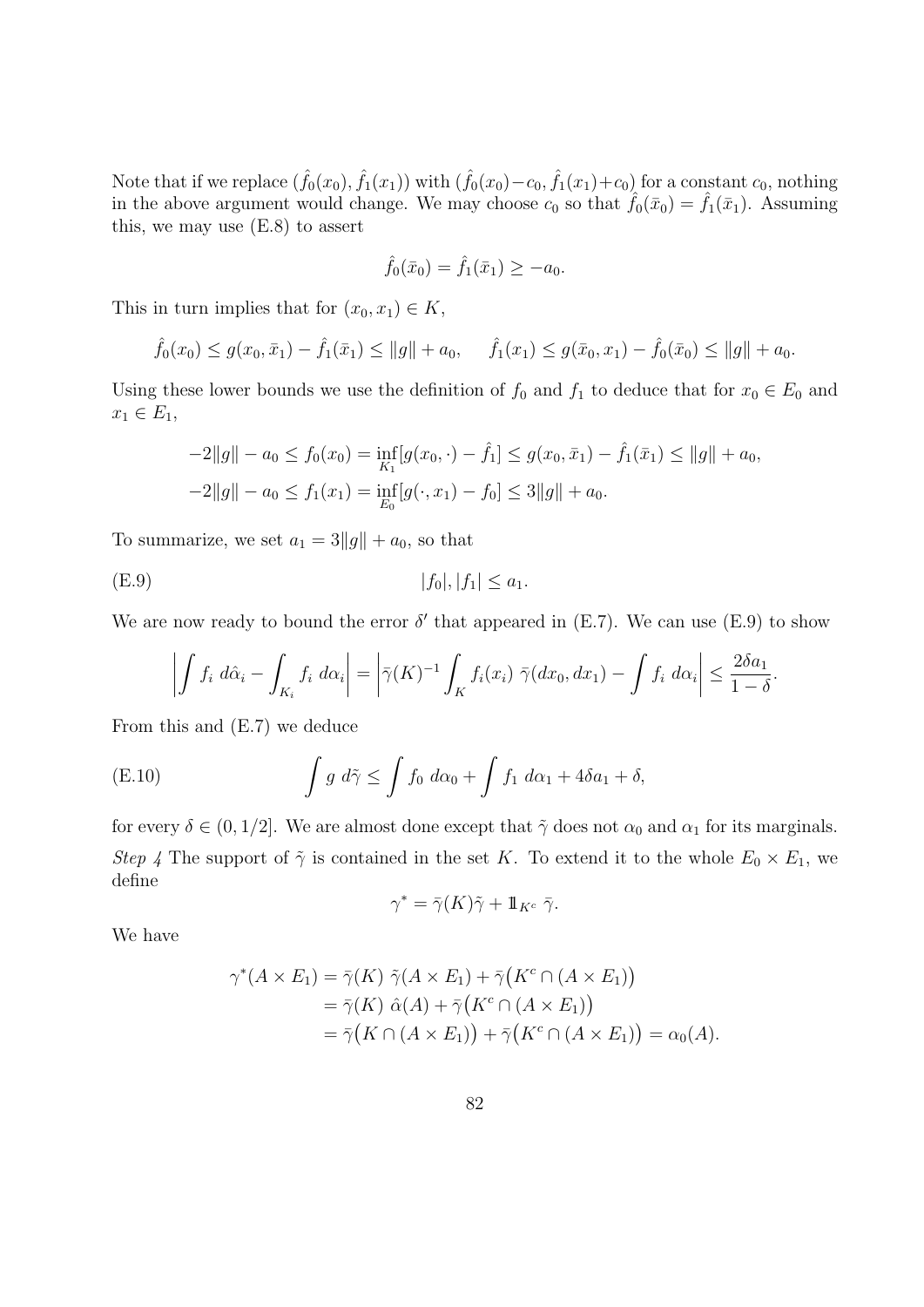Note that if we replace $(\hat{f}_0(x_0), \hat{f}_1(x_1))$ with $(\hat{f}_0(x_0)-c_0, \hat{f}_1(x_1)+c_0)$ for a constant $c_0$, nothing in the above argument would change. We may choose $c_0$ so that $\hat{f}_0(\bar{x}_0) = \hat{f}_1(\bar{x}_1)$. Assuming this, we may use (E.8) to assert

$$\hat{f}_0(\bar{x}_0) = \hat{f}_1(\bar{x}_1) \geq -a_0.$$

This in turn implies that for $(x_0, x_1) \in K$,

$$\hat{f}_0(x_0) \leq g(x_0, \bar{x}_1) - \hat{f}_1(\bar{x}_1) \leq \|g\| + a_0, \qquad \hat{f}_1(x_1) \leq g(\bar{x}_0, x_1) - \hat{f}_0(\bar{x}_0) \leq \|g\| + a_0.$$

Using these lower bounds we use the definition of $f_0$ and $f_1$ to deduce that for $x_0 \in E_0$ and $x_1 \in E_1$,

$$\begin{aligned}
-2\|g\| - a_0 \leq f_0(x_0) &= \inf_{K_1}[g(x_0, \cdot) - \hat{f}_1] \leq g(x_0, \bar{x}_1) - \hat{f}_1(\bar{x}_1) \leq \|g\| + a_0, \\
-2\|g\| - a_0 \leq f_1(x_1) &= \inf_{E_0}[g(\cdot, x_1) - f_0] \leq 3\|g\| + a_0.
\end{aligned}$$

To summarize, we set $a_1 = 3\|g\| + a_0$, so that

$$|f_0|, |f_1| \leq a_1. \tag{E.9}$$

We are now ready to bound the error $\delta'$ that appeared in (E.7). We can use (E.9) to show

$$\left| \int f_i \ d\hat{\alpha}_i - \int_{K_i} f_i \ d\alpha_i \right| = \left| \bar{\gamma}(K)^{-1} \int_K f_i(x_i) \ \bar{\gamma}(dx_0, dx_1) - \int f_i \ d\alpha_i \right| \leq \frac{2\delta a_1}{1-\delta}.$$

From this and (E.7) we deduce

$$\int g \ d\tilde{\gamma} \leq \int f_0 \ d\alpha_0 + \int f_1 \ d\alpha_1 + 4\delta a_1 + \delta, \tag{E.10}$$

for every $\delta \in (0, 1/2]$. We are almost done except that $\tilde{\gamma}$ does not $\alpha_0$ and $\alpha_1$ for its marginals.

*Step 4* The support of $\tilde{\gamma}$ is contained in the set $K$. To extend it to the whole $E_0 \times E_1$, we define

$$\gamma^* = \bar{\gamma}(K)\tilde{\gamma} + \mathbb{1}_{K^c} \ \bar{\gamma}.$$

We have

$$\begin{aligned}
\gamma^*(A \times E_1) &= \bar{\gamma}(K) \ \tilde{\gamma}(A \times E_1) + \bar{\gamma}\big(K^c \cap (A \times E_1)\big) \\
&= \bar{\gamma}(K) \ \hat{\alpha}(A) + \bar{\gamma}\big(K^c \cap (A \times E_1)\big) \\
&= \bar{\gamma}\big(K \cap (A \times E_1)\big) + \bar{\gamma}\big(K^c \cap (A \times E_1)\big) = \alpha_0(A).
\end{aligned}$$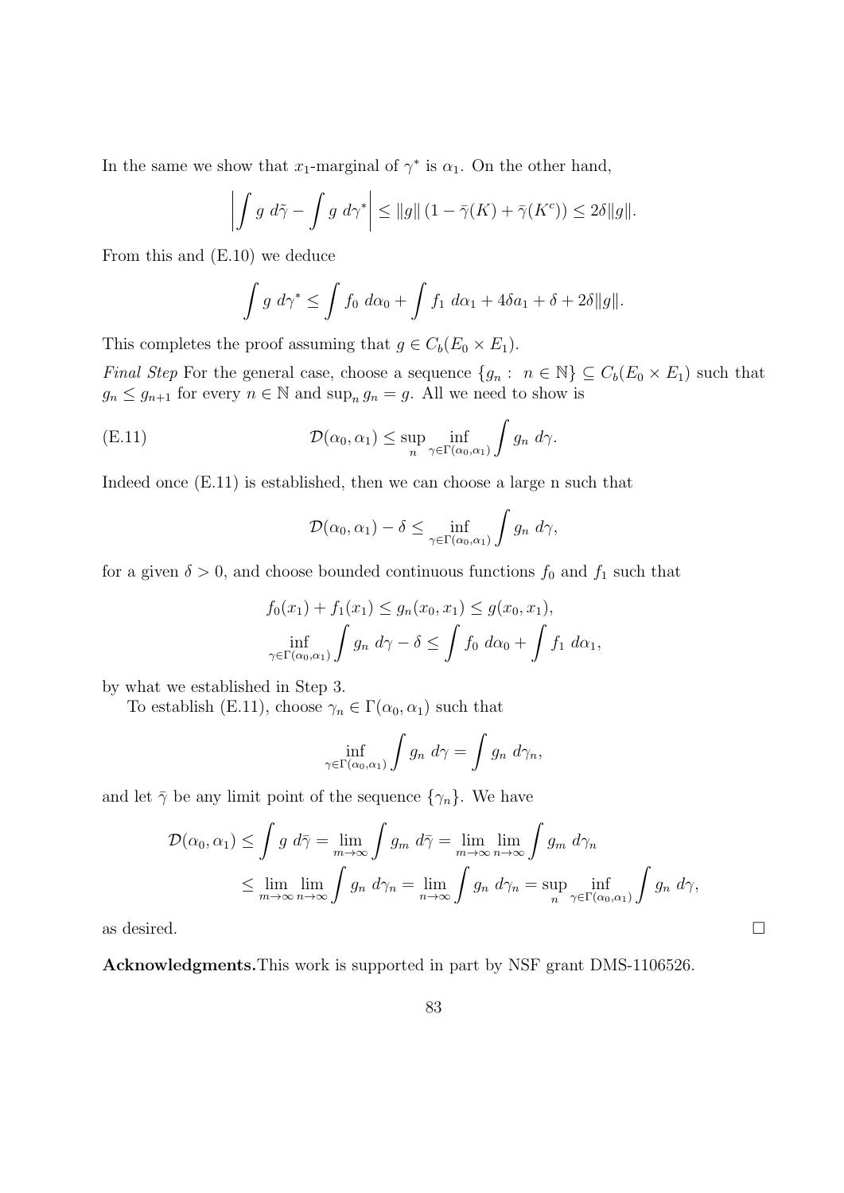In the same we show that $x_1$-marginal of $\gamma^*$ is $\alpha_1$. On the other hand,

$$\left| \int g \ d\tilde{\gamma} - \int g \ d\gamma^* \right| \leq \|g\| \left(1 - \bar{\gamma}(K) + \bar{\gamma}(K^c)\right) \leq 2\delta \|g\|.$$

From this and (E.10) we deduce

$$\int g \ d\gamma^* \leq \int f_0 \ d\alpha_0 + \int f_1 \ d\alpha_1 + 4\delta a_1 + \delta + 2\delta \|g\|.$$

This completes the proof assuming that $g \in C_b(E_0 \times E_1)$.

*Final Step* For the general case, choose a sequence $\{g_n : \ n \in \mathbb{N}\} \subseteq C_b(E_0 \times E_1)$ such that $g_n \leq g_{n+1}$ for every $n \in \mathbb{N}$ and $\sup_n g_n = g$. All we need to show is

$$\mathcal{D}(\alpha_0, \alpha_1) \leq \sup_n \inf_{\gamma \in \Gamma(\alpha_0, \alpha_1)} \int g_n \ d\gamma. \tag{E.11}$$

Indeed once (E.11) is established, then we can choose a large n such that

$$\mathcal{D}(\alpha_0, \alpha_1) - \delta \leq \inf_{\gamma \in \Gamma(\alpha_0, \alpha_1)} \int g_n \ d\gamma,$$

for a given $\delta > 0$, and choose bounded continuous functions $f_0$ and $f_1$ such that

$$f_0(x_1) + f_1(x_1) \leq g_n(x_0, x_1) \leq g(x_0, x_1),$$
$$\inf_{\gamma \in \Gamma(\alpha_0, \alpha_1)} \int g_n \ d\gamma - \delta \leq \int f_0 \ d\alpha_0 + \int f_1 \ d\alpha_1,$$

by what we established in Step 3.

To establish (E.11), choose $\gamma_n \in \Gamma(\alpha_0, \alpha_1)$ such that

$$\inf_{\gamma \in \Gamma(\alpha_0, \alpha_1)} \int g_n \ d\gamma = \int g_n \ d\gamma_n,$$

and let $\bar{\gamma}$ be any limit point of the sequence $\{\gamma_n\}$. We have

$$\begin{aligned}
\mathcal{D}(\alpha_0, \alpha_1) &\leq \int g \ d\bar{\gamma} = \lim_{m \to \infty} \int g_m \ d\bar{\gamma} = \lim_{m \to \infty} \lim_{n \to \infty} \int g_m \ d\gamma_n \\
&\leq \lim_{m \to \infty} \lim_{n \to \infty} \int g_n \ d\gamma_n = \lim_{n \to \infty} \int g_n \ d\gamma_n = \sup_n \inf_{\gamma \in \Gamma(\alpha_0, \alpha_1)} \int g_n \ d\gamma,
\end{aligned}$$

as desired. $\square$

**Acknowledgments.** This work is supported in part by NSF grant DMS-1106526.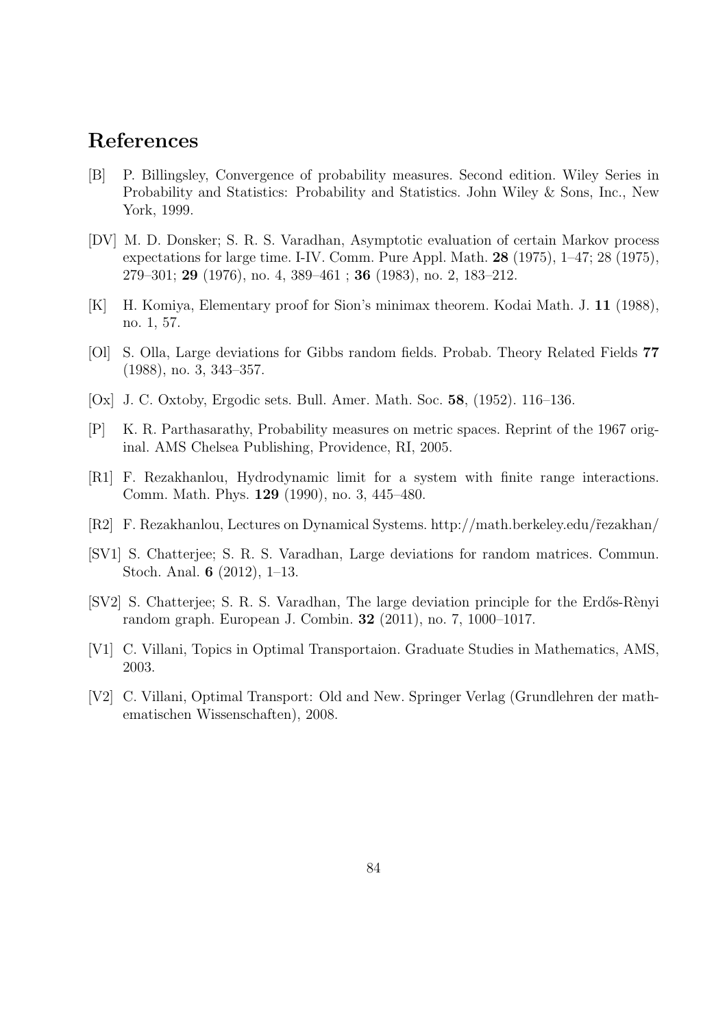# References

[B] P. Billingsley, Convergence of probability measures. Second edition. Wiley Series in Probability and Statistics: Probability and Statistics. John Wiley & Sons, Inc., New York, 1999.

[DV] M. D. Donsker; S. R. S. Varadhan, Asymptotic evaluation of certain Markov process expectations for large time. I-IV. Comm. Pure Appl. Math. **28** (1975), 1–47; 28 (1975), 279–301; **29** (1976), no. 4, 389–461 ; **36** (1983), no. 2, 183–212.

[K] H. Komiya, Elementary proof for Sion's minimax theorem. Kodai Math. J. **11** (1988), no. 1, 57.

[Ol] S. Olla, Large deviations for Gibbs random fields. Probab. Theory Related Fields **77** (1988), no. 3, 343–357.

[Ox] J. C. Oxtoby, Ergodic sets. Bull. Amer. Math. Soc. **58**, (1952). 116–136.

[P] K. R. Parthasarathy, Probability measures on metric spaces. Reprint of the 1967 original. AMS Chelsea Publishing, Providence, RI, 2005.

[R1] F. Rezakhanlou, Hydrodynamic limit for a system with finite range interactions. Comm. Math. Phys. **129** (1990), no. 3, 445–480.

[R2] F. Rezakhanlou, Lectures on Dynamical Systems. http://math.berkeley.edu/r̃ezakhan/

[SV1] S. Chatterjee; S. R. S. Varadhan, Large deviations for random matrices. Commun. Stoch. Anal. **6** (2012), 1–13.

[SV2] S. Chatterjee; S. R. S. Varadhan, The large deviation principle for the Erdős-Rènyi random graph. European J. Combin. **32** (2011), no. 7, 1000–1017.

[V1] C. Villani, Topics in Optimal Transportaion. Graduate Studies in Mathematics, AMS, 2003.

[V2] C. Villani, Optimal Transport: Old and New. Springer Verlag (Grundlehren der mathematischen Wissenschaften), 2008.